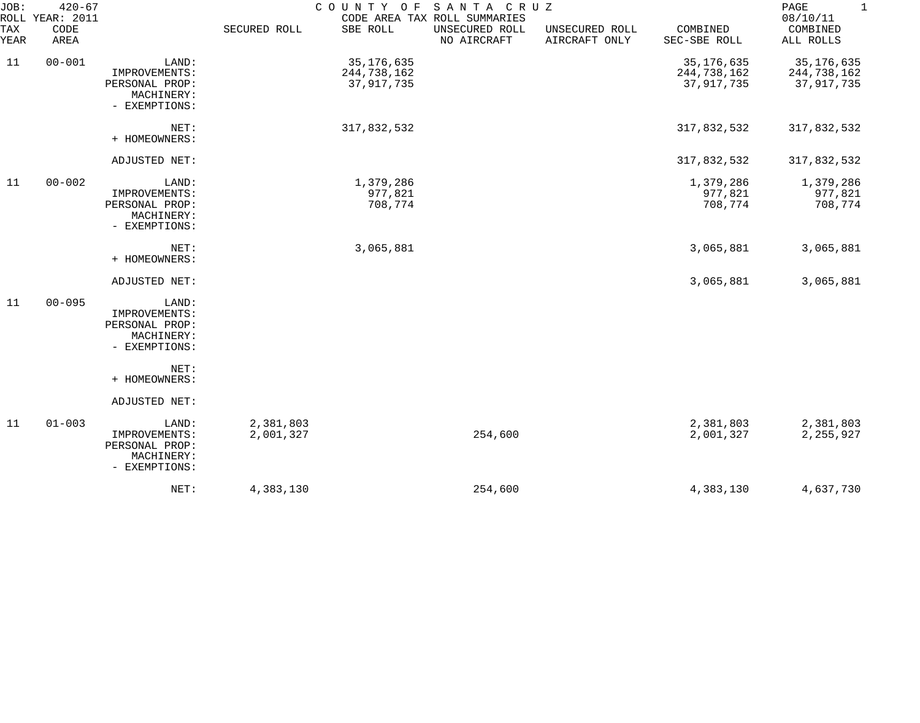JOB: 420-67
ROLL YEAR: 2011

# COUNTY OF SANTA CRUZ
## CODE AREA TAX ROLL SUMMARIES

08/10/11

| TAX YEAR | CODE AREA | | SECURED ROLL | SBE ROLL | UNSECURED ROLL NO AIRCRAFT | UNSECURED ROLL AIRCRAFT ONLY | COMBINED SEC-SBE ROLL | COMBINED ALL ROLLS |
|---|---|---|---|---|---|---|---|---|
| 11 | 00-001 | LAND: | | 35,176,635 | | | 35,176,635 | 35,176,635 |
| | | IMPROVEMENTS: | | 244,738,162 | | | 244,738,162 | 244,738,162 |
| | | PERSONAL PROP: | | 37,917,735 | | | 37,917,735 | 37,917,735 |
| | | MACHINERY: | | | | | | |
| | | - EXEMPTIONS: | | | | | | |
| | | NET: | | 317,832,532 | | | 317,832,532 | 317,832,532 |
| | | + HOMEOWNERS: | | | | | | |
| | | ADJUSTED NET: | | | | | 317,832,532 | 317,832,532 |
| 11 | 00-002 | LAND: | | 1,379,286 | | | 1,379,286 | 1,379,286 |
| | | IMPROVEMENTS: | | 977,821 | | | 977,821 | 977,821 |
| | | PERSONAL PROP: | | 708,774 | | | 708,774 | 708,774 |
| | | MACHINERY: | | | | | | |
| | | - EXEMPTIONS: | | | | | | |
| | | NET: | | 3,065,881 | | | 3,065,881 | 3,065,881 |
| | | + HOMEOWNERS: | | | | | | |
| | | ADJUSTED NET: | | | | | 3,065,881 | 3,065,881 |
| 11 | 00-095 | LAND: | | | | | | |
| | | IMPROVEMENTS: | | | | | | |
| | | PERSONAL PROP: | | | | | | |
| | | MACHINERY: | | | | | | |
| | | - EXEMPTIONS: | | | | | | |
| | | NET: | | | | | | |
| | | + HOMEOWNERS: | | | | | | |
| | | ADJUSTED NET: | | | | | | |
| 11 | 01-003 | LAND: | 2,381,803 | | | | 2,381,803 | 2,381,803 |
| | | IMPROVEMENTS: | 2,001,327 | | 254,600 | | 2,001,327 | 2,255,927 |
| | | PERSONAL PROP: | | | | | | |
| | | MACHINERY: | | | | | | |
| | | - EXEMPTIONS: | | | | | | |
| | | NET: | 4,383,130 | | 254,600 | | 4,383,130 | 4,637,730 |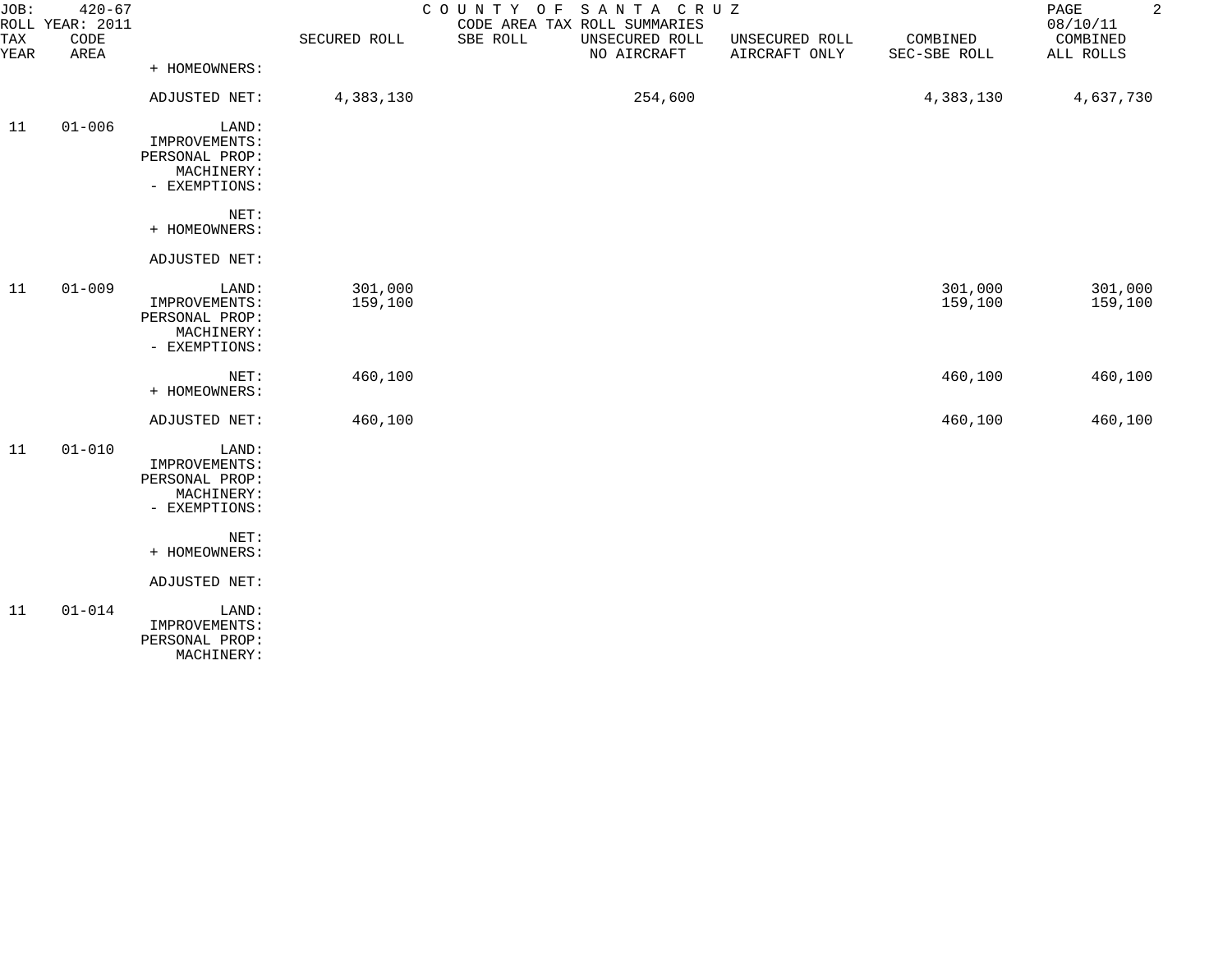JOB: 420-67 COUNTY OF SANTA CRUZ
ROLL YEAR: 2011 CODE AREA TAX ROLL SUMMARIES 08/10/11

| TAX YEAR | CODE AREA | | SECURED ROLL | SBE ROLL | UNSECURED ROLL NO AIRCRAFT | UNSECURED ROLL AIRCRAFT ONLY | COMBINED SEC-SBE ROLL | COMBINED ALL ROLLS |
|---|---|---|---|---|---|---|---|---|
| | | + HOMEOWNERS: | | | | | | |
| | | ADJUSTED NET: | 4,383,130 | | 254,600 | | 4,383,130 | 4,637,730 |
| 11 | 01-006 | LAND: | | | | | | |
| | | IMPROVEMENTS: | | | | | | |
| | | PERSONAL PROP: | | | | | | |
| | | MACHINERY: | | | | | | |
| | | - EXEMPTIONS: | | | | | | |
| | | NET: | | | | | | |
| | | + HOMEOWNERS: | | | | | | |
| | | ADJUSTED NET: | | | | | | |
| 11 | 01-009 | LAND: | 301,000 | | | | 301,000 | 301,000 |
| | | IMPROVEMENTS: | 159,100 | | | | 159,100 | 159,100 |
| | | PERSONAL PROP: | | | | | | |
| | | MACHINERY: | | | | | | |
| | | - EXEMPTIONS: | | | | | | |
| | | NET: | 460,100 | | | | 460,100 | 460,100 |
| | | + HOMEOWNERS: | | | | | | |
| | | ADJUSTED NET: | 460,100 | | | | 460,100 | 460,100 |
| 11 | 01-010 | LAND: | | | | | | |
| | | IMPROVEMENTS: | | | | | | |
| | | PERSONAL PROP: | | | | | | |
| | | MACHINERY: | | | | | | |
| | | - EXEMPTIONS: | | | | | | |
| | | NET: | | | | | | |
| | | + HOMEOWNERS: | | | | | | |
| | | ADJUSTED NET: | | | | | | |
| 11 | 01-014 | LAND: | | | | | | |
| | | IMPROVEMENTS: | | | | | | |
| | | PERSONAL PROP: | | | | | | |
| | | MACHINERY: | | | | | | |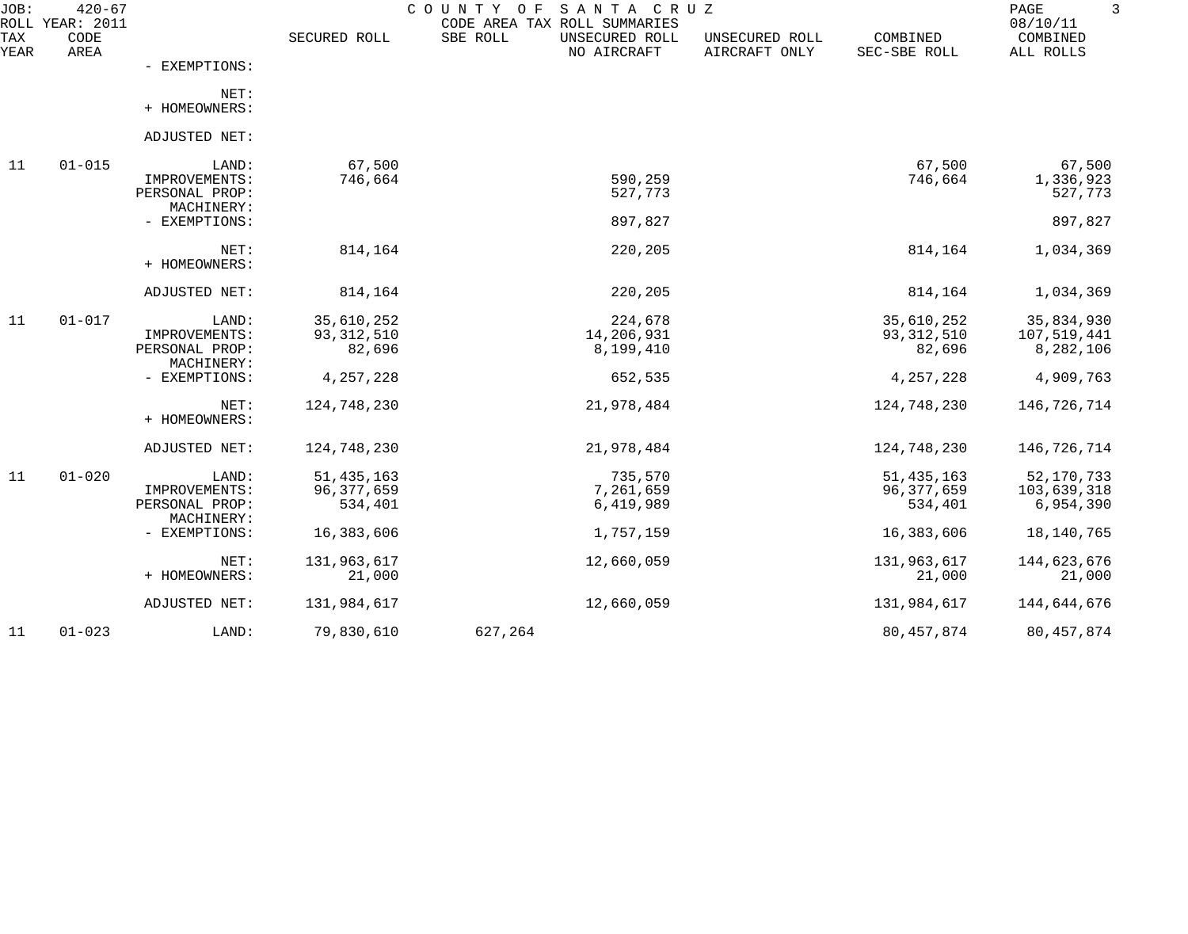COUNTY OF SANTA CRUZ
CODE AREA TAX ROLL SUMMARIES

JOB: 420-67
ROLL YEAR: 2011
08/10/11

| TAX YEAR | CODE AREA | | SECURED ROLL | SBE ROLL | UNSECURED ROLL NO AIRCRAFT | UNSECURED ROLL AIRCRAFT ONLY | COMBINED SEC-SBE ROLL | COMBINED ALL ROLLS |
|---|---|---|---|---|---|---|---|---|
| | | - EXEMPTIONS: | | | | | | |
| | | NET: | | | | | | |
| | | + HOMEOWNERS: | | | | | | |
| | | ADJUSTED NET: | | | | | | |
| 11 | 01-015 | LAND: | 67,500 | | | | 67,500 | 67,500 |
| | | IMPROVEMENTS: | 746,664 | | 590,259 | | 746,664 | 1,336,923 |
| | | PERSONAL PROP: | | | 527,773 | | | 527,773 |
| | | MACHINERY: | | | | | | |
| | | - EXEMPTIONS: | | | 897,827 | | | 897,827 |
| | | NET: | 814,164 | | 220,205 | | 814,164 | 1,034,369 |
| | | + HOMEOWNERS: | | | | | | |
| | | ADJUSTED NET: | 814,164 | | 220,205 | | 814,164 | 1,034,369 |
| 11 | 01-017 | LAND: | 35,610,252 | | 224,678 | | 35,610,252 | 35,834,930 |
| | | IMPROVEMENTS: | 93,312,510 | | 14,206,931 | | 93,312,510 | 107,519,441 |
| | | PERSONAL PROP: | 82,696 | | 8,199,410 | | 82,696 | 8,282,106 |
| | | MACHINERY: | | | | | | |
| | | - EXEMPTIONS: | 4,257,228 | | 652,535 | | 4,257,228 | 4,909,763 |
| | | NET: | 124,748,230 | | 21,978,484 | | 124,748,230 | 146,726,714 |
| | | + HOMEOWNERS: | | | | | | |
| | | ADJUSTED NET: | 124,748,230 | | 21,978,484 | | 124,748,230 | 146,726,714 |
| 11 | 01-020 | LAND: | 51,435,163 | | 735,570 | | 51,435,163 | 52,170,733 |
| | | IMPROVEMENTS: | 96,377,659 | | 7,261,659 | | 96,377,659 | 103,639,318 |
| | | PERSONAL PROP: | 534,401 | | 6,419,989 | | 534,401 | 6,954,390 |
| | | MACHINERY: | | | | | | |
| | | - EXEMPTIONS: | 16,383,606 | | 1,757,159 | | 16,383,606 | 18,140,765 |
| | | NET: | 131,963,617 | | 12,660,059 | | 131,963,617 | 144,623,676 |
| | | + HOMEOWNERS: | 21,000 | | | | 21,000 | 21,000 |
| | | ADJUSTED NET: | 131,984,617 | | 12,660,059 | | 131,984,617 | 144,644,676 |
| 11 | 01-023 | LAND: | 79,830,610 | 627,264 | | | 80,457,874 | 80,457,874 |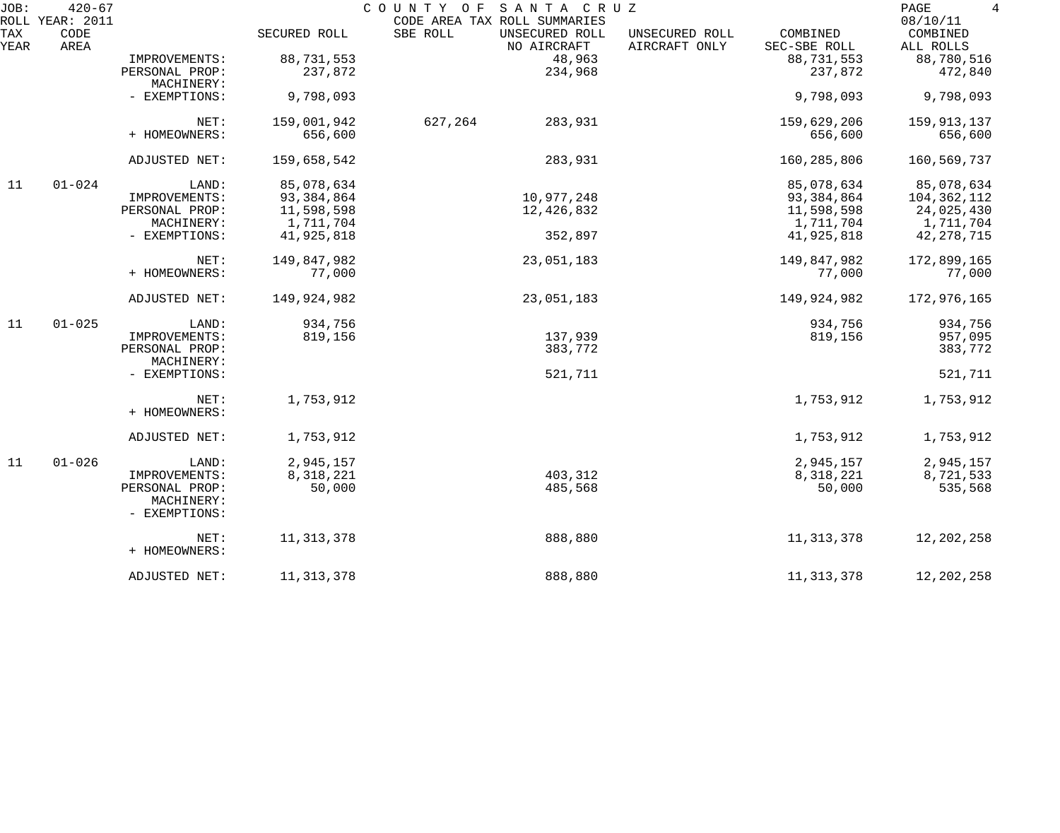JOB: 420-67 COUNTY OF SANTA CRUZ

ROLL YEAR: 2011 CODE AREA TAX ROLL SUMMARIES 08/10/11

| TAX YEAR | CODE AREA | | SECURED ROLL | SBE ROLL | UNSECURED ROLL NO AIRCRAFT | UNSECURED ROLL AIRCRAFT ONLY | COMBINED SEC-SBE ROLL | COMBINED ALL ROLLS |
|---|---|---|---|---|---|---|---|---|
| | | IMPROVEMENTS: | 88,731,553 | | 48,963 | | 88,731,553 | 88,780,516 |
| | | PERSONAL PROP: | 237,872 | | 234,968 | | 237,872 | 472,840 |
| | | MACHINERY: | | | | | | |
| | | - EXEMPTIONS: | 9,798,093 | | | | 9,798,093 | 9,798,093 |
| | | NET: | 159,001,942 | 627,264 | 283,931 | | 159,629,206 | 159,913,137 |
| | | + HOMEOWNERS: | 656,600 | | | | 656,600 | 656,600 |
| | | ADJUSTED NET: | 159,658,542 | | 283,931 | | 160,285,806 | 160,569,737 |
| 11 | 01-024 | LAND: | 85,078,634 | | | | 85,078,634 | 85,078,634 |
| | | IMPROVEMENTS: | 93,384,864 | | 10,977,248 | | 93,384,864 | 104,362,112 |
| | | PERSONAL PROP: | 11,598,598 | | 12,426,832 | | 11,598,598 | 24,025,430 |
| | | MACHINERY: | 1,711,704 | | | | 1,711,704 | 1,711,704 |
| | | - EXEMPTIONS: | 41,925,818 | | 352,897 | | 41,925,818 | 42,278,715 |
| | | NET: | 149,847,982 | | 23,051,183 | | 149,847,982 | 172,899,165 |
| | | + HOMEOWNERS: | 77,000 | | | | 77,000 | 77,000 |
| | | ADJUSTED NET: | 149,924,982 | | 23,051,183 | | 149,924,982 | 172,976,165 |
| 11 | 01-025 | LAND: | 934,756 | | | | 934,756 | 934,756 |
| | | IMPROVEMENTS: | 819,156 | | 137,939 | | 819,156 | 957,095 |
| | | PERSONAL PROP: | | | 383,772 | | | 383,772 |
| | | MACHINERY: | | | | | | |
| | | - EXEMPTIONS: | | | 521,711 | | | 521,711 |
| | | NET: | 1,753,912 | | | | 1,753,912 | 1,753,912 |
| | | + HOMEOWNERS: | | | | | | |
| | | ADJUSTED NET: | 1,753,912 | | | | 1,753,912 | 1,753,912 |
| 11 | 01-026 | LAND: | 2,945,157 | | | | 2,945,157 | 2,945,157 |
| | | IMPROVEMENTS: | 8,318,221 | | 403,312 | | 8,318,221 | 8,721,533 |
| | | PERSONAL PROP: | 50,000 | | 485,568 | | 50,000 | 535,568 |
| | | MACHINERY: | | | | | | |
| | | - EXEMPTIONS: | | | | | | |
| | | NET: | 11,313,378 | | 888,880 | | 11,313,378 | 12,202,258 |
| | | + HOMEOWNERS: | | | | | | |
| | | ADJUSTED NET: | 11,313,378 | | 888,880 | | 11,313,378 | 12,202,258 |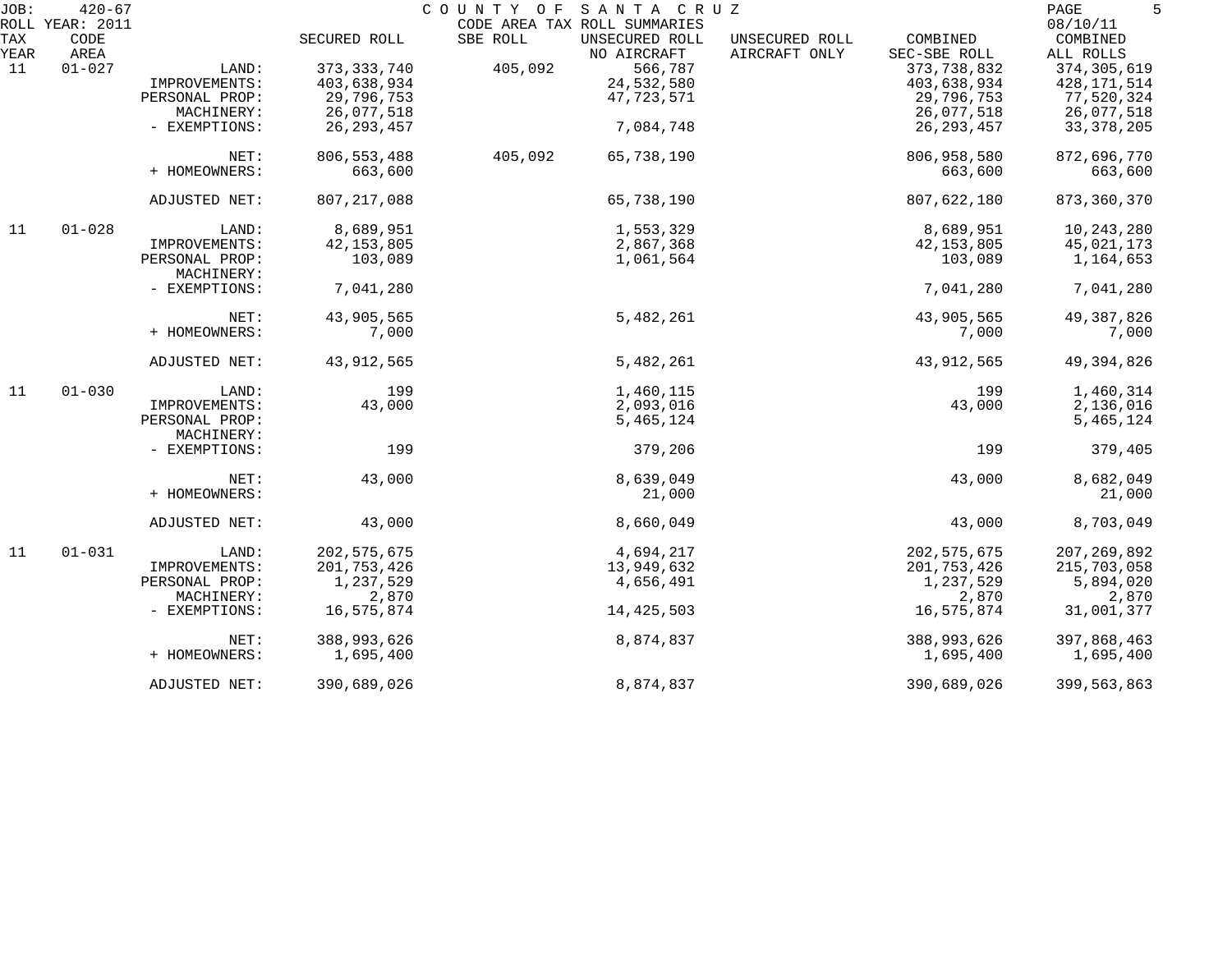JOB: 420-67 COUNTY OF SANTA CRUZ

ROLL YEAR: 2011 CODE AREA TAX ROLL SUMMARIES 08/10/11

| TAX YEAR | CODE AREA | | SECURED ROLL | SBE ROLL | UNSECURED ROLL NO AIRCRAFT | UNSECURED ROLL AIRCRAFT ONLY | COMBINED SEC-SBE ROLL | COMBINED ALL ROLLS |
|---|---|---|---|---|---|---|---|---|
| 11 | 01-027 | LAND: | 373,333,740 | 405,092 | 566,787 | | 373,738,832 | 374,305,619 |
| | | IMPROVEMENTS: | 403,638,934 | | 24,532,580 | | 403,638,934 | 428,171,514 |
| | | PERSONAL PROP: | 29,796,753 | | 47,723,571 | | 29,796,753 | 77,520,324 |
| | | MACHINERY: | 26,077,518 | | | | 26,077,518 | 26,077,518 |
| | | - EXEMPTIONS: | 26,293,457 | | 7,084,748 | | 26,293,457 | 33,378,205 |
| | | NET: | 806,553,488 | 405,092 | 65,738,190 | | 806,958,580 | 872,696,770 |
| | | + HOMEOWNERS: | 663,600 | | | | 663,600 | 663,600 |
| | | ADJUSTED NET: | 807,217,088 | | 65,738,190 | | 807,622,180 | 873,360,370 |
| 11 | 01-028 | LAND: | 8,689,951 | | 1,553,329 | | 8,689,951 | 10,243,280 |
| | | IMPROVEMENTS: | 42,153,805 | | 2,867,368 | | 42,153,805 | 45,021,173 |
| | | PERSONAL PROP: | 103,089 | | 1,061,564 | | 103,089 | 1,164,653 |
| | | MACHINERY: | | | | | | |
| | | - EXEMPTIONS: | 7,041,280 | | | | 7,041,280 | 7,041,280 |
| | | NET: | 43,905,565 | | 5,482,261 | | 43,905,565 | 49,387,826 |
| | | + HOMEOWNERS: | 7,000 | | | | 7,000 | 7,000 |
| | | ADJUSTED NET: | 43,912,565 | | 5,482,261 | | 43,912,565 | 49,394,826 |
| 11 | 01-030 | LAND: | 199 | | 1,460,115 | | 199 | 1,460,314 |
| | | IMPROVEMENTS: | 43,000 | | 2,093,016 | | 43,000 | 2,136,016 |
| | | PERSONAL PROP: | | | 5,465,124 | | | 5,465,124 |
| | | MACHINERY: | | | | | | |
| | | - EXEMPTIONS: | 199 | | 379,206 | | 199 | 379,405 |
| | | NET: | 43,000 | | 8,639,049 | | 43,000 | 8,682,049 |
| | | + HOMEOWNERS: | | | 21,000 | | | 21,000 |
| | | ADJUSTED NET: | 43,000 | | 8,660,049 | | 43,000 | 8,703,049 |
| 11 | 01-031 | LAND: | 202,575,675 | | 4,694,217 | | 202,575,675 | 207,269,892 |
| | | IMPROVEMENTS: | 201,753,426 | | 13,949,632 | | 201,753,426 | 215,703,058 |
| | | PERSONAL PROP: | 1,237,529 | | 4,656,491 | | 1,237,529 | 5,894,020 |
| | | MACHINERY: | 2,870 | | | | 2,870 | 2,870 |
| | | - EXEMPTIONS: | 16,575,874 | | 14,425,503 | | 16,575,874 | 31,001,377 |
| | | NET: | 388,993,626 | | 8,874,837 | | 388,993,626 | 397,868,463 |
| | | + HOMEOWNERS: | 1,695,400 | | | | 1,695,400 | 1,695,400 |
| | | ADJUSTED NET: | 390,689,026 | | 8,874,837 | | 390,689,026 | 399,563,863 |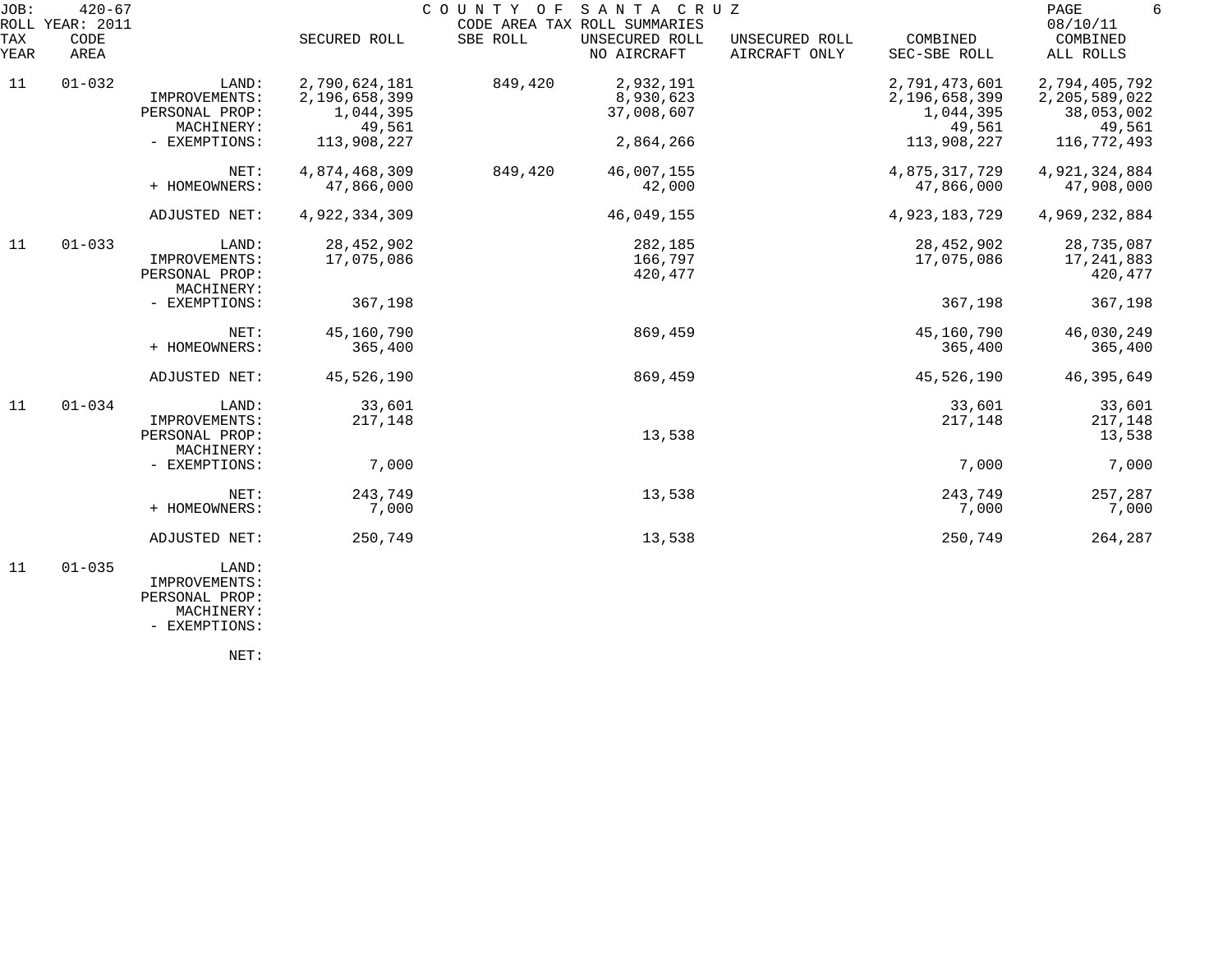JOB: 420-67 COUNTY OF SANTA CRUZ
ROLL YEAR: 2011 CODE AREA TAX ROLL SUMMARIES 08/10/11

| TAX YEAR | CODE AREA | | SECURED ROLL | SBE ROLL | UNSECURED ROLL NO AIRCRAFT | UNSECURED ROLL AIRCRAFT ONLY | COMBINED SEC-SBE ROLL | COMBINED ALL ROLLS |
|---|---|---|---|---|---|---|---|---|
| 11 | 01-032 | LAND: | 2,790,624,181 | 849,420 | 2,932,191 | | 2,791,473,601 | 2,794,405,792 |
| | | IMPROVEMENTS: | 2,196,658,399 | | 8,930,623 | | 2,196,658,399 | 2,205,589,022 |
| | | PERSONAL PROP: | 1,044,395 | | 37,008,607 | | 1,044,395 | 38,053,002 |
| | | MACHINERY: | 49,561 | | | | 49,561 | 49,561 |
| | | - EXEMPTIONS: | 113,908,227 | | 2,864,266 | | 113,908,227 | 116,772,493 |
| | | NET: | 4,874,468,309 | 849,420 | 46,007,155 | | 4,875,317,729 | 4,921,324,884 |
| | | + HOMEOWNERS: | 47,866,000 | | 42,000 | | 47,866,000 | 47,908,000 |
| | | ADJUSTED NET: | 4,922,334,309 | | 46,049,155 | | 4,923,183,729 | 4,969,232,884 |
| 11 | 01-033 | LAND: | 28,452,902 | | 282,185 | | 28,452,902 | 28,735,087 |
| | | IMPROVEMENTS: | 17,075,086 | | 166,797 | | 17,075,086 | 17,241,883 |
| | | PERSONAL PROP: | | | 420,477 | | | 420,477 |
| | | MACHINERY: | | | | | | |
| | | - EXEMPTIONS: | 367,198 | | | | 367,198 | 367,198 |
| | | NET: | 45,160,790 | | 869,459 | | 45,160,790 | 46,030,249 |
| | | + HOMEOWNERS: | 365,400 | | | | 365,400 | 365,400 |
| | | ADJUSTED NET: | 45,526,190 | | 869,459 | | 45,526,190 | 46,395,649 |
| 11 | 01-034 | LAND: | 33,601 | | | | 33,601 | 33,601 |
| | | IMPROVEMENTS: | 217,148 | | | | 217,148 | 217,148 |
| | | PERSONAL PROP: | | | 13,538 | | | 13,538 |
| | | MACHINERY: | | | | | | |
| | | - EXEMPTIONS: | 7,000 | | | | 7,000 | 7,000 |
| | | NET: | 243,749 | | 13,538 | | 243,749 | 257,287 |
| | | + HOMEOWNERS: | 7,000 | | | | 7,000 | 7,000 |
| | | ADJUSTED NET: | 250,749 | | 13,538 | | 250,749 | 264,287 |
| 11 | 01-035 | LAND: | | | | | | |
| | | IMPROVEMENTS: | | | | | | |
| | | PERSONAL PROP: | | | | | | |
| | | MACHINERY: | | | | | | |
| | | - EXEMPTIONS: | | | | | | |
| | | NET: | | | | | | |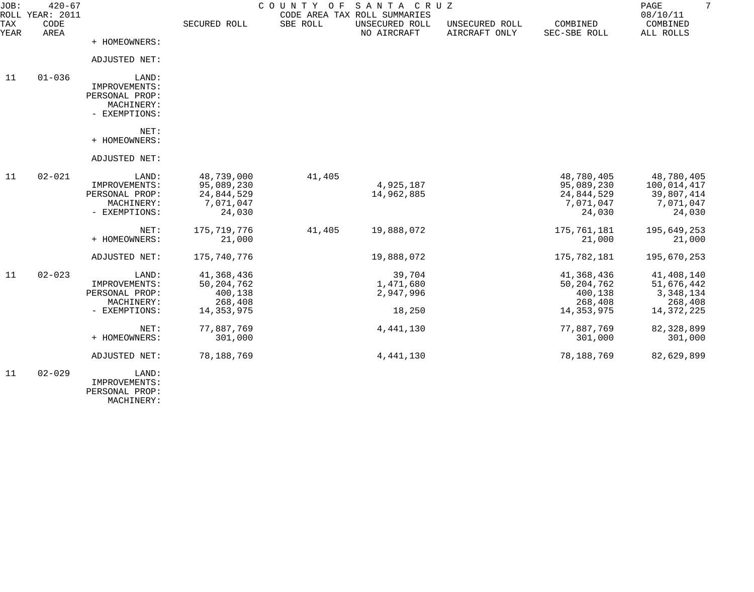JOB: 420-67 COUNTY OF SANTA CRUZ
ROLL YEAR: 2011 CODE AREA TAX ROLL SUMMARIES 08/10/11

| TAX YEAR | CODE AREA | | SECURED ROLL | SBE ROLL | UNSECURED ROLL NO AIRCRAFT | UNSECURED ROLL AIRCRAFT ONLY | COMBINED SEC-SBE ROLL | COMBINED ALL ROLLS |
|---|---|---|---|---|---|---|---|---|
| | | + HOMEOWNERS: | | | | | | |
| | | ADJUSTED NET: | | | | | | |
| 11 | 01-036 | LAND: | | | | | | |
| | | IMPROVEMENTS: | | | | | | |
| | | PERSONAL PROP: | | | | | | |
| | | MACHINERY: | | | | | | |
| | | - EXEMPTIONS: | | | | | | |
| | | NET: | | | | | | |
| | | + HOMEOWNERS: | | | | | | |
| | | ADJUSTED NET: | | | | | | |
| 11 | 02-021 | LAND: | 48,739,000 | 41,405 | | | 48,780,405 | 48,780,405 |
| | | IMPROVEMENTS: | 95,089,230 | | 4,925,187 | | 95,089,230 | 100,014,417 |
| | | PERSONAL PROP: | 24,844,529 | | 14,962,885 | | 24,844,529 | 39,807,414 |
| | | MACHINERY: | 7,071,047 | | | | 7,071,047 | 7,071,047 |
| | | - EXEMPTIONS: | 24,030 | | | | 24,030 | 24,030 |
| | | NET: | 175,719,776 | 41,405 | 19,888,072 | | 175,761,181 | 195,649,253 |
| | | + HOMEOWNERS: | 21,000 | | | | 21,000 | 21,000 |
| | | ADJUSTED NET: | 175,740,776 | | 19,888,072 | | 175,782,181 | 195,670,253 |
| 11 | 02-023 | LAND: | 41,368,436 | | 39,704 | | 41,368,436 | 41,408,140 |
| | | IMPROVEMENTS: | 50,204,762 | | 1,471,680 | | 50,204,762 | 51,676,442 |
| | | PERSONAL PROP: | 400,138 | | 2,947,996 | | 400,138 | 3,348,134 |
| | | MACHINERY: | 268,408 | | | | 268,408 | 268,408 |
| | | - EXEMPTIONS: | 14,353,975 | | 18,250 | | 14,353,975 | 14,372,225 |
| | | NET: | 77,887,769 | | 4,441,130 | | 77,887,769 | 82,328,899 |
| | | + HOMEOWNERS: | 301,000 | | | | 301,000 | 301,000 |
| | | ADJUSTED NET: | 78,188,769 | | 4,441,130 | | 78,188,769 | 82,629,899 |
| 11 | 02-029 | LAND: | | | | | | |
| | | IMPROVEMENTS: | | | | | | |
| | | PERSONAL PROP: | | | | | | |
| | | MACHINERY: | | | | | | |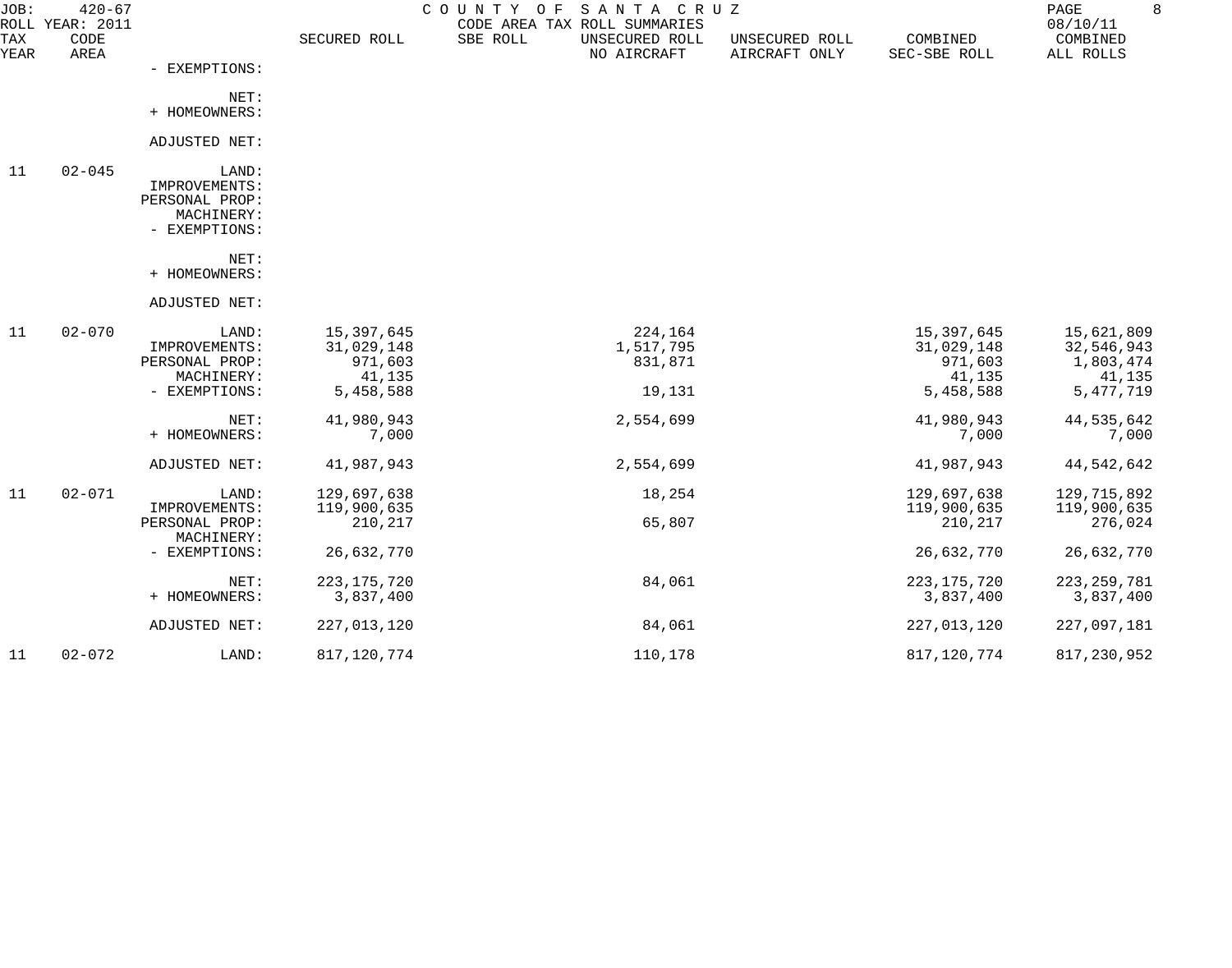JOB: 420-67 COUNTY OF SANTA CRUZ
ROLL YEAR: 2011 CODE AREA TAX ROLL SUMMARIES 08/10/11

| TAX YEAR | CODE AREA | | SECURED ROLL | SBE ROLL | UNSECURED ROLL NO AIRCRAFT | UNSECURED ROLL AIRCRAFT ONLY | COMBINED SEC-SBE ROLL | COMBINED ALL ROLLS |
|---|---|---|---|---|---|---|---|---|
| | | - EXEMPTIONS: | | | | | | |
| | | NET: | | | | | | |
| | | + HOMEOWNERS: | | | | | | |
| | | ADJUSTED NET: | | | | | | |
| 11 | 02-045 | LAND: | | | | | | |
| | | IMPROVEMENTS: | | | | | | |
| | | PERSONAL PROP: | | | | | | |
| | | MACHINERY: | | | | | | |
| | | - EXEMPTIONS: | | | | | | |
| | | NET: | | | | | | |
| | | + HOMEOWNERS: | | | | | | |
| | | ADJUSTED NET: | | | | | | |
| 11 | 02-070 | LAND: | 15,397,645 | | 224,164 | | 15,397,645 | 15,621,809 |
| | | IMPROVEMENTS: | 31,029,148 | | 1,517,795 | | 31,029,148 | 32,546,943 |
| | | PERSONAL PROP: | 971,603 | | 831,871 | | 971,603 | 1,803,474 |
| | | MACHINERY: | 41,135 | | | | 41,135 | 41,135 |
| | | - EXEMPTIONS: | 5,458,588 | | 19,131 | | 5,458,588 | 5,477,719 |
| | | NET: | 41,980,943 | | 2,554,699 | | 41,980,943 | 44,535,642 |
| | | + HOMEOWNERS: | 7,000 | | | | 7,000 | 7,000 |
| | | ADJUSTED NET: | 41,987,943 | | 2,554,699 | | 41,987,943 | 44,542,642 |
| 11 | 02-071 | LAND: | 129,697,638 | | 18,254 | | 129,697,638 | 129,715,892 |
| | | IMPROVEMENTS: | 119,900,635 | | | | 119,900,635 | 119,900,635 |
| | | PERSONAL PROP: | 210,217 | | 65,807 | | 210,217 | 276,024 |
| | | MACHINERY: | | | | | | |
| | | - EXEMPTIONS: | 26,632,770 | | | | 26,632,770 | 26,632,770 |
| | | NET: | 223,175,720 | | 84,061 | | 223,175,720 | 223,259,781 |
| | | + HOMEOWNERS: | 3,837,400 | | | | 3,837,400 | 3,837,400 |
| | | ADJUSTED NET: | 227,013,120 | | 84,061 | | 227,013,120 | 227,097,181 |
| 11 | 02-072 | LAND: | 817,120,774 | | 110,178 | | 817,120,774 | 817,230,952 |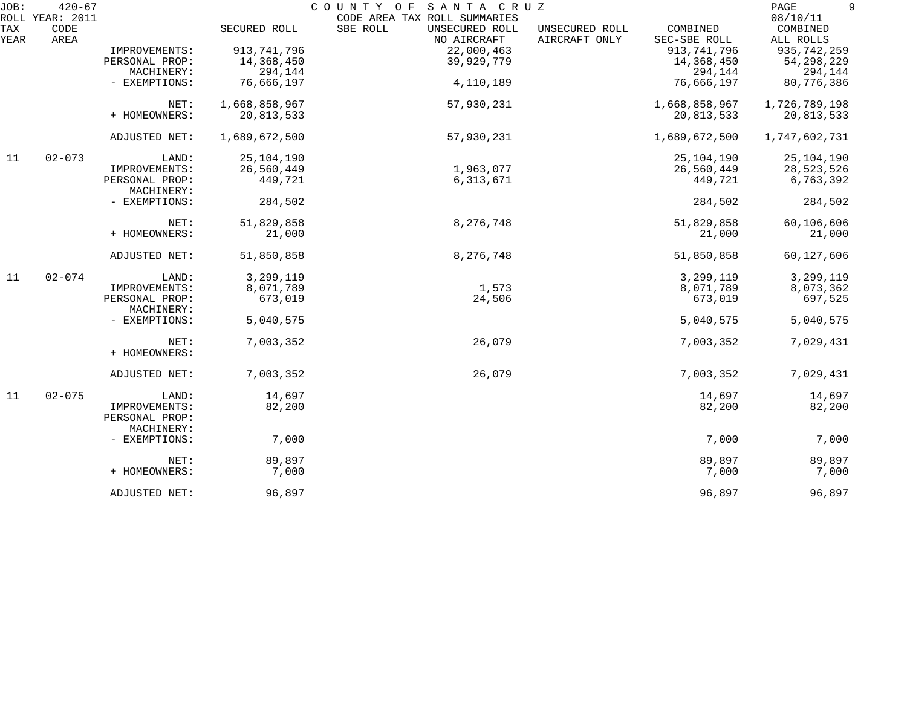JOB: 420-67 COUNTY OF SANTA CRUZ
ROLL YEAR: 2011 CODE AREA TAX ROLL SUMMARIES 08/10/11

| TAX YEAR | CODE AREA | | SECURED ROLL | SBE ROLL | UNSECURED ROLL NO AIRCRAFT | UNSECURED ROLL AIRCRAFT ONLY | COMBINED SEC-SBE ROLL | COMBINED ALL ROLLS |
|---|---|---|---|---|---|---|---|---|
| | | IMPROVEMENTS: | 913,741,796 | | 22,000,463 | | 913,741,796 | 935,742,259 |
| | | PERSONAL PROP: | 14,368,450 | | 39,929,779 | | 14,368,450 | 54,298,229 |
| | | MACHINERY: | 294,144 | | | | 294,144 | 294,144 |
| | | - EXEMPTIONS: | 76,666,197 | | 4,110,189 | | 76,666,197 | 80,776,386 |
| | | NET: | 1,668,858,967 | | 57,930,231 | | 1,668,858,967 | 1,726,789,198 |
| | | + HOMEOWNERS: | 20,813,533 | | | | 20,813,533 | 20,813,533 |
| | | ADJUSTED NET: | 1,689,672,500 | | 57,930,231 | | 1,689,672,500 | 1,747,602,731 |
| 11 | 02-073 | LAND: | 25,104,190 | | | | 25,104,190 | 25,104,190 |
| | | IMPROVEMENTS: | 26,560,449 | | 1,963,077 | | 26,560,449 | 28,523,526 |
| | | PERSONAL PROP: | 449,721 | | 6,313,671 | | 449,721 | 6,763,392 |
| | | MACHINERY: | | | | | | |
| | | - EXEMPTIONS: | 284,502 | | | | 284,502 | 284,502 |
| | | NET: | 51,829,858 | | 8,276,748 | | 51,829,858 | 60,106,606 |
| | | + HOMEOWNERS: | 21,000 | | | | 21,000 | 21,000 |
| | | ADJUSTED NET: | 51,850,858 | | 8,276,748 | | 51,850,858 | 60,127,606 |
| 11 | 02-074 | LAND: | 3,299,119 | | | | 3,299,119 | 3,299,119 |
| | | IMPROVEMENTS: | 8,071,789 | | 1,573 | | 8,071,789 | 8,073,362 |
| | | PERSONAL PROP: | 673,019 | | 24,506 | | 673,019 | 697,525 |
| | | MACHINERY: | | | | | | |
| | | - EXEMPTIONS: | 5,040,575 | | | | 5,040,575 | 5,040,575 |
| | | NET: | 7,003,352 | | 26,079 | | 7,003,352 | 7,029,431 |
| | | + HOMEOWNERS: | | | | | | |
| | | ADJUSTED NET: | 7,003,352 | | 26,079 | | 7,003,352 | 7,029,431 |
| 11 | 02-075 | LAND: | 14,697 | | | | 14,697 | 14,697 |
| | | IMPROVEMENTS: | 82,200 | | | | 82,200 | 82,200 |
| | | PERSONAL PROP: | | | | | | |
| | | MACHINERY: | | | | | | |
| | | - EXEMPTIONS: | 7,000 | | | | 7,000 | 7,000 |
| | | NET: | 89,897 | | | | 89,897 | 89,897 |
| | | + HOMEOWNERS: | 7,000 | | | | 7,000 | 7,000 |
| | | ADJUSTED NET: | 96,897 | | | | 96,897 | 96,897 |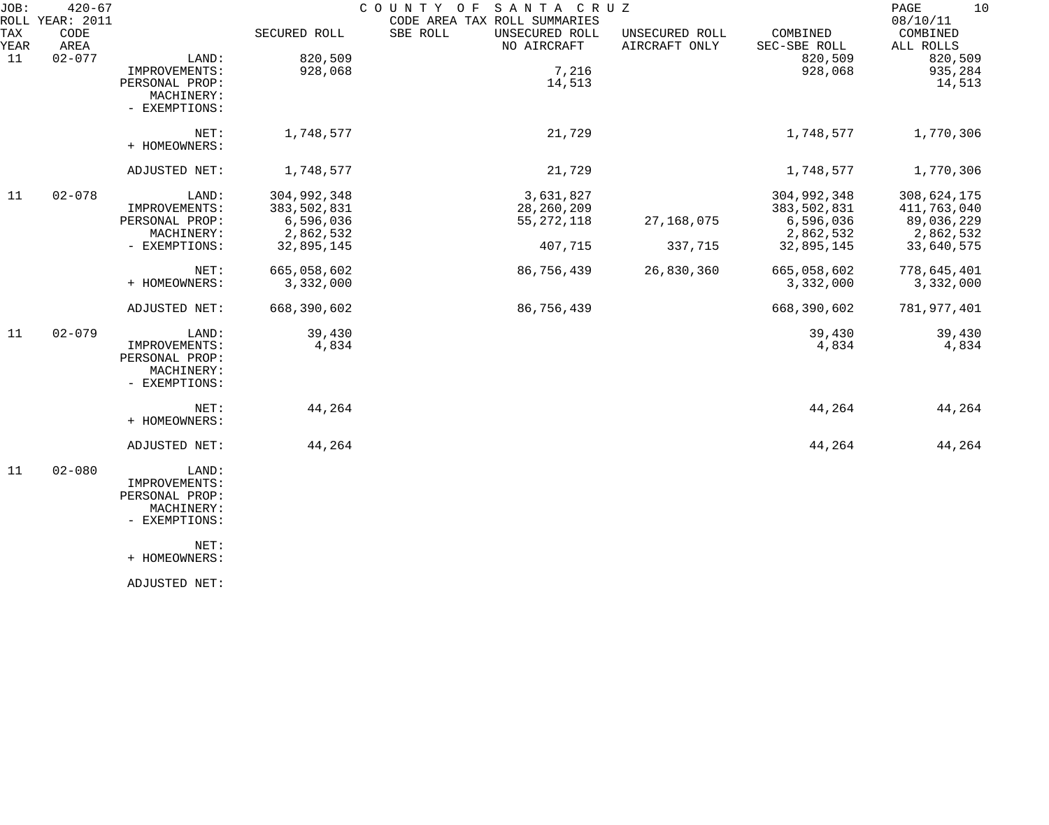JOB: 420-67 COUNTY OF SANTA CRUZ
ROLL YEAR: 2011 CODE AREA TAX ROLL SUMMARIES 08/10/11

| TAX YEAR | CODE AREA | | SECURED ROLL | SBE ROLL | UNSECURED ROLL NO AIRCRAFT | UNSECURED ROLL AIRCRAFT ONLY | COMBINED SEC-SBE ROLL | COMBINED ALL ROLLS |
|---|---|---|---|---|---|---|---|---|
| 11 | 02-077 | LAND: | 820,509 | | | | 820,509 | 820,509 |
| | | IMPROVEMENTS: | 928,068 | | 7,216 | | 928,068 | 935,284 |
| | | PERSONAL PROP: | | | 14,513 | | | 14,513 |
| | | MACHINERY: | | | | | | |
| | | - EXEMPTIONS: | | | | | | |
| | | NET: | 1,748,577 | | 21,729 | | 1,748,577 | 1,770,306 |
| | | + HOMEOWNERS: | | | | | | |
| | | ADJUSTED NET: | 1,748,577 | | 21,729 | | 1,748,577 | 1,770,306 |
| 11 | 02-078 | LAND: | 304,992,348 | | 3,631,827 | | 304,992,348 | 308,624,175 |
| | | IMPROVEMENTS: | 383,502,831 | | 28,260,209 | | 383,502,831 | 411,763,040 |
| | | PERSONAL PROP: | 6,596,036 | | 55,272,118 | 27,168,075 | 6,596,036 | 89,036,229 |
| | | MACHINERY: | 2,862,532 | | | | 2,862,532 | 2,862,532 |
| | | - EXEMPTIONS: | 32,895,145 | | 407,715 | 337,715 | 32,895,145 | 33,640,575 |
| | | NET: | 665,058,602 | | 86,756,439 | 26,830,360 | 665,058,602 | 778,645,401 |
| | | + HOMEOWNERS: | 3,332,000 | | | | 3,332,000 | 3,332,000 |
| | | ADJUSTED NET: | 668,390,602 | | 86,756,439 | | 668,390,602 | 781,977,401 |
| 11 | 02-079 | LAND: | 39,430 | | | | 39,430 | 39,430 |
| | | IMPROVEMENTS: | 4,834 | | | | 4,834 | 4,834 |
| | | PERSONAL PROP: | | | | | | |
| | | MACHINERY: | | | | | | |
| | | - EXEMPTIONS: | | | | | | |
| | | NET: | 44,264 | | | | 44,264 | 44,264 |
| | | + HOMEOWNERS: | | | | | | |
| | | ADJUSTED NET: | 44,264 | | | | 44,264 | 44,264 |
| 11 | 02-080 | LAND: | | | | | | |
| | | IMPROVEMENTS: | | | | | | |
| | | PERSONAL PROP: | | | | | | |
| | | MACHINERY: | | | | | | |
| | | - EXEMPTIONS: | | | | | | |
| | | NET: | | | | | | |
| | | + HOMEOWNERS: | | | | | | |
| | | ADJUSTED NET: | | | | | | |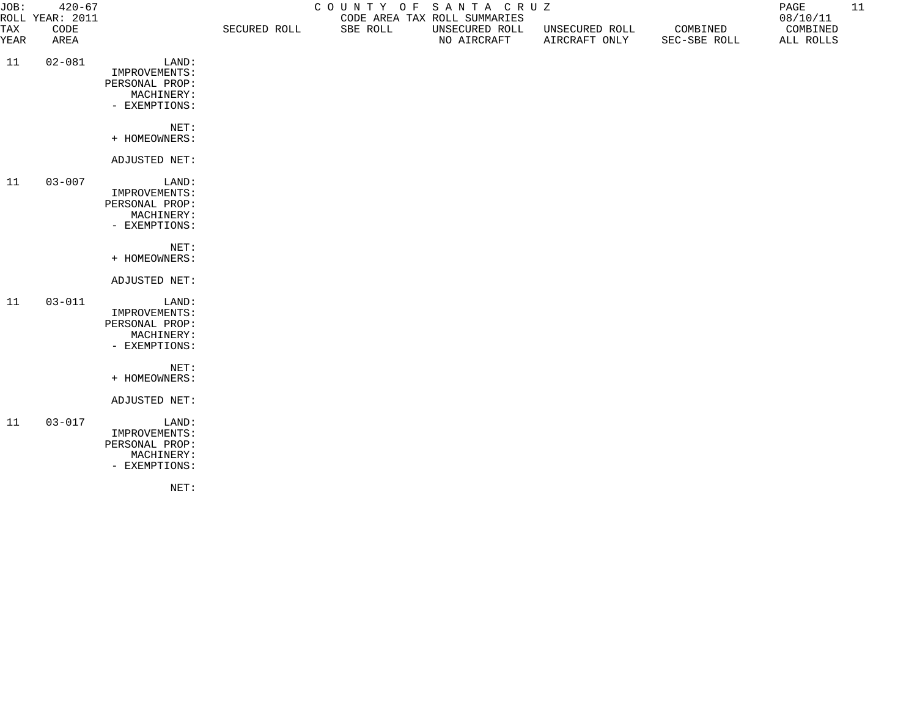JOB: 420-67 &nbsp;&nbsp;&nbsp;&nbsp;&nbsp;&nbsp;&nbsp;&nbsp; C O U N T Y &nbsp; O F &nbsp; S A N T A &nbsp; C R U Z
ROLL YEAR: 2011 &nbsp;&nbsp;&nbsp;&nbsp;&nbsp;&nbsp;&nbsp;&nbsp; CODE AREA TAX ROLL SUMMARIES &nbsp;&nbsp;&nbsp;&nbsp;&nbsp;&nbsp;&nbsp;&nbsp; 08/10/11

| TAX YEAR | CODE AREA | | SECURED ROLL | SBE ROLL | UNSECURED ROLL NO AIRCRAFT | UNSECURED ROLL AIRCRAFT ONLY | COMBINED SEC-SBE ROLL | COMBINED ALL ROLLS |
|---|---|---|---|---|---|---|---|---|
| 11 | 02-081 | LAND: | | | | | | |
| | | IMPROVEMENTS: | | | | | | |
| | | PERSONAL PROP: | | | | | | |
| | | MACHINERY: | | | | | | |
| | | - EXEMPTIONS: | | | | | | |
| | | NET: | | | | | | |
| | | + HOMEOWNERS: | | | | | | |
| | | ADJUSTED NET: | | | | | | |
| 11 | 03-007 | LAND: | | | | | | |
| | | IMPROVEMENTS: | | | | | | |
| | | PERSONAL PROP: | | | | | | |
| | | MACHINERY: | | | | | | |
| | | - EXEMPTIONS: | | | | | | |
| | | NET: | | | | | | |
| | | + HOMEOWNERS: | | | | | | |
| | | ADJUSTED NET: | | | | | | |
| 11 | 03-011 | LAND: | | | | | | |
| | | IMPROVEMENTS: | | | | | | |
| | | PERSONAL PROP: | | | | | | |
| | | MACHINERY: | | | | | | |
| | | - EXEMPTIONS: | | | | | | |
| | | NET: | | | | | | |
| | | + HOMEOWNERS: | | | | | | |
| | | ADJUSTED NET: | | | | | | |
| 11 | 03-017 | LAND: | | | | | | |
| | | IMPROVEMENTS: | | | | | | |
| | | PERSONAL PROP: | | | | | | |
| | | MACHINERY: | | | | | | |
| | | - EXEMPTIONS: | | | | | | |
| | | NET: | | | | | | |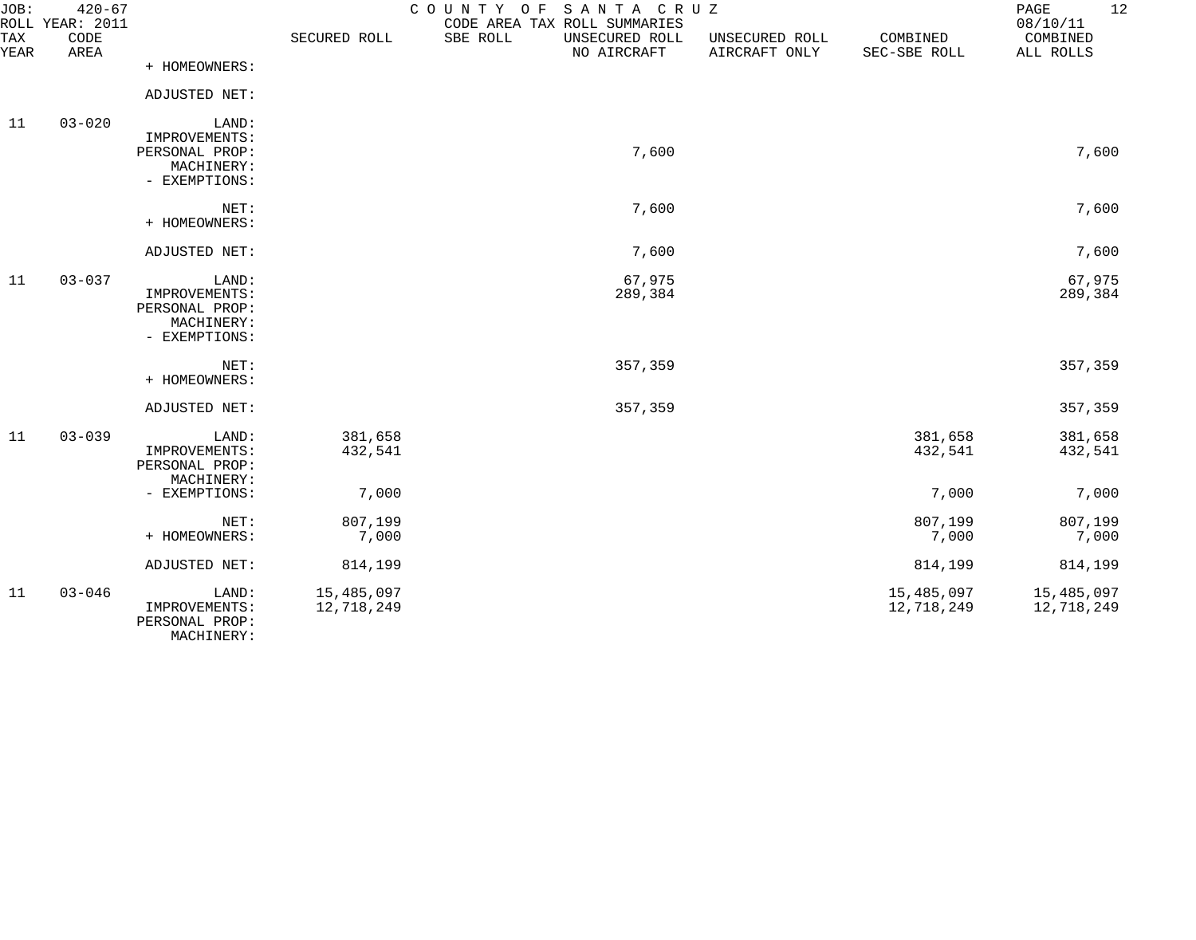JOB: 420-67 COUNTY OF SANTA CRUZ

ROLL YEAR: 2011 CODE AREA TAX ROLL SUMMARIES 08/10/11

| TAX YEAR | CODE AREA | | SECURED ROLL | SBE ROLL | UNSECURED ROLL NO AIRCRAFT | UNSECURED ROLL AIRCRAFT ONLY | COMBINED SEC-SBE ROLL | COMBINED ALL ROLLS |
|---|---|---|---|---|---|---|---|---|
| | | + HOMEOWNERS: | | | | | | |
| | | ADJUSTED NET: | | | | | | |
| 11 | 03-020 | LAND: | | | | | | |
| | | IMPROVEMENTS: | | | | | | |
| | | PERSONAL PROP: | | | 7,600 | | | 7,600 |
| | | MACHINERY: | | | | | | |
| | | - EXEMPTIONS: | | | | | | |
| | | NET: | | | 7,600 | | | 7,600 |
| | | + HOMEOWNERS: | | | | | | |
| | | ADJUSTED NET: | | | 7,600 | | | 7,600 |
| 11 | 03-037 | LAND: | | | 67,975 | | | 67,975 |
| | | IMPROVEMENTS: | | | 289,384 | | | 289,384 |
| | | PERSONAL PROP: | | | | | | |
| | | MACHINERY: | | | | | | |
| | | - EXEMPTIONS: | | | | | | |
| | | NET: | | | 357,359 | | | 357,359 |
| | | + HOMEOWNERS: | | | | | | |
| | | ADJUSTED NET: | | | 357,359 | | | 357,359 |
| 11 | 03-039 | LAND: | 381,658 | | | | 381,658 | 381,658 |
| | | IMPROVEMENTS: | 432,541 | | | | 432,541 | 432,541 |
| | | PERSONAL PROP: | | | | | | |
| | | MACHINERY: | | | | | | |
| | | - EXEMPTIONS: | 7,000 | | | | 7,000 | 7,000 |
| | | NET: | 807,199 | | | | 807,199 | 807,199 |
| | | + HOMEOWNERS: | 7,000 | | | | 7,000 | 7,000 |
| | | ADJUSTED NET: | 814,199 | | | | 814,199 | 814,199 |
| 11 | 03-046 | LAND: | 15,485,097 | | | | 15,485,097 | 15,485,097 |
| | | IMPROVEMENTS: | 12,718,249 | | | | 12,718,249 | 12,718,249 |
| | | PERSONAL PROP: | | | | | | |
| | | MACHINERY: | | | | | | |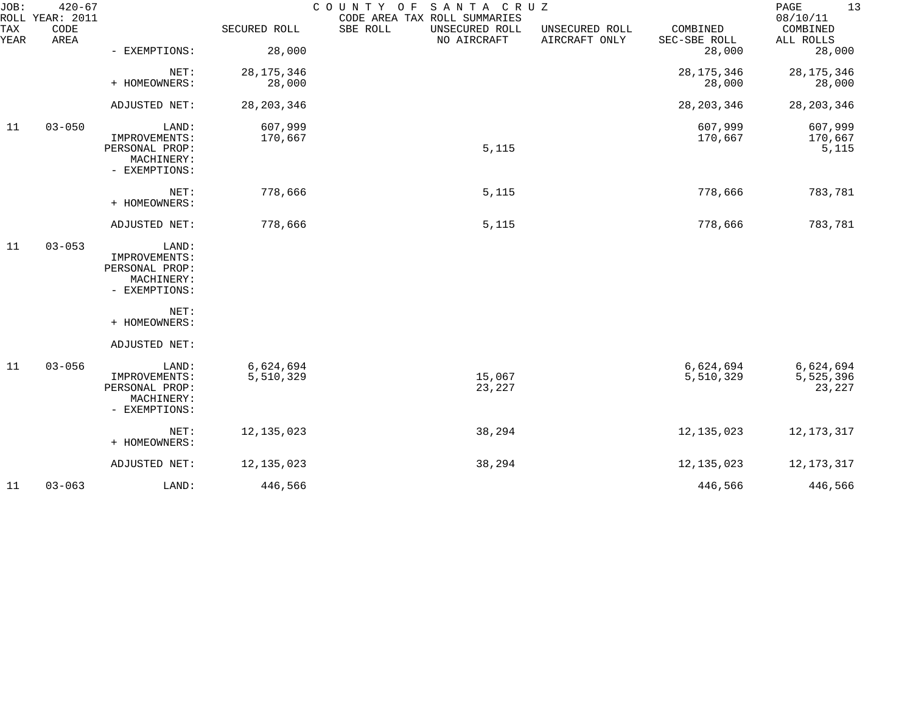COUNTY OF SANTA CRUZ
CODE AREA TAX ROLL SUMMARIES

JOB: 420-67
ROLL YEAR: 2011
08/10/11

| TAX YEAR | CODE AREA | | SECURED ROLL | SBE ROLL | UNSECURED ROLL NO AIRCRAFT | UNSECURED ROLL AIRCRAFT ONLY | COMBINED SEC-SBE ROLL | COMBINED ALL ROLLS |
|---|---|---|---|---|---|---|---|---|
| | | - EXEMPTIONS: | 28,000 | | | | 28,000 | 28,000 |
| | | NET: | 28,175,346 | | | | 28,175,346 | 28,175,346 |
| | | + HOMEOWNERS: | 28,000 | | | | 28,000 | 28,000 |
| | | ADJUSTED NET: | 28,203,346 | | | | 28,203,346 | 28,203,346 |
| 11 | 03-050 | LAND: | 607,999 | | | | 607,999 | 607,999 |
| | | IMPROVEMENTS: | 170,667 | | | | 170,667 | 170,667 |
| | | PERSONAL PROP: | | | 5,115 | | | 5,115 |
| | | MACHINERY: | | | | | | |
| | | - EXEMPTIONS: | | | | | | |
| | | NET: | 778,666 | | 5,115 | | 778,666 | 783,781 |
| | | + HOMEOWNERS: | | | | | | |
| | | ADJUSTED NET: | 778,666 | | 5,115 | | 778,666 | 783,781 |
| 11 | 03-053 | LAND: | | | | | | |
| | | IMPROVEMENTS: | | | | | | |
| | | PERSONAL PROP: | | | | | | |
| | | MACHINERY: | | | | | | |
| | | - EXEMPTIONS: | | | | | | |
| | | NET: | | | | | | |
| | | + HOMEOWNERS: | | | | | | |
| | | ADJUSTED NET: | | | | | | |
| 11 | 03-056 | LAND: | 6,624,694 | | | | 6,624,694 | 6,624,694 |
| | | IMPROVEMENTS: | 5,510,329 | | 15,067 | | 5,510,329 | 5,525,396 |
| | | PERSONAL PROP: | | | 23,227 | | | 23,227 |
| | | MACHINERY: | | | | | | |
| | | - EXEMPTIONS: | | | | | | |
| | | NET: | 12,135,023 | | 38,294 | | 12,135,023 | 12,173,317 |
| | | + HOMEOWNERS: | | | | | | |
| | | ADJUSTED NET: | 12,135,023 | | 38,294 | | 12,135,023 | 12,173,317 |
| 11 | 03-063 | LAND: | 446,566 | | | | 446,566 | 446,566 |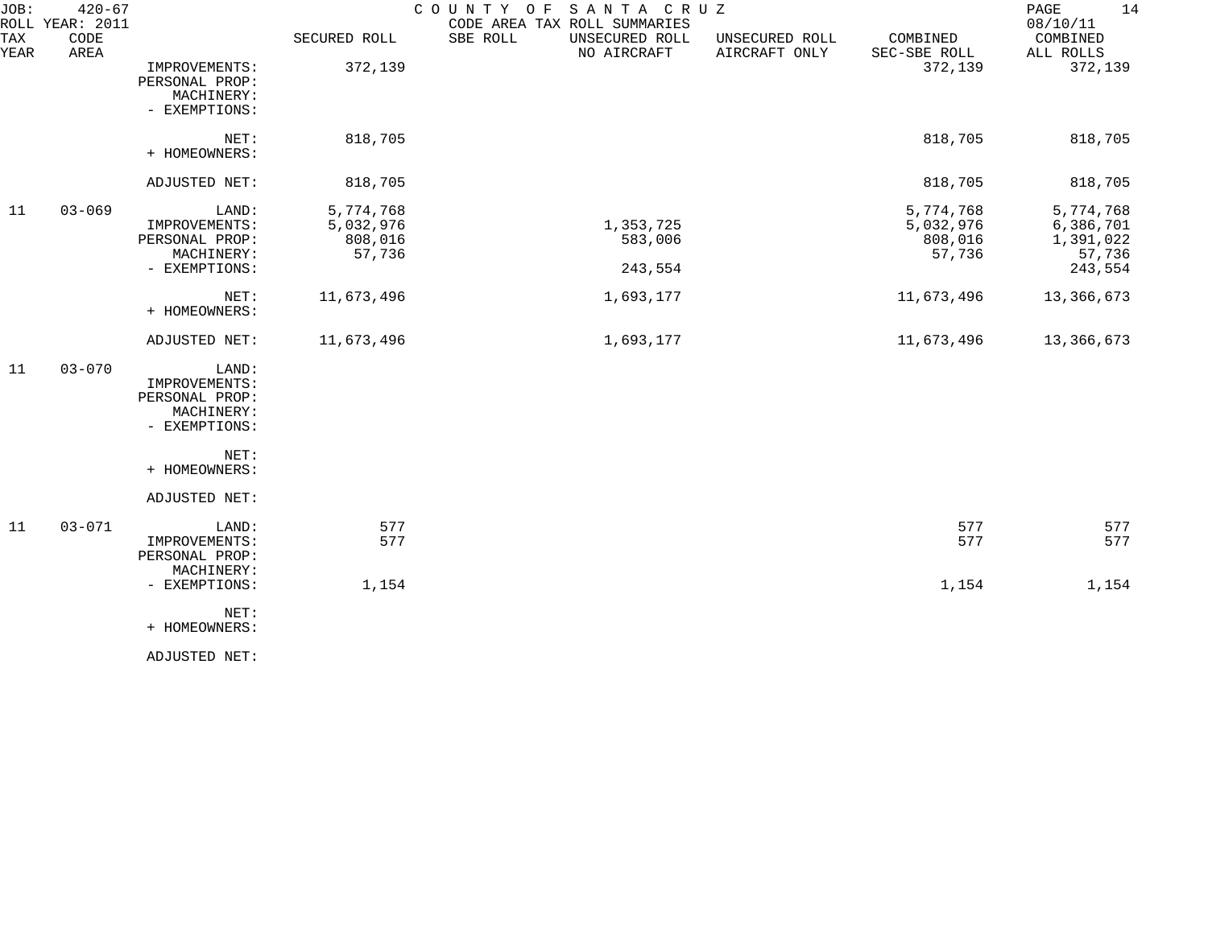JOB: 420-67 COUNTY OF SANTA CRUZ
ROLL YEAR: 2011 CODE AREA TAX ROLL SUMMARIES 08/10/11

| TAX YEAR | CODE AREA | | SECURED ROLL | SBE ROLL | UNSECURED ROLL NO AIRCRAFT | UNSECURED ROLL AIRCRAFT ONLY | COMBINED SEC-SBE ROLL | COMBINED ALL ROLLS |
|---|---|---|---|---|---|---|---|---|
| | | IMPROVEMENTS: | 372,139 | | | | 372,139 | 372,139 |
| | | PERSONAL PROP: | | | | | | |
| | | MACHINERY: | | | | | | |
| | | - EXEMPTIONS: | | | | | | |
| | | NET: | 818,705 | | | | 818,705 | 818,705 |
| | | + HOMEOWNERS: | | | | | | |
| | | ADJUSTED NET: | 818,705 | | | | 818,705 | 818,705 |
| 11 | 03-069 | LAND: | 5,774,768 | | | | 5,774,768 | 5,774,768 |
| | | IMPROVEMENTS: | 5,032,976 | | 1,353,725 | | 5,032,976 | 6,386,701 |
| | | PERSONAL PROP: | 808,016 | | 583,006 | | 808,016 | 1,391,022 |
| | | MACHINERY: | 57,736 | | | | 57,736 | 57,736 |
| | | - EXEMPTIONS: | | | 243,554 | | | 243,554 |
| | | NET: | 11,673,496 | | 1,693,177 | | 11,673,496 | 13,366,673 |
| | | + HOMEOWNERS: | | | | | | |
| | | ADJUSTED NET: | 11,673,496 | | 1,693,177 | | 11,673,496 | 13,366,673 |
| 11 | 03-070 | LAND: | | | | | | |
| | | IMPROVEMENTS: | | | | | | |
| | | PERSONAL PROP: | | | | | | |
| | | MACHINERY: | | | | | | |
| | | - EXEMPTIONS: | | | | | | |
| | | NET: | | | | | | |
| | | + HOMEOWNERS: | | | | | | |
| | | ADJUSTED NET: | | | | | | |
| 11 | 03-071 | LAND: | 577 | | | | 577 | 577 |
| | | IMPROVEMENTS: | 577 | | | | 577 | 577 |
| | | PERSONAL PROP: | | | | | | |
| | | MACHINERY: | | | | | | |
| | | - EXEMPTIONS: | 1,154 | | | | 1,154 | 1,154 |
| | | NET: | | | | | | |
| | | + HOMEOWNERS: | | | | | | |
| | | ADJUSTED NET: | | | | | | |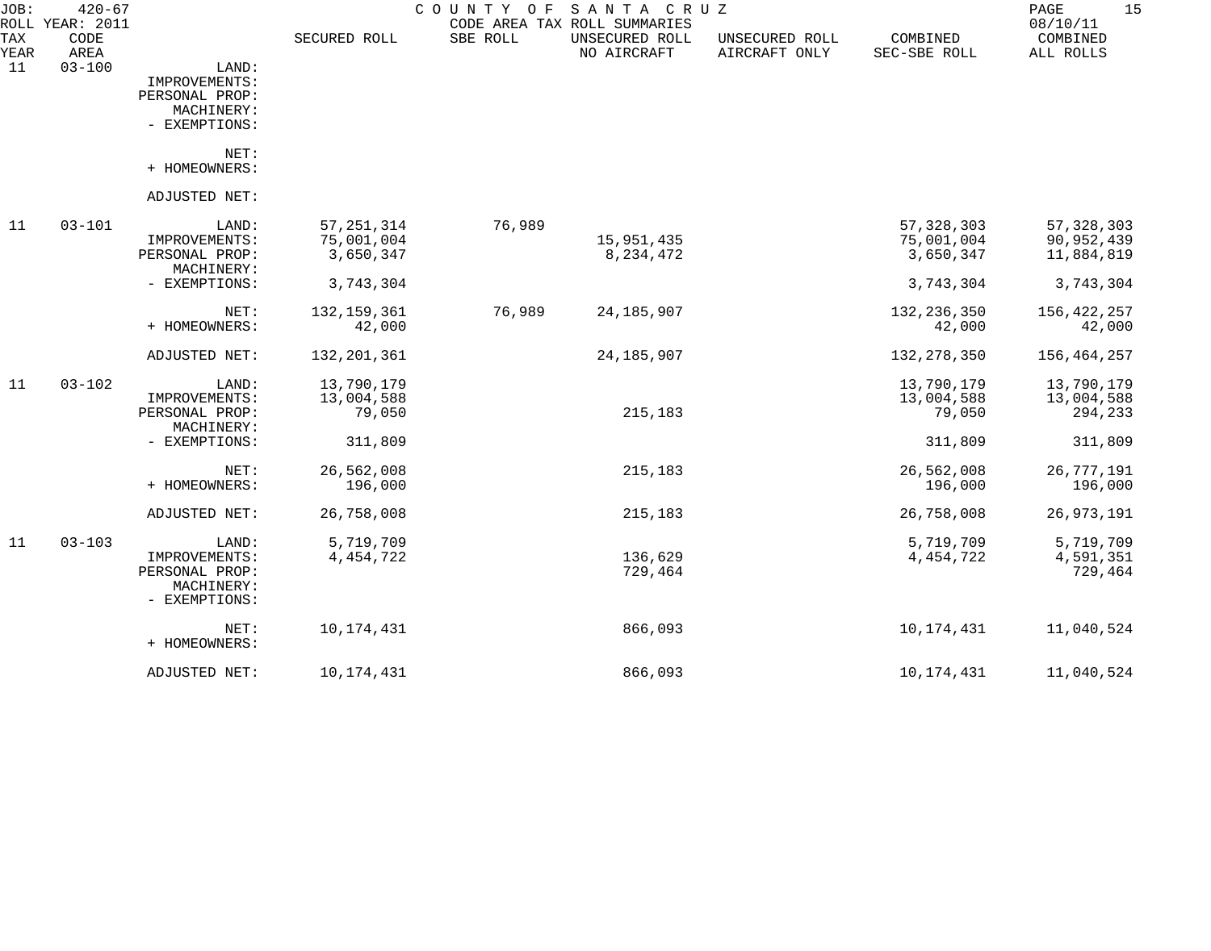JOB: 420-67 COUNTY OF SANTA CRUZ
ROLL YEAR: 2011 CODE AREA TAX ROLL SUMMARIES 08/10/11

| TAX YEAR | CODE AREA | | SECURED ROLL | SBE ROLL | UNSECURED ROLL NO AIRCRAFT | UNSECURED ROLL AIRCRAFT ONLY | COMBINED SEC-SBE ROLL | COMBINED ALL ROLLS |
|---|---|---|---|---|---|---|---|---|
| 11 | 03-100 | LAND: | | | | | | |
| | | IMPROVEMENTS: | | | | | | |
| | | PERSONAL PROP: | | | | | | |
| | | MACHINERY: | | | | | | |
| | | - EXEMPTIONS: | | | | | | |
| | | NET: | | | | | | |
| | | + HOMEOWNERS: | | | | | | |
| | | ADJUSTED NET: | | | | | | |
| 11 | 03-101 | LAND: | 57,251,314 | 76,989 | | | 57,328,303 | 57,328,303 |
| | | IMPROVEMENTS: | 75,001,004 | | 15,951,435 | | 75,001,004 | 90,952,439 |
| | | PERSONAL PROP: | 3,650,347 | | 8,234,472 | | 3,650,347 | 11,884,819 |
| | | MACHINERY: | | | | | | |
| | | - EXEMPTIONS: | 3,743,304 | | | | 3,743,304 | 3,743,304 |
| | | NET: | 132,159,361 | 76,989 | 24,185,907 | | 132,236,350 | 156,422,257 |
| | | + HOMEOWNERS: | 42,000 | | | | 42,000 | 42,000 |
| | | ADJUSTED NET: | 132,201,361 | | 24,185,907 | | 132,278,350 | 156,464,257 |
| 11 | 03-102 | LAND: | 13,790,179 | | | | 13,790,179 | 13,790,179 |
| | | IMPROVEMENTS: | 13,004,588 | | | | 13,004,588 | 13,004,588 |
| | | PERSONAL PROP: | 79,050 | | 215,183 | | 79,050 | 294,233 |
| | | MACHINERY: | | | | | | |
| | | - EXEMPTIONS: | 311,809 | | | | 311,809 | 311,809 |
| | | NET: | 26,562,008 | | 215,183 | | 26,562,008 | 26,777,191 |
| | | + HOMEOWNERS: | 196,000 | | | | 196,000 | 196,000 |
| | | ADJUSTED NET: | 26,758,008 | | 215,183 | | 26,758,008 | 26,973,191 |
| 11 | 03-103 | LAND: | 5,719,709 | | | | 5,719,709 | 5,719,709 |
| | | IMPROVEMENTS: | 4,454,722 | | 136,629 | | 4,454,722 | 4,591,351 |
| | | PERSONAL PROP: | | | 729,464 | | | 729,464 |
| | | MACHINERY: | | | | | | |
| | | - EXEMPTIONS: | | | | | | |
| | | NET: | 10,174,431 | | 866,093 | | 10,174,431 | 11,040,524 |
| | | + HOMEOWNERS: | | | | | | |
| | | ADJUSTED NET: | 10,174,431 | | 866,093 | | 10,174,431 | 11,040,524 |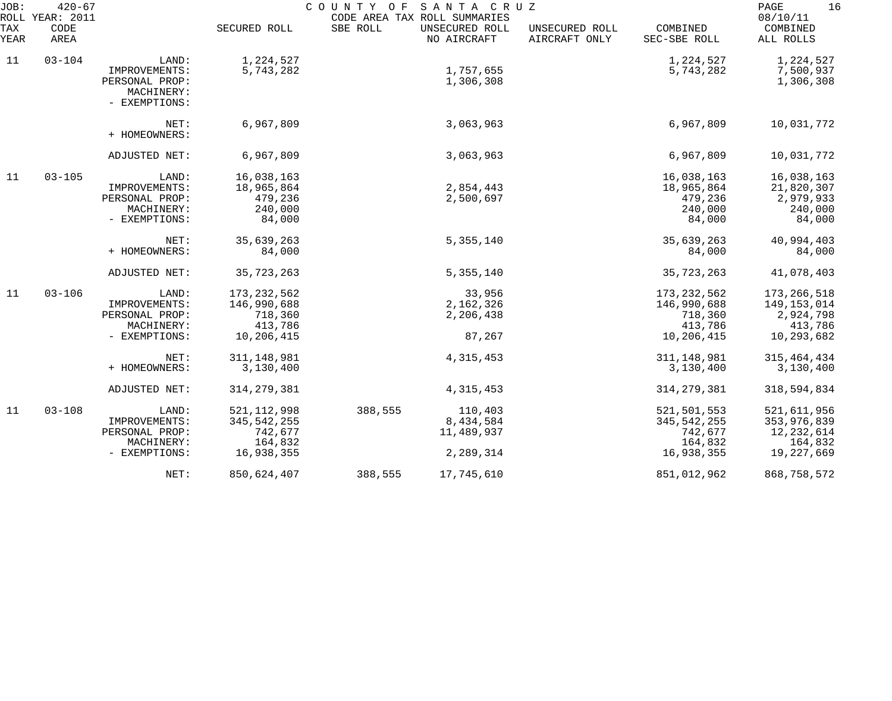JOB: 420-67 COUNTY OF SANTA CRUZ

ROLL YEAR: 2011 CODE AREA TAX ROLL SUMMARIES 08/10/11

| TAX YEAR | CODE AREA | | SECURED ROLL | SBE ROLL | UNSECURED ROLL NO AIRCRAFT | UNSECURED ROLL AIRCRAFT ONLY | COMBINED SEC-SBE ROLL | COMBINED ALL ROLLS |
|---|---|---|---|---|---|---|---|---|
| 11 | 03-104 | LAND: | 1,224,527 | | | | 1,224,527 | 1,224,527 |
| | | IMPROVEMENTS: | 5,743,282 | | 1,757,655 | | 5,743,282 | 7,500,937 |
| | | PERSONAL PROP: | | | 1,306,308 | | | 1,306,308 |
| | | MACHINERY: | | | | | | |
| | | - EXEMPTIONS: | | | | | | |
| | | NET: | 6,967,809 | | 3,063,963 | | 6,967,809 | 10,031,772 |
| | | + HOMEOWNERS: | | | | | | |
| | | ADJUSTED NET: | 6,967,809 | | 3,063,963 | | 6,967,809 | 10,031,772 |
| 11 | 03-105 | LAND: | 16,038,163 | | | | 16,038,163 | 16,038,163 |
| | | IMPROVEMENTS: | 18,965,864 | | 2,854,443 | | 18,965,864 | 21,820,307 |
| | | PERSONAL PROP: | 479,236 | | 2,500,697 | | 479,236 | 2,979,933 |
| | | MACHINERY: | 240,000 | | | | 240,000 | 240,000 |
| | | - EXEMPTIONS: | 84,000 | | | | 84,000 | 84,000 |
| | | NET: | 35,639,263 | | 5,355,140 | | 35,639,263 | 40,994,403 |
| | | + HOMEOWNERS: | 84,000 | | | | 84,000 | 84,000 |
| | | ADJUSTED NET: | 35,723,263 | | 5,355,140 | | 35,723,263 | 41,078,403 |
| 11 | 03-106 | LAND: | 173,232,562 | | 33,956 | | 173,232,562 | 173,266,518 |
| | | IMPROVEMENTS: | 146,990,688 | | 2,162,326 | | 146,990,688 | 149,153,014 |
| | | PERSONAL PROP: | 718,360 | | 2,206,438 | | 718,360 | 2,924,798 |
| | | MACHINERY: | 413,786 | | | | 413,786 | 413,786 |
| | | - EXEMPTIONS: | 10,206,415 | | 87,267 | | 10,206,415 | 10,293,682 |
| | | NET: | 311,148,981 | | 4,315,453 | | 311,148,981 | 315,464,434 |
| | | + HOMEOWNERS: | 3,130,400 | | | | 3,130,400 | 3,130,400 |
| | | ADJUSTED NET: | 314,279,381 | | 4,315,453 | | 314,279,381 | 318,594,834 |
| 11 | 03-108 | LAND: | 521,112,998 | 388,555 | 110,403 | | 521,501,553 | 521,611,956 |
| | | IMPROVEMENTS: | 345,542,255 | | 8,434,584 | | 345,542,255 | 353,976,839 |
| | | PERSONAL PROP: | 742,677 | | 11,489,937 | | 742,677 | 12,232,614 |
| | | MACHINERY: | 164,832 | | | | 164,832 | 164,832 |
| | | - EXEMPTIONS: | 16,938,355 | | 2,289,314 | | 16,938,355 | 19,227,669 |
| | | NET: | 850,624,407 | 388,555 | 17,745,610 | | 851,012,962 | 868,758,572 |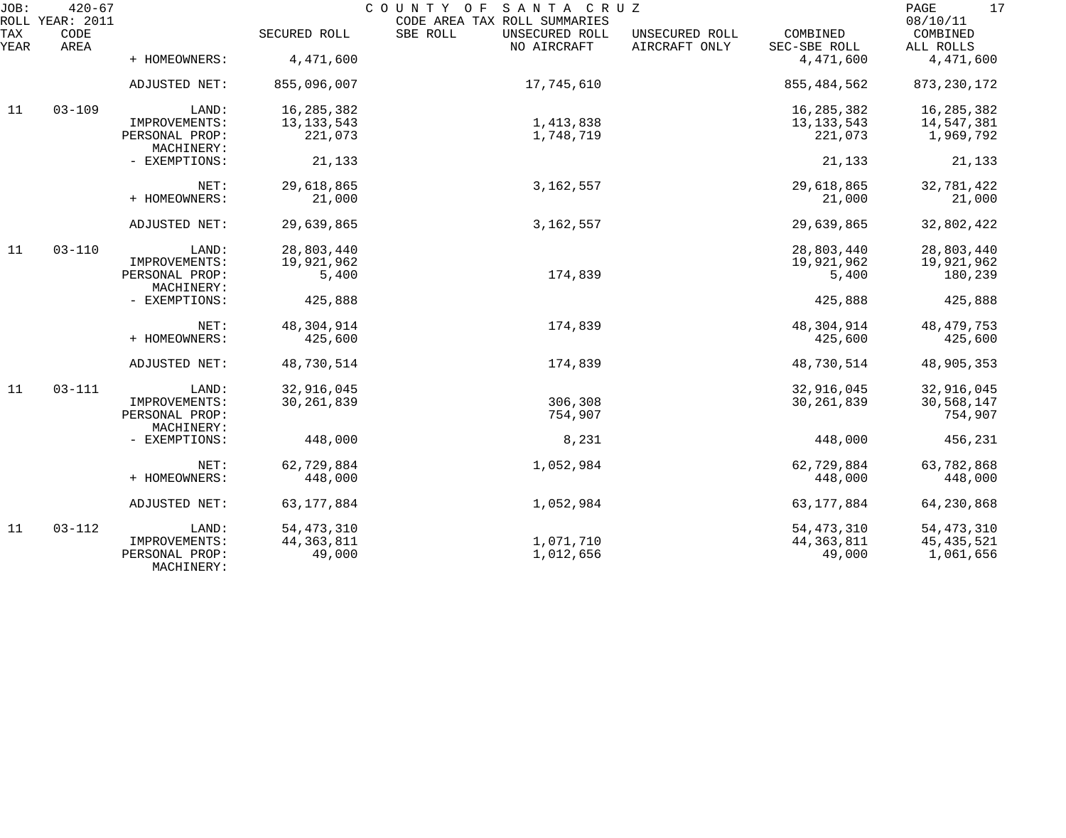COUNTY OF SANTA CRUZ

CODE AREA TAX ROLL SUMMARIES

JOB: 420-67
ROLL YEAR: 2011
08/10/11

| TAX YEAR | CODE AREA | | SECURED ROLL | SBE ROLL | UNSECURED ROLL NO AIRCRAFT | UNSECURED ROLL AIRCRAFT ONLY | COMBINED SEC-SBE ROLL | COMBINED ALL ROLLS |
|---|---|---|---|---|---|---|---|---|
| | | + HOMEOWNERS: | 4,471,600 | | | | 4,471,600 | 4,471,600 |
| | | ADJUSTED NET: | 855,096,007 | | 17,745,610 | | 855,484,562 | 873,230,172 |
| 11 | 03-109 | LAND: | 16,285,382 | | | | 16,285,382 | 16,285,382 |
| | | IMPROVEMENTS: | 13,133,543 | | 1,413,838 | | 13,133,543 | 14,547,381 |
| | | PERSONAL PROP: | 221,073 | | 1,748,719 | | 221,073 | 1,969,792 |
| | | MACHINERY: | | | | | | |
| | | - EXEMPTIONS: | 21,133 | | | | 21,133 | 21,133 |
| | | NET: | 29,618,865 | | 3,162,557 | | 29,618,865 | 32,781,422 |
| | | + HOMEOWNERS: | 21,000 | | | | 21,000 | 21,000 |
| | | ADJUSTED NET: | 29,639,865 | | 3,162,557 | | 29,639,865 | 32,802,422 |
| 11 | 03-110 | LAND: | 28,803,440 | | | | 28,803,440 | 28,803,440 |
| | | IMPROVEMENTS: | 19,921,962 | | | | 19,921,962 | 19,921,962 |
| | | PERSONAL PROP: | 5,400 | | 174,839 | | 5,400 | 180,239 |
| | | MACHINERY: | | | | | | |
| | | - EXEMPTIONS: | 425,888 | | | | 425,888 | 425,888 |
| | | NET: | 48,304,914 | | 174,839 | | 48,304,914 | 48,479,753 |
| | | + HOMEOWNERS: | 425,600 | | | | 425,600 | 425,600 |
| | | ADJUSTED NET: | 48,730,514 | | 174,839 | | 48,730,514 | 48,905,353 |
| 11 | 03-111 | LAND: | 32,916,045 | | | | 32,916,045 | 32,916,045 |
| | | IMPROVEMENTS: | 30,261,839 | | 306,308 | | 30,261,839 | 30,568,147 |
| | | PERSONAL PROP: | | | 754,907 | | | 754,907 |
| | | MACHINERY: | | | | | | |
| | | - EXEMPTIONS: | 448,000 | | 8,231 | | 448,000 | 456,231 |
| | | NET: | 62,729,884 | | 1,052,984 | | 62,729,884 | 63,782,868 |
| | | + HOMEOWNERS: | 448,000 | | | | 448,000 | 448,000 |
| | | ADJUSTED NET: | 63,177,884 | | 1,052,984 | | 63,177,884 | 64,230,868 |
| 11 | 03-112 | LAND: | 54,473,310 | | | | 54,473,310 | 54,473,310 |
| | | IMPROVEMENTS: | 44,363,811 | | 1,071,710 | | 44,363,811 | 45,435,521 |
| | | PERSONAL PROP: | 49,000 | | 1,012,656 | | 49,000 | 1,061,656 |
| | | MACHINERY: | | | | | | |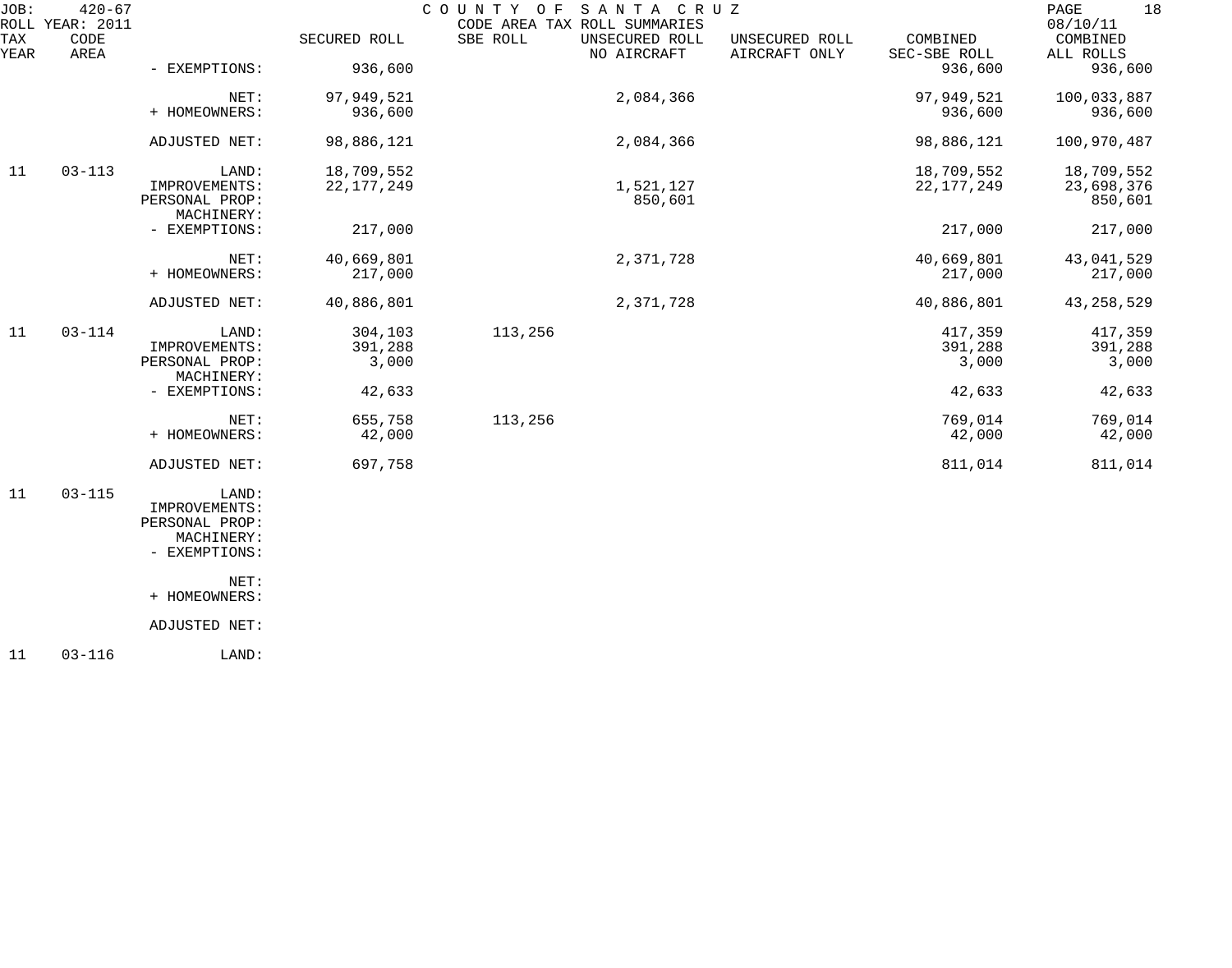JOB: 420-67 COUNTY OF SANTA CRUZ
ROLL YEAR: 2011 CODE AREA TAX ROLL SUMMARIES 08/10/11

| TAX YEAR | CODE AREA | | SECURED ROLL | SBE ROLL | UNSECURED ROLL NO AIRCRAFT | UNSECURED ROLL AIRCRAFT ONLY | COMBINED SEC-SBE ROLL | COMBINED ALL ROLLS |
|---|---|---|---|---|---|---|---|---|
| | | - EXEMPTIONS: | 936,600 | | | | 936,600 | 936,600 |
| | | NET: | 97,949,521 | | 2,084,366 | | 97,949,521 | 100,033,887 |
| | | + HOMEOWNERS: | 936,600 | | | | 936,600 | 936,600 |
| | | ADJUSTED NET: | 98,886,121 | | 2,084,366 | | 98,886,121 | 100,970,487 |
| 11 | 03-113 | LAND: | 18,709,552 | | | | 18,709,552 | 18,709,552 |
| | | IMPROVEMENTS: | 22,177,249 | | 1,521,127 | | 22,177,249 | 23,698,376 |
| | | PERSONAL PROP: | | | 850,601 | | | 850,601 |
| | | MACHINERY: | | | | | | |
| | | - EXEMPTIONS: | 217,000 | | | | 217,000 | 217,000 |
| | | NET: | 40,669,801 | | 2,371,728 | | 40,669,801 | 43,041,529 |
| | | + HOMEOWNERS: | 217,000 | | | | 217,000 | 217,000 |
| | | ADJUSTED NET: | 40,886,801 | | 2,371,728 | | 40,886,801 | 43,258,529 |
| 11 | 03-114 | LAND: | 304,103 | 113,256 | | | 417,359 | 417,359 |
| | | IMPROVEMENTS: | 391,288 | | | | 391,288 | 391,288 |
| | | PERSONAL PROP: | 3,000 | | | | 3,000 | 3,000 |
| | | MACHINERY: | | | | | | |
| | | - EXEMPTIONS: | 42,633 | | | | 42,633 | 42,633 |
| | | NET: | 655,758 | 113,256 | | | 769,014 | 769,014 |
| | | + HOMEOWNERS: | 42,000 | | | | 42,000 | 42,000 |
| | | ADJUSTED NET: | 697,758 | | | | 811,014 | 811,014 |
| 11 | 03-115 | LAND: | | | | | | |
| | | IMPROVEMENTS: | | | | | | |
| | | PERSONAL PROP: | | | | | | |
| | | MACHINERY: | | | | | | |
| | | - EXEMPTIONS: | | | | | | |
| | | NET: | | | | | | |
| | | + HOMEOWNERS: | | | | | | |
| | | ADJUSTED NET: | | | | | | |
| 11 | 03-116 | LAND: | | | | | | |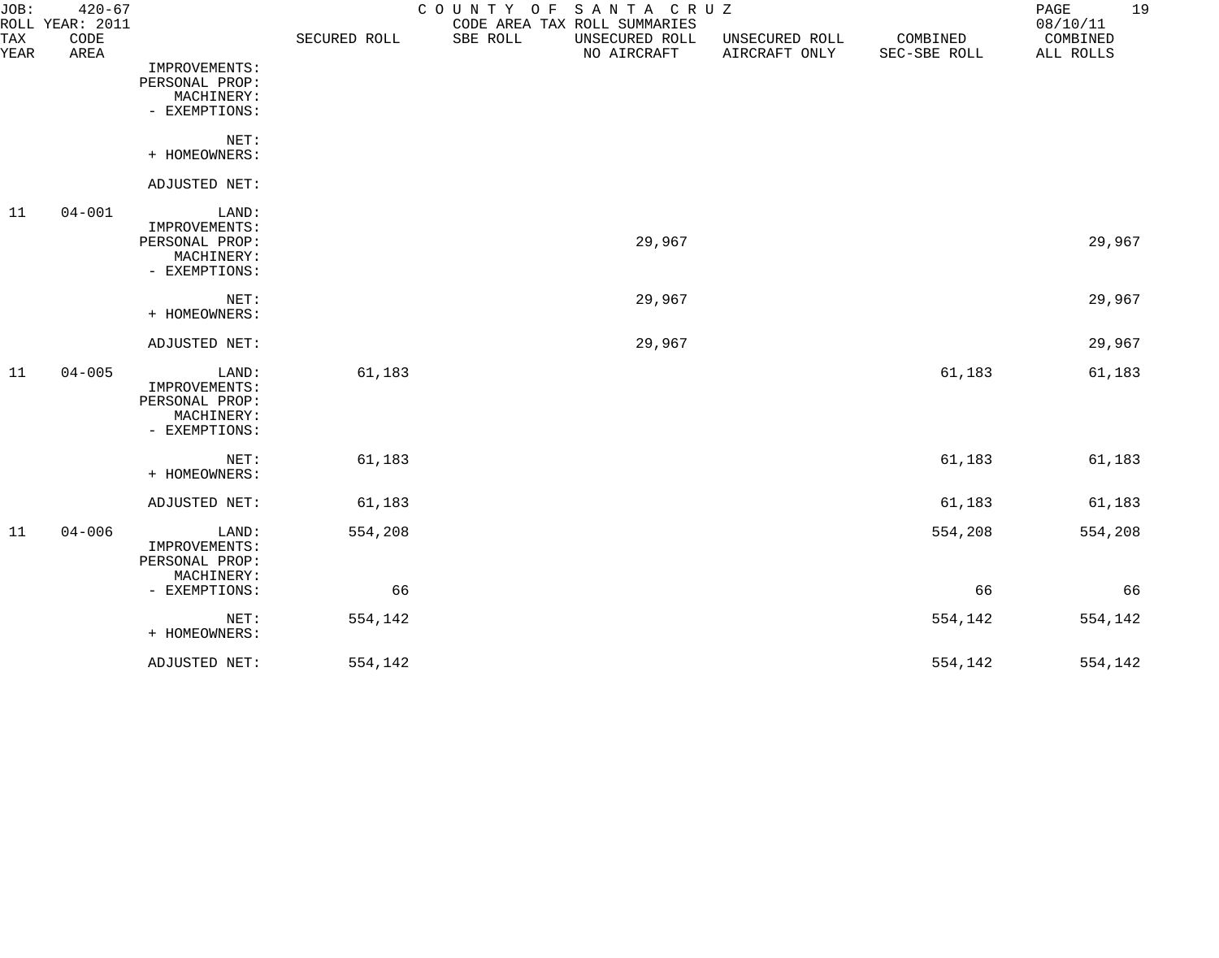JOB: 420-67 COUNTY OF SANTA CRUZ
ROLL YEAR: 2011 CODE AREA TAX ROLL SUMMARIES 08/10/11

| TAX YEAR | CODE AREA | | SECURED ROLL | SBE ROLL | UNSECURED ROLL NO AIRCRAFT | UNSECURED ROLL AIRCRAFT ONLY | COMBINED SEC-SBE ROLL | COMBINED ALL ROLLS |
|---|---|---|---|---|---|---|---|---|
| | | IMPROVEMENTS: | | | | | | |
| | | PERSONAL PROP: | | | | | | |
| | | MACHINERY: | | | | | | |
| | | - EXEMPTIONS: | | | | | | |
| | | NET: | | | | | | |
| | | + HOMEOWNERS: | | | | | | |
| | | ADJUSTED NET: | | | | | | |
| 11 | 04-001 | LAND: | | | | | | |
| | | IMPROVEMENTS: | | | | | | |
| | | PERSONAL PROP: | | | 29,967 | | | 29,967 |
| | | MACHINERY: | | | | | | |
| | | - EXEMPTIONS: | | | | | | |
| | | NET: | | | 29,967 | | | 29,967 |
| | | + HOMEOWNERS: | | | | | | |
| | | ADJUSTED NET: | | | 29,967 | | | 29,967 |
| 11 | 04-005 | LAND: | 61,183 | | | | 61,183 | 61,183 |
| | | IMPROVEMENTS: | | | | | | |
| | | PERSONAL PROP: | | | | | | |
| | | MACHINERY: | | | | | | |
| | | - EXEMPTIONS: | | | | | | |
| | | NET: | 61,183 | | | | 61,183 | 61,183 |
| | | + HOMEOWNERS: | | | | | | |
| | | ADJUSTED NET: | 61,183 | | | | 61,183 | 61,183 |
| 11 | 04-006 | LAND: | 554,208 | | | | 554,208 | 554,208 |
| | | IMPROVEMENTS: | | | | | | |
| | | PERSONAL PROP: | | | | | | |
| | | MACHINERY: | | | | | | |
| | | - EXEMPTIONS: | 66 | | | | 66 | 66 |
| | | NET: | 554,142 | | | | 554,142 | 554,142 |
| | | + HOMEOWNERS: | | | | | | |
| | | ADJUSTED NET: | 554,142 | | | | 554,142 | 554,142 |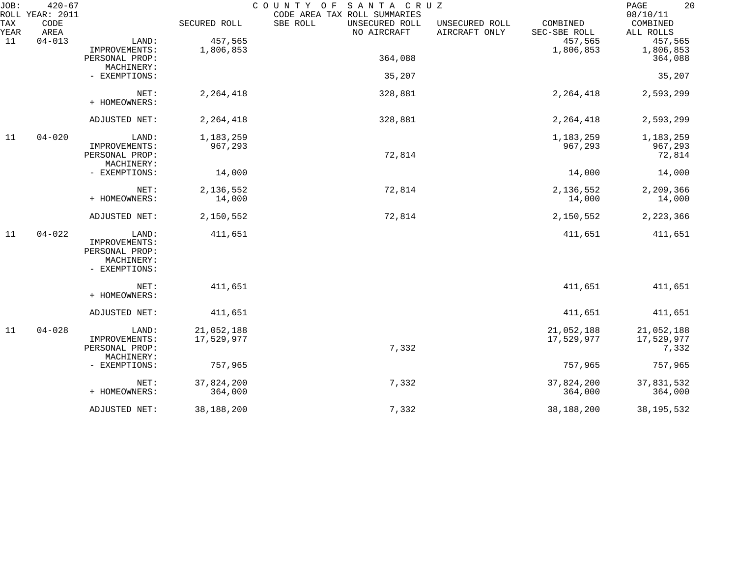JOB: 420-67 COUNTY OF SANTA CRUZ 08/10/11
ROLL YEAR: 2011 CODE AREA TAX ROLL SUMMARIES

| TAX YEAR | CODE AREA | | SECURED ROLL | SBE ROLL | UNSECURED ROLL NO AIRCRAFT | UNSECURED ROLL AIRCRAFT ONLY | COMBINED SEC-SBE ROLL | COMBINED ALL ROLLS |
|---|---|---|---|---|---|---|---|---|
| 11 | 04-013 | LAND: | 457,565 | | | | 457,565 | 457,565 |
| | | IMPROVEMENTS: | 1,806,853 | | | | 1,806,853 | 1,806,853 |
| | | PERSONAL PROP: | | | 364,088 | | | 364,088 |
| | | MACHINERY: | | | | | | |
| | | - EXEMPTIONS: | | | 35,207 | | | 35,207 |
| | | NET: | 2,264,418 | | 328,881 | | 2,264,418 | 2,593,299 |
| | | + HOMEOWNERS: | | | | | | |
| | | ADJUSTED NET: | 2,264,418 | | 328,881 | | 2,264,418 | 2,593,299 |
| 11 | 04-020 | LAND: | 1,183,259 | | | | 1,183,259 | 1,183,259 |
| | | IMPROVEMENTS: | 967,293 | | | | 967,293 | 967,293 |
| | | PERSONAL PROP: | | | 72,814 | | | 72,814 |
| | | MACHINERY: | | | | | | |
| | | - EXEMPTIONS: | 14,000 | | | | 14,000 | 14,000 |
| | | NET: | 2,136,552 | | 72,814 | | 2,136,552 | 2,209,366 |
| | | + HOMEOWNERS: | 14,000 | | | | 14,000 | 14,000 |
| | | ADJUSTED NET: | 2,150,552 | | 72,814 | | 2,150,552 | 2,223,366 |
| 11 | 04-022 | LAND: | 411,651 | | | | 411,651 | 411,651 |
| | | IMPROVEMENTS: | | | | | | |
| | | PERSONAL PROP: | | | | | | |
| | | MACHINERY: | | | | | | |
| | | - EXEMPTIONS: | | | | | | |
| | | NET: | 411,651 | | | | 411,651 | 411,651 |
| | | + HOMEOWNERS: | | | | | | |
| | | ADJUSTED NET: | 411,651 | | | | 411,651 | 411,651 |
| 11 | 04-028 | LAND: | 21,052,188 | | | | 21,052,188 | 21,052,188 |
| | | IMPROVEMENTS: | 17,529,977 | | | | 17,529,977 | 17,529,977 |
| | | PERSONAL PROP: | | | 7,332 | | | 7,332 |
| | | MACHINERY: | | | | | | |
| | | - EXEMPTIONS: | 757,965 | | | | 757,965 | 757,965 |
| | | NET: | 37,824,200 | | 7,332 | | 37,824,200 | 37,831,532 |
| | | + HOMEOWNERS: | 364,000 | | | | 364,000 | 364,000 |
| | | ADJUSTED NET: | 38,188,200 | | 7,332 | | 38,188,200 | 38,195,532 |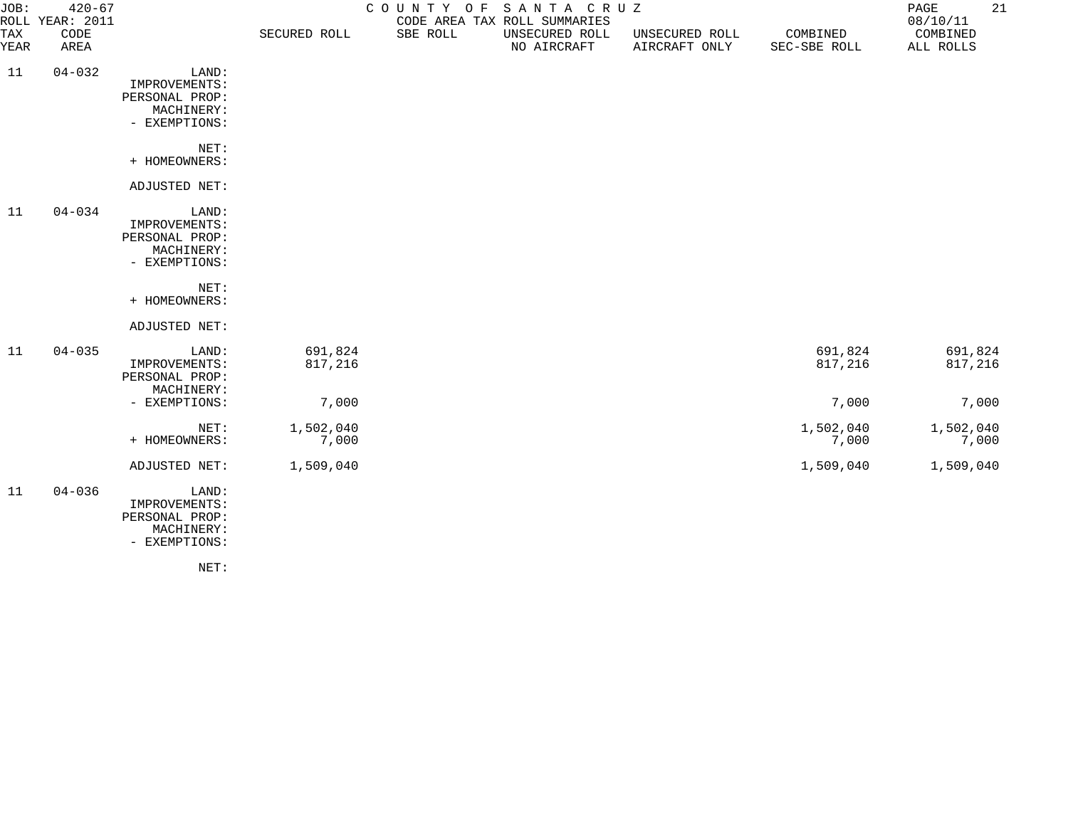JOB: 420-67 COUNTY OF SANTA CRUZ
ROLL YEAR: 2011 CODE AREA TAX ROLL SUMMARIES 08/10/11

| TAX YEAR | CODE AREA | | SECURED ROLL | SBE ROLL | UNSECURED ROLL NO AIRCRAFT | UNSECURED ROLL AIRCRAFT ONLY | COMBINED SEC-SBE ROLL | COMBINED ALL ROLLS |
|---|---|---|---|---|---|---|---|---|
| 11 | 04-032 | LAND: | | | | | | |
| | | IMPROVEMENTS: | | | | | | |
| | | PERSONAL PROP: | | | | | | |
| | | MACHINERY: | | | | | | |
| | | - EXEMPTIONS: | | | | | | |
| | | NET: | | | | | | |
| | | + HOMEOWNERS: | | | | | | |
| | | ADJUSTED NET: | | | | | | |
| 11 | 04-034 | LAND: | | | | | | |
| | | IMPROVEMENTS: | | | | | | |
| | | PERSONAL PROP: | | | | | | |
| | | MACHINERY: | | | | | | |
| | | - EXEMPTIONS: | | | | | | |
| | | NET: | | | | | | |
| | | + HOMEOWNERS: | | | | | | |
| | | ADJUSTED NET: | | | | | | |
| 11 | 04-035 | LAND: | 691,824 | | | | 691,824 | 691,824 |
| | | IMPROVEMENTS: | 817,216 | | | | 817,216 | 817,216 |
| | | PERSONAL PROP: | | | | | | |
| | | MACHINERY: | | | | | | |
| | | - EXEMPTIONS: | 7,000 | | | | 7,000 | 7,000 |
| | | NET: | 1,502,040 | | | | 1,502,040 | 1,502,040 |
| | | + HOMEOWNERS: | 7,000 | | | | 7,000 | 7,000 |
| | | ADJUSTED NET: | 1,509,040 | | | | 1,509,040 | 1,509,040 |
| 11 | 04-036 | LAND: | | | | | | |
| | | IMPROVEMENTS: | | | | | | |
| | | PERSONAL PROP: | | | | | | |
| | | MACHINERY: | | | | | | |
| | | - EXEMPTIONS: | | | | | | |
| | | NET: | | | | | | |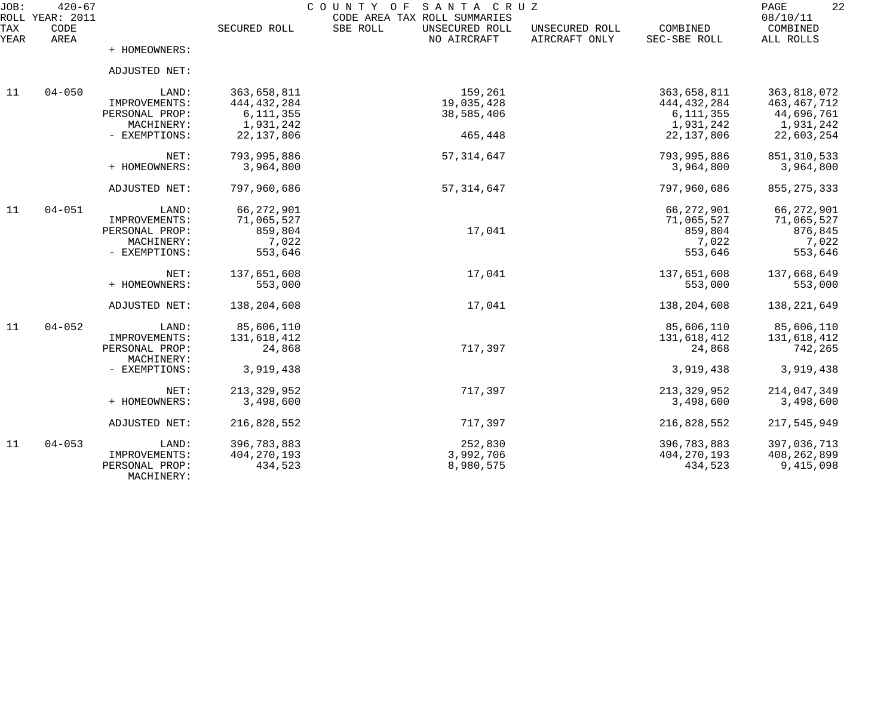JOB: 420-67 COUNTY OF SANTA CRUZ

ROLL YEAR: 2011 CODE AREA TAX ROLL SUMMARIES 08/10/11

| TAX YEAR | CODE AREA | | SECURED ROLL | SBE ROLL | UNSECURED ROLL NO AIRCRAFT | UNSECURED ROLL AIRCRAFT ONLY | COMBINED SEC-SBE ROLL | COMBINED ALL ROLLS |
|---|---|---|---|---|---|---|---|---|
| | | + HOMEOWNERS: | | | | | | |
| | | ADJUSTED NET: | | | | | | |
| 11 | 04-050 | LAND: | 363,658,811 | | 159,261 | | 363,658,811 | 363,818,072 |
| | | IMPROVEMENTS: | 444,432,284 | | 19,035,428 | | 444,432,284 | 463,467,712 |
| | | PERSONAL PROP: | 6,111,355 | | 38,585,406 | | 6,111,355 | 44,696,761 |
| | | MACHINERY: | 1,931,242 | | | | 1,931,242 | 1,931,242 |
| | | - EXEMPTIONS: | 22,137,806 | | 465,448 | | 22,137,806 | 22,603,254 |
| | | NET: | 793,995,886 | | 57,314,647 | | 793,995,886 | 851,310,533 |
| | | + HOMEOWNERS: | 3,964,800 | | | | 3,964,800 | 3,964,800 |
| | | ADJUSTED NET: | 797,960,686 | | 57,314,647 | | 797,960,686 | 855,275,333 |
| 11 | 04-051 | LAND: | 66,272,901 | | | | 66,272,901 | 66,272,901 |
| | | IMPROVEMENTS: | 71,065,527 | | | | 71,065,527 | 71,065,527 |
| | | PERSONAL PROP: | 859,804 | | 17,041 | | 859,804 | 876,845 |
| | | MACHINERY: | 7,022 | | | | 7,022 | 7,022 |
| | | - EXEMPTIONS: | 553,646 | | | | 553,646 | 553,646 |
| | | NET: | 137,651,608 | | 17,041 | | 137,651,608 | 137,668,649 |
| | | + HOMEOWNERS: | 553,000 | | | | 553,000 | 553,000 |
| | | ADJUSTED NET: | 138,204,608 | | 17,041 | | 138,204,608 | 138,221,649 |
| 11 | 04-052 | LAND: | 85,606,110 | | | | 85,606,110 | 85,606,110 |
| | | IMPROVEMENTS: | 131,618,412 | | | | 131,618,412 | 131,618,412 |
| | | PERSONAL PROP: | 24,868 | | 717,397 | | 24,868 | 742,265 |
| | | MACHINERY: | | | | | | |
| | | - EXEMPTIONS: | 3,919,438 | | | | 3,919,438 | 3,919,438 |
| | | NET: | 213,329,952 | | 717,397 | | 213,329,952 | 214,047,349 |
| | | + HOMEOWNERS: | 3,498,600 | | | | 3,498,600 | 3,498,600 |
| | | ADJUSTED NET: | 216,828,552 | | 717,397 | | 216,828,552 | 217,545,949 |
| 11 | 04-053 | LAND: | 396,783,883 | | 252,830 | | 396,783,883 | 397,036,713 |
| | | IMPROVEMENTS: | 404,270,193 | | 3,992,706 | | 404,270,193 | 408,262,899 |
| | | PERSONAL PROP: | 434,523 | | 8,980,575 | | 434,523 | 9,415,098 |
| | | MACHINERY: | | | | | | |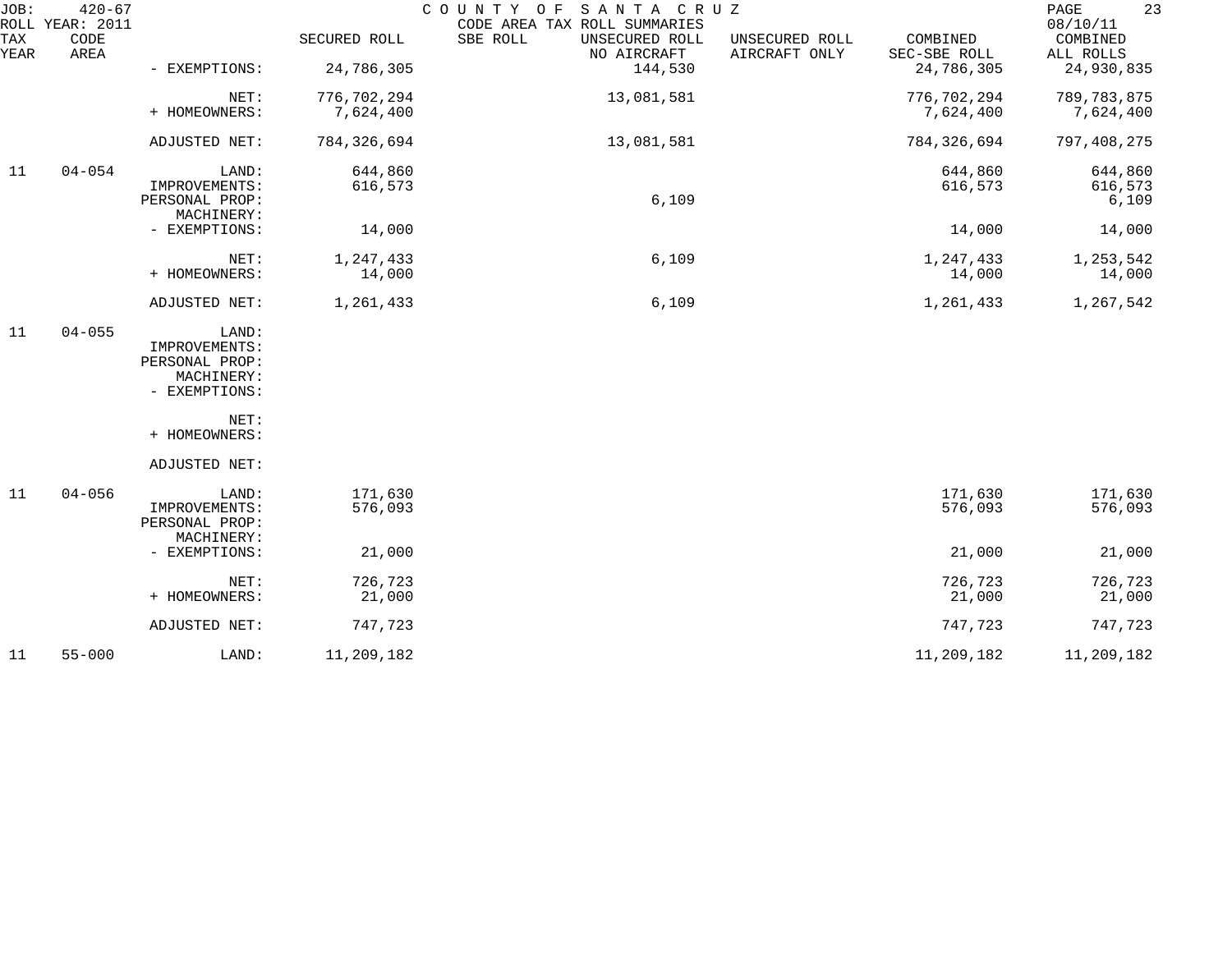| TAX YEAR | CODE AREA | | SECURED ROLL | SBE ROLL | UNSECURED ROLL NO AIRCRAFT | UNSECURED ROLL AIRCRAFT ONLY | COMBINED SEC-SBE ROLL | COMBINED ALL ROLLS |
|---|---|---|---|---|---|---|---|---|
| | | - EXEMPTIONS: | 24,786,305 | | 144,530 | | 24,786,305 | 24,930,835 |
| | | NET: | 776,702,294 | | 13,081,581 | | 776,702,294 | 789,783,875 |
| | | + HOMEOWNERS: | 7,624,400 | | | | 7,624,400 | 7,624,400 |
| | | ADJUSTED NET: | 784,326,694 | | 13,081,581 | | 784,326,694 | 797,408,275 |
| 11 | 04-054 | LAND: | 644,860 | | | | 644,860 | 644,860 |
| | | IMPROVEMENTS: | 616,573 | | | | 616,573 | 616,573 |
| | | PERSONAL PROP: | | | 6,109 | | | 6,109 |
| | | MACHINERY: | | | | | | |
| | | - EXEMPTIONS: | 14,000 | | | | 14,000 | 14,000 |
| | | NET: | 1,247,433 | | 6,109 | | 1,247,433 | 1,253,542 |
| | | + HOMEOWNERS: | 14,000 | | | | 14,000 | 14,000 |
| | | ADJUSTED NET: | 1,261,433 | | 6,109 | | 1,261,433 | 1,267,542 |
| 11 | 04-055 | LAND: | | | | | | |
| | | IMPROVEMENTS: | | | | | | |
| | | PERSONAL PROP: | | | | | | |
| | | MACHINERY: | | | | | | |
| | | - EXEMPTIONS: | | | | | | |
| | | NET: | | | | | | |
| | | + HOMEOWNERS: | | | | | | |
| | | ADJUSTED NET: | | | | | | |
| 11 | 04-056 | LAND: | 171,630 | | | | 171,630 | 171,630 |
| | | IMPROVEMENTS: | 576,093 | | | | 576,093 | 576,093 |
| | | PERSONAL PROP: | | | | | | |
| | | MACHINERY: | | | | | | |
| | | - EXEMPTIONS: | 21,000 | | | | 21,000 | 21,000 |
| | | NET: | 726,723 | | | | 726,723 | 726,723 |
| | | + HOMEOWNERS: | 21,000 | | | | 21,000 | 21,000 |
| | | ADJUSTED NET: | 747,723 | | | | 747,723 | 747,723 |
| 11 | 55-000 | LAND: | 11,209,182 | | | | 11,209,182 | 11,209,182 |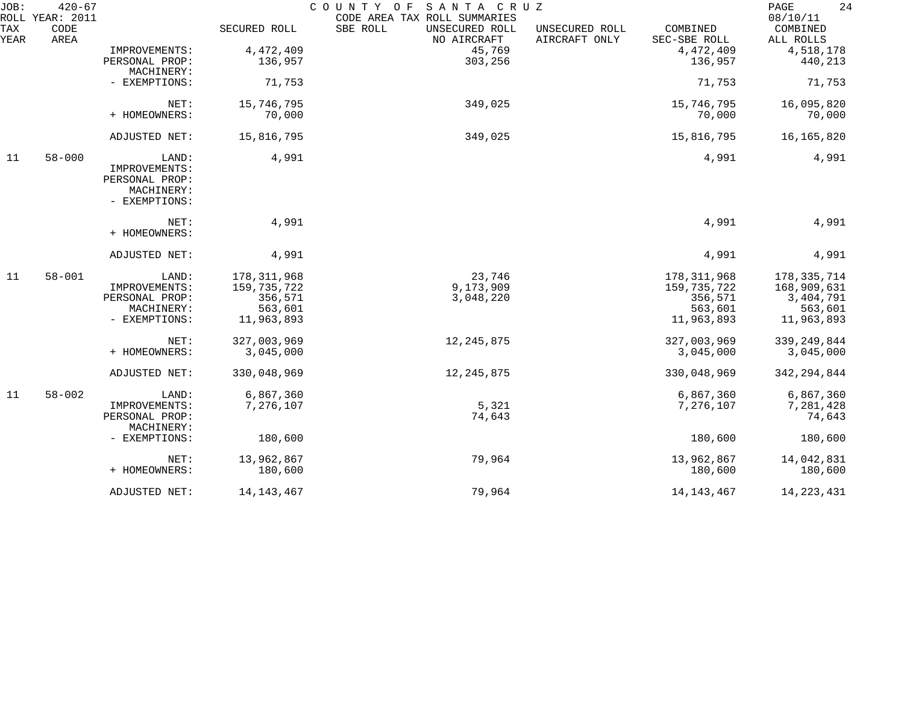JOB: 420-67 COUNTY OF SANTA CRUZ 08/10/11
ROLL YEAR: 2011 CODE AREA TAX ROLL SUMMARIES

| TAX YEAR | CODE AREA | | SECURED ROLL | SBE ROLL | UNSECURED ROLL NO AIRCRAFT | UNSECURED ROLL AIRCRAFT ONLY | COMBINED SEC-SBE ROLL | COMBINED ALL ROLLS |
|---|---|---|---|---|---|---|---|---|
| | | IMPROVEMENTS: | 4,472,409 | | 45,769 | | 4,472,409 | 4,518,178 |
| | | PERSONAL PROP: | 136,957 | | 303,256 | | 136,957 | 440,213 |
| | | MACHINERY: | | | | | | |
| | | - EXEMPTIONS: | 71,753 | | | | 71,753 | 71,753 |
| | | NET: | 15,746,795 | | 349,025 | | 15,746,795 | 16,095,820 |
| | | + HOMEOWNERS: | 70,000 | | | | 70,000 | 70,000 |
| | | ADJUSTED NET: | 15,816,795 | | 349,025 | | 15,816,795 | 16,165,820 |
| 11 | 58-000 | LAND: | 4,991 | | | | 4,991 | 4,991 |
| | | IMPROVEMENTS: | | | | | | |
| | | PERSONAL PROP: | | | | | | |
| | | MACHINERY: | | | | | | |
| | | - EXEMPTIONS: | | | | | | |
| | | NET: | 4,991 | | | | 4,991 | 4,991 |
| | | + HOMEOWNERS: | | | | | | |
| | | ADJUSTED NET: | 4,991 | | | | 4,991 | 4,991 |
| 11 | 58-001 | LAND: | 178,311,968 | | 23,746 | | 178,311,968 | 178,335,714 |
| | | IMPROVEMENTS: | 159,735,722 | | 9,173,909 | | 159,735,722 | 168,909,631 |
| | | PERSONAL PROP: | 356,571 | | 3,048,220 | | 356,571 | 3,404,791 |
| | | MACHINERY: | 563,601 | | | | 563,601 | 563,601 |
| | | - EXEMPTIONS: | 11,963,893 | | | | 11,963,893 | 11,963,893 |
| | | NET: | 327,003,969 | | 12,245,875 | | 327,003,969 | 339,249,844 |
| | | + HOMEOWNERS: | 3,045,000 | | | | 3,045,000 | 3,045,000 |
| | | ADJUSTED NET: | 330,048,969 | | 12,245,875 | | 330,048,969 | 342,294,844 |
| 11 | 58-002 | LAND: | 6,867,360 | | | | 6,867,360 | 6,867,360 |
| | | IMPROVEMENTS: | 7,276,107 | | 5,321 | | 7,276,107 | 7,281,428 |
| | | PERSONAL PROP: | | | 74,643 | | | 74,643 |
| | | MACHINERY: | | | | | | |
| | | - EXEMPTIONS: | 180,600 | | | | 180,600 | 180,600 |
| | | NET: | 13,962,867 | | 79,964 | | 13,962,867 | 14,042,831 |
| | | + HOMEOWNERS: | 180,600 | | | | 180,600 | 180,600 |
| | | ADJUSTED NET: | 14,143,467 | | 79,964 | | 14,143,467 | 14,223,431 |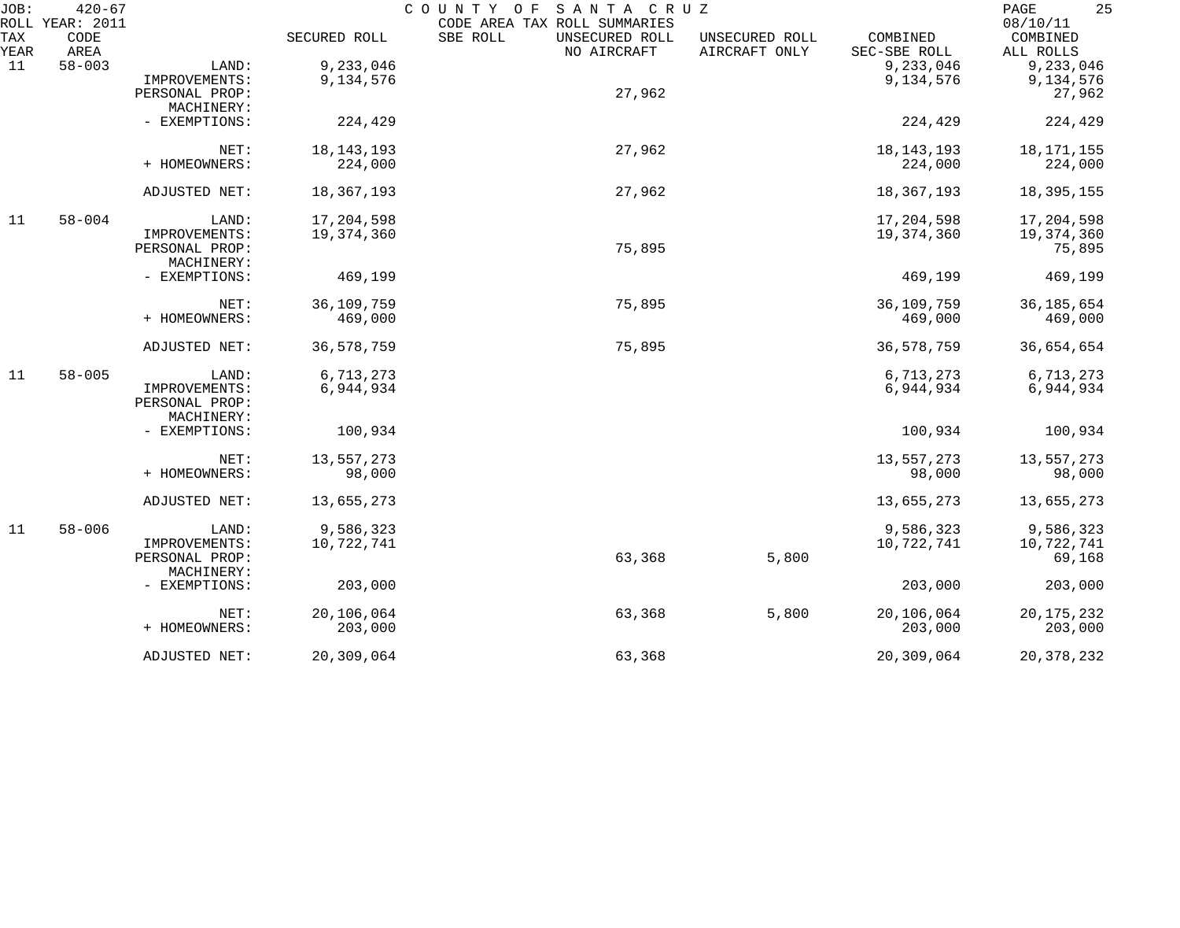JOB: 420-67 COUNTY OF SANTA CRUZ

ROLL YEAR: 2011 CODE AREA TAX ROLL SUMMARIES 08/10/11

| TAX YEAR | CODE AREA | | SECURED ROLL | SBE ROLL | UNSECURED ROLL NO AIRCRAFT | UNSECURED ROLL AIRCRAFT ONLY | COMBINED SEC-SBE ROLL | COMBINED ALL ROLLS |
|---|---|---|---|---|---|---|---|---|
| 11 | 58-003 | LAND: | 9,233,046 | | | | 9,233,046 | 9,233,046 |
| | | IMPROVEMENTS: | 9,134,576 | | | | 9,134,576 | 9,134,576 |
| | | PERSONAL PROP: | | | 27,962 | | | 27,962 |
| | | MACHINERY: | | | | | | |
| | | - EXEMPTIONS: | 224,429 | | | | 224,429 | 224,429 |
| | | NET: | 18,143,193 | | 27,962 | | 18,143,193 | 18,171,155 |
| | | + HOMEOWNERS: | 224,000 | | | | 224,000 | 224,000 |
| | | ADJUSTED NET: | 18,367,193 | | 27,962 | | 18,367,193 | 18,395,155 |
| 11 | 58-004 | LAND: | 17,204,598 | | | | 17,204,598 | 17,204,598 |
| | | IMPROVEMENTS: | 19,374,360 | | | | 19,374,360 | 19,374,360 |
| | | PERSONAL PROP: | | | 75,895 | | | 75,895 |
| | | MACHINERY: | | | | | | |
| | | - EXEMPTIONS: | 469,199 | | | | 469,199 | 469,199 |
| | | NET: | 36,109,759 | | 75,895 | | 36,109,759 | 36,185,654 |
| | | + HOMEOWNERS: | 469,000 | | | | 469,000 | 469,000 |
| | | ADJUSTED NET: | 36,578,759 | | 75,895 | | 36,578,759 | 36,654,654 |
| 11 | 58-005 | LAND: | 6,713,273 | | | | 6,713,273 | 6,713,273 |
| | | IMPROVEMENTS: | 6,944,934 | | | | 6,944,934 | 6,944,934 |
| | | PERSONAL PROP: | | | | | | |
| | | MACHINERY: | | | | | | |
| | | - EXEMPTIONS: | 100,934 | | | | 100,934 | 100,934 |
| | | NET: | 13,557,273 | | | | 13,557,273 | 13,557,273 |
| | | + HOMEOWNERS: | 98,000 | | | | 98,000 | 98,000 |
| | | ADJUSTED NET: | 13,655,273 | | | | 13,655,273 | 13,655,273 |
| 11 | 58-006 | LAND: | 9,586,323 | | | | 9,586,323 | 9,586,323 |
| | | IMPROVEMENTS: | 10,722,741 | | | | 10,722,741 | 10,722,741 |
| | | PERSONAL PROP: | | | 63,368 | 5,800 | | 69,168 |
| | | MACHINERY: | | | | | | |
| | | - EXEMPTIONS: | 203,000 | | | | 203,000 | 203,000 |
| | | NET: | 20,106,064 | | 63,368 | 5,800 | 20,106,064 | 20,175,232 |
| | | + HOMEOWNERS: | 203,000 | | | | 203,000 | 203,000 |
| | | ADJUSTED NET: | 20,309,064 | | 63,368 | | 20,309,064 | 20,378,232 |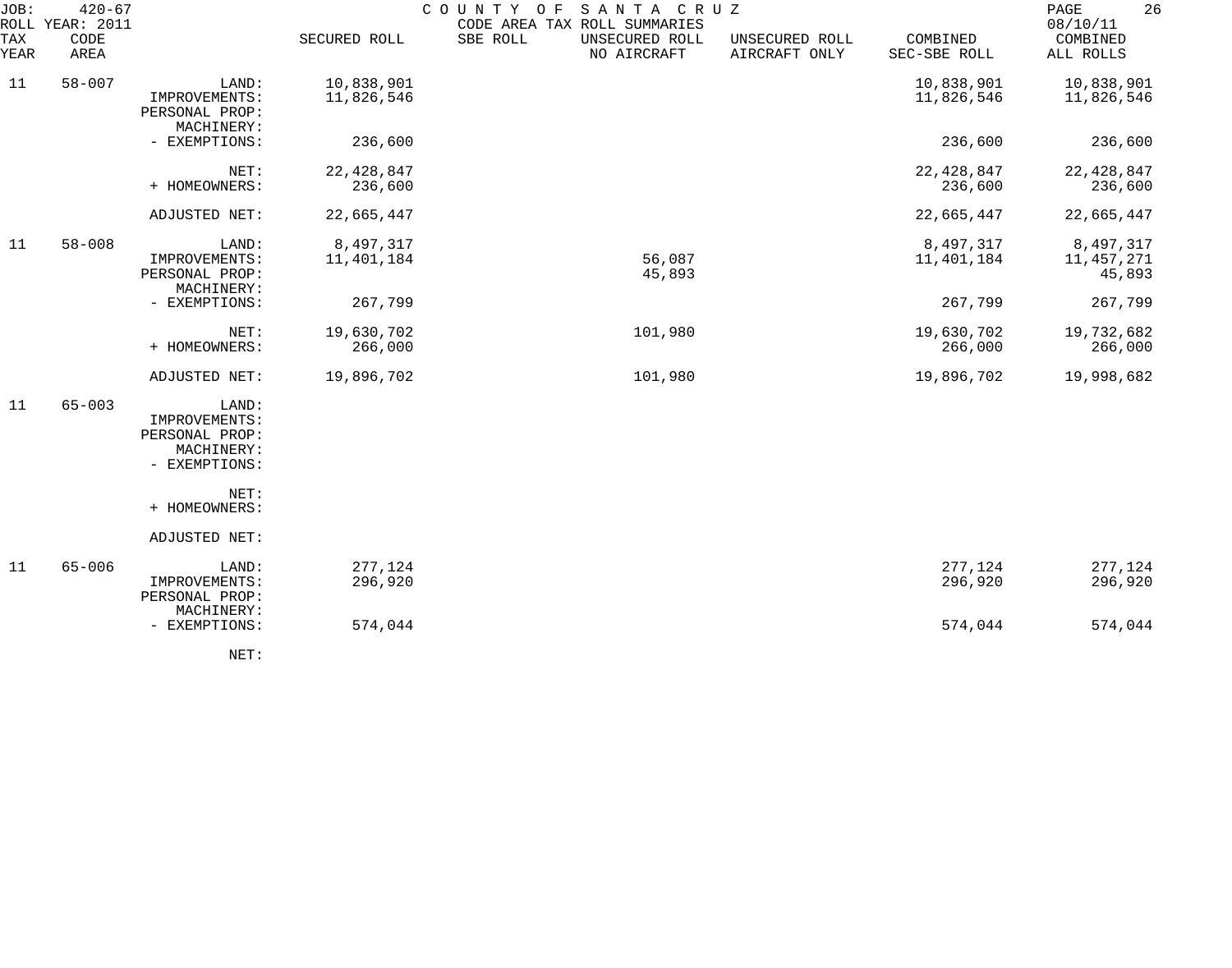JOB: 420-67
ROLL YEAR: 2011

COUNTY OF SANTA CRUZ
CODE AREA TAX ROLL SUMMARIES

08/10/11

| TAX YEAR | CODE AREA | | SECURED ROLL | SBE ROLL | UNSECURED ROLL NO AIRCRAFT | UNSECURED ROLL AIRCRAFT ONLY | COMBINED SEC-SBE ROLL | COMBINED ALL ROLLS |
|---|---|---|---|---|---|---|---|---|
| 11 | 58-007 | LAND: | 10,838,901 | | | | 10,838,901 | 10,838,901 |
| | | IMPROVEMENTS: | 11,826,546 | | | | 11,826,546 | 11,826,546 |
| | | PERSONAL PROP: | | | | | | |
| | | MACHINERY: | | | | | | |
| | | - EXEMPTIONS: | 236,600 | | | | 236,600 | 236,600 |
| | | NET: | 22,428,847 | | | | 22,428,847 | 22,428,847 |
| | | + HOMEOWNERS: | 236,600 | | | | 236,600 | 236,600 |
| | | ADJUSTED NET: | 22,665,447 | | | | 22,665,447 | 22,665,447 |
| 11 | 58-008 | LAND: | 8,497,317 | | | | 8,497,317 | 8,497,317 |
| | | IMPROVEMENTS: | 11,401,184 | | 56,087 | | 11,401,184 | 11,457,271 |
| | | PERSONAL PROP: | | | 45,893 | | | 45,893 |
| | | MACHINERY: | | | | | | |
| | | - EXEMPTIONS: | 267,799 | | | | 267,799 | 267,799 |
| | | NET: | 19,630,702 | | 101,980 | | 19,630,702 | 19,732,682 |
| | | + HOMEOWNERS: | 266,000 | | | | 266,000 | 266,000 |
| | | ADJUSTED NET: | 19,896,702 | | 101,980 | | 19,896,702 | 19,998,682 |
| 11 | 65-003 | LAND: | | | | | | |
| | | IMPROVEMENTS: | | | | | | |
| | | PERSONAL PROP: | | | | | | |
| | | MACHINERY: | | | | | | |
| | | - EXEMPTIONS: | | | | | | |
| | | NET: | | | | | | |
| | | + HOMEOWNERS: | | | | | | |
| | | ADJUSTED NET: | | | | | | |
| 11 | 65-006 | LAND: | 277,124 | | | | 277,124 | 277,124 |
| | | IMPROVEMENTS: | 296,920 | | | | 296,920 | 296,920 |
| | | PERSONAL PROP: | | | | | | |
| | | MACHINERY: | | | | | | |
| | | - EXEMPTIONS: | 574,044 | | | | 574,044 | 574,044 |
| | | NET: | | | | | | |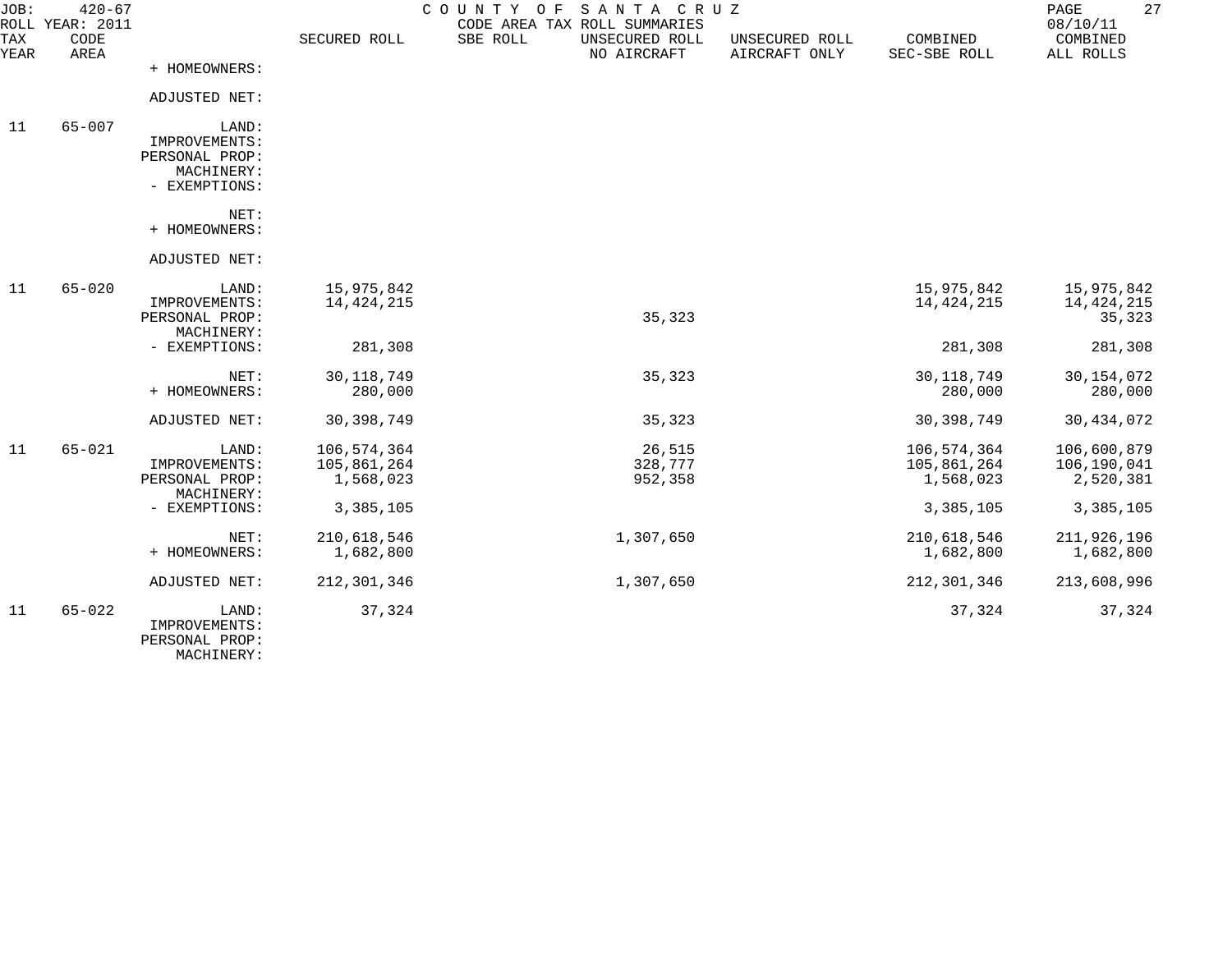JOB: 420-67 COUNTY OF SANTA CRUZ
ROLL YEAR: 2011 CODE AREA TAX ROLL SUMMARIES 08/10/11

| TAX YEAR | CODE AREA | | SECURED ROLL | SBE ROLL | UNSECURED ROLL NO AIRCRAFT | UNSECURED ROLL AIRCRAFT ONLY | COMBINED SEC-SBE ROLL | COMBINED ALL ROLLS |
|---|---|---|---|---|---|---|---|---|
| | | + HOMEOWNERS: | | | | | | |
| | | ADJUSTED NET: | | | | | | |
| 11 | 65-007 | LAND: | | | | | | |
| | | IMPROVEMENTS: | | | | | | |
| | | PERSONAL PROP: | | | | | | |
| | | MACHINERY: | | | | | | |
| | | - EXEMPTIONS: | | | | | | |
| | | NET: | | | | | | |
| | | + HOMEOWNERS: | | | | | | |
| | | ADJUSTED NET: | | | | | | |
| 11 | 65-020 | LAND: | 15,975,842 | | | | 15,975,842 | 15,975,842 |
| | | IMPROVEMENTS: | 14,424,215 | | | | 14,424,215 | 14,424,215 |
| | | PERSONAL PROP: | | | 35,323 | | | 35,323 |
| | | MACHINERY: | | | | | | |
| | | - EXEMPTIONS: | 281,308 | | | | 281,308 | 281,308 |
| | | NET: | 30,118,749 | | 35,323 | | 30,118,749 | 30,154,072 |
| | | + HOMEOWNERS: | 280,000 | | | | 280,000 | 280,000 |
| | | ADJUSTED NET: | 30,398,749 | | 35,323 | | 30,398,749 | 30,434,072 |
| 11 | 65-021 | LAND: | 106,574,364 | | 26,515 | | 106,574,364 | 106,600,879 |
| | | IMPROVEMENTS: | 105,861,264 | | 328,777 | | 105,861,264 | 106,190,041 |
| | | PERSONAL PROP: | 1,568,023 | | 952,358 | | 1,568,023 | 2,520,381 |
| | | MACHINERY: | | | | | | |
| | | - EXEMPTIONS: | 3,385,105 | | | | 3,385,105 | 3,385,105 |
| | | NET: | 210,618,546 | | 1,307,650 | | 210,618,546 | 211,926,196 |
| | | + HOMEOWNERS: | 1,682,800 | | | | 1,682,800 | 1,682,800 |
| | | ADJUSTED NET: | 212,301,346 | | 1,307,650 | | 212,301,346 | 213,608,996 |
| 11 | 65-022 | LAND: | 37,324 | | | | 37,324 | 37,324 |
| | | IMPROVEMENTS: | | | | | | |
| | | PERSONAL PROP: | | | | | | |
| | | MACHINERY: | | | | | | |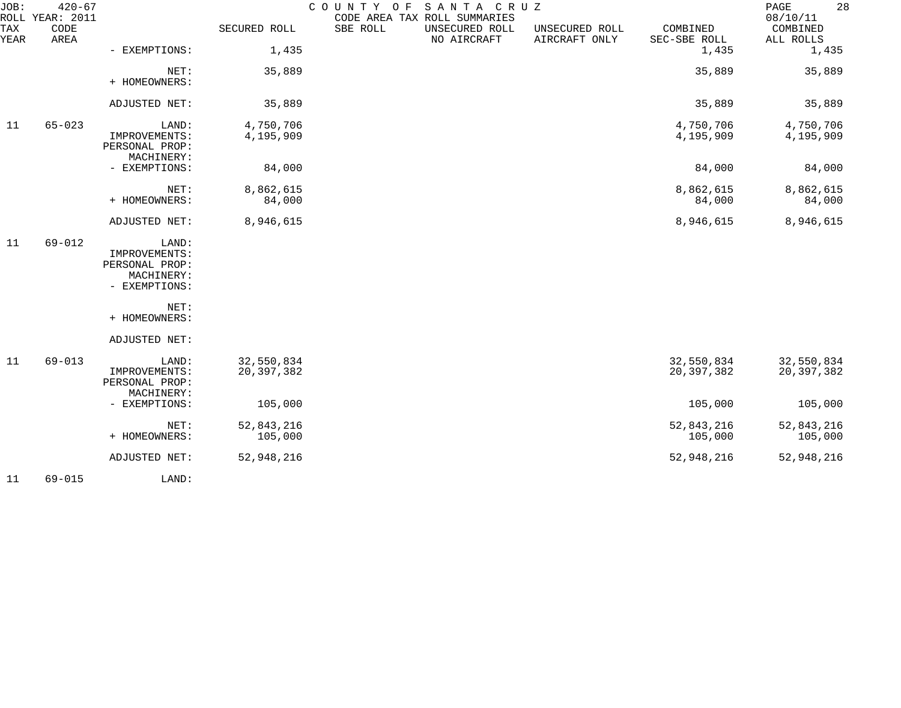JOB: 420-67 COUNTY OF SANTA CRUZ
ROLL YEAR: 2011 CODE AREA TAX ROLL SUMMARIES 08/10/11

| TAX YEAR | CODE AREA | | SECURED ROLL | SBE ROLL | UNSECURED ROLL NO AIRCRAFT | UNSECURED ROLL AIRCRAFT ONLY | COMBINED SEC-SBE ROLL | COMBINED ALL ROLLS |
|---|---|---|---|---|---|---|---|---|
| | | - EXEMPTIONS: | 1,435 | | | | 1,435 | 1,435 |
| | | NET: | 35,889 | | | | 35,889 | 35,889 |
| | | + HOMEOWNERS: | | | | | | |
| | | ADJUSTED NET: | 35,889 | | | | 35,889 | 35,889 |
| 11 | 65-023 | LAND: | 4,750,706 | | | | 4,750,706 | 4,750,706 |
| | | IMPROVEMENTS: | 4,195,909 | | | | 4,195,909 | 4,195,909 |
| | | PERSONAL PROP: | | | | | | |
| | | MACHINERY: | | | | | | |
| | | - EXEMPTIONS: | 84,000 | | | | 84,000 | 84,000 |
| | | NET: | 8,862,615 | | | | 8,862,615 | 8,862,615 |
| | | + HOMEOWNERS: | 84,000 | | | | 84,000 | 84,000 |
| | | ADJUSTED NET: | 8,946,615 | | | | 8,946,615 | 8,946,615 |
| 11 | 69-012 | LAND: | | | | | | |
| | | IMPROVEMENTS: | | | | | | |
| | | PERSONAL PROP: | | | | | | |
| | | MACHINERY: | | | | | | |
| | | - EXEMPTIONS: | | | | | | |
| | | NET: | | | | | | |
| | | + HOMEOWNERS: | | | | | | |
| | | ADJUSTED NET: | | | | | | |
| 11 | 69-013 | LAND: | 32,550,834 | | | | 32,550,834 | 32,550,834 |
| | | IMPROVEMENTS: | 20,397,382 | | | | 20,397,382 | 20,397,382 |
| | | PERSONAL PROP: | | | | | | |
| | | MACHINERY: | | | | | | |
| | | - EXEMPTIONS: | 105,000 | | | | 105,000 | 105,000 |
| | | NET: | 52,843,216 | | | | 52,843,216 | 52,843,216 |
| | | + HOMEOWNERS: | 105,000 | | | | 105,000 | 105,000 |
| | | ADJUSTED NET: | 52,948,216 | | | | 52,948,216 | 52,948,216 |
| 11 | 69-015 | LAND: | | | | | | |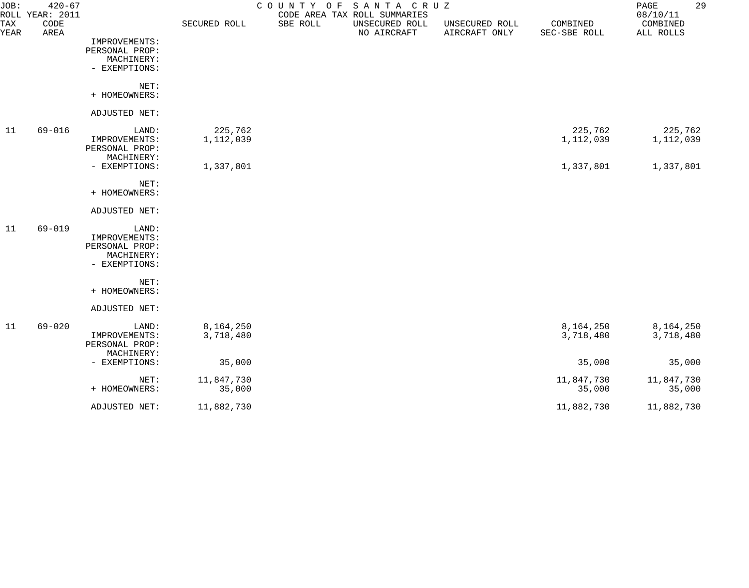JOB: 420-67 COUNTY OF SANTA CRUZ
ROLL YEAR: 2011 CODE AREA TAX ROLL SUMMARIES 08/10/11

| TAX YEAR | CODE AREA | | SECURED ROLL | SBE ROLL | UNSECURED ROLL NO AIRCRAFT | UNSECURED ROLL AIRCRAFT ONLY | COMBINED SEC-SBE ROLL | COMBINED ALL ROLLS |
|---|---|---|---|---|---|---|---|---|
| | | IMPROVEMENTS: | | | | | | |
| | | PERSONAL PROP: | | | | | | |
| | | MACHINERY: | | | | | | |
| | | - EXEMPTIONS: | | | | | | |
| | | NET: | | | | | | |
| | | + HOMEOWNERS: | | | | | | |
| | | ADJUSTED NET: | | | | | | |
| 11 | 69-016 | LAND: | 225,762 | | | | 225,762 | 225,762 |
| | | IMPROVEMENTS: | 1,112,039 | | | | 1,112,039 | 1,112,039 |
| | | PERSONAL PROP: | | | | | | |
| | | MACHINERY: | | | | | | |
| | | - EXEMPTIONS: | 1,337,801 | | | | 1,337,801 | 1,337,801 |
| | | NET: | | | | | | |
| | | + HOMEOWNERS: | | | | | | |
| | | ADJUSTED NET: | | | | | | |
| 11 | 69-019 | LAND: | | | | | | |
| | | IMPROVEMENTS: | | | | | | |
| | | PERSONAL PROP: | | | | | | |
| | | MACHINERY: | | | | | | |
| | | - EXEMPTIONS: | | | | | | |
| | | NET: | | | | | | |
| | | + HOMEOWNERS: | | | | | | |
| | | ADJUSTED NET: | | | | | | |
| 11 | 69-020 | LAND: | 8,164,250 | | | | 8,164,250 | 8,164,250 |
| | | IMPROVEMENTS: | 3,718,480 | | | | 3,718,480 | 3,718,480 |
| | | PERSONAL PROP: | | | | | | |
| | | MACHINERY: | | | | | | |
| | | - EXEMPTIONS: | 35,000 | | | | 35,000 | 35,000 |
| | | NET: | 11,847,730 | | | | 11,847,730 | 11,847,730 |
| | | + HOMEOWNERS: | 35,000 | | | | 35,000 | 35,000 |
| | | ADJUSTED NET: | 11,882,730 | | | | 11,882,730 | 11,882,730 |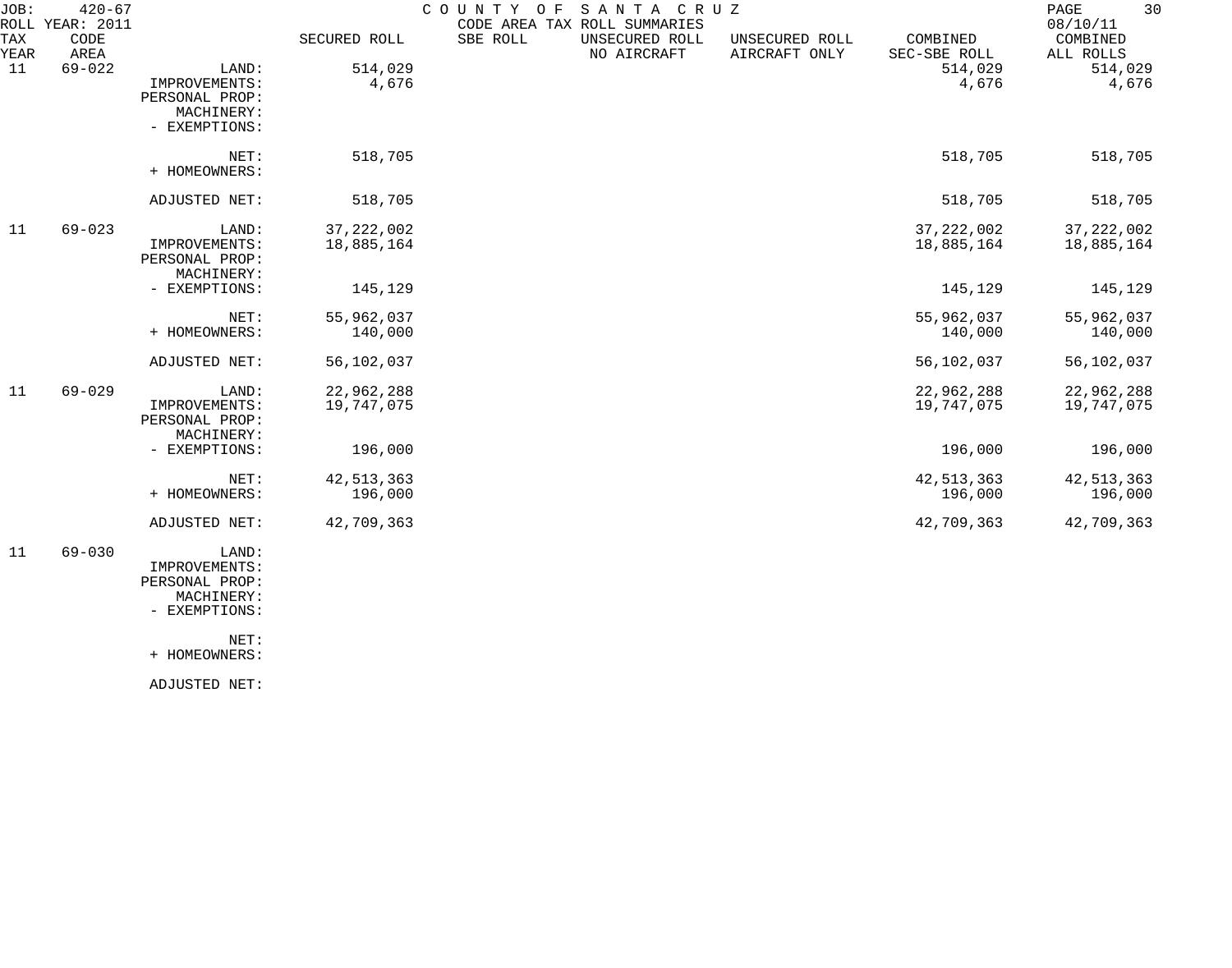JOB: 420-67 COUNTY OF SANTA CRUZ
ROLL YEAR: 2011 CODE AREA TAX ROLL SUMMARIES 08/10/11

| TAX YEAR | CODE AREA | | SECURED ROLL | SBE ROLL | UNSECURED ROLL NO AIRCRAFT | UNSECURED ROLL AIRCRAFT ONLY | COMBINED SEC-SBE ROLL | COMBINED ALL ROLLS |
|---|---|---|---|---|---|---|---|---|
| 11 | 69-022 | LAND: | 514,029 | | | | 514,029 | 514,029 |
| | | IMPROVEMENTS: | 4,676 | | | | 4,676 | 4,676 |
| | | PERSONAL PROP: | | | | | | |
| | | MACHINERY: | | | | | | |
| | | - EXEMPTIONS: | | | | | | |
| | | NET: | 518,705 | | | | 518,705 | 518,705 |
| | | + HOMEOWNERS: | | | | | | |
| | | ADJUSTED NET: | 518,705 | | | | 518,705 | 518,705 |
| 11 | 69-023 | LAND: | 37,222,002 | | | | 37,222,002 | 37,222,002 |
| | | IMPROVEMENTS: | 18,885,164 | | | | 18,885,164 | 18,885,164 |
| | | PERSONAL PROP: | | | | | | |
| | | MACHINERY: | | | | | | |
| | | - EXEMPTIONS: | 145,129 | | | | 145,129 | 145,129 |
| | | NET: | 55,962,037 | | | | 55,962,037 | 55,962,037 |
| | | + HOMEOWNERS: | 140,000 | | | | 140,000 | 140,000 |
| | | ADJUSTED NET: | 56,102,037 | | | | 56,102,037 | 56,102,037 |
| 11 | 69-029 | LAND: | 22,962,288 | | | | 22,962,288 | 22,962,288 |
| | | IMPROVEMENTS: | 19,747,075 | | | | 19,747,075 | 19,747,075 |
| | | PERSONAL PROP: | | | | | | |
| | | MACHINERY: | | | | | | |
| | | - EXEMPTIONS: | 196,000 | | | | 196,000 | 196,000 |
| | | NET: | 42,513,363 | | | | 42,513,363 | 42,513,363 |
| | | + HOMEOWNERS: | 196,000 | | | | 196,000 | 196,000 |
| | | ADJUSTED NET: | 42,709,363 | | | | 42,709,363 | 42,709,363 |
| 11 | 69-030 | LAND: | | | | | | |
| | | IMPROVEMENTS: | | | | | | |
| | | PERSONAL PROP: | | | | | | |
| | | MACHINERY: | | | | | | |
| | | - EXEMPTIONS: | | | | | | |
| | | NET: | | | | | | |
| | | + HOMEOWNERS: | | | | | | |
| | | ADJUSTED NET: | | | | | | |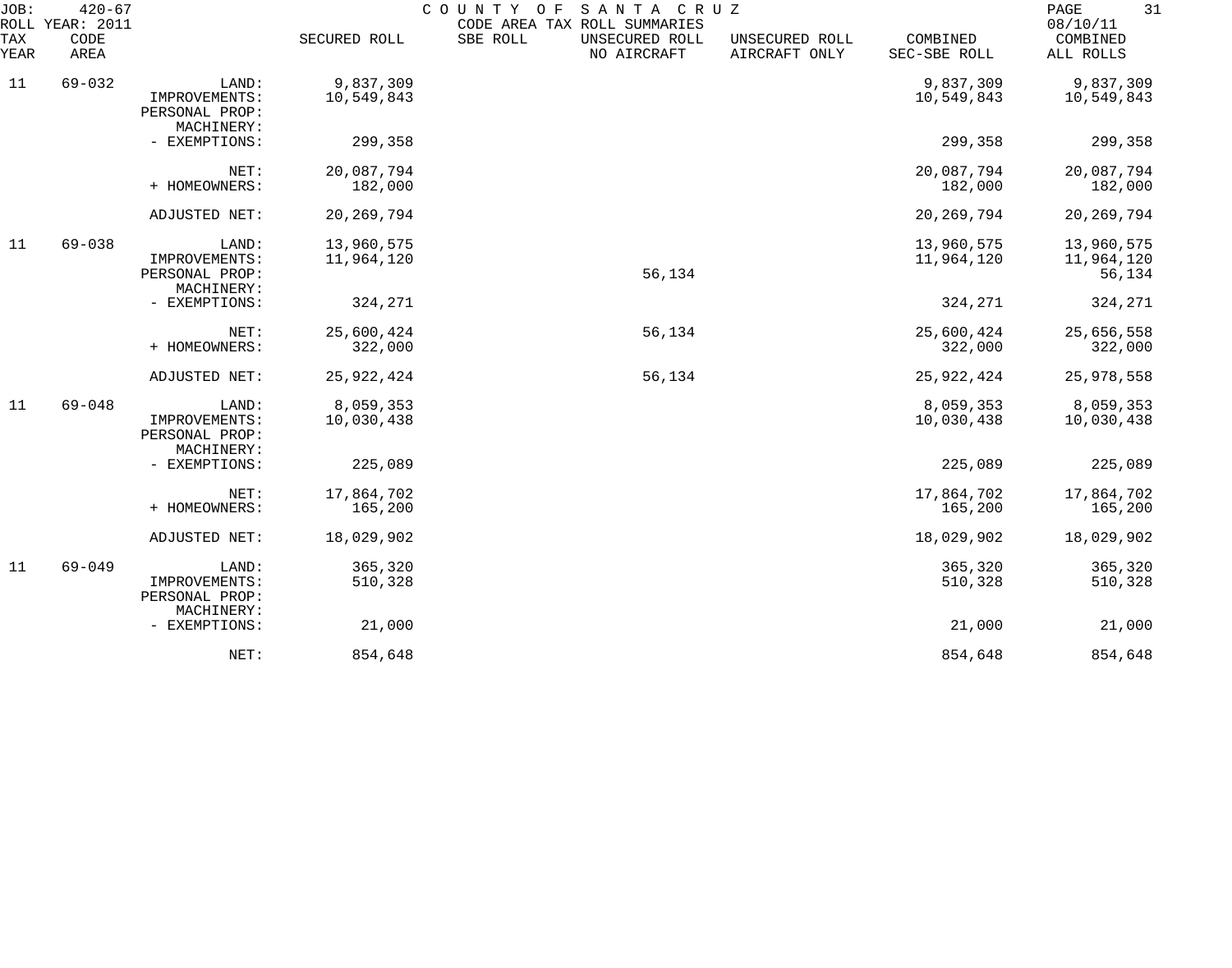JOB: 420-67 COUNTY OF SANTA CRUZ
ROLL YEAR: 2011 CODE AREA TAX ROLL SUMMARIES 08/10/11

| TAX YEAR | CODE AREA | | SECURED ROLL | SBE ROLL | UNSECURED ROLL NO AIRCRAFT | UNSECURED ROLL AIRCRAFT ONLY | COMBINED SEC-SBE ROLL | COMBINED ALL ROLLS |
|---|---|---|---|---|---|---|---|---|
| 11 | 69-032 | LAND: | 9,837,309 | | | | 9,837,309 | 9,837,309 |
| | | IMPROVEMENTS: | 10,549,843 | | | | 10,549,843 | 10,549,843 |
| | | PERSONAL PROP: | | | | | | |
| | | MACHINERY: | | | | | | |
| | | - EXEMPTIONS: | 299,358 | | | | 299,358 | 299,358 |
| | | NET: | 20,087,794 | | | | 20,087,794 | 20,087,794 |
| | | + HOMEOWNERS: | 182,000 | | | | 182,000 | 182,000 |
| | | ADJUSTED NET: | 20,269,794 | | | | 20,269,794 | 20,269,794 |
| 11 | 69-038 | LAND: | 13,960,575 | | | | 13,960,575 | 13,960,575 |
| | | IMPROVEMENTS: | 11,964,120 | | | | 11,964,120 | 11,964,120 |
| | | PERSONAL PROP: | | | 56,134 | | | 56,134 |
| | | MACHINERY: | | | | | | |
| | | - EXEMPTIONS: | 324,271 | | | | 324,271 | 324,271 |
| | | NET: | 25,600,424 | | 56,134 | | 25,600,424 | 25,656,558 |
| | | + HOMEOWNERS: | 322,000 | | | | 322,000 | 322,000 |
| | | ADJUSTED NET: | 25,922,424 | | 56,134 | | 25,922,424 | 25,978,558 |
| 11 | 69-048 | LAND: | 8,059,353 | | | | 8,059,353 | 8,059,353 |
| | | IMPROVEMENTS: | 10,030,438 | | | | 10,030,438 | 10,030,438 |
| | | PERSONAL PROP: | | | | | | |
| | | MACHINERY: | | | | | | |
| | | - EXEMPTIONS: | 225,089 | | | | 225,089 | 225,089 |
| | | NET: | 17,864,702 | | | | 17,864,702 | 17,864,702 |
| | | + HOMEOWNERS: | 165,200 | | | | 165,200 | 165,200 |
| | | ADJUSTED NET: | 18,029,902 | | | | 18,029,902 | 18,029,902 |
| 11 | 69-049 | LAND: | 365,320 | | | | 365,320 | 365,320 |
| | | IMPROVEMENTS: | 510,328 | | | | 510,328 | 510,328 |
| | | PERSONAL PROP: | | | | | | |
| | | MACHINERY: | | | | | | |
| | | - EXEMPTIONS: | 21,000 | | | | 21,000 | 21,000 |
| | | NET: | 854,648 | | | | 854,648 | 854,648 |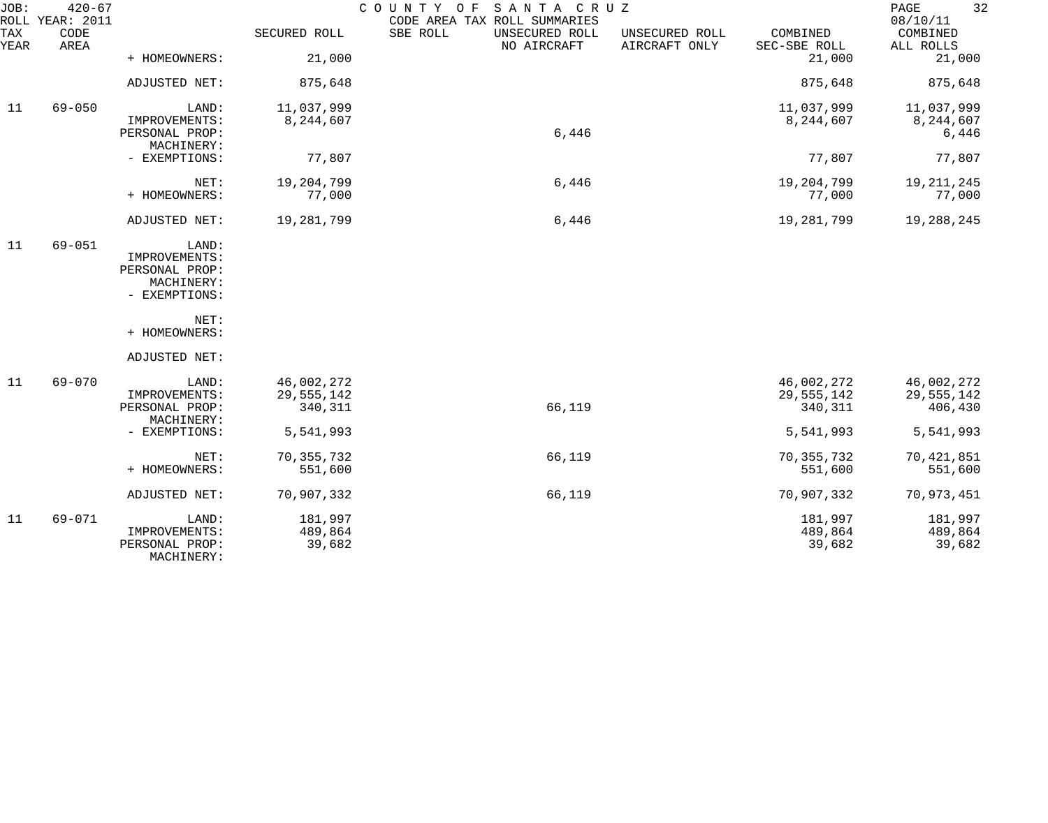JOB: 420-67 COUNTY OF SANTA CRUZ
ROLL YEAR: 2011 CODE AREA TAX ROLL SUMMARIES 08/10/11

| TAX YEAR | CODE AREA | | SECURED ROLL | SBE ROLL | UNSECURED ROLL NO AIRCRAFT | UNSECURED ROLL AIRCRAFT ONLY | COMBINED SEC-SBE ROLL | COMBINED ALL ROLLS |
|---|---|---|---|---|---|---|---|---|
| | | + HOMEOWNERS: | 21,000 | | | | 21,000 | 21,000 |
| | | ADJUSTED NET: | 875,648 | | | | 875,648 | 875,648 |
| 11 | 69-050 | LAND: | 11,037,999 | | | | 11,037,999 | 11,037,999 |
| | | IMPROVEMENTS: | 8,244,607 | | | | 8,244,607 | 8,244,607 |
| | | PERSONAL PROP: | | | 6,446 | | | 6,446 |
| | | MACHINERY: | | | | | | |
| | | - EXEMPTIONS: | 77,807 | | | | 77,807 | 77,807 |
| | | NET: | 19,204,799 | | 6,446 | | 19,204,799 | 19,211,245 |
| | | + HOMEOWNERS: | 77,000 | | | | 77,000 | 77,000 |
| | | ADJUSTED NET: | 19,281,799 | | 6,446 | | 19,281,799 | 19,288,245 |
| 11 | 69-051 | LAND: | | | | | | |
| | | IMPROVEMENTS: | | | | | | |
| | | PERSONAL PROP: | | | | | | |
| | | MACHINERY: | | | | | | |
| | | - EXEMPTIONS: | | | | | | |
| | | NET: | | | | | | |
| | | + HOMEOWNERS: | | | | | | |
| | | ADJUSTED NET: | | | | | | |
| 11 | 69-070 | LAND: | 46,002,272 | | | | 46,002,272 | 46,002,272 |
| | | IMPROVEMENTS: | 29,555,142 | | | | 29,555,142 | 29,555,142 |
| | | PERSONAL PROP: | 340,311 | | 66,119 | | 340,311 | 406,430 |
| | | MACHINERY: | | | | | | |
| | | - EXEMPTIONS: | 5,541,993 | | | | 5,541,993 | 5,541,993 |
| | | NET: | 70,355,732 | | 66,119 | | 70,355,732 | 70,421,851 |
| | | + HOMEOWNERS: | 551,600 | | | | 551,600 | 551,600 |
| | | ADJUSTED NET: | 70,907,332 | | 66,119 | | 70,907,332 | 70,973,451 |
| 11 | 69-071 | LAND: | 181,997 | | | | 181,997 | 181,997 |
| | | IMPROVEMENTS: | 489,864 | | | | 489,864 | 489,864 |
| | | PERSONAL PROP: | 39,682 | | | | 39,682 | 39,682 |
| | | MACHINERY: | | | | | | |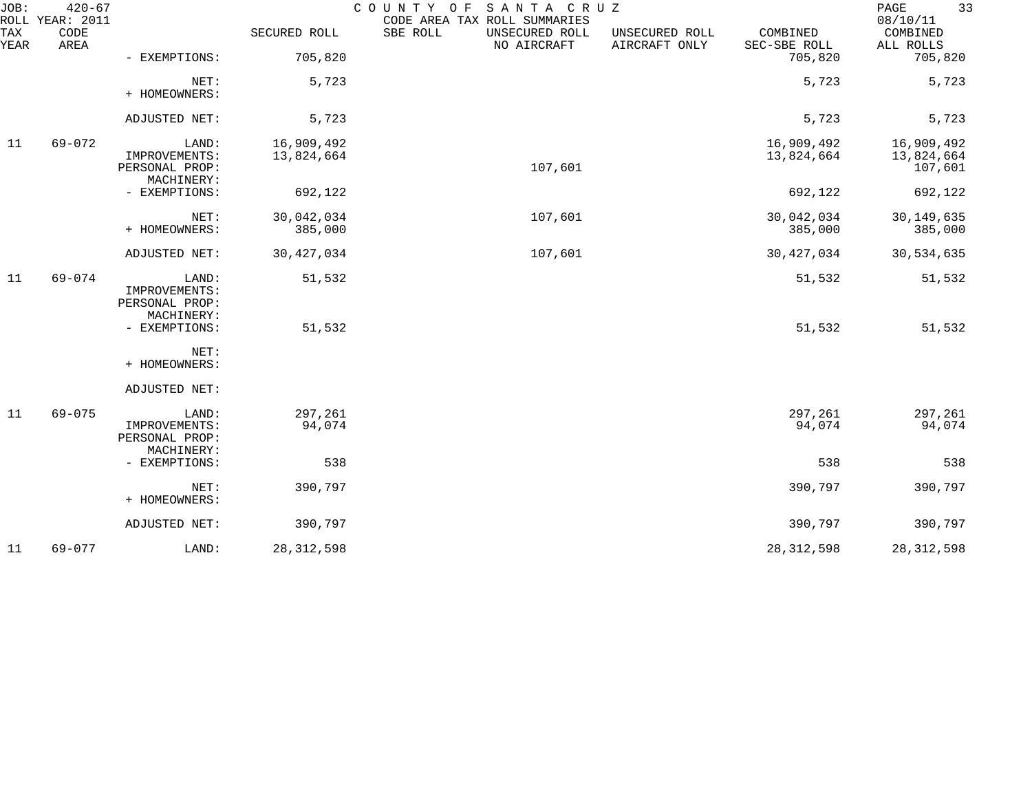JOB: 420-67 COUNTY OF SANTA CRUZ
ROLL YEAR: 2011 CODE AREA TAX ROLL SUMMARIES 08/10/11

| TAX YEAR | CODE AREA | | SECURED ROLL | SBE ROLL | UNSECURED ROLL NO AIRCRAFT | UNSECURED ROLL AIRCRAFT ONLY | COMBINED SEC-SBE ROLL | COMBINED ALL ROLLS |
|---|---|---|---|---|---|---|---|---|
| | | - EXEMPTIONS: | 705,820 | | | | 705,820 | 705,820 |
| | | NET: | 5,723 | | | | 5,723 | 5,723 |
| | | + HOMEOWNERS: | | | | | | |
| | | ADJUSTED NET: | 5,723 | | | | 5,723 | 5,723 |
| 11 | 69-072 | LAND: | 16,909,492 | | | | 16,909,492 | 16,909,492 |
| | | IMPROVEMENTS: | 13,824,664 | | | | 13,824,664 | 13,824,664 |
| | | PERSONAL PROP: | | | 107,601 | | | 107,601 |
| | | MACHINERY: | | | | | | |
| | | - EXEMPTIONS: | 692,122 | | | | 692,122 | 692,122 |
| | | NET: | 30,042,034 | | 107,601 | | 30,042,034 | 30,149,635 |
| | | + HOMEOWNERS: | 385,000 | | | | 385,000 | 385,000 |
| | | ADJUSTED NET: | 30,427,034 | | 107,601 | | 30,427,034 | 30,534,635 |
| 11 | 69-074 | LAND: | 51,532 | | | | 51,532 | 51,532 |
| | | IMPROVEMENTS: | | | | | | |
| | | PERSONAL PROP: | | | | | | |
| | | MACHINERY: | | | | | | |
| | | - EXEMPTIONS: | 51,532 | | | | 51,532 | 51,532 |
| | | NET: | | | | | | |
| | | + HOMEOWNERS: | | | | | | |
| | | ADJUSTED NET: | | | | | | |
| 11 | 69-075 | LAND: | 297,261 | | | | 297,261 | 297,261 |
| | | IMPROVEMENTS: | 94,074 | | | | 94,074 | 94,074 |
| | | PERSONAL PROP: | | | | | | |
| | | MACHINERY: | | | | | | |
| | | - EXEMPTIONS: | 538 | | | | 538 | 538 |
| | | NET: | 390,797 | | | | 390,797 | 390,797 |
| | | + HOMEOWNERS: | | | | | | |
| | | ADJUSTED NET: | 390,797 | | | | 390,797 | 390,797 |
| 11 | 69-077 | LAND: | 28,312,598 | | | | 28,312,598 | 28,312,598 |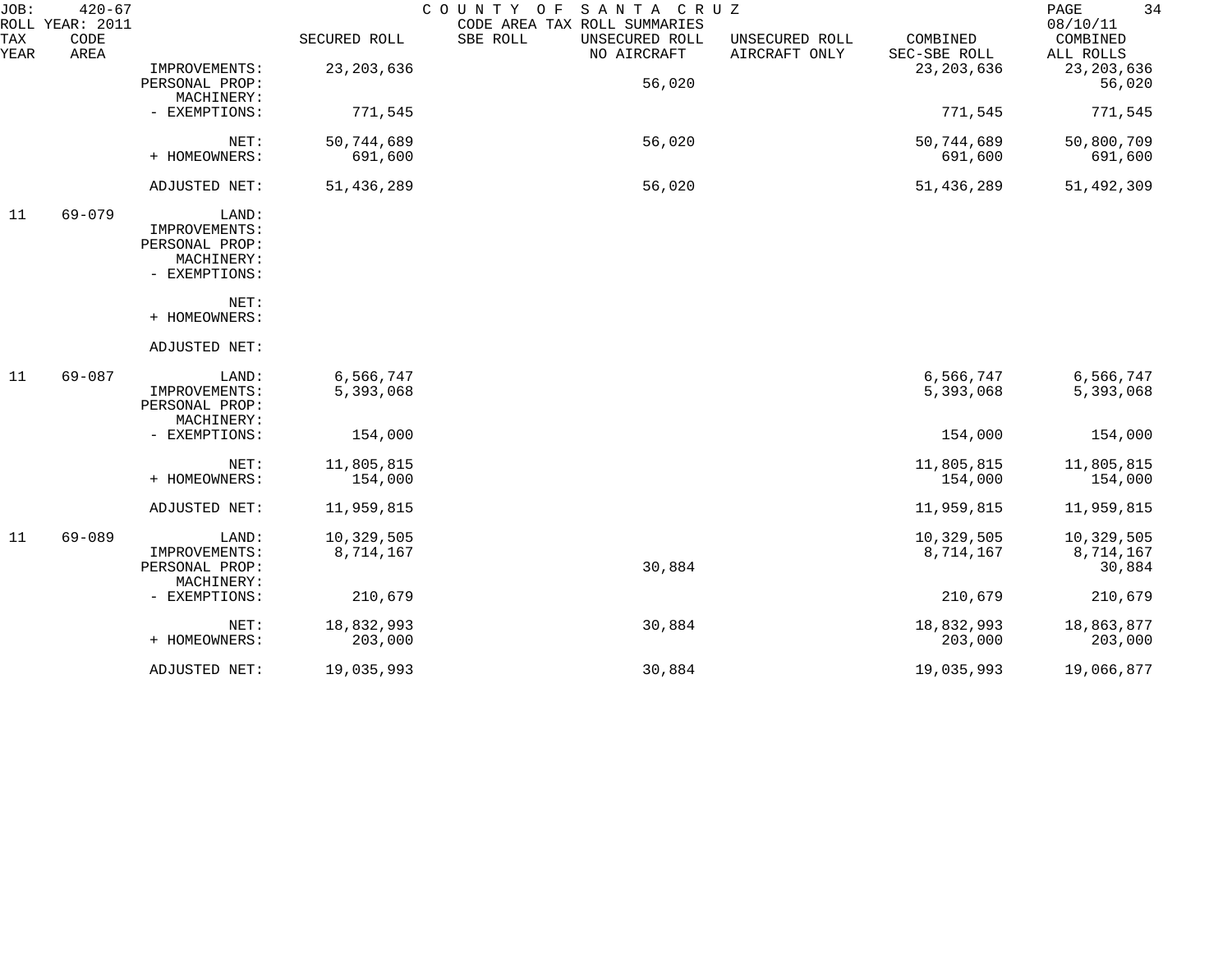JOB: 420-67 COUNTY OF SANTA CRUZ
ROLL YEAR: 2011 CODE AREA TAX ROLL SUMMARIES 08/10/11

| TAX YEAR | CODE AREA | | SECURED ROLL | SBE ROLL | UNSECURED ROLL NO AIRCRAFT | UNSECURED ROLL AIRCRAFT ONLY | COMBINED SEC-SBE ROLL | COMBINED ALL ROLLS |
|---|---|---|---|---|---|---|---|---|
| | | IMPROVEMENTS: | 23,203,636 | | | | 23,203,636 | 23,203,636 |
| | | PERSONAL PROP: | | | 56,020 | | | 56,020 |
| | | MACHINERY: | | | | | | |
| | | - EXEMPTIONS: | 771,545 | | | | 771,545 | 771,545 |
| | | NET: | 50,744,689 | | 56,020 | | 50,744,689 | 50,800,709 |
| | | + HOMEOWNERS: | 691,600 | | | | 691,600 | 691,600 |
| | | ADJUSTED NET: | 51,436,289 | | 56,020 | | 51,436,289 | 51,492,309 |
| 11 | 69-079 | LAND: | | | | | | |
| | | IMPROVEMENTS: | | | | | | |
| | | PERSONAL PROP: | | | | | | |
| | | MACHINERY: | | | | | | |
| | | - EXEMPTIONS: | | | | | | |
| | | NET: | | | | | | |
| | | + HOMEOWNERS: | | | | | | |
| | | ADJUSTED NET: | | | | | | |
| 11 | 69-087 | LAND: | 6,566,747 | | | | 6,566,747 | 6,566,747 |
| | | IMPROVEMENTS: | 5,393,068 | | | | 5,393,068 | 5,393,068 |
| | | PERSONAL PROP: | | | | | | |
| | | MACHINERY: | | | | | | |
| | | - EXEMPTIONS: | 154,000 | | | | 154,000 | 154,000 |
| | | NET: | 11,805,815 | | | | 11,805,815 | 11,805,815 |
| | | + HOMEOWNERS: | 154,000 | | | | 154,000 | 154,000 |
| | | ADJUSTED NET: | 11,959,815 | | | | 11,959,815 | 11,959,815 |
| 11 | 69-089 | LAND: | 10,329,505 | | | | 10,329,505 | 10,329,505 |
| | | IMPROVEMENTS: | 8,714,167 | | | | 8,714,167 | 8,714,167 |
| | | PERSONAL PROP: | | | 30,884 | | | 30,884 |
| | | MACHINERY: | | | | | | |
| | | - EXEMPTIONS: | 210,679 | | | | 210,679 | 210,679 |
| | | NET: | 18,832,993 | | 30,884 | | 18,832,993 | 18,863,877 |
| | | + HOMEOWNERS: | 203,000 | | | | 203,000 | 203,000 |
| | | ADJUSTED NET: | 19,035,993 | | 30,884 | | 19,035,993 | 19,066,877 |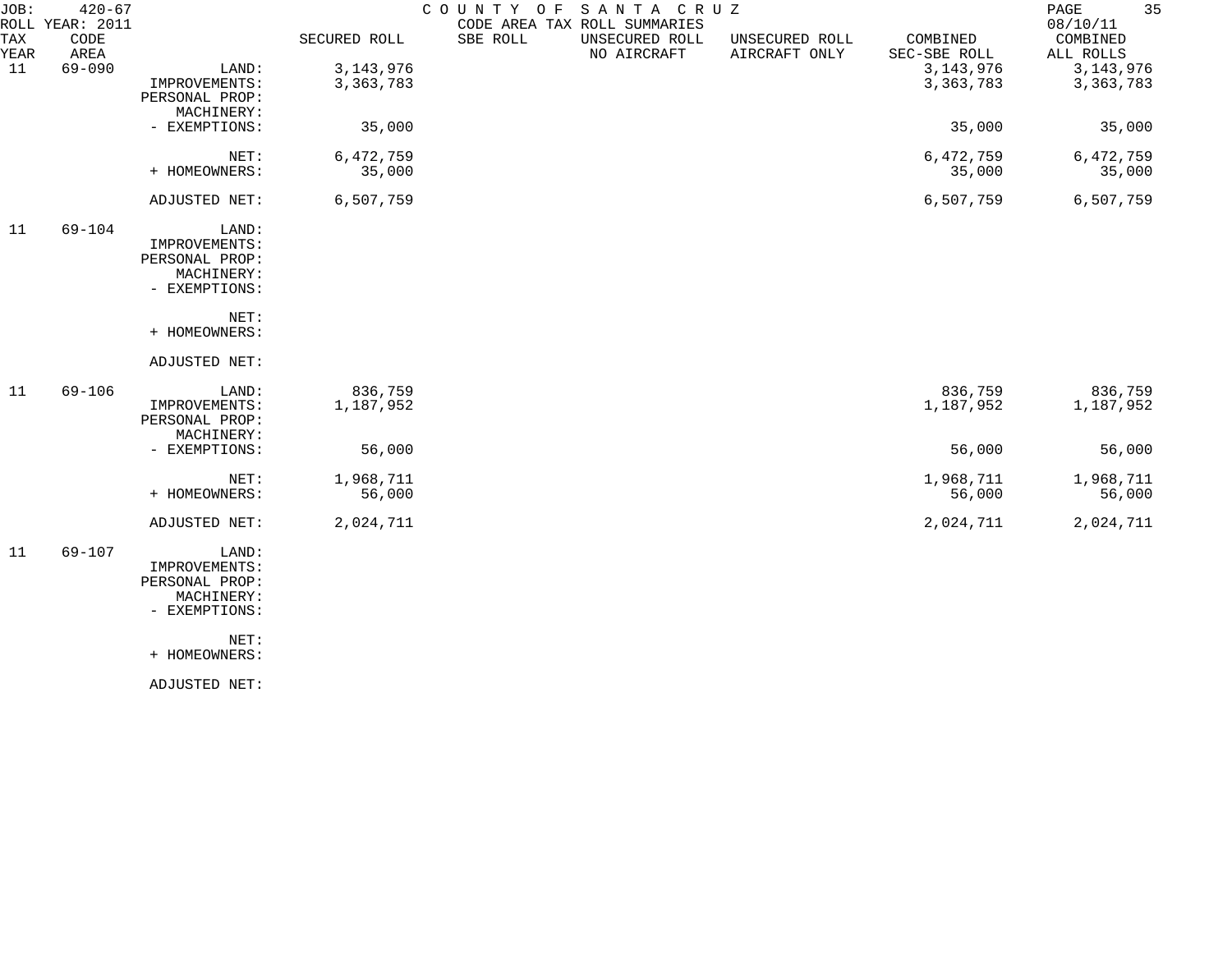JOB: 420-67 COUNTY OF SANTA CRUZ
ROLL YEAR: 2011 CODE AREA TAX ROLL SUMMARIES 08/10/11

| TAX YEAR | CODE AREA | | SECURED ROLL | SBE ROLL | UNSECURED ROLL NO AIRCRAFT | UNSECURED ROLL AIRCRAFT ONLY | COMBINED SEC-SBE ROLL | COMBINED ALL ROLLS |
|---|---|---|---|---|---|---|---|---|
| 11 | 69-090 | LAND: | 3,143,976 | | | | 3,143,976 | 3,143,976 |
| | | IMPROVEMENTS: | 3,363,783 | | | | 3,363,783 | 3,363,783 |
| | | PERSONAL PROP: | | | | | | |
| | | MACHINERY: | | | | | | |
| | | - EXEMPTIONS: | 35,000 | | | | 35,000 | 35,000 |
| | | NET: | 6,472,759 | | | | 6,472,759 | 6,472,759 |
| | | + HOMEOWNERS: | 35,000 | | | | 35,000 | 35,000 |
| | | ADJUSTED NET: | 6,507,759 | | | | 6,507,759 | 6,507,759 |
| 11 | 69-104 | LAND: | | | | | | |
| | | IMPROVEMENTS: | | | | | | |
| | | PERSONAL PROP: | | | | | | |
| | | MACHINERY: | | | | | | |
| | | - EXEMPTIONS: | | | | | | |
| | | NET: | | | | | | |
| | | + HOMEOWNERS: | | | | | | |
| | | ADJUSTED NET: | | | | | | |
| 11 | 69-106 | LAND: | 836,759 | | | | 836,759 | 836,759 |
| | | IMPROVEMENTS: | 1,187,952 | | | | 1,187,952 | 1,187,952 |
| | | PERSONAL PROP: | | | | | | |
| | | MACHINERY: | | | | | | |
| | | - EXEMPTIONS: | 56,000 | | | | 56,000 | 56,000 |
| | | NET: | 1,968,711 | | | | 1,968,711 | 1,968,711 |
| | | + HOMEOWNERS: | 56,000 | | | | 56,000 | 56,000 |
| | | ADJUSTED NET: | 2,024,711 | | | | 2,024,711 | 2,024,711 |
| 11 | 69-107 | LAND: | | | | | | |
| | | IMPROVEMENTS: | | | | | | |
| | | PERSONAL PROP: | | | | | | |
| | | MACHINERY: | | | | | | |
| | | - EXEMPTIONS: | | | | | | |
| | | NET: | | | | | | |
| | | + HOMEOWNERS: | | | | | | |
| | | ADJUSTED NET: | | | | | | |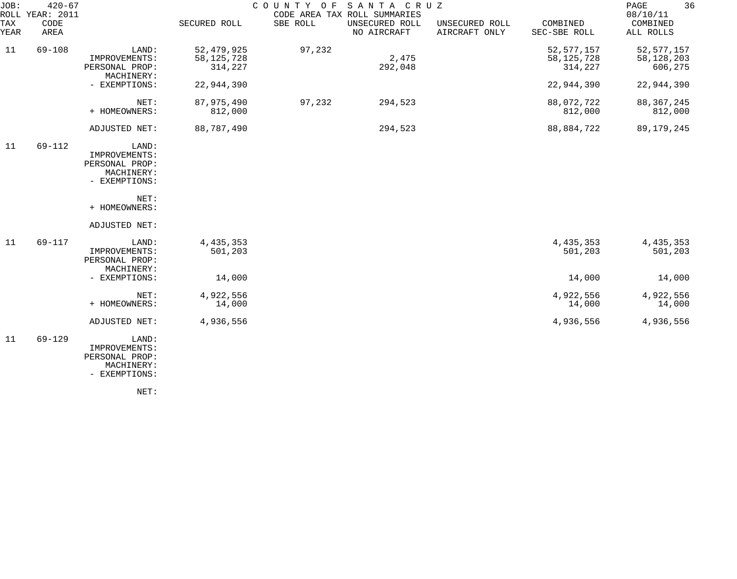JOB: 420-67 COUNTY OF SANTA CRUZ
ROLL YEAR: 2011 CODE AREA TAX ROLL SUMMARIES 08/10/11

| TAX YEAR | CODE AREA | | SECURED ROLL | SBE ROLL | UNSECURED ROLL NO AIRCRAFT | UNSECURED ROLL AIRCRAFT ONLY | COMBINED SEC-SBE ROLL | COMBINED ALL ROLLS |
|---|---|---|---|---|---|---|---|---|
| 11 | 69-108 | LAND: | 52,479,925 | 97,232 | | | 52,577,157 | 52,577,157 |
| | | IMPROVEMENTS: | 58,125,728 | | 2,475 | | 58,125,728 | 58,128,203 |
| | | PERSONAL PROP: | 314,227 | | 292,048 | | 314,227 | 606,275 |
| | | MACHINERY: | | | | | | |
| | | - EXEMPTIONS: | 22,944,390 | | | | 22,944,390 | 22,944,390 |
| | | NET: | 87,975,490 | 97,232 | 294,523 | | 88,072,722 | 88,367,245 |
| | | + HOMEOWNERS: | 812,000 | | | | 812,000 | 812,000 |
| | | ADJUSTED NET: | 88,787,490 | | 294,523 | | 88,884,722 | 89,179,245 |
| 11 | 69-112 | LAND: | | | | | | |
| | | IMPROVEMENTS: | | | | | | |
| | | PERSONAL PROP: | | | | | | |
| | | MACHINERY: | | | | | | |
| | | - EXEMPTIONS: | | | | | | |
| | | NET: | | | | | | |
| | | + HOMEOWNERS: | | | | | | |
| | | ADJUSTED NET: | | | | | | |
| 11 | 69-117 | LAND: | 4,435,353 | | | | 4,435,353 | 4,435,353 |
| | | IMPROVEMENTS: | 501,203 | | | | 501,203 | 501,203 |
| | | PERSONAL PROP: | | | | | | |
| | | MACHINERY: | | | | | | |
| | | - EXEMPTIONS: | 14,000 | | | | 14,000 | 14,000 |
| | | NET: | 4,922,556 | | | | 4,922,556 | 4,922,556 |
| | | + HOMEOWNERS: | 14,000 | | | | 14,000 | 14,000 |
| | | ADJUSTED NET: | 4,936,556 | | | | 4,936,556 | 4,936,556 |
| 11 | 69-129 | LAND: | | | | | | |
| | | IMPROVEMENTS: | | | | | | |
| | | PERSONAL PROP: | | | | | | |
| | | MACHINERY: | | | | | | |
| | | - EXEMPTIONS: | | | | | | |
| | | NET: | | | | | | |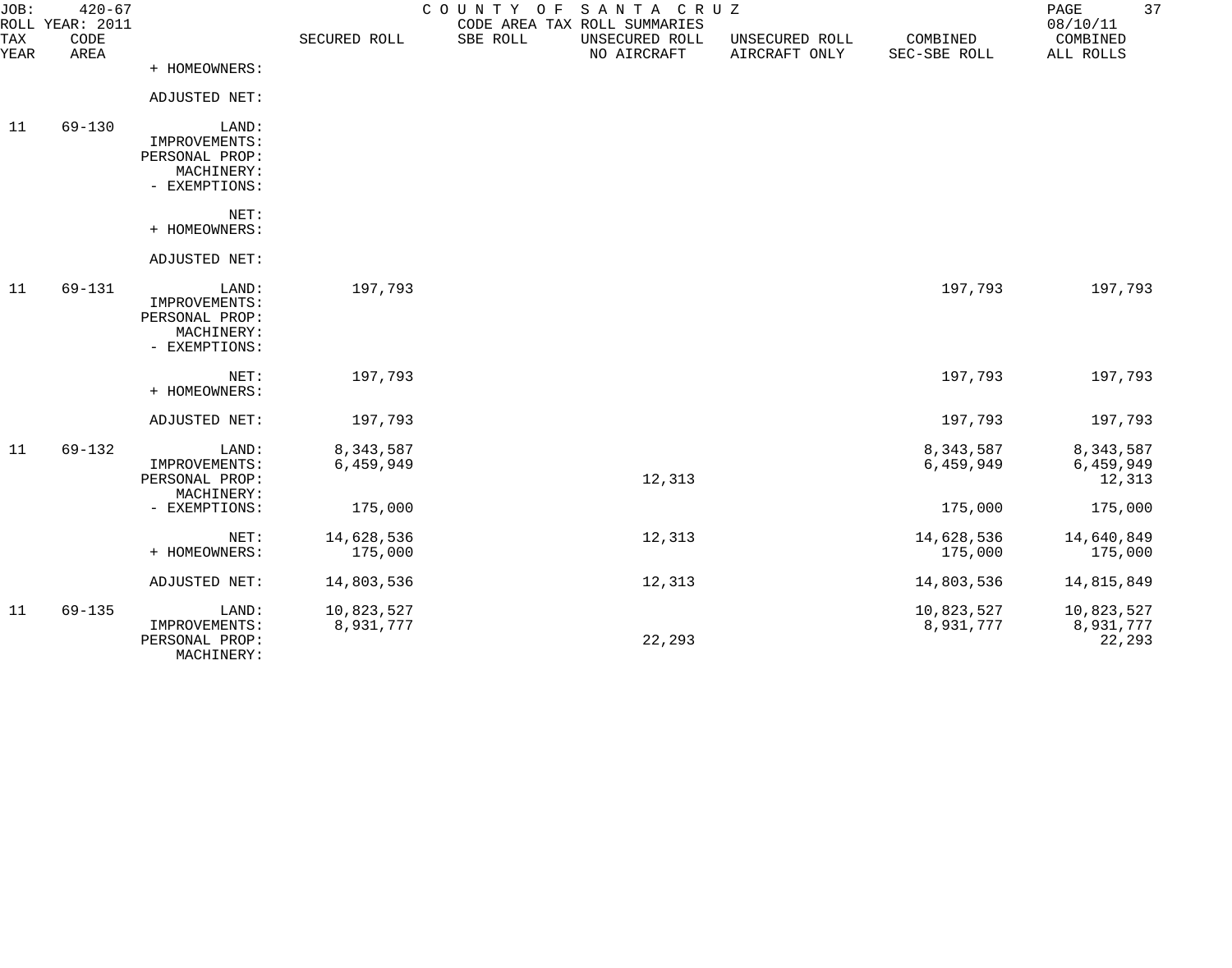COUNTY OF SANTA CRUZ
CODE AREA TAX ROLL SUMMARIES

JOB: 420-67
ROLL YEAR: 2011
08/10/11

| TAX YEAR | CODE AREA | | SECURED ROLL | SBE ROLL | UNSECURED ROLL NO AIRCRAFT | UNSECURED ROLL AIRCRAFT ONLY | COMBINED SEC-SBE ROLL | COMBINED ALL ROLLS |
|---|---|---|---|---|---|---|---|---|
| | | + HOMEOWNERS: | | | | | | |
| | | ADJUSTED NET: | | | | | | |
| 11 | 69-130 | LAND: | | | | | | |
| | | IMPROVEMENTS: | | | | | | |
| | | PERSONAL PROP: | | | | | | |
| | | MACHINERY: | | | | | | |
| | | - EXEMPTIONS: | | | | | | |
| | | NET: | | | | | | |
| | | + HOMEOWNERS: | | | | | | |
| | | ADJUSTED NET: | | | | | | |
| 11 | 69-131 | LAND: | 197,793 | | | | 197,793 | 197,793 |
| | | IMPROVEMENTS: | | | | | | |
| | | PERSONAL PROP: | | | | | | |
| | | MACHINERY: | | | | | | |
| | | - EXEMPTIONS: | | | | | | |
| | | NET: | 197,793 | | | | 197,793 | 197,793 |
| | | + HOMEOWNERS: | | | | | | |
| | | ADJUSTED NET: | 197,793 | | | | 197,793 | 197,793 |
| 11 | 69-132 | LAND: | 8,343,587 | | | | 8,343,587 | 8,343,587 |
| | | IMPROVEMENTS: | 6,459,949 | | | | 6,459,949 | 6,459,949 |
| | | PERSONAL PROP: | | | 12,313 | | | 12,313 |
| | | MACHINERY: | | | | | | |
| | | - EXEMPTIONS: | 175,000 | | | | 175,000 | 175,000 |
| | | NET: | 14,628,536 | | 12,313 | | 14,628,536 | 14,640,849 |
| | | + HOMEOWNERS: | 175,000 | | | | 175,000 | 175,000 |
| | | ADJUSTED NET: | 14,803,536 | | 12,313 | | 14,803,536 | 14,815,849 |
| 11 | 69-135 | LAND: | 10,823,527 | | | | 10,823,527 | 10,823,527 |
| | | IMPROVEMENTS: | 8,931,777 | | | | 8,931,777 | 8,931,777 |
| | | PERSONAL PROP: | | | 22,293 | | | 22,293 |
| | | MACHINERY: | | | | | | |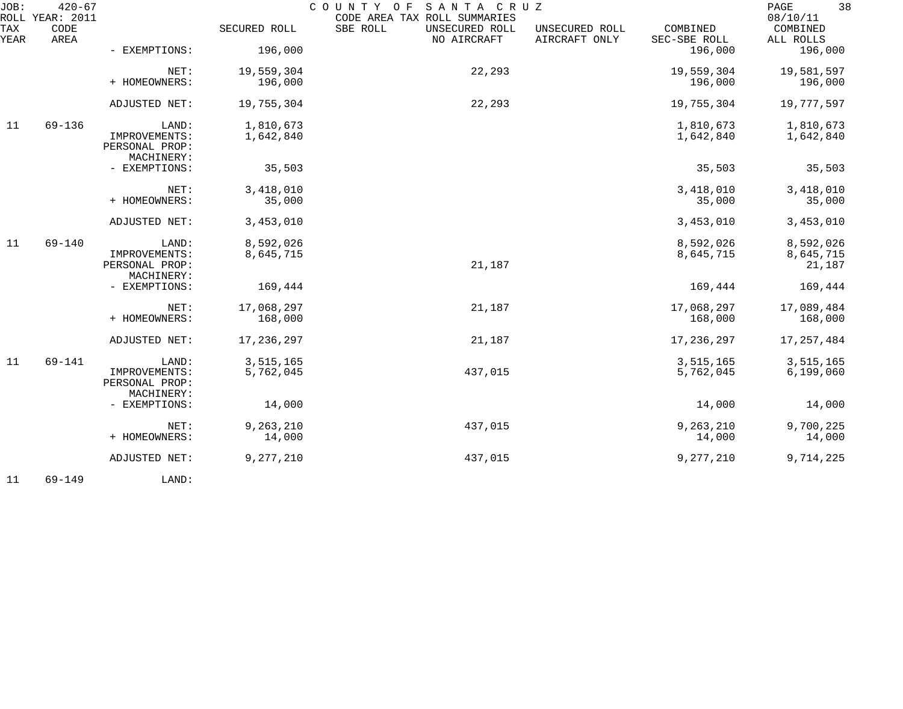JOB: 420-67 COUNTY OF SANTA CRUZ
ROLL YEAR: 2011 CODE AREA TAX ROLL SUMMARIES 08/10/11

| TAX YEAR | CODE AREA | | SECURED ROLL | SBE ROLL | UNSECURED ROLL NO AIRCRAFT | UNSECURED ROLL AIRCRAFT ONLY | COMBINED SEC-SBE ROLL | COMBINED ALL ROLLS |
|---|---|---|---|---|---|---|---|---|
| | | - EXEMPTIONS: | 196,000 | | | | 196,000 | 196,000 |
| | | NET: | 19,559,304 | | 22,293 | | 19,559,304 | 19,581,597 |
| | | + HOMEOWNERS: | 196,000 | | | | 196,000 | 196,000 |
| | | ADJUSTED NET: | 19,755,304 | | 22,293 | | 19,755,304 | 19,777,597 |
| 11 | 69-136 | LAND: | 1,810,673 | | | | 1,810,673 | 1,810,673 |
| | | IMPROVEMENTS: | 1,642,840 | | | | 1,642,840 | 1,642,840 |
| | | PERSONAL PROP: | | | | | | |
| | | MACHINERY: | | | | | | |
| | | - EXEMPTIONS: | 35,503 | | | | 35,503 | 35,503 |
| | | NET: | 3,418,010 | | | | 3,418,010 | 3,418,010 |
| | | + HOMEOWNERS: | 35,000 | | | | 35,000 | 35,000 |
| | | ADJUSTED NET: | 3,453,010 | | | | 3,453,010 | 3,453,010 |
| 11 | 69-140 | LAND: | 8,592,026 | | | | 8,592,026 | 8,592,026 |
| | | IMPROVEMENTS: | 8,645,715 | | | | 8,645,715 | 8,645,715 |
| | | PERSONAL PROP: | | | 21,187 | | | 21,187 |
| | | MACHINERY: | | | | | | |
| | | - EXEMPTIONS: | 169,444 | | | | 169,444 | 169,444 |
| | | NET: | 17,068,297 | | 21,187 | | 17,068,297 | 17,089,484 |
| | | + HOMEOWNERS: | 168,000 | | | | 168,000 | 168,000 |
| | | ADJUSTED NET: | 17,236,297 | | 21,187 | | 17,236,297 | 17,257,484 |
| 11 | 69-141 | LAND: | 3,515,165 | | | | 3,515,165 | 3,515,165 |
| | | IMPROVEMENTS: | 5,762,045 | | 437,015 | | 5,762,045 | 6,199,060 |
| | | PERSONAL PROP: | | | | | | |
| | | MACHINERY: | | | | | | |
| | | - EXEMPTIONS: | 14,000 | | | | 14,000 | 14,000 |
| | | NET: | 9,263,210 | | 437,015 | | 9,263,210 | 9,700,225 |
| | | + HOMEOWNERS: | 14,000 | | | | 14,000 | 14,000 |
| | | ADJUSTED NET: | 9,277,210 | | 437,015 | | 9,277,210 | 9,714,225 |
| 11 | 69-149 | LAND: | | | | | | |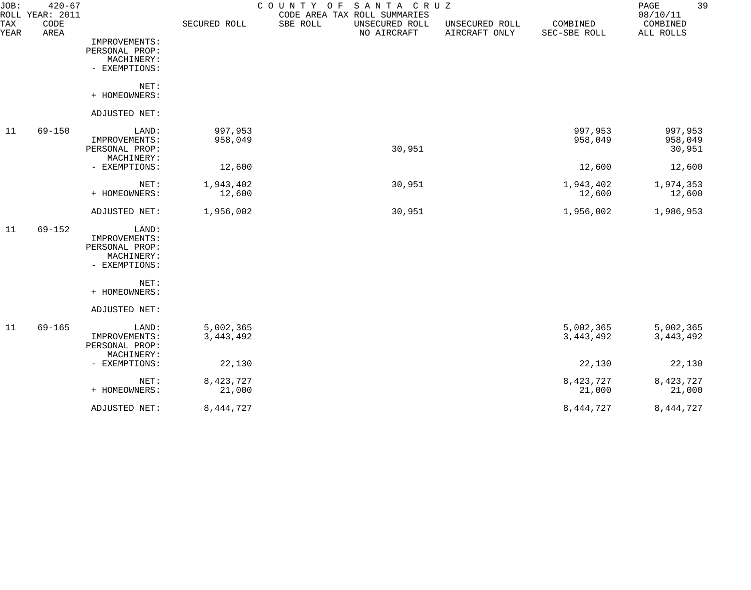JOB: 420-67 COUNTY OF SANTA CRUZ
ROLL YEAR: 2011 CODE AREA TAX ROLL SUMMARIES 08/10/11

| TAX YEAR | CODE AREA | | SECURED ROLL | SBE ROLL | UNSECURED ROLL NO AIRCRAFT | UNSECURED ROLL AIRCRAFT ONLY | COMBINED SEC-SBE ROLL | COMBINED ALL ROLLS |
|---|---|---|---|---|---|---|---|---|
| | | IMPROVEMENTS: | | | | | | |
| | | PERSONAL PROP: | | | | | | |
| | | MACHINERY: | | | | | | |
| | | - EXEMPTIONS: | | | | | | |
| | | NET: | | | | | | |
| | | + HOMEOWNERS: | | | | | | |
| | | ADJUSTED NET: | | | | | | |
| 11 | 69-150 | LAND: | 997,953 | | | | 997,953 | 997,953 |
| | | IMPROVEMENTS: | 958,049 | | | | 958,049 | 958,049 |
| | | PERSONAL PROP: | | | 30,951 | | | 30,951 |
| | | MACHINERY: | | | | | | |
| | | - EXEMPTIONS: | 12,600 | | | | 12,600 | 12,600 |
| | | NET: | 1,943,402 | | 30,951 | | 1,943,402 | 1,974,353 |
| | | + HOMEOWNERS: | 12,600 | | | | 12,600 | 12,600 |
| | | ADJUSTED NET: | 1,956,002 | | 30,951 | | 1,956,002 | 1,986,953 |
| 11 | 69-152 | LAND: | | | | | | |
| | | IMPROVEMENTS: | | | | | | |
| | | PERSONAL PROP: | | | | | | |
| | | MACHINERY: | | | | | | |
| | | - EXEMPTIONS: | | | | | | |
| | | NET: | | | | | | |
| | | + HOMEOWNERS: | | | | | | |
| | | ADJUSTED NET: | | | | | | |
| 11 | 69-165 | LAND: | 5,002,365 | | | | 5,002,365 | 5,002,365 |
| | | IMPROVEMENTS: | 3,443,492 | | | | 3,443,492 | 3,443,492 |
| | | PERSONAL PROP: | | | | | | |
| | | MACHINERY: | | | | | | |
| | | - EXEMPTIONS: | 22,130 | | | | 22,130 | 22,130 |
| | | NET: | 8,423,727 | | | | 8,423,727 | 8,423,727 |
| | | + HOMEOWNERS: | 21,000 | | | | 21,000 | 21,000 |
| | | ADJUSTED NET: | 8,444,727 | | | | 8,444,727 | 8,444,727 |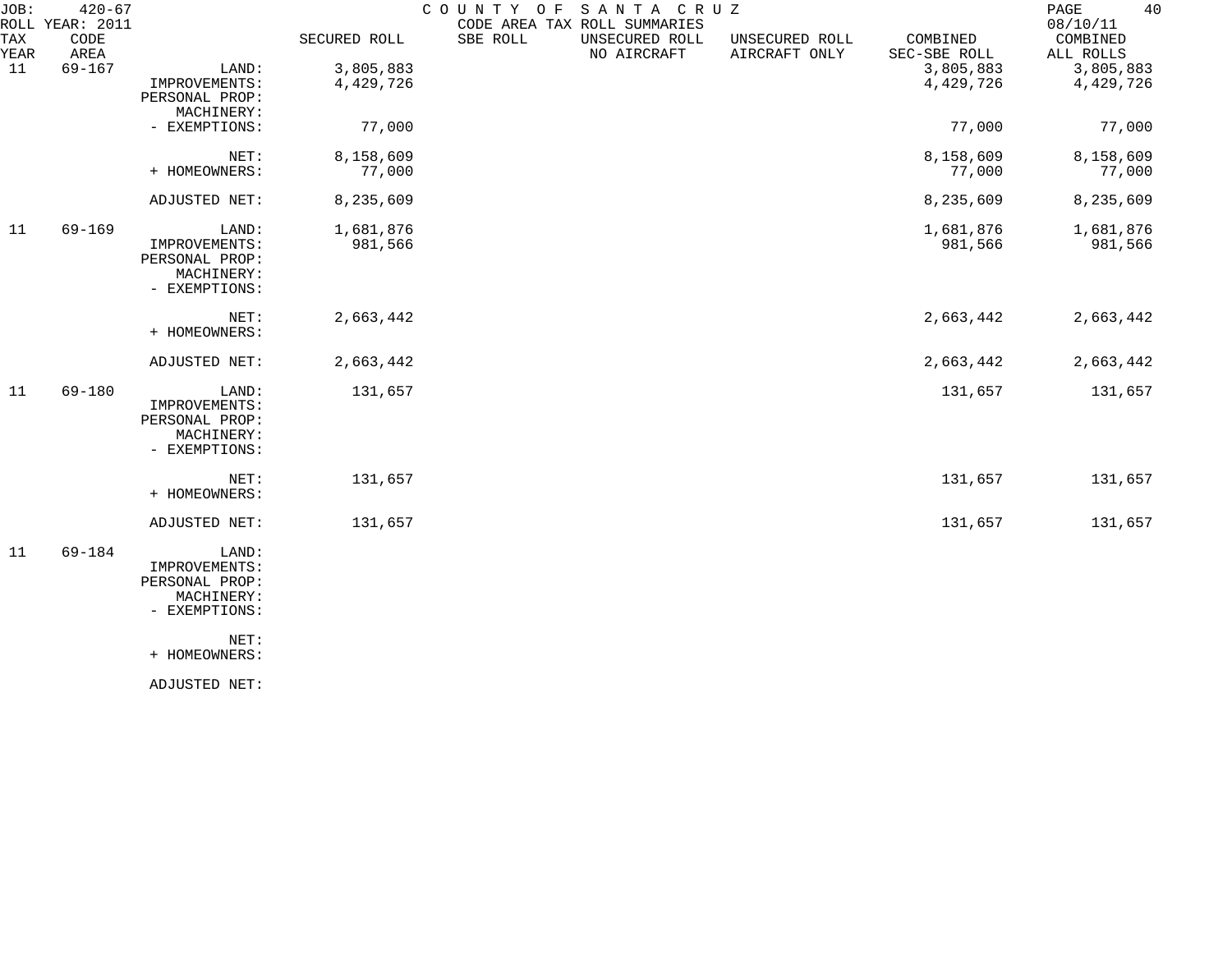JOB: 420-67 COUNTY OF SANTA CRUZ
ROLL YEAR: 2011 CODE AREA TAX ROLL SUMMARIES 08/10/11

| TAX YEAR | CODE AREA | | SECURED ROLL | SBE ROLL | UNSECURED ROLL NO AIRCRAFT | UNSECURED ROLL AIRCRAFT ONLY | COMBINED SEC-SBE ROLL | COMBINED ALL ROLLS |
|---|---|---|---|---|---|---|---|---|
| 11 | 69-167 | LAND: | 3,805,883 | | | | 3,805,883 | 3,805,883 |
| | | IMPROVEMENTS: | 4,429,726 | | | | 4,429,726 | 4,429,726 |
| | | PERSONAL PROP: | | | | | | |
| | | MACHINERY: | | | | | | |
| | | - EXEMPTIONS: | 77,000 | | | | 77,000 | 77,000 |
| | | NET: | 8,158,609 | | | | 8,158,609 | 8,158,609 |
| | | + HOMEOWNERS: | 77,000 | | | | 77,000 | 77,000 |
| | | ADJUSTED NET: | 8,235,609 | | | | 8,235,609 | 8,235,609 |
| 11 | 69-169 | LAND: | 1,681,876 | | | | 1,681,876 | 1,681,876 |
| | | IMPROVEMENTS: | 981,566 | | | | 981,566 | 981,566 |
| | | PERSONAL PROP: | | | | | | |
| | | MACHINERY: | | | | | | |
| | | - EXEMPTIONS: | | | | | | |
| | | NET: | 2,663,442 | | | | 2,663,442 | 2,663,442 |
| | | + HOMEOWNERS: | | | | | | |
| | | ADJUSTED NET: | 2,663,442 | | | | 2,663,442 | 2,663,442 |
| 11 | 69-180 | LAND: | 131,657 | | | | 131,657 | 131,657 |
| | | IMPROVEMENTS: | | | | | | |
| | | PERSONAL PROP: | | | | | | |
| | | MACHINERY: | | | | | | |
| | | - EXEMPTIONS: | | | | | | |
| | | NET: | 131,657 | | | | 131,657 | 131,657 |
| | | + HOMEOWNERS: | | | | | | |
| | | ADJUSTED NET: | 131,657 | | | | 131,657 | 131,657 |
| 11 | 69-184 | LAND: | | | | | | |
| | | IMPROVEMENTS: | | | | | | |
| | | PERSONAL PROP: | | | | | | |
| | | MACHINERY: | | | | | | |
| | | - EXEMPTIONS: | | | | | | |
| | | NET: | | | | | | |
| | | + HOMEOWNERS: | | | | | | |
| | | ADJUSTED NET: | | | | | | |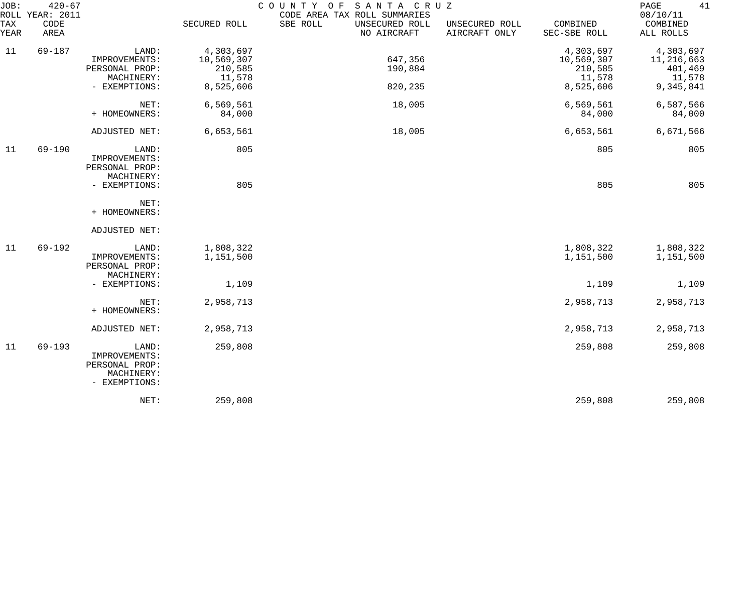JOB: 420-67 COUNTY OF SANTA CRUZ
ROLL YEAR: 2011 CODE AREA TAX ROLL SUMMARIES 08/10/11

| TAX YEAR | CODE AREA | | SECURED ROLL | SBE ROLL | UNSECURED ROLL NO AIRCRAFT | UNSECURED ROLL AIRCRAFT ONLY | COMBINED SEC-SBE ROLL | COMBINED ALL ROLLS |
|---|---|---|---|---|---|---|---|---|
| 11 | 69-187 | LAND: | 4,303,697 | | | | 4,303,697 | 4,303,697 |
| | | IMPROVEMENTS: | 10,569,307 | | 647,356 | | 10,569,307 | 11,216,663 |
| | | PERSONAL PROP: | 210,585 | | 190,884 | | 210,585 | 401,469 |
| | | MACHINERY: | 11,578 | | | | 11,578 | 11,578 |
| | | - EXEMPTIONS: | 8,525,606 | | 820,235 | | 8,525,606 | 9,345,841 |
| | | NET: | 6,569,561 | | 18,005 | | 6,569,561 | 6,587,566 |
| | | + HOMEOWNERS: | 84,000 | | | | 84,000 | 84,000 |
| | | ADJUSTED NET: | 6,653,561 | | 18,005 | | 6,653,561 | 6,671,566 |
| 11 | 69-190 | LAND: | 805 | | | | 805 | 805 |
| | | IMPROVEMENTS: | | | | | | |
| | | PERSONAL PROP: | | | | | | |
| | | MACHINERY: | | | | | | |
| | | - EXEMPTIONS: | 805 | | | | 805 | 805 |
| | | NET: | | | | | | |
| | | + HOMEOWNERS: | | | | | | |
| | | ADJUSTED NET: | | | | | | |
| 11 | 69-192 | LAND: | 1,808,322 | | | | 1,808,322 | 1,808,322 |
| | | IMPROVEMENTS: | 1,151,500 | | | | 1,151,500 | 1,151,500 |
| | | PERSONAL PROP: | | | | | | |
| | | MACHINERY: | | | | | | |
| | | - EXEMPTIONS: | 1,109 | | | | 1,109 | 1,109 |
| | | NET: | 2,958,713 | | | | 2,958,713 | 2,958,713 |
| | | + HOMEOWNERS: | | | | | | |
| | | ADJUSTED NET: | 2,958,713 | | | | 2,958,713 | 2,958,713 |
| 11 | 69-193 | LAND: | 259,808 | | | | 259,808 | 259,808 |
| | | IMPROVEMENTS: | | | | | | |
| | | PERSONAL PROP: | | | | | | |
| | | MACHINERY: | | | | | | |
| | | - EXEMPTIONS: | | | | | | |
| | | NET: | 259,808 | | | | 259,808 | 259,808 |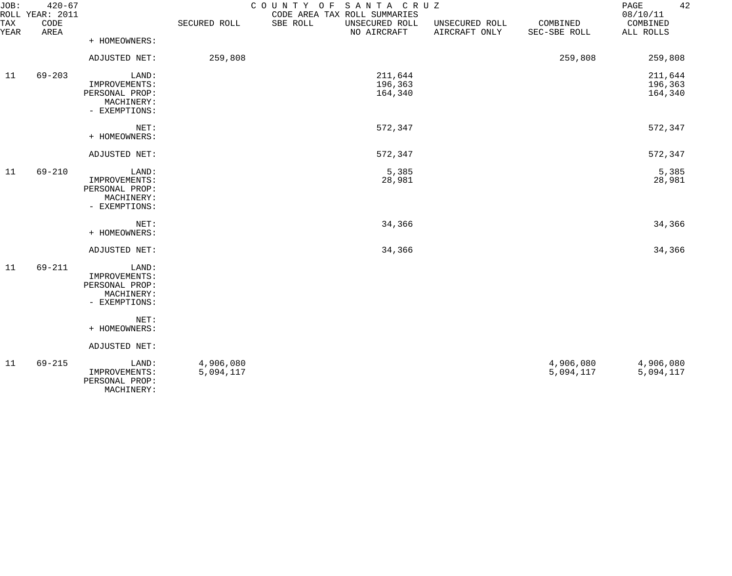JOB: 420-67 ROLL YEAR: 2011

COUNTY OF SANTA CRUZ
CODE AREA TAX ROLL SUMMARIES

08/10/11

| TAX YEAR | CODE AREA | | SECURED ROLL | SBE ROLL | UNSECURED ROLL NO AIRCRAFT | UNSECURED ROLL AIRCRAFT ONLY | COMBINED SEC-SBE ROLL | COMBINED ALL ROLLS |
|---|---|---|---|---|---|---|---|---|
| | | + HOMEOWNERS: | | | | | | |
| | | ADJUSTED NET: | 259,808 | | | | 259,808 | 259,808 |
| 11 | 69-203 | LAND: | | | 211,644 | | | 211,644 |
| | | IMPROVEMENTS: | | | 196,363 | | | 196,363 |
| | | PERSONAL PROP: | | | 164,340 | | | 164,340 |
| | | MACHINERY: | | | | | | |
| | | - EXEMPTIONS: | | | | | | |
| | | NET: | | | 572,347 | | | 572,347 |
| | | + HOMEOWNERS: | | | | | | |
| | | ADJUSTED NET: | | | 572,347 | | | 572,347 |
| 11 | 69-210 | LAND: | | | 5,385 | | | 5,385 |
| | | IMPROVEMENTS: | | | 28,981 | | | 28,981 |
| | | PERSONAL PROP: | | | | | | |
| | | MACHINERY: | | | | | | |
| | | - EXEMPTIONS: | | | | | | |
| | | NET: | | | 34,366 | | | 34,366 |
| | | + HOMEOWNERS: | | | | | | |
| | | ADJUSTED NET: | | | 34,366 | | | 34,366 |
| 11 | 69-211 | LAND: | | | | | | |
| | | IMPROVEMENTS: | | | | | | |
| | | PERSONAL PROP: | | | | | | |
| | | MACHINERY: | | | | | | |
| | | - EXEMPTIONS: | | | | | | |
| | | NET: | | | | | | |
| | | + HOMEOWNERS: | | | | | | |
| | | ADJUSTED NET: | | | | | | |
| 11 | 69-215 | LAND: | 4,906,080 | | | | 4,906,080 | 4,906,080 |
| | | IMPROVEMENTS: | 5,094,117 | | | | 5,094,117 | 5,094,117 |
| | | PERSONAL PROP: | | | | | | |
| | | MACHINERY: | | | | | | |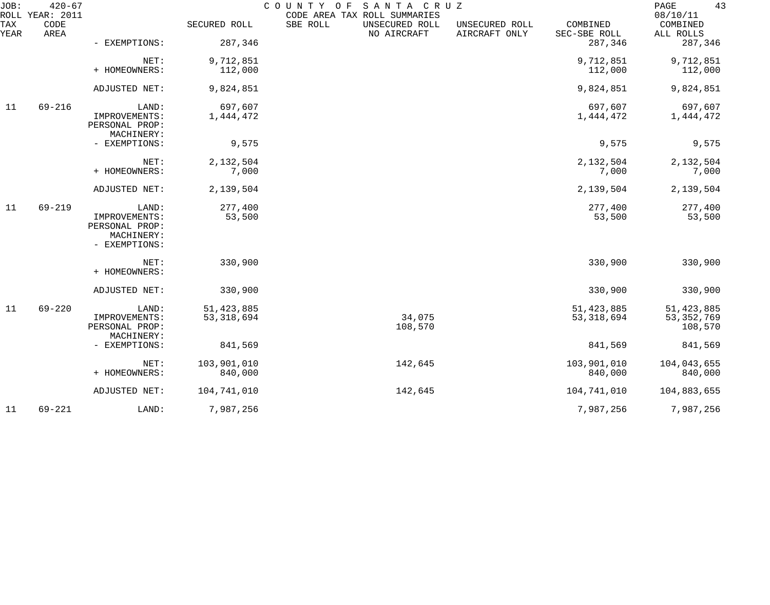JOB: 420-67 COUNTY OF SANTA CRUZ PAGE 43
ROLL YEAR: 2011 CODE AREA TAX ROLL SUMMARIES 08/10/11

| TAX YEAR | CODE AREA | | SECURED ROLL | SBE ROLL | UNSECURED ROLL NO AIRCRAFT | UNSECURED ROLL AIRCRAFT ONLY | COMBINED SEC-SBE ROLL | COMBINED ALL ROLLS |
|---|---|---|---|---|---|---|---|---|
| | | - EXEMPTIONS: | 287,346 | | | | 287,346 | 287,346 |
| | | NET: | 9,712,851 | | | | 9,712,851 | 9,712,851 |
| | | + HOMEOWNERS: | 112,000 | | | | 112,000 | 112,000 |
| | | ADJUSTED NET: | 9,824,851 | | | | 9,824,851 | 9,824,851 |
| 11 | 69-216 | LAND: | 697,607 | | | | 697,607 | 697,607 |
| | | IMPROVEMENTS: | 1,444,472 | | | | 1,444,472 | 1,444,472 |
| | | PERSONAL PROP: | | | | | | |
| | | MACHINERY: | | | | | | |
| | | - EXEMPTIONS: | 9,575 | | | | 9,575 | 9,575 |
| | | NET: | 2,132,504 | | | | 2,132,504 | 2,132,504 |
| | | + HOMEOWNERS: | 7,000 | | | | 7,000 | 7,000 |
| | | ADJUSTED NET: | 2,139,504 | | | | 2,139,504 | 2,139,504 |
| 11 | 69-219 | LAND: | 277,400 | | | | 277,400 | 277,400 |
| | | IMPROVEMENTS: | 53,500 | | | | 53,500 | 53,500 |
| | | PERSONAL PROP: | | | | | | |
| | | MACHINERY: | | | | | | |
| | | - EXEMPTIONS: | | | | | | |
| | | NET: | 330,900 | | | | 330,900 | 330,900 |
| | | + HOMEOWNERS: | | | | | | |
| | | ADJUSTED NET: | 330,900 | | | | 330,900 | 330,900 |
| 11 | 69-220 | LAND: | 51,423,885 | | | | 51,423,885 | 51,423,885 |
| | | IMPROVEMENTS: | 53,318,694 | | 34,075 | | 53,318,694 | 53,352,769 |
| | | PERSONAL PROP: | | | 108,570 | | | 108,570 |
| | | MACHINERY: | | | | | | |
| | | - EXEMPTIONS: | 841,569 | | | | 841,569 | 841,569 |
| | | NET: | 103,901,010 | | 142,645 | | 103,901,010 | 104,043,655 |
| | | + HOMEOWNERS: | 840,000 | | | | 840,000 | 840,000 |
| | | ADJUSTED NET: | 104,741,010 | | 142,645 | | 104,741,010 | 104,883,655 |
| 11 | 69-221 | LAND: | 7,987,256 | | | | 7,987,256 | 7,987,256 |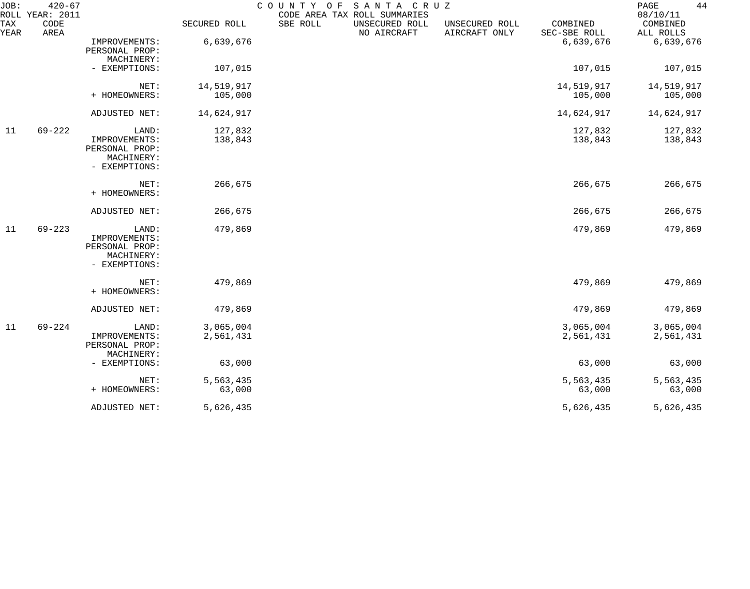JOB: 420-67 COUNTY OF SANTA CRUZ
ROLL YEAR: 2011 CODE AREA TAX ROLL SUMMARIES 08/10/11

| TAX YEAR | CODE AREA | | SECURED ROLL | SBE ROLL | UNSECURED ROLL NO AIRCRAFT | UNSECURED ROLL AIRCRAFT ONLY | COMBINED SEC-SBE ROLL | COMBINED ALL ROLLS |
|---|---|---|---|---|---|---|---|---|
| | | IMPROVEMENTS: | 6,639,676 | | | | 6,639,676 | 6,639,676 |
| | | PERSONAL PROP: | | | | | | |
| | | MACHINERY: | | | | | | |
| | | - EXEMPTIONS: | 107,015 | | | | 107,015 | 107,015 |
| | | NET: | 14,519,917 | | | | 14,519,917 | 14,519,917 |
| | | + HOMEOWNERS: | 105,000 | | | | 105,000 | 105,000 |
| | | ADJUSTED NET: | 14,624,917 | | | | 14,624,917 | 14,624,917 |
| 11 | 69-222 | LAND: | 127,832 | | | | 127,832 | 127,832 |
| | | IMPROVEMENTS: | 138,843 | | | | 138,843 | 138,843 |
| | | PERSONAL PROP: | | | | | | |
| | | MACHINERY: | | | | | | |
| | | - EXEMPTIONS: | | | | | | |
| | | NET: | 266,675 | | | | 266,675 | 266,675 |
| | | + HOMEOWNERS: | | | | | | |
| | | ADJUSTED NET: | 266,675 | | | | 266,675 | 266,675 |
| 11 | 69-223 | LAND: | 479,869 | | | | 479,869 | 479,869 |
| | | IMPROVEMENTS: | | | | | | |
| | | PERSONAL PROP: | | | | | | |
| | | MACHINERY: | | | | | | |
| | | - EXEMPTIONS: | | | | | | |
| | | NET: | 479,869 | | | | 479,869 | 479,869 |
| | | + HOMEOWNERS: | | | | | | |
| | | ADJUSTED NET: | 479,869 | | | | 479,869 | 479,869 |
| 11 | 69-224 | LAND: | 3,065,004 | | | | 3,065,004 | 3,065,004 |
| | | IMPROVEMENTS: | 2,561,431 | | | | 2,561,431 | 2,561,431 |
| | | PERSONAL PROP: | | | | | | |
| | | MACHINERY: | | | | | | |
| | | - EXEMPTIONS: | 63,000 | | | | 63,000 | 63,000 |
| | | NET: | 5,563,435 | | | | 5,563,435 | 5,563,435 |
| | | + HOMEOWNERS: | 63,000 | | | | 63,000 | 63,000 |
| | | ADJUSTED NET: | 5,626,435 | | | | 5,626,435 | 5,626,435 |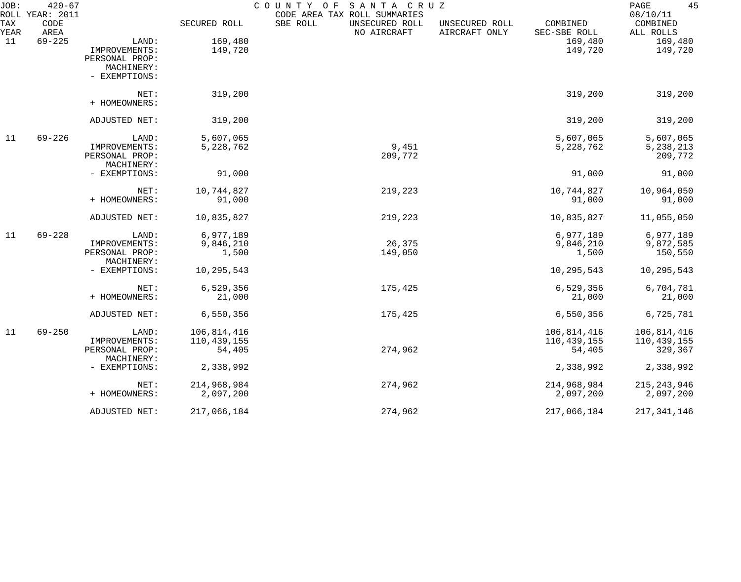JOB: 420-67 COUNTY OF SANTA CRUZ
ROLL YEAR: 2011 CODE AREA TAX ROLL SUMMARIES 08/10/11

| TAX YEAR | CODE AREA | | SECURED ROLL | SBE ROLL | UNSECURED ROLL NO AIRCRAFT | UNSECURED ROLL AIRCRAFT ONLY | COMBINED SEC-SBE ROLL | COMBINED ALL ROLLS |
|---|---|---|---|---|---|---|---|---|
| 11 | 69-225 | LAND: | 169,480 | | | | 169,480 | 169,480 |
| | | IMPROVEMENTS: | 149,720 | | | | 149,720 | 149,720 |
| | | PERSONAL PROP: | | | | | | |
| | | MACHINERY: | | | | | | |
| | | - EXEMPTIONS: | | | | | | |
| | | NET: | 319,200 | | | | 319,200 | 319,200 |
| | | + HOMEOWNERS: | | | | | | |
| | | ADJUSTED NET: | 319,200 | | | | 319,200 | 319,200 |
| 11 | 69-226 | LAND: | 5,607,065 | | | | 5,607,065 | 5,607,065 |
| | | IMPROVEMENTS: | 5,228,762 | | 9,451 | | 5,228,762 | 5,238,213 |
| | | PERSONAL PROP: | | | 209,772 | | | 209,772 |
| | | MACHINERY: | | | | | | |
| | | - EXEMPTIONS: | 91,000 | | | | 91,000 | 91,000 |
| | | NET: | 10,744,827 | | 219,223 | | 10,744,827 | 10,964,050 |
| | | + HOMEOWNERS: | 91,000 | | | | 91,000 | 91,000 |
| | | ADJUSTED NET: | 10,835,827 | | 219,223 | | 10,835,827 | 11,055,050 |
| 11 | 69-228 | LAND: | 6,977,189 | | | | 6,977,189 | 6,977,189 |
| | | IMPROVEMENTS: | 9,846,210 | | 26,375 | | 9,846,210 | 9,872,585 |
| | | PERSONAL PROP: | 1,500 | | 149,050 | | 1,500 | 150,550 |
| | | MACHINERY: | | | | | | |
| | | - EXEMPTIONS: | 10,295,543 | | | | 10,295,543 | 10,295,543 |
| | | NET: | 6,529,356 | | 175,425 | | 6,529,356 | 6,704,781 |
| | | + HOMEOWNERS: | 21,000 | | | | 21,000 | 21,000 |
| | | ADJUSTED NET: | 6,550,356 | | 175,425 | | 6,550,356 | 6,725,781 |
| 11 | 69-250 | LAND: | 106,814,416 | | | | 106,814,416 | 106,814,416 |
| | | IMPROVEMENTS: | 110,439,155 | | | | 110,439,155 | 110,439,155 |
| | | PERSONAL PROP: | 54,405 | | 274,962 | | 54,405 | 329,367 |
| | | MACHINERY: | | | | | | |
| | | - EXEMPTIONS: | 2,338,992 | | | | 2,338,992 | 2,338,992 |
| | | NET: | 214,968,984 | | 274,962 | | 214,968,984 | 215,243,946 |
| | | + HOMEOWNERS: | 2,097,200 | | | | 2,097,200 | 2,097,200 |
| | | ADJUSTED NET: | 217,066,184 | | 274,962 | | 217,066,184 | 217,341,146 |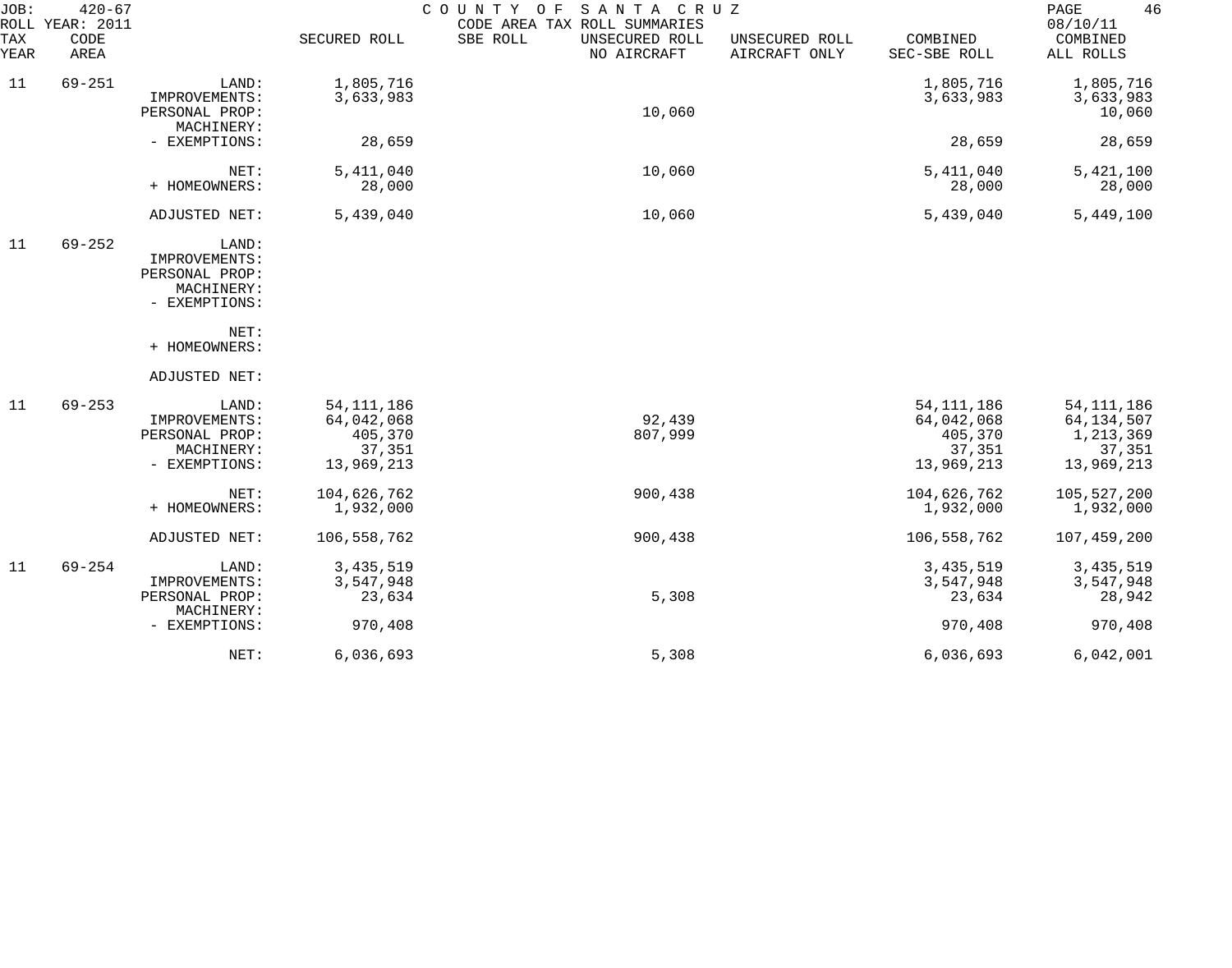JOB: 420-67 COUNTY OF SANTA CRUZ

ROLL YEAR: 2011 CODE AREA TAX ROLL SUMMARIES 08/10/11

| TAX YEAR | CODE AREA | | SECURED ROLL | SBE ROLL | UNSECURED ROLL NO AIRCRAFT | UNSECURED ROLL AIRCRAFT ONLY | COMBINED SEC-SBE ROLL | COMBINED ALL ROLLS |
|---|---|---|---|---|---|---|---|---|
| 11 | 69-251 | LAND: | 1,805,716 | | | | 1,805,716 | 1,805,716 |
| | | IMPROVEMENTS: | 3,633,983 | | | | 3,633,983 | 3,633,983 |
| | | PERSONAL PROP: | | | 10,060 | | | 10,060 |
| | | MACHINERY: | | | | | | |
| | | - EXEMPTIONS: | 28,659 | | | | 28,659 | 28,659 |
| | | NET: | 5,411,040 | | 10,060 | | 5,411,040 | 5,421,100 |
| | | + HOMEOWNERS: | 28,000 | | | | 28,000 | 28,000 |
| | | ADJUSTED NET: | 5,439,040 | | 10,060 | | 5,439,040 | 5,449,100 |
| 11 | 69-252 | LAND: | | | | | | |
| | | IMPROVEMENTS: | | | | | | |
| | | PERSONAL PROP: | | | | | | |
| | | MACHINERY: | | | | | | |
| | | - EXEMPTIONS: | | | | | | |
| | | NET: | | | | | | |
| | | + HOMEOWNERS: | | | | | | |
| | | ADJUSTED NET: | | | | | | |
| 11 | 69-253 | LAND: | 54,111,186 | | | | 54,111,186 | 54,111,186 |
| | | IMPROVEMENTS: | 64,042,068 | | 92,439 | | 64,042,068 | 64,134,507 |
| | | PERSONAL PROP: | 405,370 | | 807,999 | | 405,370 | 1,213,369 |
| | | MACHINERY: | 37,351 | | | | 37,351 | 37,351 |
| | | - EXEMPTIONS: | 13,969,213 | | | | 13,969,213 | 13,969,213 |
| | | NET: | 104,626,762 | | 900,438 | | 104,626,762 | 105,527,200 |
| | | + HOMEOWNERS: | 1,932,000 | | | | 1,932,000 | 1,932,000 |
| | | ADJUSTED NET: | 106,558,762 | | 900,438 | | 106,558,762 | 107,459,200 |
| 11 | 69-254 | LAND: | 3,435,519 | | | | 3,435,519 | 3,435,519 |
| | | IMPROVEMENTS: | 3,547,948 | | | | 3,547,948 | 3,547,948 |
| | | PERSONAL PROP: | 23,634 | | 5,308 | | 23,634 | 28,942 |
| | | MACHINERY: | | | | | | |
| | | - EXEMPTIONS: | 970,408 | | | | 970,408 | 970,408 |
| | | NET: | 6,036,693 | | 5,308 | | 6,036,693 | 6,042,001 |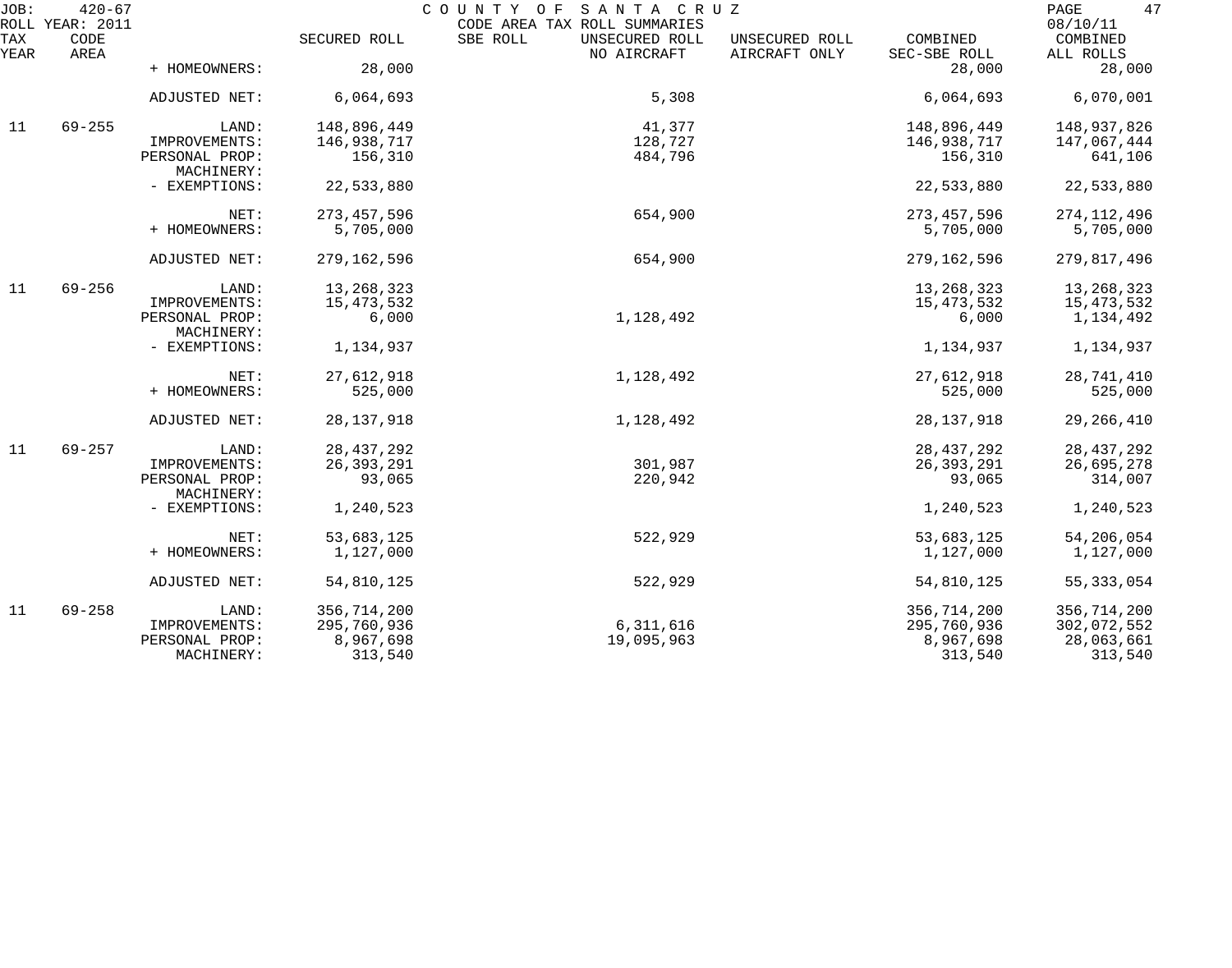JOB: 420-67 COUNTY OF SANTA CRUZ PAGE 47
ROLL YEAR: 2011 CODE AREA TAX ROLL SUMMARIES 08/10/11

| TAX YEAR | CODE AREA | | SECURED ROLL | SBE ROLL | UNSECURED ROLL NO AIRCRAFT | UNSECURED ROLL AIRCRAFT ONLY | COMBINED SEC-SBE ROLL | COMBINED ALL ROLLS |
|---|---|---|---|---|---|---|---|---|
| | | + HOMEOWNERS: | 28,000 | | | | 28,000 | 28,000 |
| | | ADJUSTED NET: | 6,064,693 | | 5,308 | | 6,064,693 | 6,070,001 |
| 11 | 69-255 | LAND: | 148,896,449 | | 41,377 | | 148,896,449 | 148,937,826 |
| | | IMPROVEMENTS: | 146,938,717 | | 128,727 | | 146,938,717 | 147,067,444 |
| | | PERSONAL PROP: | 156,310 | | 484,796 | | 156,310 | 641,106 |
| | | MACHINERY: | | | | | | |
| | | - EXEMPTIONS: | 22,533,880 | | | | 22,533,880 | 22,533,880 |
| | | NET: | 273,457,596 | | 654,900 | | 273,457,596 | 274,112,496 |
| | | + HOMEOWNERS: | 5,705,000 | | | | 5,705,000 | 5,705,000 |
| | | ADJUSTED NET: | 279,162,596 | | 654,900 | | 279,162,596 | 279,817,496 |
| 11 | 69-256 | LAND: | 13,268,323 | | | | 13,268,323 | 13,268,323 |
| | | IMPROVEMENTS: | 15,473,532 | | | | 15,473,532 | 15,473,532 |
| | | PERSONAL PROP: | 6,000 | | 1,128,492 | | 6,000 | 1,134,492 |
| | | MACHINERY: | | | | | | |
| | | - EXEMPTIONS: | 1,134,937 | | | | 1,134,937 | 1,134,937 |
| | | NET: | 27,612,918 | | 1,128,492 | | 27,612,918 | 28,741,410 |
| | | + HOMEOWNERS: | 525,000 | | | | 525,000 | 525,000 |
| | | ADJUSTED NET: | 28,137,918 | | 1,128,492 | | 28,137,918 | 29,266,410 |
| 11 | 69-257 | LAND: | 28,437,292 | | | | 28,437,292 | 28,437,292 |
| | | IMPROVEMENTS: | 26,393,291 | | 301,987 | | 26,393,291 | 26,695,278 |
| | | PERSONAL PROP: | 93,065 | | 220,942 | | 93,065 | 314,007 |
| | | MACHINERY: | | | | | | |
| | | - EXEMPTIONS: | 1,240,523 | | | | 1,240,523 | 1,240,523 |
| | | NET: | 53,683,125 | | 522,929 | | 53,683,125 | 54,206,054 |
| | | + HOMEOWNERS: | 1,127,000 | | | | 1,127,000 | 1,127,000 |
| | | ADJUSTED NET: | 54,810,125 | | 522,929 | | 54,810,125 | 55,333,054 |
| 11 | 69-258 | LAND: | 356,714,200 | | | | 356,714,200 | 356,714,200 |
| | | IMPROVEMENTS: | 295,760,936 | | 6,311,616 | | 295,760,936 | 302,072,552 |
| | | PERSONAL PROP: | 8,967,698 | | 19,095,963 | | 8,967,698 | 28,063,661 |
| | | MACHINERY: | 313,540 | | | | 313,540 | 313,540 |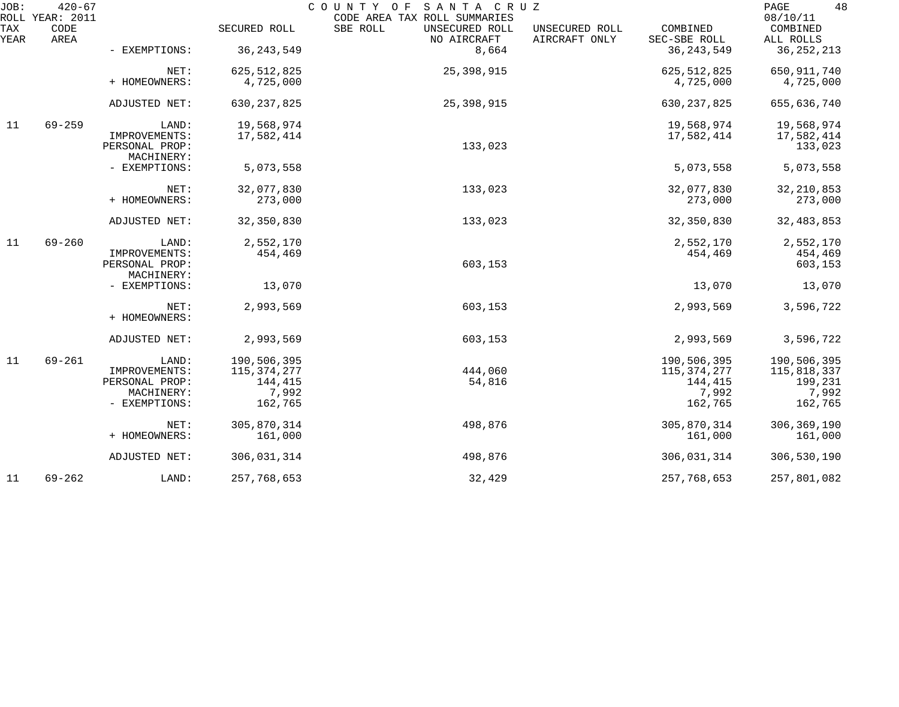| TAX YEAR | CODE AREA | | SECURED ROLL | SBE ROLL | UNSECURED ROLL NO AIRCRAFT | UNSECURED ROLL AIRCRAFT ONLY | COMBINED SEC-SBE ROLL | COMBINED ALL ROLLS |
|---|---|---|---|---|---|---|---|---|
| | | - EXEMPTIONS: | 36,243,549 | | 8,664 | | 36,243,549 | 36,252,213 |
| | | NET: | 625,512,825 | | 25,398,915 | | 625,512,825 | 650,911,740 |
| | | + HOMEOWNERS: | 4,725,000 | | | | 4,725,000 | 4,725,000 |
| | | ADJUSTED NET: | 630,237,825 | | 25,398,915 | | 630,237,825 | 655,636,740 |
| 11 | 69-259 | LAND: | 19,568,974 | | | | 19,568,974 | 19,568,974 |
| | | IMPROVEMENTS: | 17,582,414 | | | | 17,582,414 | 17,582,414 |
| | | PERSONAL PROP: | | | 133,023 | | | 133,023 |
| | | MACHINERY: | | | | | | |
| | | - EXEMPTIONS: | 5,073,558 | | | | 5,073,558 | 5,073,558 |
| | | NET: | 32,077,830 | | 133,023 | | 32,077,830 | 32,210,853 |
| | | + HOMEOWNERS: | 273,000 | | | | 273,000 | 273,000 |
| | | ADJUSTED NET: | 32,350,830 | | 133,023 | | 32,350,830 | 32,483,853 |
| 11 | 69-260 | LAND: | 2,552,170 | | | | 2,552,170 | 2,552,170 |
| | | IMPROVEMENTS: | 454,469 | | | | 454,469 | 454,469 |
| | | PERSONAL PROP: | | | 603,153 | | | 603,153 |
| | | MACHINERY: | | | | | | |
| | | - EXEMPTIONS: | 13,070 | | | | 13,070 | 13,070 |
| | | NET: | 2,993,569 | | 603,153 | | 2,993,569 | 3,596,722 |
| | | + HOMEOWNERS: | | | | | | |
| | | ADJUSTED NET: | 2,993,569 | | 603,153 | | 2,993,569 | 3,596,722 |
| 11 | 69-261 | LAND: | 190,506,395 | | | | 190,506,395 | 190,506,395 |
| | | IMPROVEMENTS: | 115,374,277 | | 444,060 | | 115,374,277 | 115,818,337 |
| | | PERSONAL PROP: | 144,415 | | 54,816 | | 144,415 | 199,231 |
| | | MACHINERY: | 7,992 | | | | 7,992 | 7,992 |
| | | - EXEMPTIONS: | 162,765 | | | | 162,765 | 162,765 |
| | | NET: | 305,870,314 | | 498,876 | | 305,870,314 | 306,369,190 |
| | | + HOMEOWNERS: | 161,000 | | | | 161,000 | 161,000 |
| | | ADJUSTED NET: | 306,031,314 | | 498,876 | | 306,031,314 | 306,530,190 |
| 11 | 69-262 | LAND: | 257,768,653 | | 32,429 | | 257,768,653 | 257,801,082 |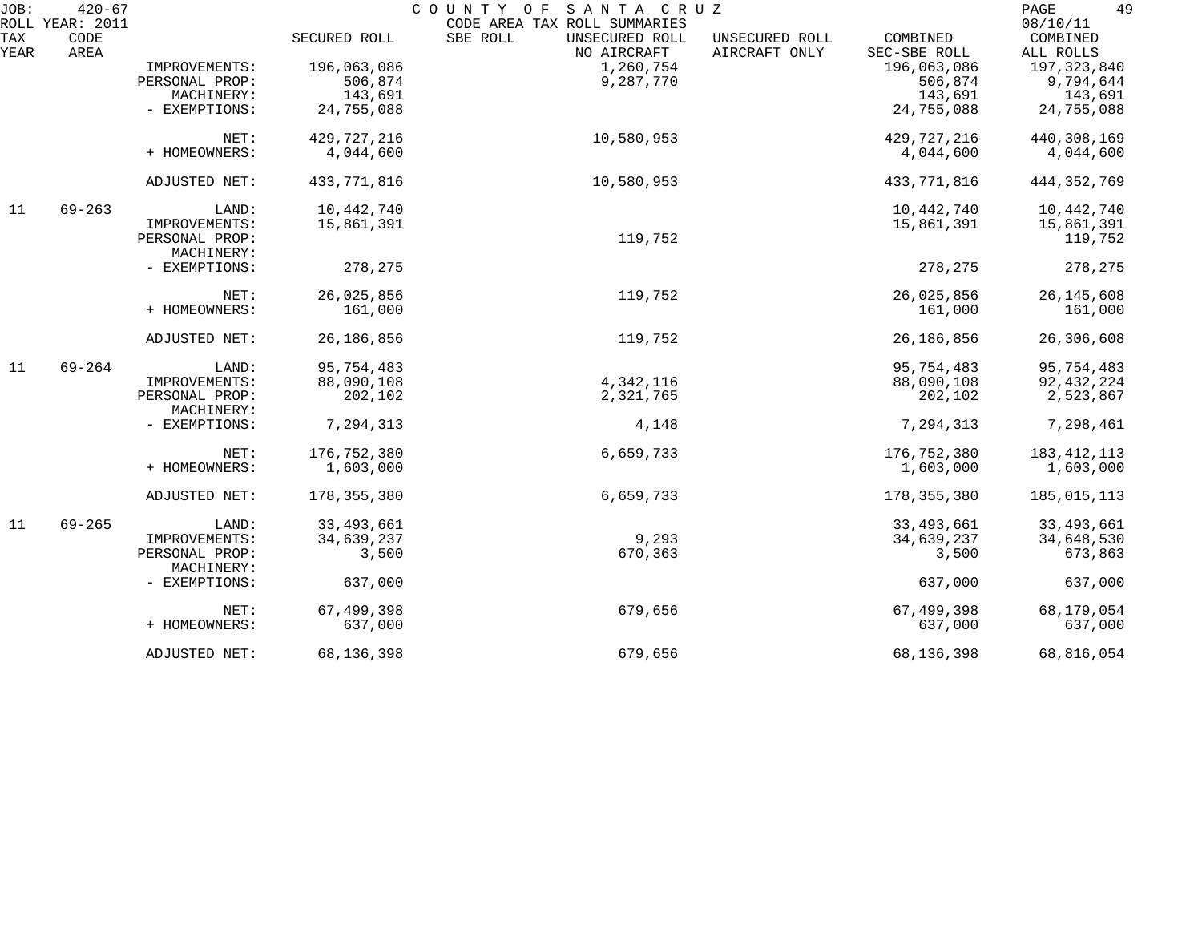JOB: 420-67 ROLL YEAR: 2011

COUNTY OF SANTA CRUZ
CODE AREA TAX ROLL SUMMARIES

08/10/11

| TAX YEAR | CODE AREA | | SECURED ROLL | SBE ROLL | UNSECURED ROLL NO AIRCRAFT | UNSECURED ROLL AIRCRAFT ONLY | COMBINED SEC-SBE ROLL | COMBINED ALL ROLLS |
|---|---|---|---|---|---|---|---|---|
| | | IMPROVEMENTS: | 196,063,086 | | 1,260,754 | | 196,063,086 | 197,323,840 |
| | | PERSONAL PROP: | 506,874 | | 9,287,770 | | 506,874 | 9,794,644 |
| | | MACHINERY: | 143,691 | | | | 143,691 | 143,691 |
| | | - EXEMPTIONS: | 24,755,088 | | | | 24,755,088 | 24,755,088 |
| | | NET: | 429,727,216 | | 10,580,953 | | 429,727,216 | 440,308,169 |
| | | + HOMEOWNERS: | 4,044,600 | | | | 4,044,600 | 4,044,600 |
| | | ADJUSTED NET: | 433,771,816 | | 10,580,953 | | 433,771,816 | 444,352,769 |
| 11 | 69-263 | LAND: | 10,442,740 | | | | 10,442,740 | 10,442,740 |
| | | IMPROVEMENTS: | 15,861,391 | | | | 15,861,391 | 15,861,391 |
| | | PERSONAL PROP: | | | 119,752 | | | 119,752 |
| | | MACHINERY: | | | | | | |
| | | - EXEMPTIONS: | 278,275 | | | | 278,275 | 278,275 |
| | | NET: | 26,025,856 | | 119,752 | | 26,025,856 | 26,145,608 |
| | | + HOMEOWNERS: | 161,000 | | | | 161,000 | 161,000 |
| | | ADJUSTED NET: | 26,186,856 | | 119,752 | | 26,186,856 | 26,306,608 |
| 11 | 69-264 | LAND: | 95,754,483 | | | | 95,754,483 | 95,754,483 |
| | | IMPROVEMENTS: | 88,090,108 | | 4,342,116 | | 88,090,108 | 92,432,224 |
| | | PERSONAL PROP: | 202,102 | | 2,321,765 | | 202,102 | 2,523,867 |
| | | MACHINERY: | | | | | | |
| | | - EXEMPTIONS: | 7,294,313 | | 4,148 | | 7,294,313 | 7,298,461 |
| | | NET: | 176,752,380 | | 6,659,733 | | 176,752,380 | 183,412,113 |
| | | + HOMEOWNERS: | 1,603,000 | | | | 1,603,000 | 1,603,000 |
| | | ADJUSTED NET: | 178,355,380 | | 6,659,733 | | 178,355,380 | 185,015,113 |
| 11 | 69-265 | LAND: | 33,493,661 | | | | 33,493,661 | 33,493,661 |
| | | IMPROVEMENTS: | 34,639,237 | | 9,293 | | 34,639,237 | 34,648,530 |
| | | PERSONAL PROP: | 3,500 | | 670,363 | | 3,500 | 673,863 |
| | | MACHINERY: | | | | | | |
| | | - EXEMPTIONS: | 637,000 | | | | 637,000 | 637,000 |
| | | NET: | 67,499,398 | | 679,656 | | 67,499,398 | 68,179,054 |
| | | + HOMEOWNERS: | 637,000 | | | | 637,000 | 637,000 |
| | | ADJUSTED NET: | 68,136,398 | | 679,656 | | 68,136,398 | 68,816,054 |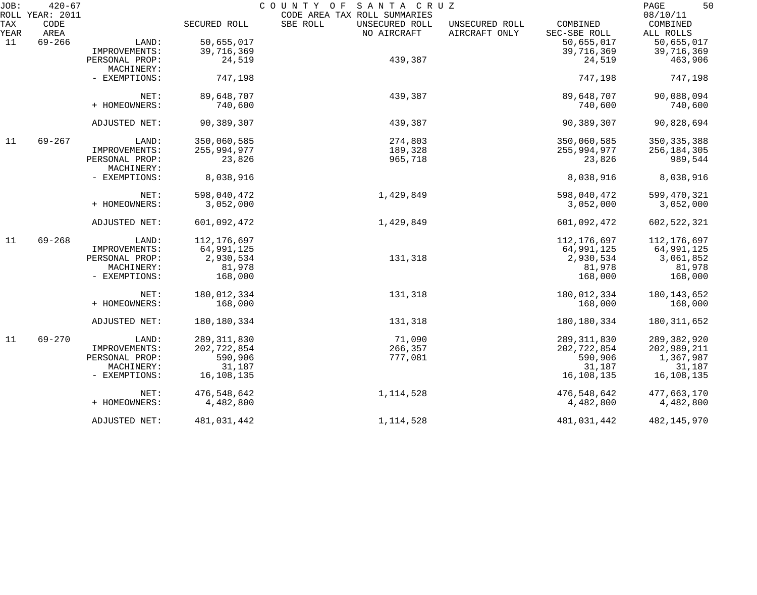JOB: 420-67 COUNTY OF SANTA CRUZ PAGE 50
ROLL YEAR: 2011 CODE AREA TAX ROLL SUMMARIES 08/10/11

| TAX YEAR | CODE AREA | | SECURED ROLL | SBE ROLL | UNSECURED ROLL NO AIRCRAFT | UNSECURED ROLL AIRCRAFT ONLY | COMBINED SEC-SBE ROLL | COMBINED ALL ROLLS |
|---|---|---|---|---|---|---|---|---|
| 11 | 69-266 | LAND: | 50,655,017 | | | | 50,655,017 | 50,655,017 |
| | | IMPROVEMENTS: | 39,716,369 | | | | 39,716,369 | 39,716,369 |
| | | PERSONAL PROP: | 24,519 | | 439,387 | | 24,519 | 463,906 |
| | | MACHINERY: | | | | | | |
| | | - EXEMPTIONS: | 747,198 | | | | 747,198 | 747,198 |
| | | NET: | 89,648,707 | | 439,387 | | 89,648,707 | 90,088,094 |
| | | + HOMEOWNERS: | 740,600 | | | | 740,600 | 740,600 |
| | | ADJUSTED NET: | 90,389,307 | | 439,387 | | 90,389,307 | 90,828,694 |
| 11 | 69-267 | LAND: | 350,060,585 | | 274,803 | | 350,060,585 | 350,335,388 |
| | | IMPROVEMENTS: | 255,994,977 | | 189,328 | | 255,994,977 | 256,184,305 |
| | | PERSONAL PROP: | 23,826 | | 965,718 | | 23,826 | 989,544 |
| | | MACHINERY: | | | | | | |
| | | - EXEMPTIONS: | 8,038,916 | | | | 8,038,916 | 8,038,916 |
| | | NET: | 598,040,472 | | 1,429,849 | | 598,040,472 | 599,470,321 |
| | | + HOMEOWNERS: | 3,052,000 | | | | 3,052,000 | 3,052,000 |
| | | ADJUSTED NET: | 601,092,472 | | 1,429,849 | | 601,092,472 | 602,522,321 |
| 11 | 69-268 | LAND: | 112,176,697 | | | | 112,176,697 | 112,176,697 |
| | | IMPROVEMENTS: | 64,991,125 | | | | 64,991,125 | 64,991,125 |
| | | PERSONAL PROP: | 2,930,534 | | 131,318 | | 2,930,534 | 3,061,852 |
| | | MACHINERY: | 81,978 | | | | 81,978 | 81,978 |
| | | - EXEMPTIONS: | 168,000 | | | | 168,000 | 168,000 |
| | | NET: | 180,012,334 | | 131,318 | | 180,012,334 | 180,143,652 |
| | | + HOMEOWNERS: | 168,000 | | | | 168,000 | 168,000 |
| | | ADJUSTED NET: | 180,180,334 | | 131,318 | | 180,180,334 | 180,311,652 |
| 11 | 69-270 | LAND: | 289,311,830 | | 71,090 | | 289,311,830 | 289,382,920 |
| | | IMPROVEMENTS: | 202,722,854 | | 266,357 | | 202,722,854 | 202,989,211 |
| | | PERSONAL PROP: | 590,906 | | 777,081 | | 590,906 | 1,367,987 |
| | | MACHINERY: | 31,187 | | | | 31,187 | 31,187 |
| | | - EXEMPTIONS: | 16,108,135 | | | | 16,108,135 | 16,108,135 |
| | | NET: | 476,548,642 | | 1,114,528 | | 476,548,642 | 477,663,170 |
| | | + HOMEOWNERS: | 4,482,800 | | | | 4,482,800 | 4,482,800 |
| | | ADJUSTED NET: | 481,031,442 | | 1,114,528 | | 481,031,442 | 482,145,970 |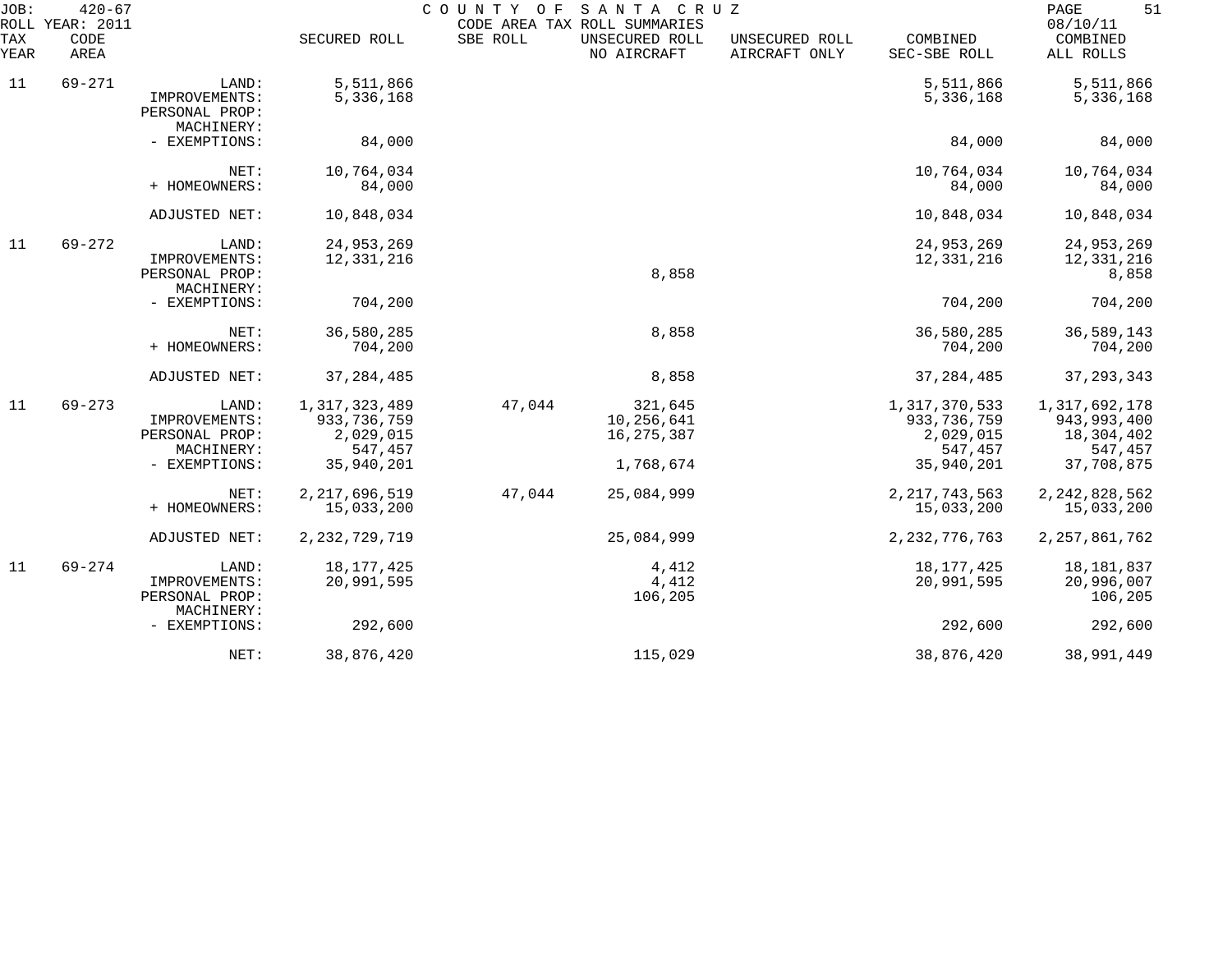JOB: 420-67 COUNTY OF SANTA CRUZ
ROLL YEAR: 2011 CODE AREA TAX ROLL SUMMARIES 08/10/11

| TAX YEAR | CODE AREA | | SECURED ROLL | SBE ROLL | UNSECURED ROLL NO AIRCRAFT | UNSECURED ROLL AIRCRAFT ONLY | COMBINED SEC-SBE ROLL | COMBINED ALL ROLLS |
|---|---|---|---|---|---|---|---|---|
| 11 | 69-271 | LAND: | 5,511,866 | | | | 5,511,866 | 5,511,866 |
| | | IMPROVEMENTS: | 5,336,168 | | | | 5,336,168 | 5,336,168 |
| | | PERSONAL PROP: | | | | | | |
| | | MACHINERY: | | | | | | |
| | | - EXEMPTIONS: | 84,000 | | | | 84,000 | 84,000 |
| | | NET: | 10,764,034 | | | | 10,764,034 | 10,764,034 |
| | | + HOMEOWNERS: | 84,000 | | | | 84,000 | 84,000 |
| | | ADJUSTED NET: | 10,848,034 | | | | 10,848,034 | 10,848,034 |
| 11 | 69-272 | LAND: | 24,953,269 | | | | 24,953,269 | 24,953,269 |
| | | IMPROVEMENTS: | 12,331,216 | | | | 12,331,216 | 12,331,216 |
| | | PERSONAL PROP: | | | 8,858 | | | 8,858 |
| | | MACHINERY: | | | | | | |
| | | - EXEMPTIONS: | 704,200 | | | | 704,200 | 704,200 |
| | | NET: | 36,580,285 | | 8,858 | | 36,580,285 | 36,589,143 |
| | | + HOMEOWNERS: | 704,200 | | | | 704,200 | 704,200 |
| | | ADJUSTED NET: | 37,284,485 | | 8,858 | | 37,284,485 | 37,293,343 |
| 11 | 69-273 | LAND: | 1,317,323,489 | 47,044 | 321,645 | | 1,317,370,533 | 1,317,692,178 |
| | | IMPROVEMENTS: | 933,736,759 | | 10,256,641 | | 933,736,759 | 943,993,400 |
| | | PERSONAL PROP: | 2,029,015 | | 16,275,387 | | 2,029,015 | 18,304,402 |
| | | MACHINERY: | 547,457 | | | | 547,457 | 547,457 |
| | | - EXEMPTIONS: | 35,940,201 | | 1,768,674 | | 35,940,201 | 37,708,875 |
| | | NET: | 2,217,696,519 | 47,044 | 25,084,999 | | 2,217,743,563 | 2,242,828,562 |
| | | + HOMEOWNERS: | 15,033,200 | | | | 15,033,200 | 15,033,200 |
| | | ADJUSTED NET: | 2,232,729,719 | | 25,084,999 | | 2,232,776,763 | 2,257,861,762 |
| 11 | 69-274 | LAND: | 18,177,425 | | 4,412 | | 18,177,425 | 18,181,837 |
| | | IMPROVEMENTS: | 20,991,595 | | 4,412 | | 20,991,595 | 20,996,007 |
| | | PERSONAL PROP: | | | 106,205 | | | 106,205 |
| | | MACHINERY: | | | | | | |
| | | - EXEMPTIONS: | 292,600 | | | | 292,600 | 292,600 |
| | | NET: | 38,876,420 | | 115,029 | | 38,876,420 | 38,991,449 |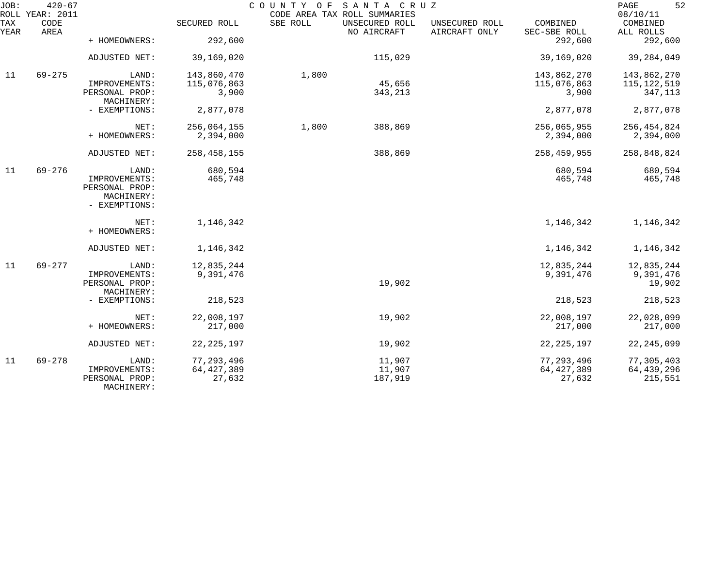JOB: 420-67 COUNTY OF SANTA CRUZ
ROLL YEAR: 2011 CODE AREA TAX ROLL SUMMARIES 08/10/11

| TAX YEAR | CODE AREA | | SECURED ROLL | SBE ROLL | UNSECURED ROLL NO AIRCRAFT | UNSECURED ROLL AIRCRAFT ONLY | COMBINED SEC-SBE ROLL | COMBINED ALL ROLLS |
|---|---|---|---|---|---|---|---|---|
| | | + HOMEOWNERS: | 292,600 | | | | 292,600 | 292,600 |
| | | ADJUSTED NET: | 39,169,020 | | 115,029 | | 39,169,020 | 39,284,049 |
| 11 | 69-275 | LAND: | 143,860,470 | 1,800 | | | 143,862,270 | 143,862,270 |
| | | IMPROVEMENTS: | 115,076,863 | | 45,656 | | 115,076,863 | 115,122,519 |
| | | PERSONAL PROP: | 3,900 | | 343,213 | | 3,900 | 347,113 |
| | | MACHINERY: | | | | | | |
| | | - EXEMPTIONS: | 2,877,078 | | | | 2,877,078 | 2,877,078 |
| | | NET: | 256,064,155 | 1,800 | 388,869 | | 256,065,955 | 256,454,824 |
| | | + HOMEOWNERS: | 2,394,000 | | | | 2,394,000 | 2,394,000 |
| | | ADJUSTED NET: | 258,458,155 | | 388,869 | | 258,459,955 | 258,848,824 |
| 11 | 69-276 | LAND: | 680,594 | | | | 680,594 | 680,594 |
| | | IMPROVEMENTS: | 465,748 | | | | 465,748 | 465,748 |
| | | PERSONAL PROP: | | | | | | |
| | | MACHINERY: | | | | | | |
| | | - EXEMPTIONS: | | | | | | |
| | | NET: | 1,146,342 | | | | 1,146,342 | 1,146,342 |
| | | + HOMEOWNERS: | | | | | | |
| | | ADJUSTED NET: | 1,146,342 | | | | 1,146,342 | 1,146,342 |
| 11 | 69-277 | LAND: | 12,835,244 | | | | 12,835,244 | 12,835,244 |
| | | IMPROVEMENTS: | 9,391,476 | | | | 9,391,476 | 9,391,476 |
| | | PERSONAL PROP: | | | 19,902 | | | 19,902 |
| | | MACHINERY: | | | | | | |
| | | - EXEMPTIONS: | 218,523 | | | | 218,523 | 218,523 |
| | | NET: | 22,008,197 | | 19,902 | | 22,008,197 | 22,028,099 |
| | | + HOMEOWNERS: | 217,000 | | | | 217,000 | 217,000 |
| | | ADJUSTED NET: | 22,225,197 | | 19,902 | | 22,225,197 | 22,245,099 |
| 11 | 69-278 | LAND: | 77,293,496 | | 11,907 | | 77,293,496 | 77,305,403 |
| | | IMPROVEMENTS: | 64,427,389 | | 11,907 | | 64,427,389 | 64,439,296 |
| | | PERSONAL PROP: | 27,632 | | 187,919 | | 27,632 | 215,551 |
| | | MACHINERY: | | | | | | |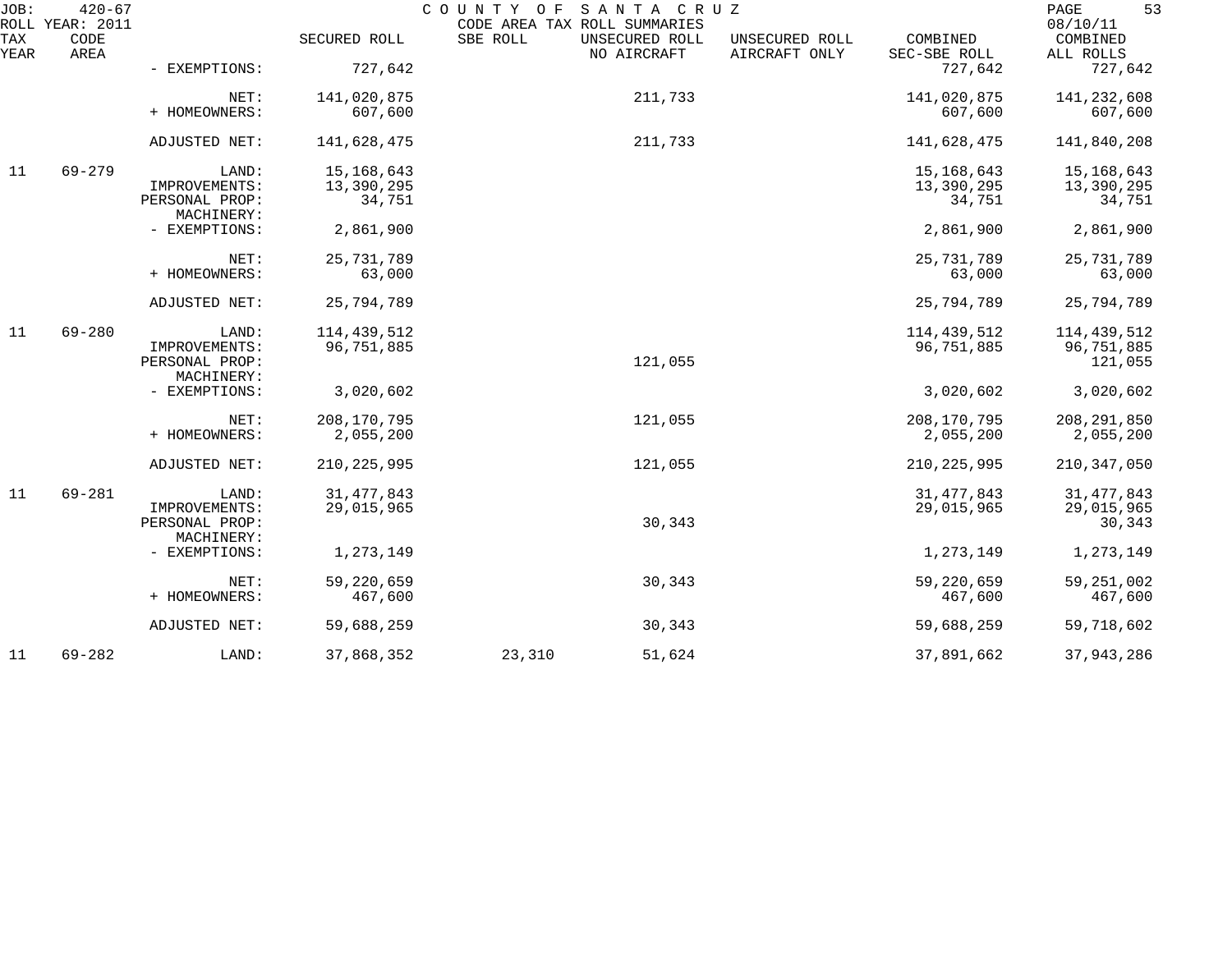JOB: 420-67 COUNTY OF SANTA CRUZ PAGE 53
ROLL YEAR: 2011 CODE AREA TAX ROLL SUMMARIES 08/10/11

| TAX YEAR | CODE AREA | | SECURED ROLL | SBE ROLL | UNSECURED ROLL NO AIRCRAFT | UNSECURED ROLL AIRCRAFT ONLY | COMBINED SEC-SBE ROLL | COMBINED ALL ROLLS |
|---|---|---|---|---|---|---|---|---|
| | | - EXEMPTIONS: | 727,642 | | | | 727,642 | 727,642 |
| | | NET: | 141,020,875 | | 211,733 | | 141,020,875 | 141,232,608 |
| | | + HOMEOWNERS: | 607,600 | | | | 607,600 | 607,600 |
| | | ADJUSTED NET: | 141,628,475 | | 211,733 | | 141,628,475 | 141,840,208 |
| 11 | 69-279 | LAND: | 15,168,643 | | | | 15,168,643 | 15,168,643 |
| | | IMPROVEMENTS: | 13,390,295 | | | | 13,390,295 | 13,390,295 |
| | | PERSONAL PROP: | 34,751 | | | | 34,751 | 34,751 |
| | | MACHINERY: | | | | | | |
| | | - EXEMPTIONS: | 2,861,900 | | | | 2,861,900 | 2,861,900 |
| | | NET: | 25,731,789 | | | | 25,731,789 | 25,731,789 |
| | | + HOMEOWNERS: | 63,000 | | | | 63,000 | 63,000 |
| | | ADJUSTED NET: | 25,794,789 | | | | 25,794,789 | 25,794,789 |
| 11 | 69-280 | LAND: | 114,439,512 | | | | 114,439,512 | 114,439,512 |
| | | IMPROVEMENTS: | 96,751,885 | | | | 96,751,885 | 96,751,885 |
| | | PERSONAL PROP: | | | 121,055 | | | 121,055 |
| | | MACHINERY: | | | | | | |
| | | - EXEMPTIONS: | 3,020,602 | | | | 3,020,602 | 3,020,602 |
| | | NET: | 208,170,795 | | 121,055 | | 208,170,795 | 208,291,850 |
| | | + HOMEOWNERS: | 2,055,200 | | | | 2,055,200 | 2,055,200 |
| | | ADJUSTED NET: | 210,225,995 | | 121,055 | | 210,225,995 | 210,347,050 |
| 11 | 69-281 | LAND: | 31,477,843 | | | | 31,477,843 | 31,477,843 |
| | | IMPROVEMENTS: | 29,015,965 | | | | 29,015,965 | 29,015,965 |
| | | PERSONAL PROP: | | | 30,343 | | | 30,343 |
| | | MACHINERY: | | | | | | |
| | | - EXEMPTIONS: | 1,273,149 | | | | 1,273,149 | 1,273,149 |
| | | NET: | 59,220,659 | | 30,343 | | 59,220,659 | 59,251,002 |
| | | + HOMEOWNERS: | 467,600 | | | | 467,600 | 467,600 |
| | | ADJUSTED NET: | 59,688,259 | | 30,343 | | 59,688,259 | 59,718,602 |
| 11 | 69-282 | LAND: | 37,868,352 | 23,310 | 51,624 | | 37,891,662 | 37,943,286 |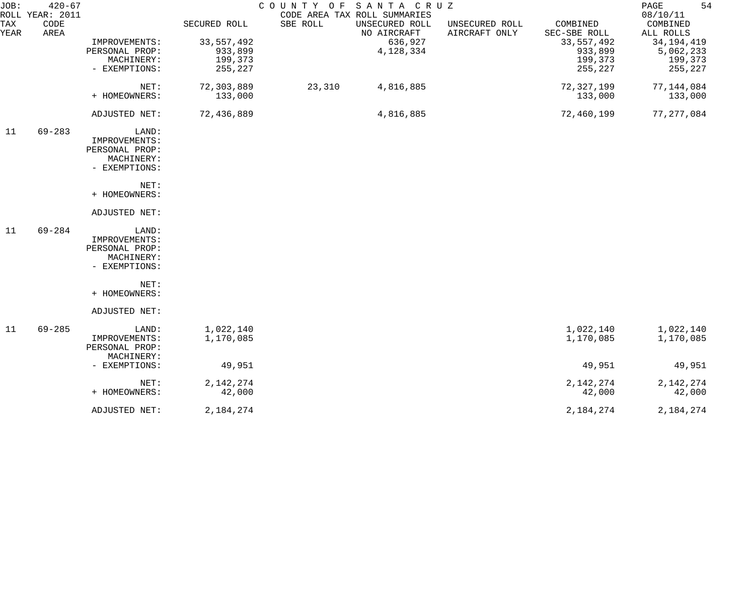JOB: 420-67 COUNTY OF SANTA CRUZ PAGE 54
ROLL YEAR: 2011 CODE AREA TAX ROLL SUMMARIES 08/10/11

| TAX YEAR | CODE AREA | | SECURED ROLL | SBE ROLL | UNSECURED ROLL NO AIRCRAFT | UNSECURED ROLL AIRCRAFT ONLY | COMBINED SEC-SBE ROLL | COMBINED ALL ROLLS |
|---|---|---|---|---|---|---|---|---|
| | | IMPROVEMENTS: | 33,557,492 | | 636,927 | | 33,557,492 | 34,194,419 |
| | | PERSONAL PROP: | 933,899 | | 4,128,334 | | 933,899 | 5,062,233 |
| | | MACHINERY: | 199,373 | | | | 199,373 | 199,373 |
| | | - EXEMPTIONS: | 255,227 | | | | 255,227 | 255,227 |
| | | NET: | 72,303,889 | 23,310 | 4,816,885 | | 72,327,199 | 77,144,084 |
| | | + HOMEOWNERS: | 133,000 | | | | 133,000 | 133,000 |
| | | ADJUSTED NET: | 72,436,889 | | 4,816,885 | | 72,460,199 | 77,277,084 |
| 11 | 69-283 | LAND: | | | | | | |
| | | IMPROVEMENTS: | | | | | | |
| | | PERSONAL PROP: | | | | | | |
| | | MACHINERY: | | | | | | |
| | | - EXEMPTIONS: | | | | | | |
| | | NET: | | | | | | |
| | | + HOMEOWNERS: | | | | | | |
| | | ADJUSTED NET: | | | | | | |
| 11 | 69-284 | LAND: | | | | | | |
| | | IMPROVEMENTS: | | | | | | |
| | | PERSONAL PROP: | | | | | | |
| | | MACHINERY: | | | | | | |
| | | - EXEMPTIONS: | | | | | | |
| | | NET: | | | | | | |
| | | + HOMEOWNERS: | | | | | | |
| | | ADJUSTED NET: | | | | | | |
| 11 | 69-285 | LAND: | 1,022,140 | | | | 1,022,140 | 1,022,140 |
| | | IMPROVEMENTS: | 1,170,085 | | | | 1,170,085 | 1,170,085 |
| | | PERSONAL PROP: | | | | | | |
| | | MACHINERY: | | | | | | |
| | | - EXEMPTIONS: | 49,951 | | | | 49,951 | 49,951 |
| | | NET: | 2,142,274 | | | | 2,142,274 | 2,142,274 |
| | | + HOMEOWNERS: | 42,000 | | | | 42,000 | 42,000 |
| | | ADJUSTED NET: | 2,184,274 | | | | 2,184,274 | 2,184,274 |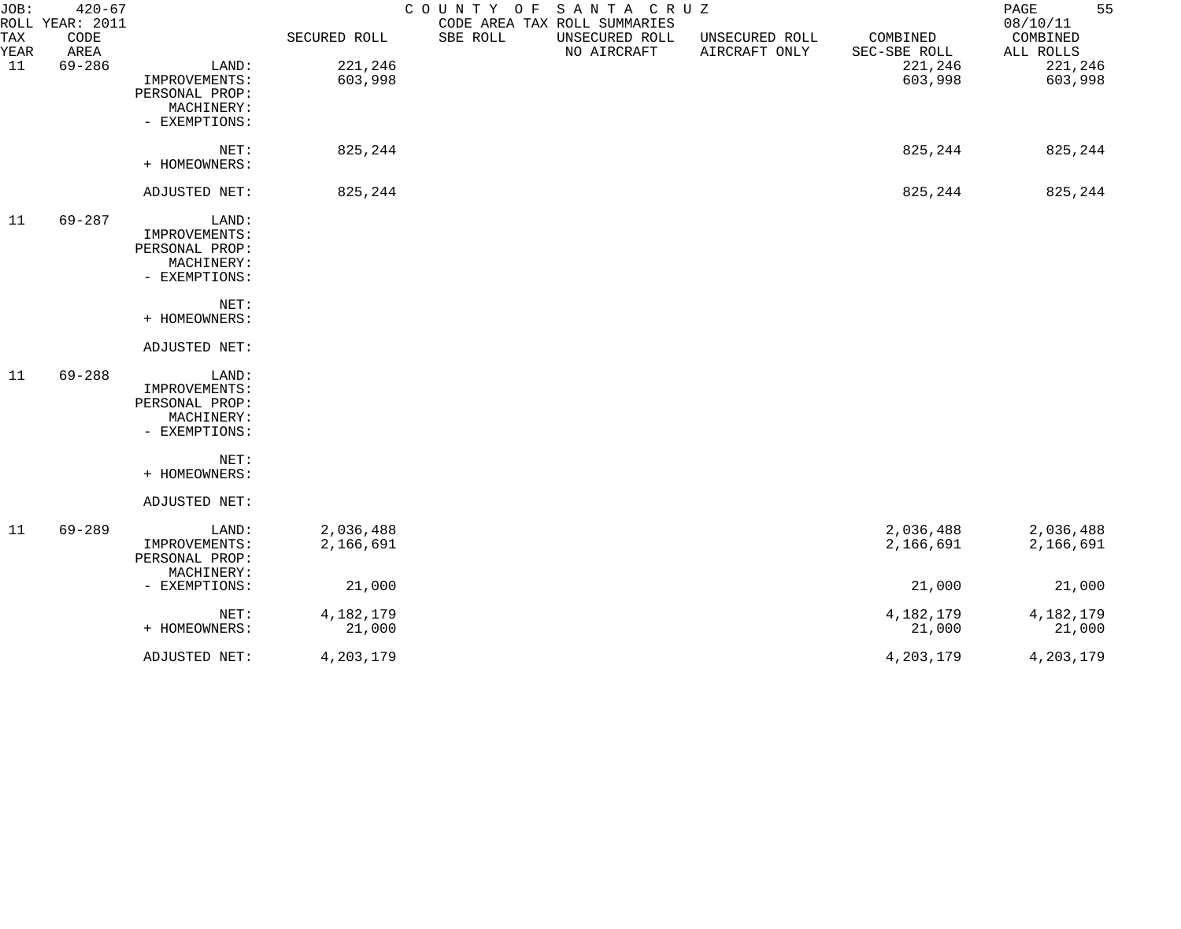JOB: 420-67 COUNTY OF SANTA CRUZ
ROLL YEAR: 2011 CODE AREA TAX ROLL SUMMARIES 08/10/11

| TAX YEAR | CODE AREA | | SECURED ROLL | SBE ROLL | UNSECURED ROLL NO AIRCRAFT | UNSECURED ROLL AIRCRAFT ONLY | COMBINED SEC-SBE ROLL | COMBINED ALL ROLLS |
|---|---|---|---|---|---|---|---|---|
| 11 | 69-286 | LAND: | 221,246 | | | | 221,246 | 221,246 |
| | | IMPROVEMENTS: | 603,998 | | | | 603,998 | 603,998 |
| | | PERSONAL PROP: | | | | | | |
| | | MACHINERY: | | | | | | |
| | | - EXEMPTIONS: | | | | | | |
| | | NET: | 825,244 | | | | 825,244 | 825,244 |
| | | + HOMEOWNERS: | | | | | | |
| | | ADJUSTED NET: | 825,244 | | | | 825,244 | 825,244 |
| 11 | 69-287 | LAND: | | | | | | |
| | | IMPROVEMENTS: | | | | | | |
| | | PERSONAL PROP: | | | | | | |
| | | MACHINERY: | | | | | | |
| | | - EXEMPTIONS: | | | | | | |
| | | NET: | | | | | | |
| | | + HOMEOWNERS: | | | | | | |
| | | ADJUSTED NET: | | | | | | |
| 11 | 69-288 | LAND: | | | | | | |
| | | IMPROVEMENTS: | | | | | | |
| | | PERSONAL PROP: | | | | | | |
| | | MACHINERY: | | | | | | |
| | | - EXEMPTIONS: | | | | | | |
| | | NET: | | | | | | |
| | | + HOMEOWNERS: | | | | | | |
| | | ADJUSTED NET: | | | | | | |
| 11 | 69-289 | LAND: | 2,036,488 | | | | 2,036,488 | 2,036,488 |
| | | IMPROVEMENTS: | 2,166,691 | | | | 2,166,691 | 2,166,691 |
| | | PERSONAL PROP: | | | | | | |
| | | MACHINERY: | | | | | | |
| | | - EXEMPTIONS: | 21,000 | | | | 21,000 | 21,000 |
| | | NET: | 4,182,179 | | | | 4,182,179 | 4,182,179 |
| | | + HOMEOWNERS: | 21,000 | | | | 21,000 | 21,000 |
| | | ADJUSTED NET: | 4,203,179 | | | | 4,203,179 | 4,203,179 |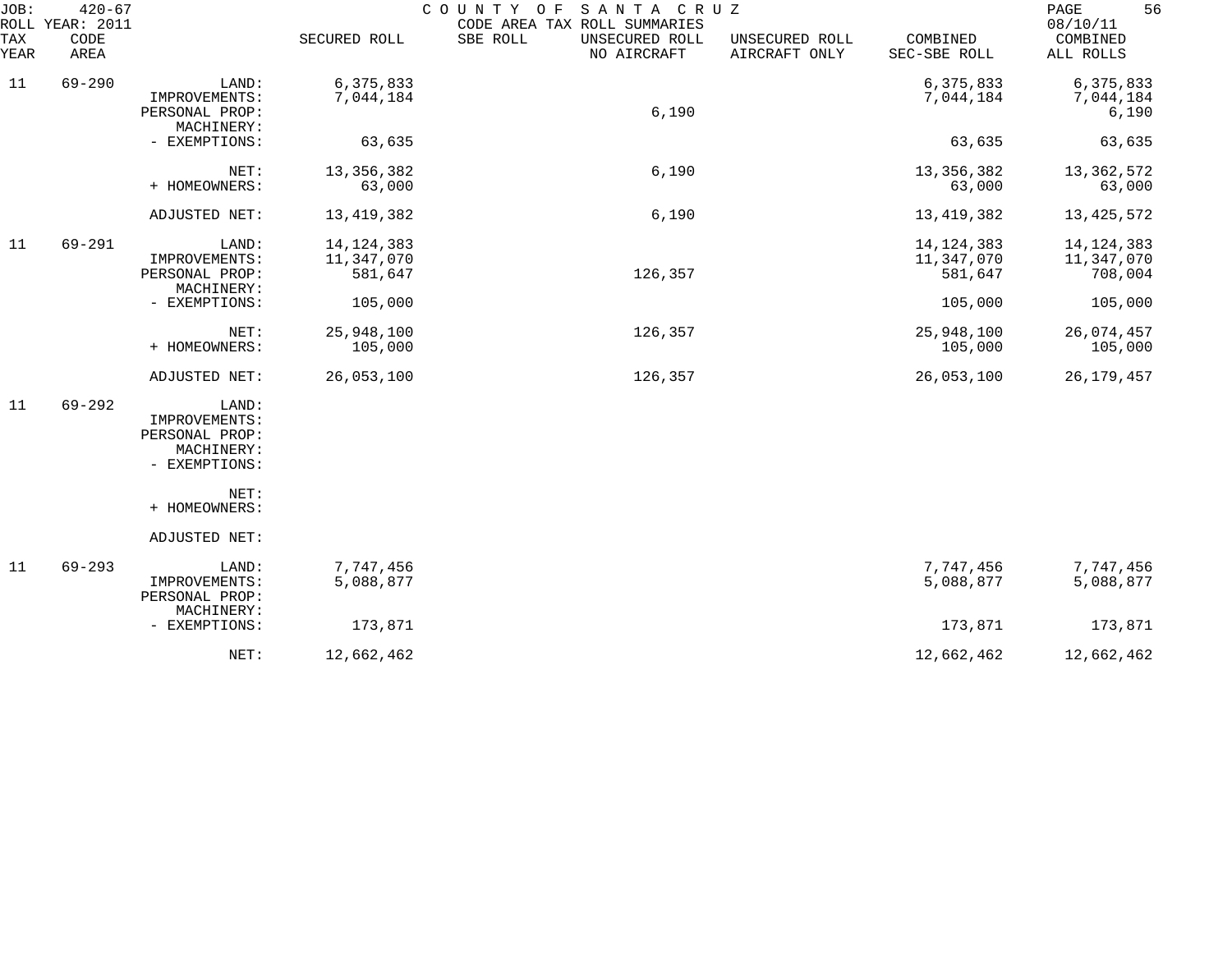JOB: 420-67 COUNTY OF SANTA CRUZ
ROLL YEAR: 2011 CODE AREA TAX ROLL SUMMARIES 08/10/11

| TAX YEAR | CODE AREA | | SECURED ROLL | SBE ROLL | UNSECURED ROLL NO AIRCRAFT | UNSECURED ROLL AIRCRAFT ONLY | COMBINED SEC-SBE ROLL | COMBINED ALL ROLLS |
|---|---|---|---|---|---|---|---|---|
| 11 | 69-290 | LAND: | 6,375,833 | | | | 6,375,833 | 6,375,833 |
| | | IMPROVEMENTS: | 7,044,184 | | | | 7,044,184 | 7,044,184 |
| | | PERSONAL PROP: | | | 6,190 | | | 6,190 |
| | | MACHINERY: | | | | | | |
| | | - EXEMPTIONS: | 63,635 | | | | 63,635 | 63,635 |
| | | NET: | 13,356,382 | | 6,190 | | 13,356,382 | 13,362,572 |
| | | + HOMEOWNERS: | 63,000 | | | | 63,000 | 63,000 |
| | | ADJUSTED NET: | 13,419,382 | | 6,190 | | 13,419,382 | 13,425,572 |
| 11 | 69-291 | LAND: | 14,124,383 | | | | 14,124,383 | 14,124,383 |
| | | IMPROVEMENTS: | 11,347,070 | | | | 11,347,070 | 11,347,070 |
| | | PERSONAL PROP: | 581,647 | | 126,357 | | 581,647 | 708,004 |
| | | MACHINERY: | | | | | | |
| | | - EXEMPTIONS: | 105,000 | | | | 105,000 | 105,000 |
| | | NET: | 25,948,100 | | 126,357 | | 25,948,100 | 26,074,457 |
| | | + HOMEOWNERS: | 105,000 | | | | 105,000 | 105,000 |
| | | ADJUSTED NET: | 26,053,100 | | 126,357 | | 26,053,100 | 26,179,457 |
| 11 | 69-292 | LAND: | | | | | | |
| | | IMPROVEMENTS: | | | | | | |
| | | PERSONAL PROP: | | | | | | |
| | | MACHINERY: | | | | | | |
| | | - EXEMPTIONS: | | | | | | |
| | | NET: | | | | | | |
| | | + HOMEOWNERS: | | | | | | |
| | | ADJUSTED NET: | | | | | | |
| 11 | 69-293 | LAND: | 7,747,456 | | | | 7,747,456 | 7,747,456 |
| | | IMPROVEMENTS: | 5,088,877 | | | | 5,088,877 | 5,088,877 |
| | | PERSONAL PROP: | | | | | | |
| | | MACHINERY: | | | | | | |
| | | - EXEMPTIONS: | 173,871 | | | | 173,871 | 173,871 |
| | | NET: | 12,662,462 | | | | 12,662,462 | 12,662,462 |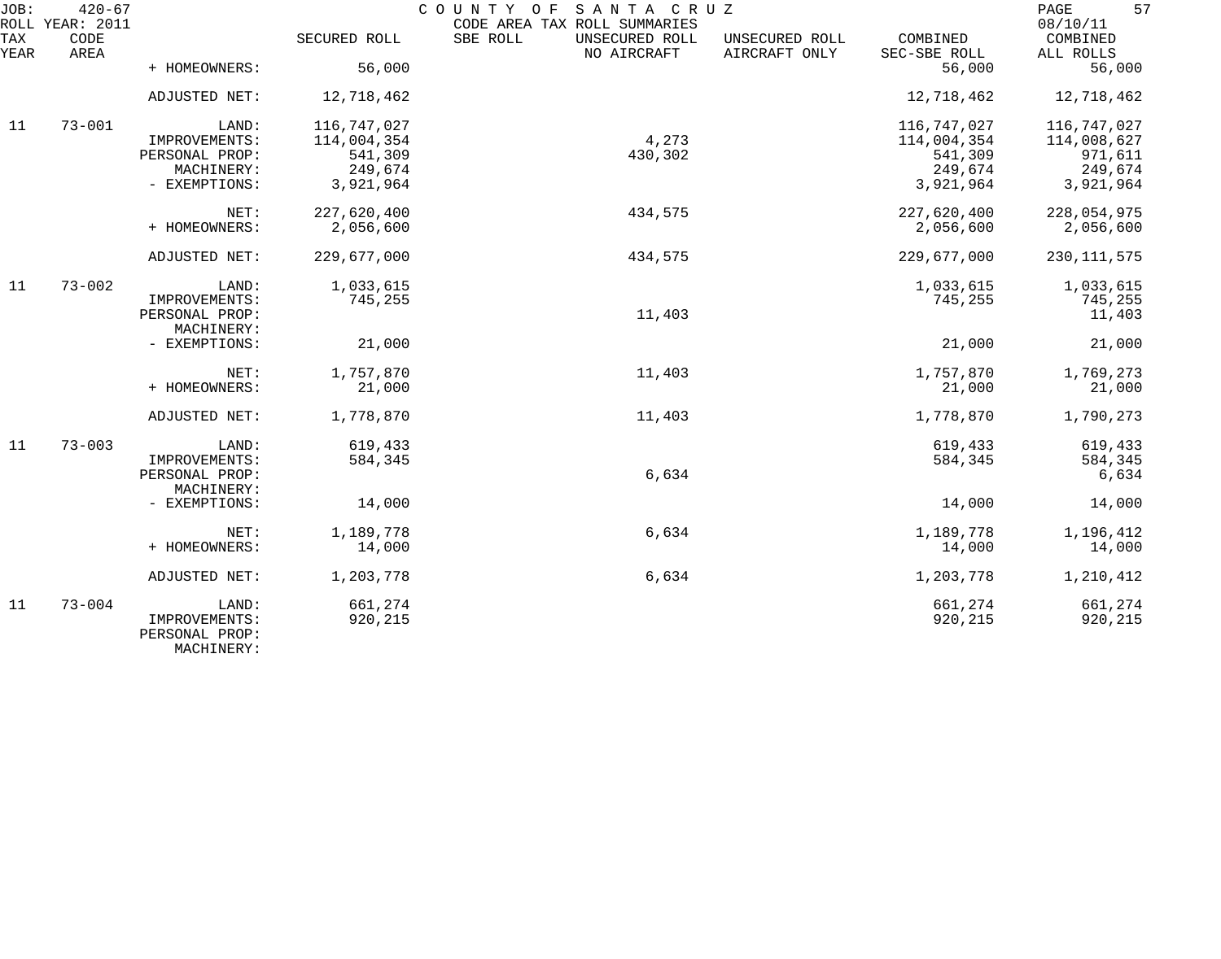JOB: 420-67 COUNTY OF SANTA CRUZ
ROLL YEAR: 2011 CODE AREA TAX ROLL SUMMARIES 08/10/11

| TAX YEAR | CODE AREA | | SECURED ROLL | SBE ROLL | UNSECURED ROLL NO AIRCRAFT | UNSECURED ROLL AIRCRAFT ONLY | COMBINED SEC-SBE ROLL | COMBINED ALL ROLLS |
|---|---|---|---|---|---|---|---|---|
| | | + HOMEOWNERS: | 56,000 | | | | 56,000 | 56,000 |
| | | ADJUSTED NET: | 12,718,462 | | | | 12,718,462 | 12,718,462 |
| 11 | 73-001 | LAND: | 116,747,027 | | | | 116,747,027 | 116,747,027 |
| | | IMPROVEMENTS: | 114,004,354 | | 4,273 | | 114,004,354 | 114,008,627 |
| | | PERSONAL PROP: | 541,309 | | 430,302 | | 541,309 | 971,611 |
| | | MACHINERY: | 249,674 | | | | 249,674 | 249,674 |
| | | - EXEMPTIONS: | 3,921,964 | | | | 3,921,964 | 3,921,964 |
| | | NET: | 227,620,400 | | 434,575 | | 227,620,400 | 228,054,975 |
| | | + HOMEOWNERS: | 2,056,600 | | | | 2,056,600 | 2,056,600 |
| | | ADJUSTED NET: | 229,677,000 | | 434,575 | | 229,677,000 | 230,111,575 |
| 11 | 73-002 | LAND: | 1,033,615 | | | | 1,033,615 | 1,033,615 |
| | | IMPROVEMENTS: | 745,255 | | | | 745,255 | 745,255 |
| | | PERSONAL PROP: | | | 11,403 | | | 11,403 |
| | | MACHINERY: | | | | | | |
| | | - EXEMPTIONS: | 21,000 | | | | 21,000 | 21,000 |
| | | NET: | 1,757,870 | | 11,403 | | 1,757,870 | 1,769,273 |
| | | + HOMEOWNERS: | 21,000 | | | | 21,000 | 21,000 |
| | | ADJUSTED NET: | 1,778,870 | | 11,403 | | 1,778,870 | 1,790,273 |
| 11 | 73-003 | LAND: | 619,433 | | | | 619,433 | 619,433 |
| | | IMPROVEMENTS: | 584,345 | | | | 584,345 | 584,345 |
| | | PERSONAL PROP: | | | 6,634 | | | 6,634 |
| | | MACHINERY: | | | | | | |
| | | - EXEMPTIONS: | 14,000 | | | | 14,000 | 14,000 |
| | | NET: | 1,189,778 | | 6,634 | | 1,189,778 | 1,196,412 |
| | | + HOMEOWNERS: | 14,000 | | | | 14,000 | 14,000 |
| | | ADJUSTED NET: | 1,203,778 | | 6,634 | | 1,203,778 | 1,210,412 |
| 11 | 73-004 | LAND: | 661,274 | | | | 661,274 | 661,274 |
| | | IMPROVEMENTS: | 920,215 | | | | 920,215 | 920,215 |
| | | PERSONAL PROP: | | | | | | |
| | | MACHINERY: | | | | | | |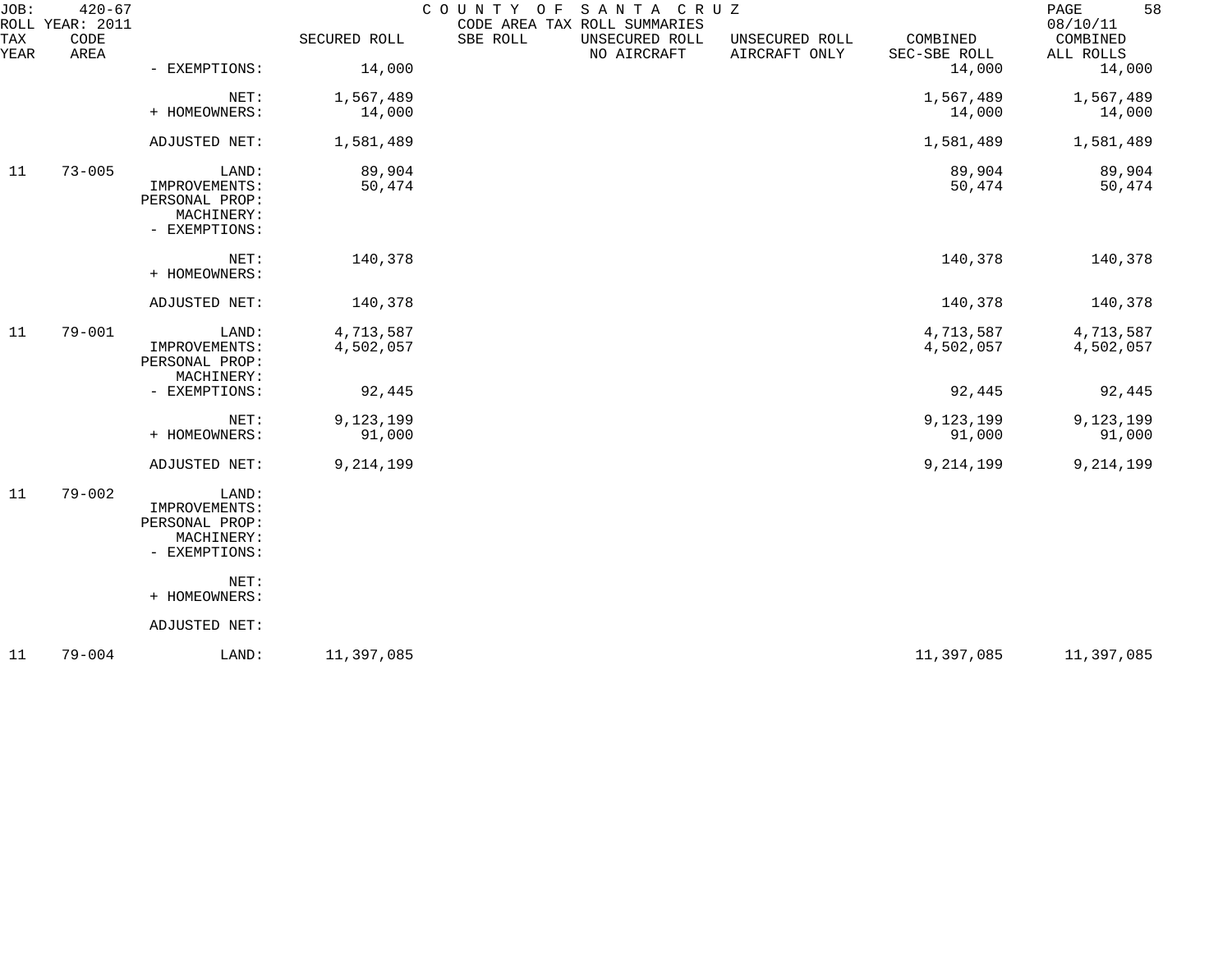JOB: 420-67 COUNTY OF SANTA CRUZ
ROLL YEAR: 2011 CODE AREA TAX ROLL SUMMARIES 08/10/11

| TAX YEAR | CODE AREA | | SECURED ROLL | SBE ROLL | UNSECURED ROLL NO AIRCRAFT | UNSECURED ROLL AIRCRAFT ONLY | COMBINED SEC-SBE ROLL | COMBINED ALL ROLLS |
|---|---|---|---|---|---|---|---|---|
| | | - EXEMPTIONS: | 14,000 | | | | 14,000 | 14,000 |
| | | NET: | 1,567,489 | | | | 1,567,489 | 1,567,489 |
| | | + HOMEOWNERS: | 14,000 | | | | 14,000 | 14,000 |
| | | ADJUSTED NET: | 1,581,489 | | | | 1,581,489 | 1,581,489 |
| 11 | 73-005 | LAND: | 89,904 | | | | 89,904 | 89,904 |
| | | IMPROVEMENTS: | 50,474 | | | | 50,474 | 50,474 |
| | | PERSONAL PROP: | | | | | | |
| | | MACHINERY: | | | | | | |
| | | - EXEMPTIONS: | | | | | | |
| | | NET: | 140,378 | | | | 140,378 | 140,378 |
| | | + HOMEOWNERS: | | | | | | |
| | | ADJUSTED NET: | 140,378 | | | | 140,378 | 140,378 |
| 11 | 79-001 | LAND: | 4,713,587 | | | | 4,713,587 | 4,713,587 |
| | | IMPROVEMENTS: | 4,502,057 | | | | 4,502,057 | 4,502,057 |
| | | PERSONAL PROP: | | | | | | |
| | | MACHINERY: | | | | | | |
| | | - EXEMPTIONS: | 92,445 | | | | 92,445 | 92,445 |
| | | NET: | 9,123,199 | | | | 9,123,199 | 9,123,199 |
| | | + HOMEOWNERS: | 91,000 | | | | 91,000 | 91,000 |
| | | ADJUSTED NET: | 9,214,199 | | | | 9,214,199 | 9,214,199 |
| 11 | 79-002 | LAND: | | | | | | |
| | | IMPROVEMENTS: | | | | | | |
| | | PERSONAL PROP: | | | | | | |
| | | MACHINERY: | | | | | | |
| | | - EXEMPTIONS: | | | | | | |
| | | NET: | | | | | | |
| | | + HOMEOWNERS: | | | | | | |
| | | ADJUSTED NET: | | | | | | |
| 11 | 79-004 | LAND: | 11,397,085 | | | | 11,397,085 | 11,397,085 |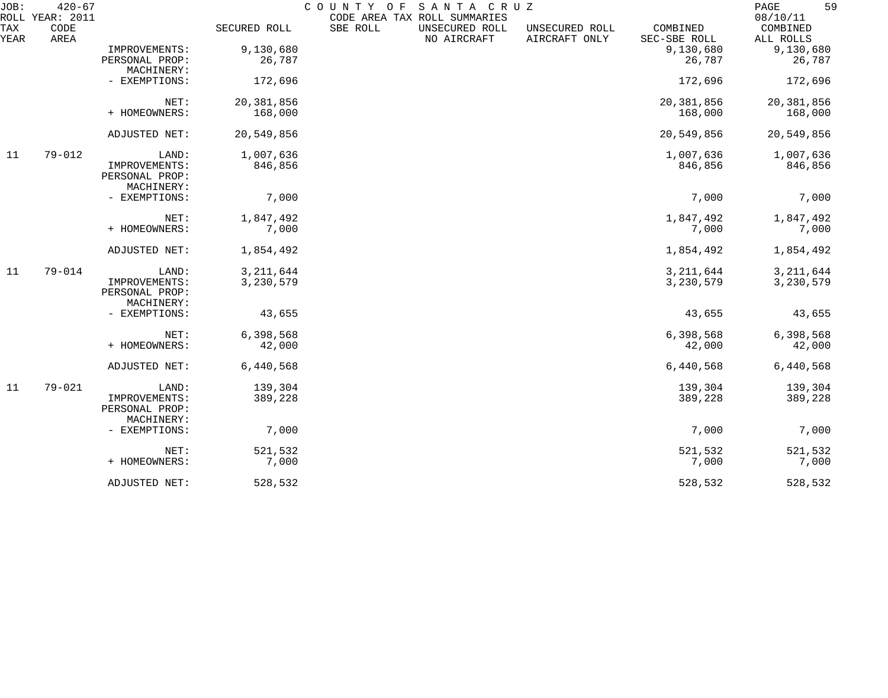JOB: 420-67 COUNTY OF SANTA CRUZ
ROLL YEAR: 2011 CODE AREA TAX ROLL SUMMARIES 08/10/11

| TAX YEAR | CODE AREA | | SECURED ROLL | SBE ROLL | UNSECURED ROLL NO AIRCRAFT | UNSECURED ROLL AIRCRAFT ONLY | COMBINED SEC-SBE ROLL | COMBINED ALL ROLLS |
|---|---|---|---|---|---|---|---|---|
| | | IMPROVEMENTS: | 9,130,680 | | | | 9,130,680 | 9,130,680 |
| | | PERSONAL PROP: | 26,787 | | | | 26,787 | 26,787 |
| | | MACHINERY: | | | | | | |
| | | - EXEMPTIONS: | 172,696 | | | | 172,696 | 172,696 |
| | | NET: | 20,381,856 | | | | 20,381,856 | 20,381,856 |
| | | + HOMEOWNERS: | 168,000 | | | | 168,000 | 168,000 |
| | | ADJUSTED NET: | 20,549,856 | | | | 20,549,856 | 20,549,856 |
| 11 | 79-012 | LAND: | 1,007,636 | | | | 1,007,636 | 1,007,636 |
| | | IMPROVEMENTS: | 846,856 | | | | 846,856 | 846,856 |
| | | PERSONAL PROP: | | | | | | |
| | | MACHINERY: | | | | | | |
| | | - EXEMPTIONS: | 7,000 | | | | 7,000 | 7,000 |
| | | NET: | 1,847,492 | | | | 1,847,492 | 1,847,492 |
| | | + HOMEOWNERS: | 7,000 | | | | 7,000 | 7,000 |
| | | ADJUSTED NET: | 1,854,492 | | | | 1,854,492 | 1,854,492 |
| 11 | 79-014 | LAND: | 3,211,644 | | | | 3,211,644 | 3,211,644 |
| | | IMPROVEMENTS: | 3,230,579 | | | | 3,230,579 | 3,230,579 |
| | | PERSONAL PROP: | | | | | | |
| | | MACHINERY: | | | | | | |
| | | - EXEMPTIONS: | 43,655 | | | | 43,655 | 43,655 |
| | | NET: | 6,398,568 | | | | 6,398,568 | 6,398,568 |
| | | + HOMEOWNERS: | 42,000 | | | | 42,000 | 42,000 |
| | | ADJUSTED NET: | 6,440,568 | | | | 6,440,568 | 6,440,568 |
| 11 | 79-021 | LAND: | 139,304 | | | | 139,304 | 139,304 |
| | | IMPROVEMENTS: | 389,228 | | | | 389,228 | 389,228 |
| | | PERSONAL PROP: | | | | | | |
| | | MACHINERY: | | | | | | |
| | | - EXEMPTIONS: | 7,000 | | | | 7,000 | 7,000 |
| | | NET: | 521,532 | | | | 521,532 | 521,532 |
| | | + HOMEOWNERS: | 7,000 | | | | 7,000 | 7,000 |
| | | ADJUSTED NET: | 528,532 | | | | 528,532 | 528,532 |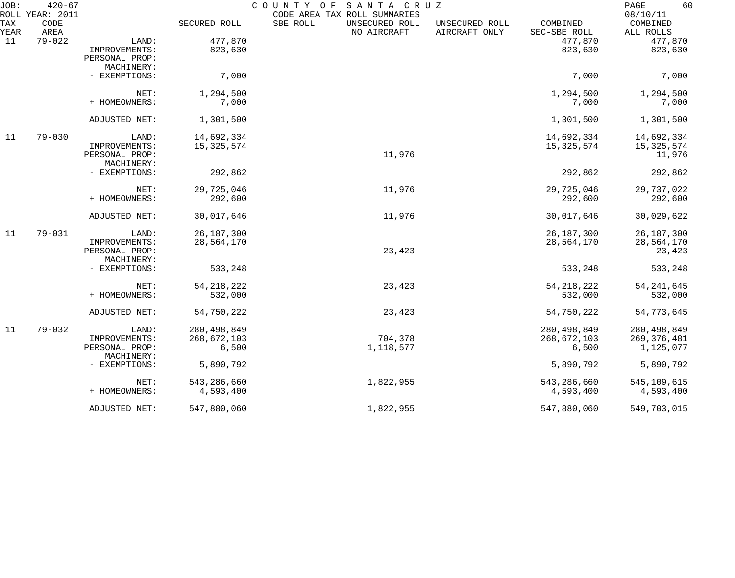JOB: 420-67 COUNTY OF SANTA CRUZ
ROLL YEAR: 2011 CODE AREA TAX ROLL SUMMARIES 08/10/11

| TAX YEAR | CODE AREA | | SECURED ROLL | SBE ROLL | UNSECURED ROLL NO AIRCRAFT | UNSECURED ROLL AIRCRAFT ONLY | COMBINED SEC-SBE ROLL | COMBINED ALL ROLLS |
|---|---|---|---|---|---|---|---|---|
| 11 | 79-022 | LAND: | 477,870 | | | | 477,870 | 477,870 |
| | | IMPROVEMENTS: | 823,630 | | | | 823,630 | 823,630 |
| | | PERSONAL PROP: | | | | | | |
| | | MACHINERY: | | | | | | |
| | | - EXEMPTIONS: | 7,000 | | | | 7,000 | 7,000 |
| | | NET: | 1,294,500 | | | | 1,294,500 | 1,294,500 |
| | | + HOMEOWNERS: | 7,000 | | | | 7,000 | 7,000 |
| | | ADJUSTED NET: | 1,301,500 | | | | 1,301,500 | 1,301,500 |
| 11 | 79-030 | LAND: | 14,692,334 | | | | 14,692,334 | 14,692,334 |
| | | IMPROVEMENTS: | 15,325,574 | | | | 15,325,574 | 15,325,574 |
| | | PERSONAL PROP: | | | 11,976 | | | 11,976 |
| | | MACHINERY: | | | | | | |
| | | - EXEMPTIONS: | 292,862 | | | | 292,862 | 292,862 |
| | | NET: | 29,725,046 | | 11,976 | | 29,725,046 | 29,737,022 |
| | | + HOMEOWNERS: | 292,600 | | | | 292,600 | 292,600 |
| | | ADJUSTED NET: | 30,017,646 | | 11,976 | | 30,017,646 | 30,029,622 |
| 11 | 79-031 | LAND: | 26,187,300 | | | | 26,187,300 | 26,187,300 |
| | | IMPROVEMENTS: | 28,564,170 | | | | 28,564,170 | 28,564,170 |
| | | PERSONAL PROP: | | | 23,423 | | | 23,423 |
| | | MACHINERY: | | | | | | |
| | | - EXEMPTIONS: | 533,248 | | | | 533,248 | 533,248 |
| | | NET: | 54,218,222 | | 23,423 | | 54,218,222 | 54,241,645 |
| | | + HOMEOWNERS: | 532,000 | | | | 532,000 | 532,000 |
| | | ADJUSTED NET: | 54,750,222 | | 23,423 | | 54,750,222 | 54,773,645 |
| 11 | 79-032 | LAND: | 280,498,849 | | | | 280,498,849 | 280,498,849 |
| | | IMPROVEMENTS: | 268,672,103 | | 704,378 | | 268,672,103 | 269,376,481 |
| | | PERSONAL PROP: | 6,500 | | 1,118,577 | | 6,500 | 1,125,077 |
| | | MACHINERY: | | | | | | |
| | | - EXEMPTIONS: | 5,890,792 | | | | 5,890,792 | 5,890,792 |
| | | NET: | 543,286,660 | | 1,822,955 | | 543,286,660 | 545,109,615 |
| | | + HOMEOWNERS: | 4,593,400 | | | | 4,593,400 | 4,593,400 |
| | | ADJUSTED NET: | 547,880,060 | | 1,822,955 | | 547,880,060 | 549,703,015 |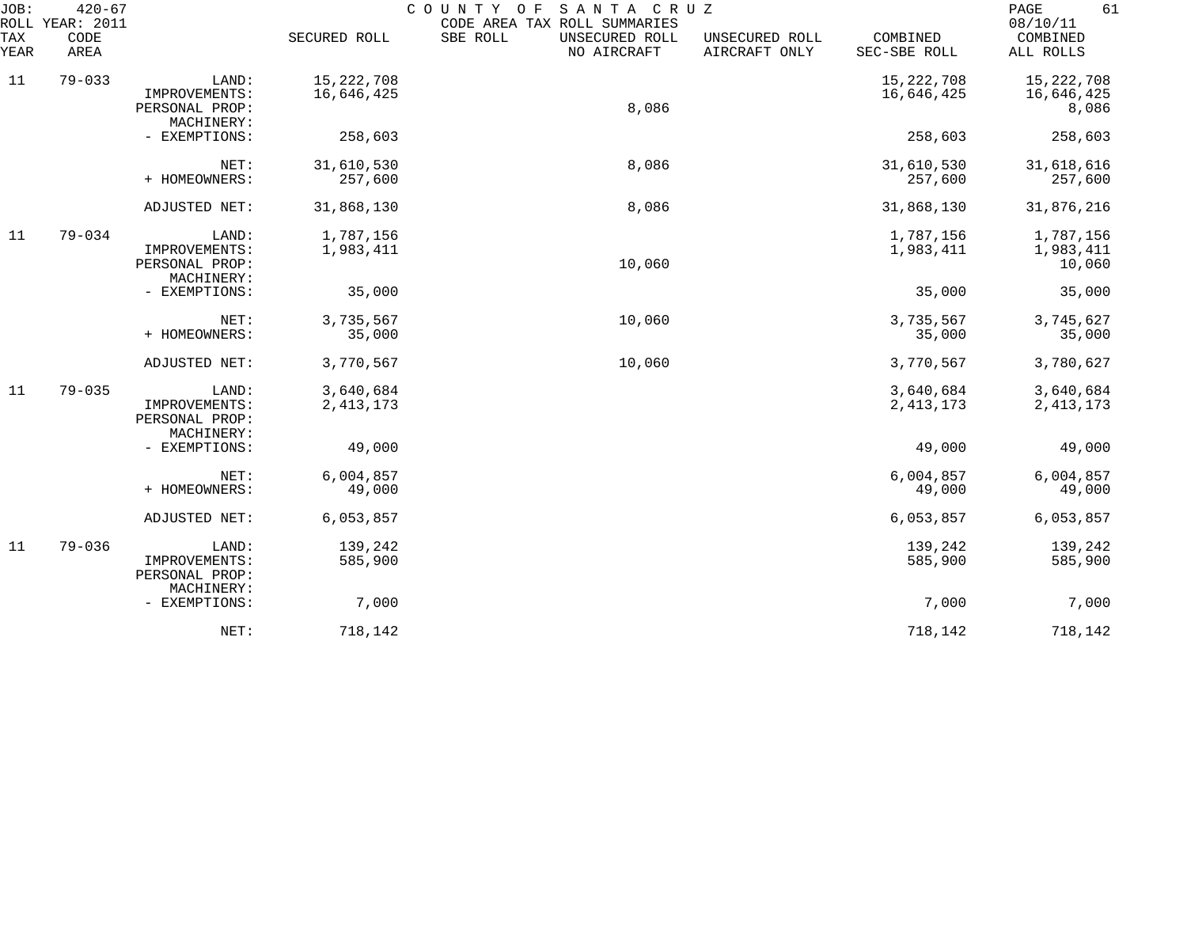JOB: 420-67
ROLL YEAR: 2011

COUNTY OF SANTA CRUZ
CODE AREA TAX ROLL SUMMARIES

08/10/11

| TAX YEAR | CODE AREA | | SECURED ROLL | SBE ROLL | UNSECURED ROLL NO AIRCRAFT | UNSECURED ROLL AIRCRAFT ONLY | COMBINED SEC-SBE ROLL | COMBINED ALL ROLLS |
|---|---|---|---|---|---|---|---|---|
| 11 | 79-033 | LAND: | 15,222,708 | | | | 15,222,708 | 15,222,708 |
| | | IMPROVEMENTS: | 16,646,425 | | | | 16,646,425 | 16,646,425 |
| | | PERSONAL PROP: | | | 8,086 | | | 8,086 |
| | | MACHINERY: | | | | | | |
| | | - EXEMPTIONS: | 258,603 | | | | 258,603 | 258,603 |
| | | NET: | 31,610,530 | | 8,086 | | 31,610,530 | 31,618,616 |
| | | + HOMEOWNERS: | 257,600 | | | | 257,600 | 257,600 |
| | | ADJUSTED NET: | 31,868,130 | | 8,086 | | 31,868,130 | 31,876,216 |
| 11 | 79-034 | LAND: | 1,787,156 | | | | 1,787,156 | 1,787,156 |
| | | IMPROVEMENTS: | 1,983,411 | | | | 1,983,411 | 1,983,411 |
| | | PERSONAL PROP: | | | 10,060 | | | 10,060 |
| | | MACHINERY: | | | | | | |
| | | - EXEMPTIONS: | 35,000 | | | | 35,000 | 35,000 |
| | | NET: | 3,735,567 | | 10,060 | | 3,735,567 | 3,745,627 |
| | | + HOMEOWNERS: | 35,000 | | | | 35,000 | 35,000 |
| | | ADJUSTED NET: | 3,770,567 | | 10,060 | | 3,770,567 | 3,780,627 |
| 11 | 79-035 | LAND: | 3,640,684 | | | | 3,640,684 | 3,640,684 |
| | | IMPROVEMENTS: | 2,413,173 | | | | 2,413,173 | 2,413,173 |
| | | PERSONAL PROP: | | | | | | |
| | | MACHINERY: | | | | | | |
| | | - EXEMPTIONS: | 49,000 | | | | 49,000 | 49,000 |
| | | NET: | 6,004,857 | | | | 6,004,857 | 6,004,857 |
| | | + HOMEOWNERS: | 49,000 | | | | 49,000 | 49,000 |
| | | ADJUSTED NET: | 6,053,857 | | | | 6,053,857 | 6,053,857 |
| 11 | 79-036 | LAND: | 139,242 | | | | 139,242 | 139,242 |
| | | IMPROVEMENTS: | 585,900 | | | | 585,900 | 585,900 |
| | | PERSONAL PROP: | | | | | | |
| | | MACHINERY: | | | | | | |
| | | - EXEMPTIONS: | 7,000 | | | | 7,000 | 7,000 |
| | | NET: | 718,142 | | | | 718,142 | 718,142 |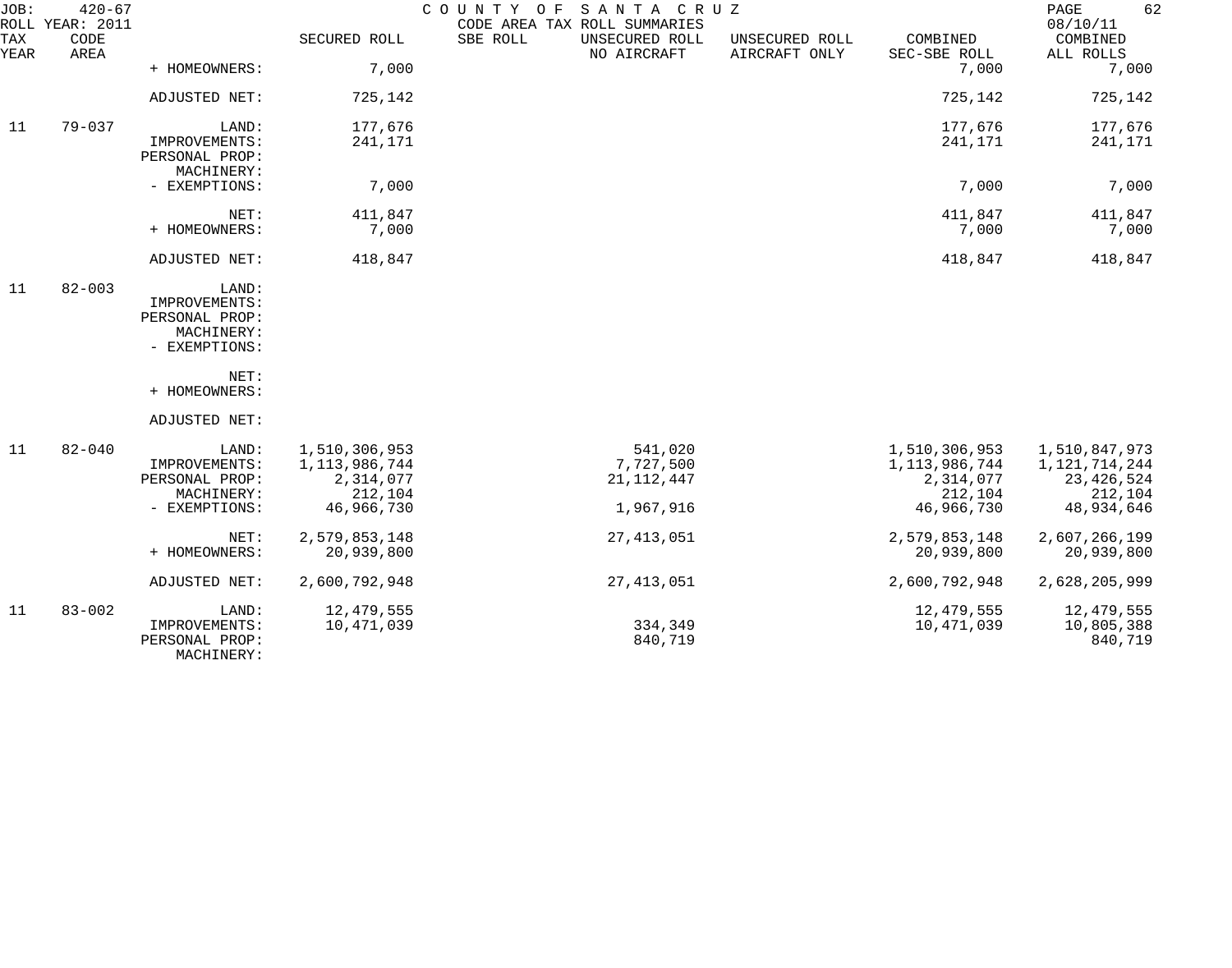JOB: 420-67 COUNTY OF SANTA CRUZ PAGE 62
ROLL YEAR: 2011 CODE AREA TAX ROLL SUMMARIES 08/10/11

| TAX YEAR | CODE AREA | | SECURED ROLL | SBE ROLL | UNSECURED ROLL NO AIRCRAFT | UNSECURED ROLL AIRCRAFT ONLY | COMBINED SEC-SBE ROLL | COMBINED ALL ROLLS |
|---|---|---|---|---|---|---|---|---|
| | | + HOMEOWNERS: | 7,000 | | | | 7,000 | 7,000 |
| | | ADJUSTED NET: | 725,142 | | | | 725,142 | 725,142 |
| 11 | 79-037 | LAND: | 177,676 | | | | 177,676 | 177,676 |
| | | IMPROVEMENTS: | 241,171 | | | | 241,171 | 241,171 |
| | | PERSONAL PROP: | | | | | | |
| | | MACHINERY: | | | | | | |
| | | - EXEMPTIONS: | 7,000 | | | | 7,000 | 7,000 |
| | | NET: | 411,847 | | | | 411,847 | 411,847 |
| | | + HOMEOWNERS: | 7,000 | | | | 7,000 | 7,000 |
| | | ADJUSTED NET: | 418,847 | | | | 418,847 | 418,847 |
| 11 | 82-003 | LAND: | | | | | | |
| | | IMPROVEMENTS: | | | | | | |
| | | PERSONAL PROP: | | | | | | |
| | | MACHINERY: | | | | | | |
| | | - EXEMPTIONS: | | | | | | |
| | | NET: | | | | | | |
| | | + HOMEOWNERS: | | | | | | |
| | | ADJUSTED NET: | | | | | | |
| 11 | 82-040 | LAND: | 1,510,306,953 | | 541,020 | | 1,510,306,953 | 1,510,847,973 |
| | | IMPROVEMENTS: | 1,113,986,744 | | 7,727,500 | | 1,113,986,744 | 1,121,714,244 |
| | | PERSONAL PROP: | 2,314,077 | | 21,112,447 | | 2,314,077 | 23,426,524 |
| | | MACHINERY: | 212,104 | | | | 212,104 | 212,104 |
| | | - EXEMPTIONS: | 46,966,730 | | 1,967,916 | | 46,966,730 | 48,934,646 |
| | | NET: | 2,579,853,148 | | 27,413,051 | | 2,579,853,148 | 2,607,266,199 |
| | | + HOMEOWNERS: | 20,939,800 | | | | 20,939,800 | 20,939,800 |
| | | ADJUSTED NET: | 2,600,792,948 | | 27,413,051 | | 2,600,792,948 | 2,628,205,999 |
| 11 | 83-002 | LAND: | 12,479,555 | | | | 12,479,555 | 12,479,555 |
| | | IMPROVEMENTS: | 10,471,039 | | 334,349 | | 10,471,039 | 10,805,388 |
| | | PERSONAL PROP: | | | 840,719 | | | 840,719 |
| | | MACHINERY: | | | | | | |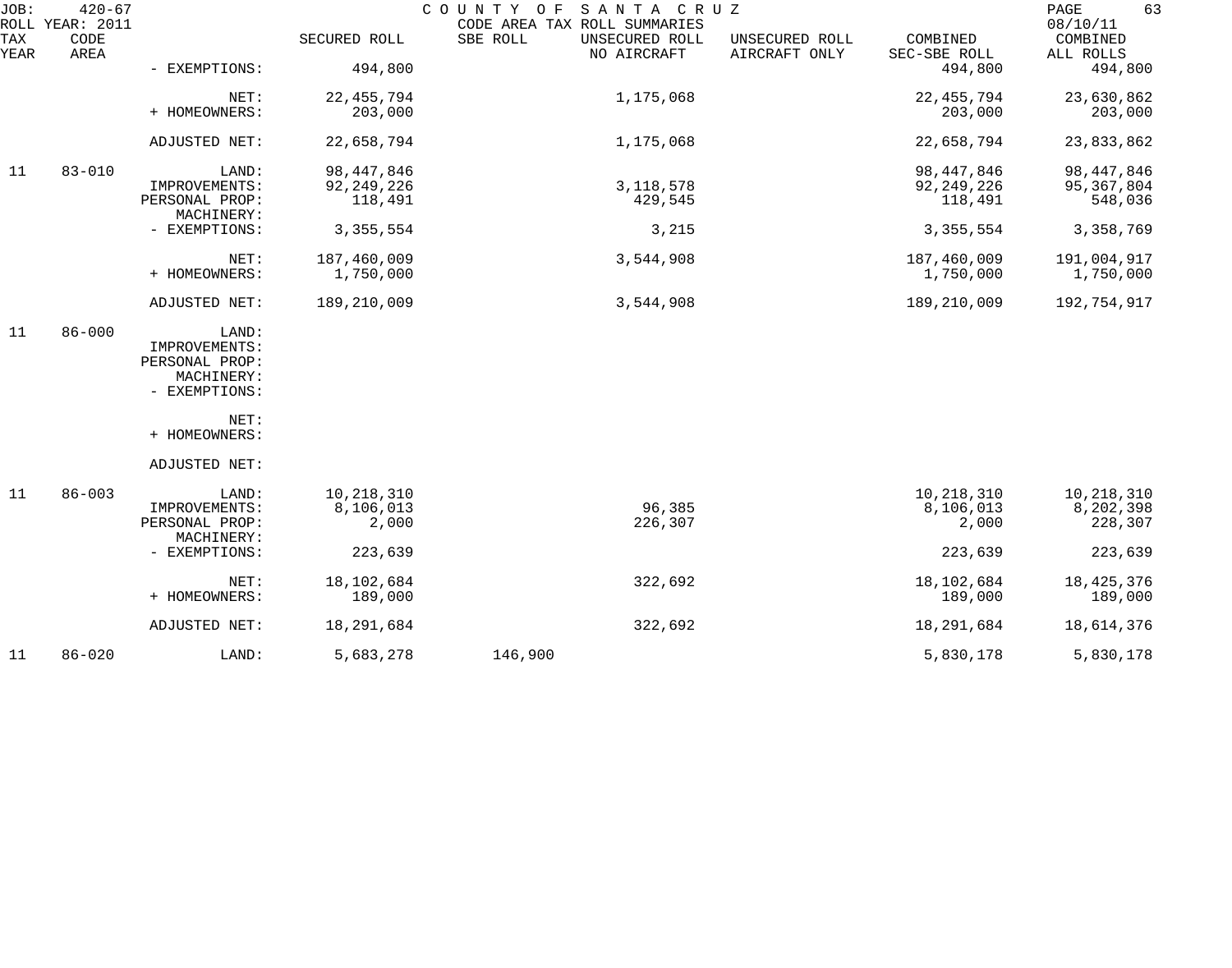JOB: 420-67 COUNTY OF SANTA CRUZ
ROLL YEAR: 2011 CODE AREA TAX ROLL SUMMARIES 08/10/11

| TAX YEAR | CODE AREA | | SECURED ROLL | SBE ROLL | UNSECURED ROLL NO AIRCRAFT | UNSECURED ROLL AIRCRAFT ONLY | COMBINED SEC-SBE ROLL | COMBINED ALL ROLLS |
|---|---|---|---|---|---|---|---|---|
| | | - EXEMPTIONS: | 494,800 | | | | 494,800 | 494,800 |
| | | NET: | 22,455,794 | | 1,175,068 | | 22,455,794 | 23,630,862 |
| | | + HOMEOWNERS: | 203,000 | | | | 203,000 | 203,000 |
| | | ADJUSTED NET: | 22,658,794 | | 1,175,068 | | 22,658,794 | 23,833,862 |
| 11 | 83-010 | LAND: | 98,447,846 | | | | 98,447,846 | 98,447,846 |
| | | IMPROVEMENTS: | 92,249,226 | | 3,118,578 | | 92,249,226 | 95,367,804 |
| | | PERSONAL PROP: | 118,491 | | 429,545 | | 118,491 | 548,036 |
| | | MACHINERY: | | | | | | |
| | | - EXEMPTIONS: | 3,355,554 | | 3,215 | | 3,355,554 | 3,358,769 |
| | | NET: | 187,460,009 | | 3,544,908 | | 187,460,009 | 191,004,917 |
| | | + HOMEOWNERS: | 1,750,000 | | | | 1,750,000 | 1,750,000 |
| | | ADJUSTED NET: | 189,210,009 | | 3,544,908 | | 189,210,009 | 192,754,917 |
| 11 | 86-000 | LAND: | | | | | | |
| | | IMPROVEMENTS: | | | | | | |
| | | PERSONAL PROP: | | | | | | |
| | | MACHINERY: | | | | | | |
| | | - EXEMPTIONS: | | | | | | |
| | | NET: | | | | | | |
| | | + HOMEOWNERS: | | | | | | |
| | | ADJUSTED NET: | | | | | | |
| 11 | 86-003 | LAND: | 10,218,310 | | | | 10,218,310 | 10,218,310 |
| | | IMPROVEMENTS: | 8,106,013 | | 96,385 | | 8,106,013 | 8,202,398 |
| | | PERSONAL PROP: | 2,000 | | 226,307 | | 2,000 | 228,307 |
| | | MACHINERY: | | | | | | |
| | | - EXEMPTIONS: | 223,639 | | | | 223,639 | 223,639 |
| | | NET: | 18,102,684 | | 322,692 | | 18,102,684 | 18,425,376 |
| | | + HOMEOWNERS: | 189,000 | | | | 189,000 | 189,000 |
| | | ADJUSTED NET: | 18,291,684 | | 322,692 | | 18,291,684 | 18,614,376 |
| 11 | 86-020 | LAND: | 5,683,278 | 146,900 | | | 5,830,178 | 5,830,178 |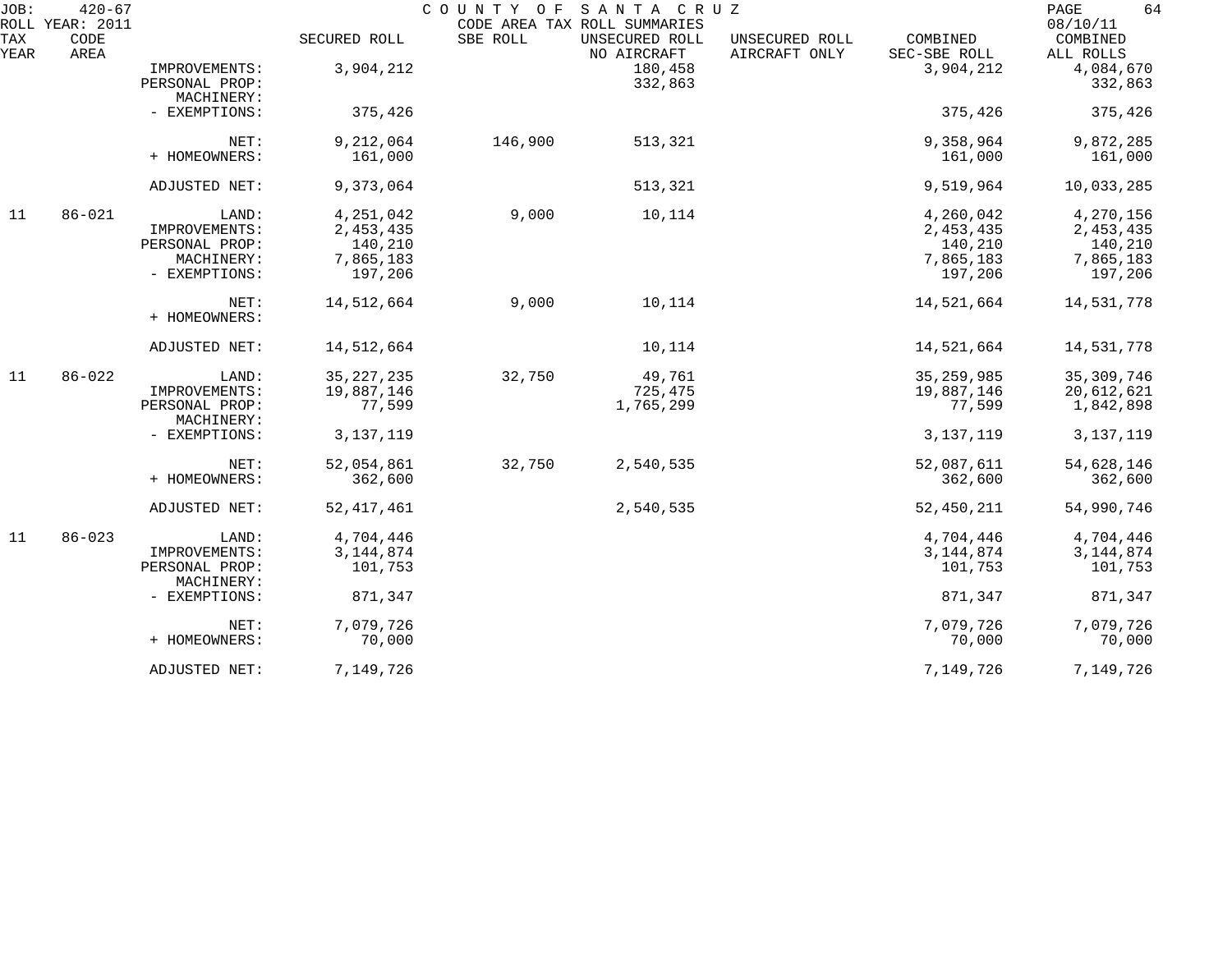JOB: 420-67 COUNTY OF SANTA CRUZ

ROLL YEAR: 2011 CODE AREA TAX ROLL SUMMARIES 08/10/11

| TAX YEAR | CODE AREA | | SECURED ROLL | SBE ROLL | UNSECURED ROLL NO AIRCRAFT | UNSECURED ROLL AIRCRAFT ONLY | COMBINED SEC-SBE ROLL | COMBINED ALL ROLLS |
|---|---|---|---|---|---|---|---|---|
| | | IMPROVEMENTS: | 3,904,212 | | 180,458 | | 3,904,212 | 4,084,670 |
| | | PERSONAL PROP: | | | 332,863 | | | 332,863 |
| | | MACHINERY: | | | | | | |
| | | - EXEMPTIONS: | 375,426 | | | | 375,426 | 375,426 |
| | | NET: | 9,212,064 | 146,900 | 513,321 | | 9,358,964 | 9,872,285 |
| | | + HOMEOWNERS: | 161,000 | | | | 161,000 | 161,000 |
| | | ADJUSTED NET: | 9,373,064 | | 513,321 | | 9,519,964 | 10,033,285 |
| 11 | 86-021 | LAND: | 4,251,042 | 9,000 | 10,114 | | 4,260,042 | 4,270,156 |
| | | IMPROVEMENTS: | 2,453,435 | | | | 2,453,435 | 2,453,435 |
| | | PERSONAL PROP: | 140,210 | | | | 140,210 | 140,210 |
| | | MACHINERY: | 7,865,183 | | | | 7,865,183 | 7,865,183 |
| | | - EXEMPTIONS: | 197,206 | | | | 197,206 | 197,206 |
| | | NET: | 14,512,664 | 9,000 | 10,114 | | 14,521,664 | 14,531,778 |
| | | + HOMEOWNERS: | | | | | | |
| | | ADJUSTED NET: | 14,512,664 | | 10,114 | | 14,521,664 | 14,531,778 |
| 11 | 86-022 | LAND: | 35,227,235 | 32,750 | 49,761 | | 35,259,985 | 35,309,746 |
| | | IMPROVEMENTS: | 19,887,146 | | 725,475 | | 19,887,146 | 20,612,621 |
| | | PERSONAL PROP: | 77,599 | | 1,765,299 | | 77,599 | 1,842,898 |
| | | MACHINERY: | | | | | | |
| | | - EXEMPTIONS: | 3,137,119 | | | | 3,137,119 | 3,137,119 |
| | | NET: | 52,054,861 | 32,750 | 2,540,535 | | 52,087,611 | 54,628,146 |
| | | + HOMEOWNERS: | 362,600 | | | | 362,600 | 362,600 |
| | | ADJUSTED NET: | 52,417,461 | | 2,540,535 | | 52,450,211 | 54,990,746 |
| 11 | 86-023 | LAND: | 4,704,446 | | | | 4,704,446 | 4,704,446 |
| | | IMPROVEMENTS: | 3,144,874 | | | | 3,144,874 | 3,144,874 |
| | | PERSONAL PROP: | 101,753 | | | | 101,753 | 101,753 |
| | | MACHINERY: | | | | | | |
| | | - EXEMPTIONS: | 871,347 | | | | 871,347 | 871,347 |
| | | NET: | 7,079,726 | | | | 7,079,726 | 7,079,726 |
| | | + HOMEOWNERS: | 70,000 | | | | 70,000 | 70,000 |
| | | ADJUSTED NET: | 7,149,726 | | | | 7,149,726 | 7,149,726 |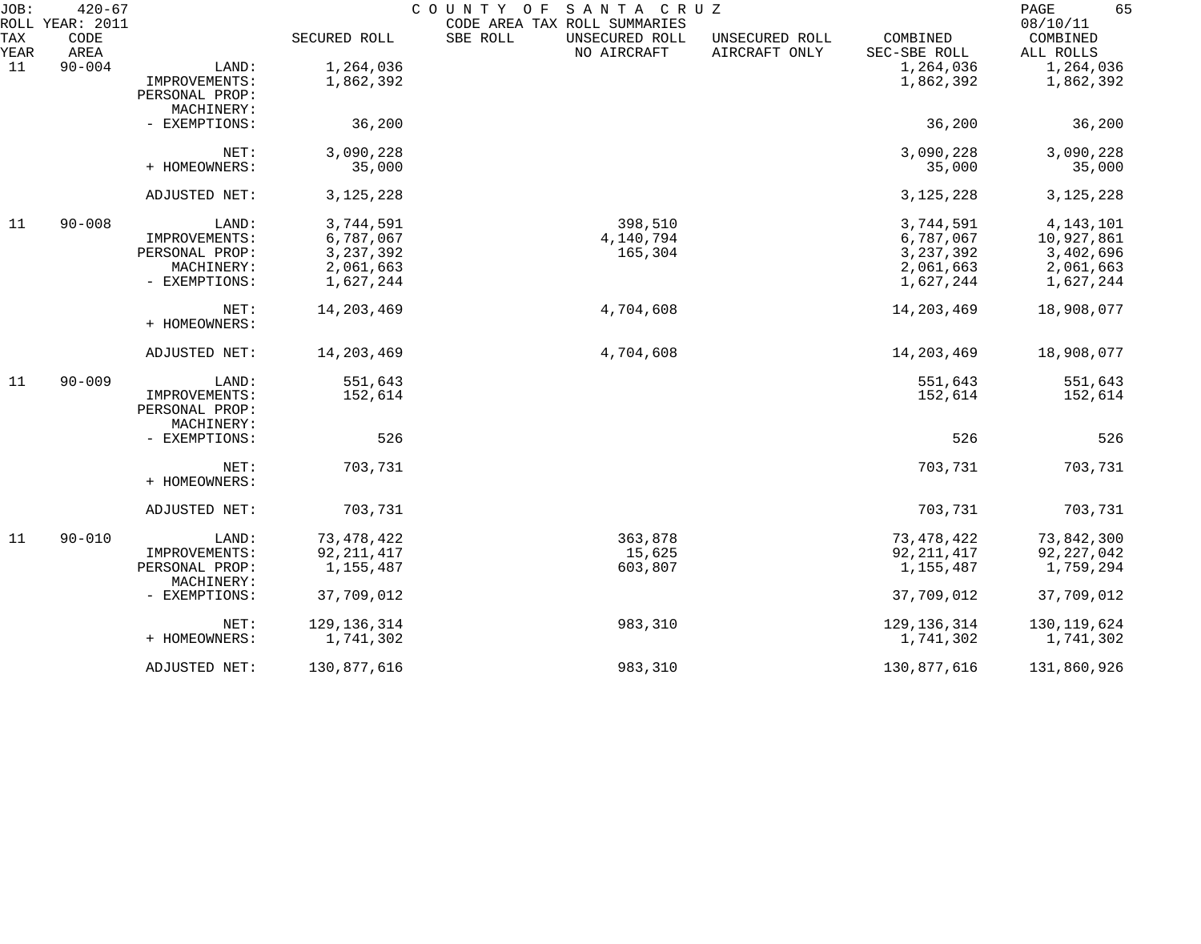JOB: 420-67 COUNTY OF SANTA CRUZ

ROLL YEAR: 2011 CODE AREA TAX ROLL SUMMARIES 08/10/11

| TAX YEAR | CODE AREA | | SECURED ROLL | SBE ROLL | UNSECURED ROLL NO AIRCRAFT | UNSECURED ROLL AIRCRAFT ONLY | COMBINED SEC-SBE ROLL | COMBINED ALL ROLLS |
|---|---|---|---|---|---|---|---|---|
| 11 | 90-004 | LAND: | 1,264,036 | | | | 1,264,036 | 1,264,036 |
| | | IMPROVEMENTS: | 1,862,392 | | | | 1,862,392 | 1,862,392 |
| | | PERSONAL PROP: | | | | | | |
| | | MACHINERY: | | | | | | |
| | | - EXEMPTIONS: | 36,200 | | | | 36,200 | 36,200 |
| | | NET: | 3,090,228 | | | | 3,090,228 | 3,090,228 |
| | | + HOMEOWNERS: | 35,000 | | | | 35,000 | 35,000 |
| | | ADJUSTED NET: | 3,125,228 | | | | 3,125,228 | 3,125,228 |
| 11 | 90-008 | LAND: | 3,744,591 | | 398,510 | | 3,744,591 | 4,143,101 |
| | | IMPROVEMENTS: | 6,787,067 | | 4,140,794 | | 6,787,067 | 10,927,861 |
| | | PERSONAL PROP: | 3,237,392 | | 165,304 | | 3,237,392 | 3,402,696 |
| | | MACHINERY: | 2,061,663 | | | | 2,061,663 | 2,061,663 |
| | | - EXEMPTIONS: | 1,627,244 | | | | 1,627,244 | 1,627,244 |
| | | NET: | 14,203,469 | | 4,704,608 | | 14,203,469 | 18,908,077 |
| | | + HOMEOWNERS: | | | | | | |
| | | ADJUSTED NET: | 14,203,469 | | 4,704,608 | | 14,203,469 | 18,908,077 |
| 11 | 90-009 | LAND: | 551,643 | | | | 551,643 | 551,643 |
| | | IMPROVEMENTS: | 152,614 | | | | 152,614 | 152,614 |
| | | PERSONAL PROP: | | | | | | |
| | | MACHINERY: | | | | | | |
| | | - EXEMPTIONS: | 526 | | | | 526 | 526 |
| | | NET: | 703,731 | | | | 703,731 | 703,731 |
| | | + HOMEOWNERS: | | | | | | |
| | | ADJUSTED NET: | 703,731 | | | | 703,731 | 703,731 |
| 11 | 90-010 | LAND: | 73,478,422 | | 363,878 | | 73,478,422 | 73,842,300 |
| | | IMPROVEMENTS: | 92,211,417 | | 15,625 | | 92,211,417 | 92,227,042 |
| | | PERSONAL PROP: | 1,155,487 | | 603,807 | | 1,155,487 | 1,759,294 |
| | | MACHINERY: | | | | | | |
| | | - EXEMPTIONS: | 37,709,012 | | | | 37,709,012 | 37,709,012 |
| | | NET: | 129,136,314 | | 983,310 | | 129,136,314 | 130,119,624 |
| | | + HOMEOWNERS: | 1,741,302 | | | | 1,741,302 | 1,741,302 |
| | | ADJUSTED NET: | 130,877,616 | | 983,310 | | 130,877,616 | 131,860,926 |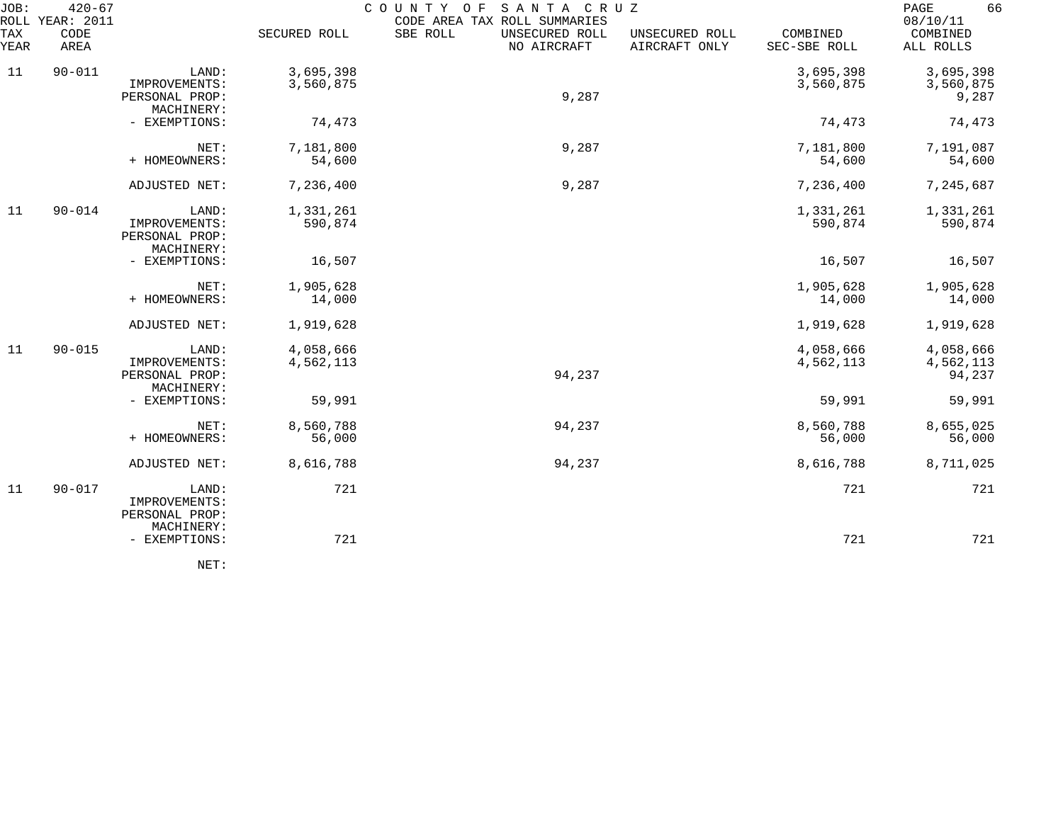JOB: 420-67 — COUNTY OF SANTA CRUZ — CODE AREA TAX ROLL SUMMARIES — 08/10/11

ROLL YEAR: 2011

| TAX YEAR | CODE AREA | | SECURED ROLL | SBE ROLL | UNSECURED ROLL NO AIRCRAFT | UNSECURED ROLL AIRCRAFT ONLY | COMBINED SEC-SBE ROLL | COMBINED ALL ROLLS |
|---|---|---|---|---|---|---|---|---|
| 11 | 90-011 | LAND: | 3,695,398 | | | | 3,695,398 | 3,695,398 |
| | | IMPROVEMENTS: | 3,560,875 | | | | 3,560,875 | 3,560,875 |
| | | PERSONAL PROP: | | | 9,287 | | | 9,287 |
| | | MACHINERY: | | | | | | |
| | | - EXEMPTIONS: | 74,473 | | | | 74,473 | 74,473 |
| | | NET: | 7,181,800 | | 9,287 | | 7,181,800 | 7,191,087 |
| | | + HOMEOWNERS: | 54,600 | | | | 54,600 | 54,600 |
| | | ADJUSTED NET: | 7,236,400 | | 9,287 | | 7,236,400 | 7,245,687 |
| 11 | 90-014 | LAND: | 1,331,261 | | | | 1,331,261 | 1,331,261 |
| | | IMPROVEMENTS: | 590,874 | | | | 590,874 | 590,874 |
| | | PERSONAL PROP: | | | | | | |
| | | MACHINERY: | | | | | | |
| | | - EXEMPTIONS: | 16,507 | | | | 16,507 | 16,507 |
| | | NET: | 1,905,628 | | | | 1,905,628 | 1,905,628 |
| | | + HOMEOWNERS: | 14,000 | | | | 14,000 | 14,000 |
| | | ADJUSTED NET: | 1,919,628 | | | | 1,919,628 | 1,919,628 |
| 11 | 90-015 | LAND: | 4,058,666 | | | | 4,058,666 | 4,058,666 |
| | | IMPROVEMENTS: | 4,562,113 | | | | 4,562,113 | 4,562,113 |
| | | PERSONAL PROP: | | | 94,237 | | | 94,237 |
| | | MACHINERY: | | | | | | |
| | | - EXEMPTIONS: | 59,991 | | | | 59,991 | 59,991 |
| | | NET: | 8,560,788 | | 94,237 | | 8,560,788 | 8,655,025 |
| | | + HOMEOWNERS: | 56,000 | | | | 56,000 | 56,000 |
| | | ADJUSTED NET: | 8,616,788 | | 94,237 | | 8,616,788 | 8,711,025 |
| 11 | 90-017 | LAND: | 721 | | | | 721 | 721 |
| | | IMPROVEMENTS: | | | | | | |
| | | PERSONAL PROP: | | | | | | |
| | | MACHINERY: | | | | | | |
| | | - EXEMPTIONS: | 721 | | | | 721 | 721 |
| | | NET: | | | | | | |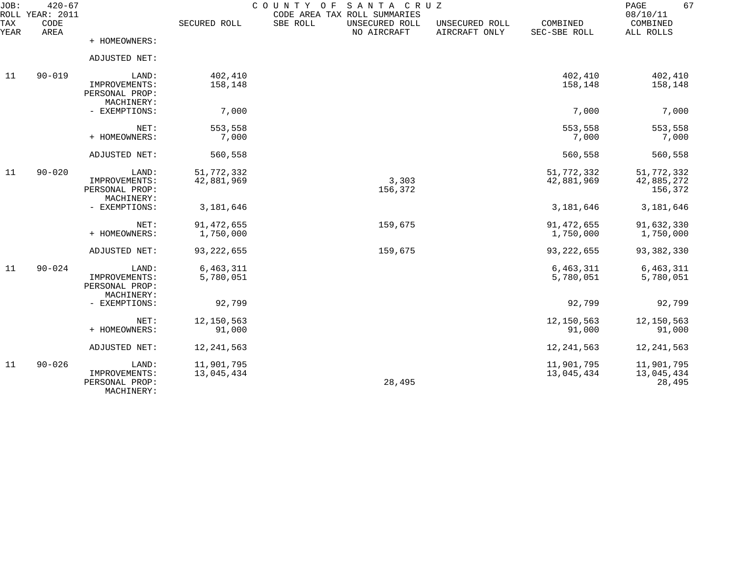JOB: 420-67 COUNTY OF SANTA CRUZ PAGE 67
ROLL YEAR: 2011 CODE AREA TAX ROLL SUMMARIES 08/10/11

| TAX YEAR | CODE AREA | | SECURED ROLL | SBE ROLL | UNSECURED ROLL NO AIRCRAFT | UNSECURED ROLL AIRCRAFT ONLY | COMBINED SEC-SBE ROLL | COMBINED ALL ROLLS |
|---|---|---|---|---|---|---|---|---|
| | | + HOMEOWNERS: | | | | | | |
| | | ADJUSTED NET: | | | | | | |
| 11 | 90-019 | LAND: | 402,410 | | | | 402,410 | 402,410 |
| | | IMPROVEMENTS: | 158,148 | | | | 158,148 | 158,148 |
| | | PERSONAL PROP: | | | | | | |
| | | MACHINERY: | | | | | | |
| | | - EXEMPTIONS: | 7,000 | | | | 7,000 | 7,000 |
| | | NET: | 553,558 | | | | 553,558 | 553,558 |
| | | + HOMEOWNERS: | 7,000 | | | | 7,000 | 7,000 |
| | | ADJUSTED NET: | 560,558 | | | | 560,558 | 560,558 |
| 11 | 90-020 | LAND: | 51,772,332 | | | | 51,772,332 | 51,772,332 |
| | | IMPROVEMENTS: | 42,881,969 | | 3,303 | | 42,881,969 | 42,885,272 |
| | | PERSONAL PROP: | | | 156,372 | | | 156,372 |
| | | MACHINERY: | | | | | | |
| | | - EXEMPTIONS: | 3,181,646 | | | | 3,181,646 | 3,181,646 |
| | | NET: | 91,472,655 | | 159,675 | | 91,472,655 | 91,632,330 |
| | | + HOMEOWNERS: | 1,750,000 | | | | 1,750,000 | 1,750,000 |
| | | ADJUSTED NET: | 93,222,655 | | 159,675 | | 93,222,655 | 93,382,330 |
| 11 | 90-024 | LAND: | 6,463,311 | | | | 6,463,311 | 6,463,311 |
| | | IMPROVEMENTS: | 5,780,051 | | | | 5,780,051 | 5,780,051 |
| | | PERSONAL PROP: | | | | | | |
| | | MACHINERY: | | | | | | |
| | | - EXEMPTIONS: | 92,799 | | | | 92,799 | 92,799 |
| | | NET: | 12,150,563 | | | | 12,150,563 | 12,150,563 |
| | | + HOMEOWNERS: | 91,000 | | | | 91,000 | 91,000 |
| | | ADJUSTED NET: | 12,241,563 | | | | 12,241,563 | 12,241,563 |
| 11 | 90-026 | LAND: | 11,901,795 | | | | 11,901,795 | 11,901,795 |
| | | IMPROVEMENTS: | 13,045,434 | | | | 13,045,434 | 13,045,434 |
| | | PERSONAL PROP: | | | 28,495 | | | 28,495 |
| | | MACHINERY: | | | | | | |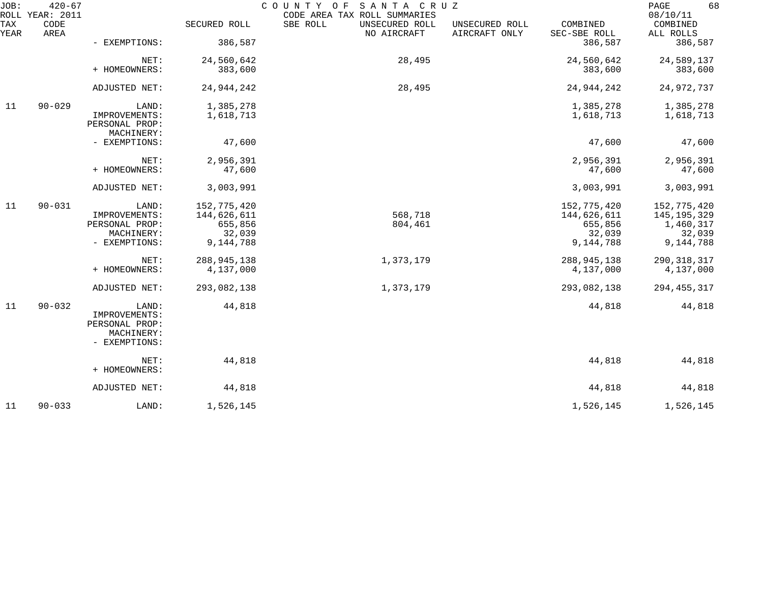JOB: 420-67 COUNTY OF SANTA CRUZ PAGE 68
ROLL YEAR: 2011 CODE AREA TAX ROLL SUMMARIES 08/10/11

| TAX YEAR | CODE AREA | | SECURED ROLL | SBE ROLL | UNSECURED ROLL NO AIRCRAFT | UNSECURED ROLL AIRCRAFT ONLY | COMBINED SEC-SBE ROLL | COMBINED ALL ROLLS |
|---|---|---|---|---|---|---|---|---|
| | | - EXEMPTIONS: | 386,587 | | | | 386,587 | 386,587 |
| | | NET: | 24,560,642 | | 28,495 | | 24,560,642 | 24,589,137 |
| | | + HOMEOWNERS: | 383,600 | | | | 383,600 | 383,600 |
| | | ADJUSTED NET: | 24,944,242 | | 28,495 | | 24,944,242 | 24,972,737 |
| 11 | 90-029 | LAND: | 1,385,278 | | | | 1,385,278 | 1,385,278 |
| | | IMPROVEMENTS: | 1,618,713 | | | | 1,618,713 | 1,618,713 |
| | | PERSONAL PROP: | | | | | | |
| | | MACHINERY: | | | | | | |
| | | - EXEMPTIONS: | 47,600 | | | | 47,600 | 47,600 |
| | | NET: | 2,956,391 | | | | 2,956,391 | 2,956,391 |
| | | + HOMEOWNERS: | 47,600 | | | | 47,600 | 47,600 |
| | | ADJUSTED NET: | 3,003,991 | | | | 3,003,991 | 3,003,991 |
| 11 | 90-031 | LAND: | 152,775,420 | | | | 152,775,420 | 152,775,420 |
| | | IMPROVEMENTS: | 144,626,611 | | 568,718 | | 144,626,611 | 145,195,329 |
| | | PERSONAL PROP: | 655,856 | | 804,461 | | 655,856 | 1,460,317 |
| | | MACHINERY: | 32,039 | | | | 32,039 | 32,039 |
| | | - EXEMPTIONS: | 9,144,788 | | | | 9,144,788 | 9,144,788 |
| | | NET: | 288,945,138 | | 1,373,179 | | 288,945,138 | 290,318,317 |
| | | + HOMEOWNERS: | 4,137,000 | | | | 4,137,000 | 4,137,000 |
| | | ADJUSTED NET: | 293,082,138 | | 1,373,179 | | 293,082,138 | 294,455,317 |
| 11 | 90-032 | LAND: | 44,818 | | | | 44,818 | 44,818 |
| | | IMPROVEMENTS: | | | | | | |
| | | PERSONAL PROP: | | | | | | |
| | | MACHINERY: | | | | | | |
| | | - EXEMPTIONS: | | | | | | |
| | | NET: | 44,818 | | | | 44,818 | 44,818 |
| | | + HOMEOWNERS: | | | | | | |
| | | ADJUSTED NET: | 44,818 | | | | 44,818 | 44,818 |
| 11 | 90-033 | LAND: | 1,526,145 | | | | 1,526,145 | 1,526,145 |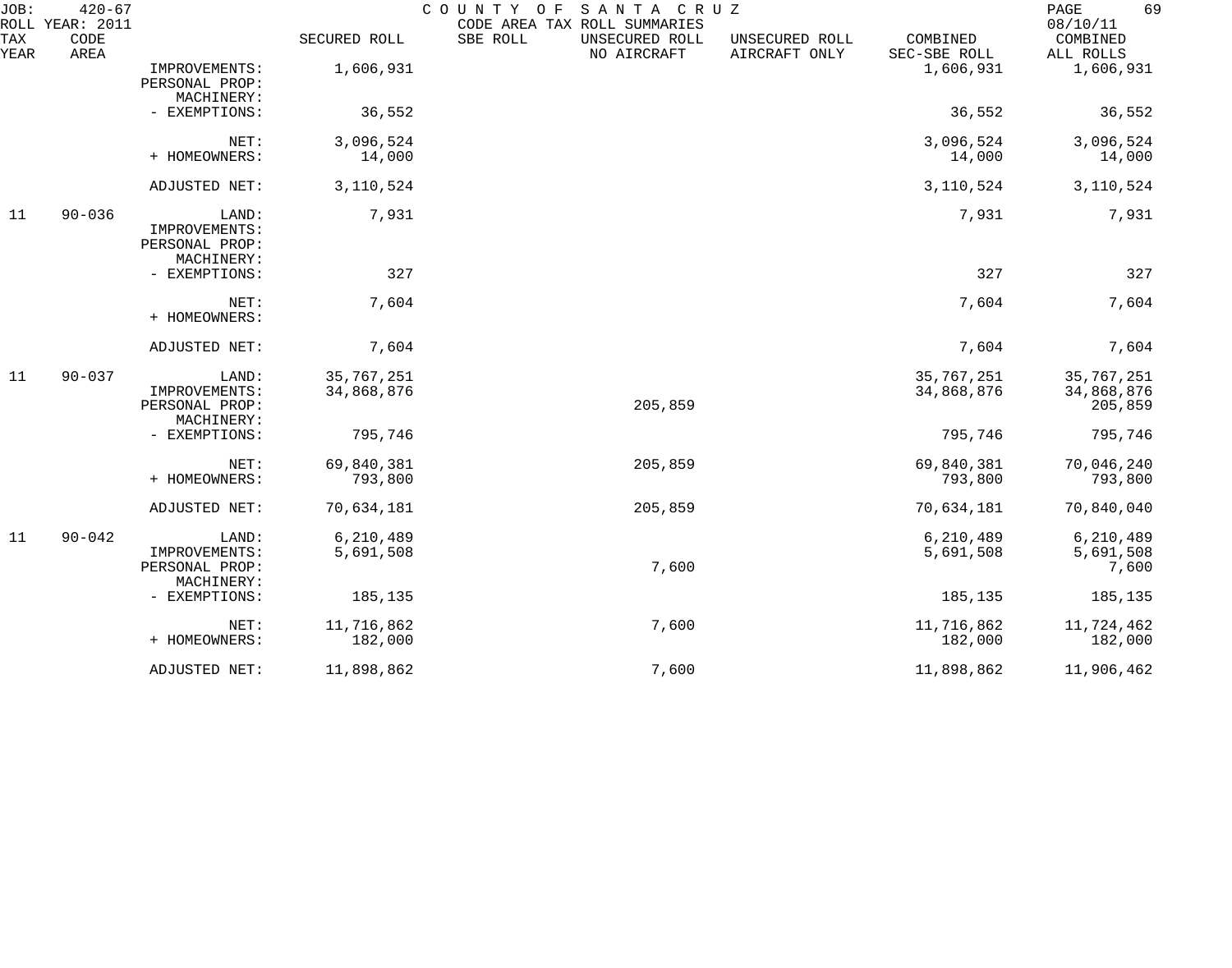JOB: 420-67 COUNTY OF SANTA CRUZ
ROLL YEAR: 2011 CODE AREA TAX ROLL SUMMARIES 08/10/11

| TAX YEAR | CODE AREA | | SECURED ROLL | SBE ROLL | UNSECURED ROLL NO AIRCRAFT | UNSECURED ROLL AIRCRAFT ONLY | COMBINED SEC-SBE ROLL | COMBINED ALL ROLLS |
|---|---|---|---|---|---|---|---|---|
| | | IMPROVEMENTS: | 1,606,931 | | | | 1,606,931 | 1,606,931 |
| | | PERSONAL PROP: | | | | | | |
| | | MACHINERY: | | | | | | |
| | | - EXEMPTIONS: | 36,552 | | | | 36,552 | 36,552 |
| | | NET: | 3,096,524 | | | | 3,096,524 | 3,096,524 |
| | | + HOMEOWNERS: | 14,000 | | | | 14,000 | 14,000 |
| | | ADJUSTED NET: | 3,110,524 | | | | 3,110,524 | 3,110,524 |
| 11 | 90-036 | LAND: | 7,931 | | | | 7,931 | 7,931 |
| | | IMPROVEMENTS: | | | | | | |
| | | PERSONAL PROP: | | | | | | |
| | | MACHINERY: | | | | | | |
| | | - EXEMPTIONS: | 327 | | | | 327 | 327 |
| | | NET: | 7,604 | | | | 7,604 | 7,604 |
| | | + HOMEOWNERS: | | | | | | |
| | | ADJUSTED NET: | 7,604 | | | | 7,604 | 7,604 |
| 11 | 90-037 | LAND: | 35,767,251 | | | | 35,767,251 | 35,767,251 |
| | | IMPROVEMENTS: | 34,868,876 | | | | 34,868,876 | 34,868,876 |
| | | PERSONAL PROP: | | | 205,859 | | | 205,859 |
| | | MACHINERY: | | | | | | |
| | | - EXEMPTIONS: | 795,746 | | | | 795,746 | 795,746 |
| | | NET: | 69,840,381 | | 205,859 | | 69,840,381 | 70,046,240 |
| | | + HOMEOWNERS: | 793,800 | | | | 793,800 | 793,800 |
| | | ADJUSTED NET: | 70,634,181 | | 205,859 | | 70,634,181 | 70,840,040 |
| 11 | 90-042 | LAND: | 6,210,489 | | | | 6,210,489 | 6,210,489 |
| | | IMPROVEMENTS: | 5,691,508 | | | | 5,691,508 | 5,691,508 |
| | | PERSONAL PROP: | | | 7,600 | | | 7,600 |
| | | MACHINERY: | | | | | | |
| | | - EXEMPTIONS: | 185,135 | | | | 185,135 | 185,135 |
| | | NET: | 11,716,862 | | 7,600 | | 11,716,862 | 11,724,462 |
| | | + HOMEOWNERS: | 182,000 | | | | 182,000 | 182,000 |
| | | ADJUSTED NET: | 11,898,862 | | 7,600 | | 11,898,862 | 11,906,462 |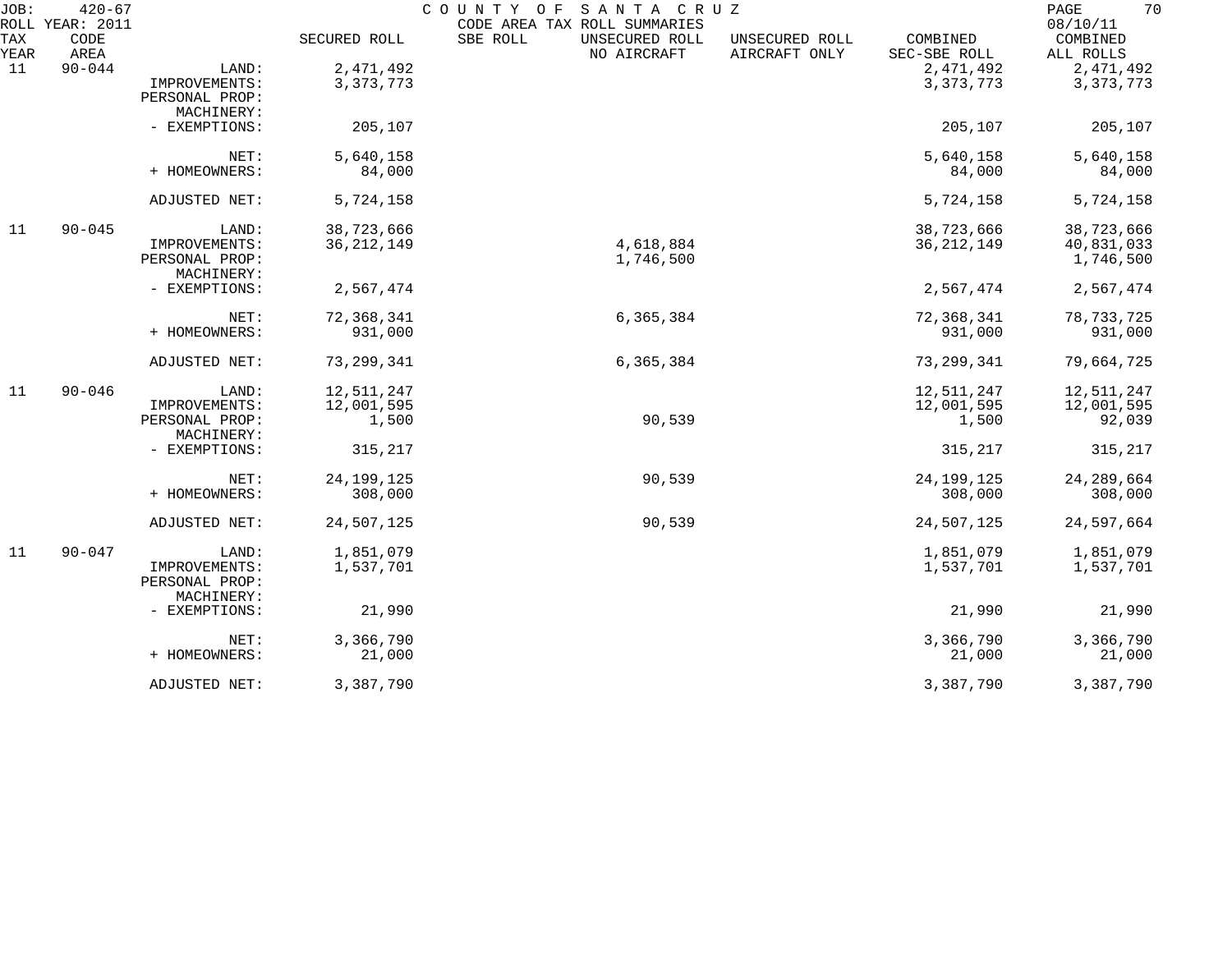JOB: 420-67 COUNTY OF SANTA CRUZ
ROLL YEAR: 2011 CODE AREA TAX ROLL SUMMARIES 08/10/11

| TAX YEAR | CODE AREA | | SECURED ROLL | SBE ROLL | UNSECURED ROLL NO AIRCRAFT | UNSECURED ROLL AIRCRAFT ONLY | COMBINED SEC-SBE ROLL | COMBINED ALL ROLLS |
|---|---|---|---|---|---|---|---|---|
| 11 | 90-044 | LAND: | 2,471,492 | | | | 2,471,492 | 2,471,492 |
| | | IMPROVEMENTS: | 3,373,773 | | | | 3,373,773 | 3,373,773 |
| | | PERSONAL PROP: | | | | | | |
| | | MACHINERY: | | | | | | |
| | | - EXEMPTIONS: | 205,107 | | | | 205,107 | 205,107 |
| | | NET: | 5,640,158 | | | | 5,640,158 | 5,640,158 |
| | | + HOMEOWNERS: | 84,000 | | | | 84,000 | 84,000 |
| | | ADJUSTED NET: | 5,724,158 | | | | 5,724,158 | 5,724,158 |
| 11 | 90-045 | LAND: | 38,723,666 | | | | 38,723,666 | 38,723,666 |
| | | IMPROVEMENTS: | 36,212,149 | | 4,618,884 | | 36,212,149 | 40,831,033 |
| | | PERSONAL PROP: | | | 1,746,500 | | | 1,746,500 |
| | | MACHINERY: | | | | | | |
| | | - EXEMPTIONS: | 2,567,474 | | | | 2,567,474 | 2,567,474 |
| | | NET: | 72,368,341 | | 6,365,384 | | 72,368,341 | 78,733,725 |
| | | + HOMEOWNERS: | 931,000 | | | | 931,000 | 931,000 |
| | | ADJUSTED NET: | 73,299,341 | | 6,365,384 | | 73,299,341 | 79,664,725 |
| 11 | 90-046 | LAND: | 12,511,247 | | | | 12,511,247 | 12,511,247 |
| | | IMPROVEMENTS: | 12,001,595 | | | | 12,001,595 | 12,001,595 |
| | | PERSONAL PROP: | 1,500 | | 90,539 | | 1,500 | 92,039 |
| | | MACHINERY: | | | | | | |
| | | - EXEMPTIONS: | 315,217 | | | | 315,217 | 315,217 |
| | | NET: | 24,199,125 | | 90,539 | | 24,199,125 | 24,289,664 |
| | | + HOMEOWNERS: | 308,000 | | | | 308,000 | 308,000 |
| | | ADJUSTED NET: | 24,507,125 | | 90,539 | | 24,507,125 | 24,597,664 |
| 11 | 90-047 | LAND: | 1,851,079 | | | | 1,851,079 | 1,851,079 |
| | | IMPROVEMENTS: | 1,537,701 | | | | 1,537,701 | 1,537,701 |
| | | PERSONAL PROP: | | | | | | |
| | | MACHINERY: | | | | | | |
| | | - EXEMPTIONS: | 21,990 | | | | 21,990 | 21,990 |
| | | NET: | 3,366,790 | | | | 3,366,790 | 3,366,790 |
| | | + HOMEOWNERS: | 21,000 | | | | 21,000 | 21,000 |
| | | ADJUSTED NET: | 3,387,790 | | | | 3,387,790 | 3,387,790 |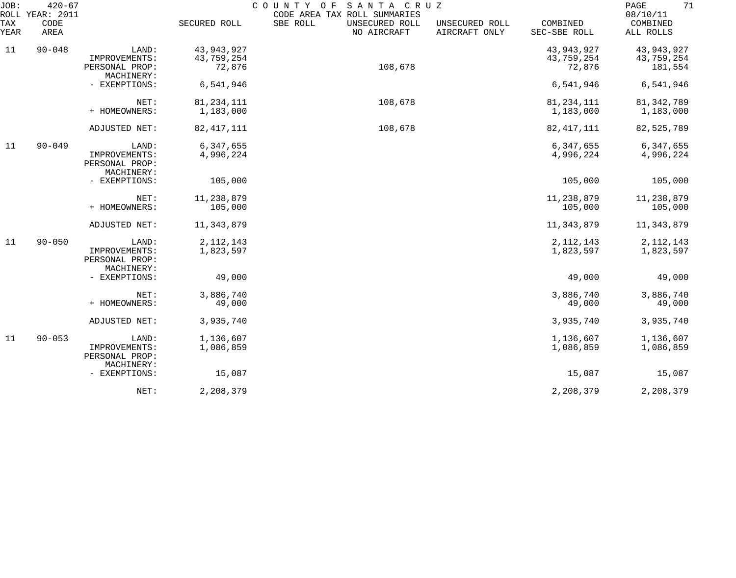JOB: 420-67 COUNTY OF SANTA CRUZ
ROLL YEAR: 2011 CODE AREA TAX ROLL SUMMARIES 08/10/11

| TAX YEAR | CODE AREA | | SECURED ROLL | SBE ROLL | UNSECURED ROLL NO AIRCRAFT | UNSECURED ROLL AIRCRAFT ONLY | COMBINED SEC-SBE ROLL | COMBINED ALL ROLLS |
|---|---|---|---|---|---|---|---|---|
| 11 | 90-048 | LAND: | 43,943,927 | | | | 43,943,927 | 43,943,927 |
| | | IMPROVEMENTS: | 43,759,254 | | | | 43,759,254 | 43,759,254 |
| | | PERSONAL PROP: | 72,876 | | 108,678 | | 72,876 | 181,554 |
| | | MACHINERY: | | | | | | |
| | | - EXEMPTIONS: | 6,541,946 | | | | 6,541,946 | 6,541,946 |
| | | NET: | 81,234,111 | | 108,678 | | 81,234,111 | 81,342,789 |
| | | + HOMEOWNERS: | 1,183,000 | | | | 1,183,000 | 1,183,000 |
| | | ADJUSTED NET: | 82,417,111 | | 108,678 | | 82,417,111 | 82,525,789 |
| 11 | 90-049 | LAND: | 6,347,655 | | | | 6,347,655 | 6,347,655 |
| | | IMPROVEMENTS: | 4,996,224 | | | | 4,996,224 | 4,996,224 |
| | | PERSONAL PROP: | | | | | | |
| | | MACHINERY: | | | | | | |
| | | - EXEMPTIONS: | 105,000 | | | | 105,000 | 105,000 |
| | | NET: | 11,238,879 | | | | 11,238,879 | 11,238,879 |
| | | + HOMEOWNERS: | 105,000 | | | | 105,000 | 105,000 |
| | | ADJUSTED NET: | 11,343,879 | | | | 11,343,879 | 11,343,879 |
| 11 | 90-050 | LAND: | 2,112,143 | | | | 2,112,143 | 2,112,143 |
| | | IMPROVEMENTS: | 1,823,597 | | | | 1,823,597 | 1,823,597 |
| | | PERSONAL PROP: | | | | | | |
| | | MACHINERY: | | | | | | |
| | | - EXEMPTIONS: | 49,000 | | | | 49,000 | 49,000 |
| | | NET: | 3,886,740 | | | | 3,886,740 | 3,886,740 |
| | | + HOMEOWNERS: | 49,000 | | | | 49,000 | 49,000 |
| | | ADJUSTED NET: | 3,935,740 | | | | 3,935,740 | 3,935,740 |
| 11 | 90-053 | LAND: | 1,136,607 | | | | 1,136,607 | 1,136,607 |
| | | IMPROVEMENTS: | 1,086,859 | | | | 1,086,859 | 1,086,859 |
| | | PERSONAL PROP: | | | | | | |
| | | MACHINERY: | | | | | | |
| | | - EXEMPTIONS: | 15,087 | | | | 15,087 | 15,087 |
| | | NET: | 2,208,379 | | | | 2,208,379 | 2,208,379 |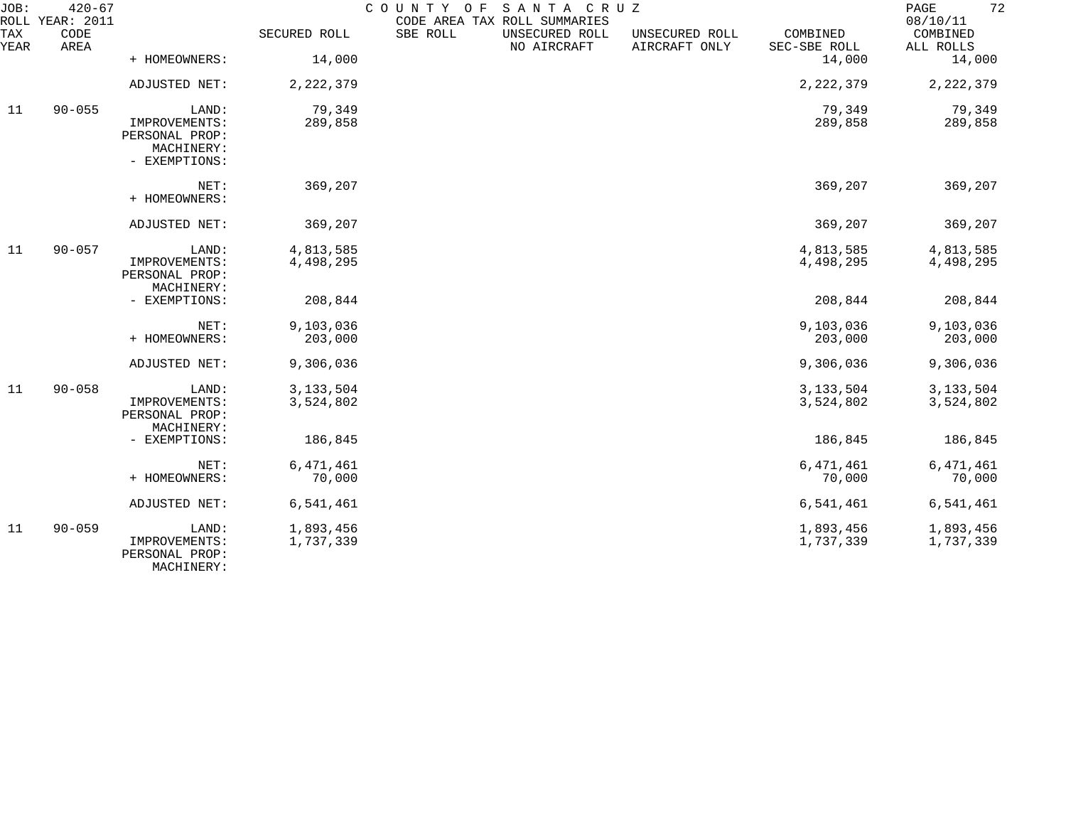JOB: 420-67 COUNTY OF SANTA CRUZ
ROLL YEAR: 2011 CODE AREA TAX ROLL SUMMARIES 08/10/11

| TAX YEAR | CODE AREA | | SECURED ROLL | SBE ROLL | UNSECURED ROLL NO AIRCRAFT | UNSECURED ROLL AIRCRAFT ONLY | COMBINED SEC-SBE ROLL | COMBINED ALL ROLLS |
|---|---|---|---|---|---|---|---|---|
| | | + HOMEOWNERS: | 14,000 | | | | 14,000 | 14,000 |
| | | ADJUSTED NET: | 2,222,379 | | | | 2,222,379 | 2,222,379 |
| 11 | 90-055 | LAND: | 79,349 | | | | 79,349 | 79,349 |
| | | IMPROVEMENTS: | 289,858 | | | | 289,858 | 289,858 |
| | | PERSONAL PROP: | | | | | | |
| | | MACHINERY: | | | | | | |
| | | - EXEMPTIONS: | | | | | | |
| | | NET: | 369,207 | | | | 369,207 | 369,207 |
| | | + HOMEOWNERS: | | | | | | |
| | | ADJUSTED NET: | 369,207 | | | | 369,207 | 369,207 |
| 11 | 90-057 | LAND: | 4,813,585 | | | | 4,813,585 | 4,813,585 |
| | | IMPROVEMENTS: | 4,498,295 | | | | 4,498,295 | 4,498,295 |
| | | PERSONAL PROP: | | | | | | |
| | | MACHINERY: | | | | | | |
| | | - EXEMPTIONS: | 208,844 | | | | 208,844 | 208,844 |
| | | NET: | 9,103,036 | | | | 9,103,036 | 9,103,036 |
| | | + HOMEOWNERS: | 203,000 | | | | 203,000 | 203,000 |
| | | ADJUSTED NET: | 9,306,036 | | | | 9,306,036 | 9,306,036 |
| 11 | 90-058 | LAND: | 3,133,504 | | | | 3,133,504 | 3,133,504 |
| | | IMPROVEMENTS: | 3,524,802 | | | | 3,524,802 | 3,524,802 |
| | | PERSONAL PROP: | | | | | | |
| | | MACHINERY: | | | | | | |
| | | - EXEMPTIONS: | 186,845 | | | | 186,845 | 186,845 |
| | | NET: | 6,471,461 | | | | 6,471,461 | 6,471,461 |
| | | + HOMEOWNERS: | 70,000 | | | | 70,000 | 70,000 |
| | | ADJUSTED NET: | 6,541,461 | | | | 6,541,461 | 6,541,461 |
| 11 | 90-059 | LAND: | 1,893,456 | | | | 1,893,456 | 1,893,456 |
| | | IMPROVEMENTS: | 1,737,339 | | | | 1,737,339 | 1,737,339 |
| | | PERSONAL PROP: | | | | | | |
| | | MACHINERY: | | | | | | |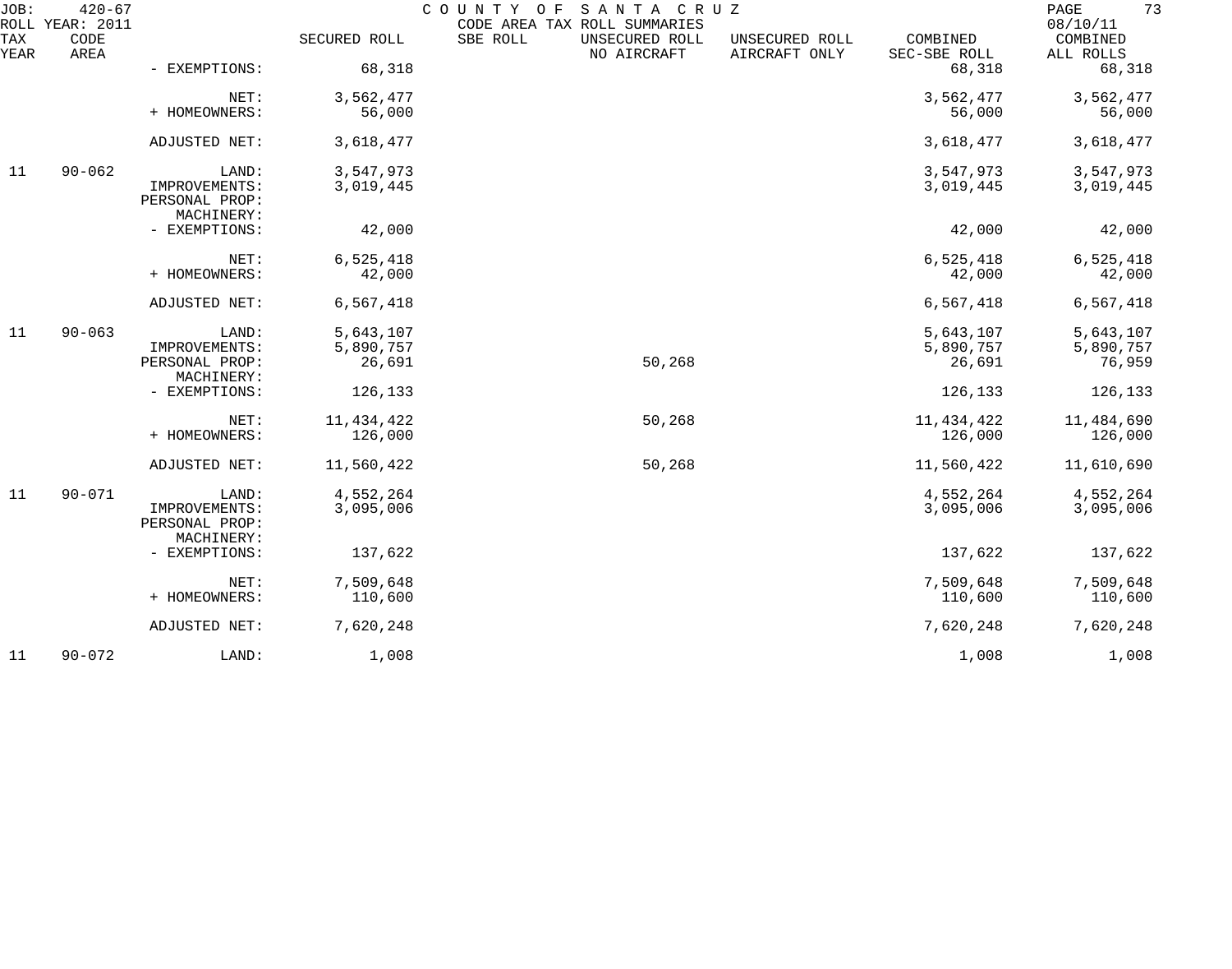COUNTY OF SANTA CRUZ
CODE AREA TAX ROLL SUMMARIES

JOB: 420-67
ROLL YEAR: 2011
08/10/11

| TAX YEAR | CODE AREA | | SECURED ROLL | SBE ROLL | UNSECURED ROLL NO AIRCRAFT | UNSECURED ROLL AIRCRAFT ONLY | COMBINED SEC-SBE ROLL | COMBINED ALL ROLLS |
|---|---|---|---|---|---|---|---|---|
| | | - EXEMPTIONS: | 68,318 | | | | 68,318 | 68,318 |
| | | NET: | 3,562,477 | | | | 3,562,477 | 3,562,477 |
| | | + HOMEOWNERS: | 56,000 | | | | 56,000 | 56,000 |
| | | ADJUSTED NET: | 3,618,477 | | | | 3,618,477 | 3,618,477 |
| 11 | 90-062 | LAND: | 3,547,973 | | | | 3,547,973 | 3,547,973 |
| | | IMPROVEMENTS: | 3,019,445 | | | | 3,019,445 | 3,019,445 |
| | | PERSONAL PROP: | | | | | | |
| | | MACHINERY: | | | | | | |
| | | - EXEMPTIONS: | 42,000 | | | | 42,000 | 42,000 |
| | | NET: | 6,525,418 | | | | 6,525,418 | 6,525,418 |
| | | + HOMEOWNERS: | 42,000 | | | | 42,000 | 42,000 |
| | | ADJUSTED NET: | 6,567,418 | | | | 6,567,418 | 6,567,418 |
| 11 | 90-063 | LAND: | 5,643,107 | | | | 5,643,107 | 5,643,107 |
| | | IMPROVEMENTS: | 5,890,757 | | | | 5,890,757 | 5,890,757 |
| | | PERSONAL PROP: | 26,691 | | 50,268 | | 26,691 | 76,959 |
| | | MACHINERY: | | | | | | |
| | | - EXEMPTIONS: | 126,133 | | | | 126,133 | 126,133 |
| | | NET: | 11,434,422 | | 50,268 | | 11,434,422 | 11,484,690 |
| | | + HOMEOWNERS: | 126,000 | | | | 126,000 | 126,000 |
| | | ADJUSTED NET: | 11,560,422 | | 50,268 | | 11,560,422 | 11,610,690 |
| 11 | 90-071 | LAND: | 4,552,264 | | | | 4,552,264 | 4,552,264 |
| | | IMPROVEMENTS: | 3,095,006 | | | | 3,095,006 | 3,095,006 |
| | | PERSONAL PROP: | | | | | | |
| | | MACHINERY: | | | | | | |
| | | - EXEMPTIONS: | 137,622 | | | | 137,622 | 137,622 |
| | | NET: | 7,509,648 | | | | 7,509,648 | 7,509,648 |
| | | + HOMEOWNERS: | 110,600 | | | | 110,600 | 110,600 |
| | | ADJUSTED NET: | 7,620,248 | | | | 7,620,248 | 7,620,248 |
| 11 | 90-072 | LAND: | 1,008 | | | | 1,008 | 1,008 |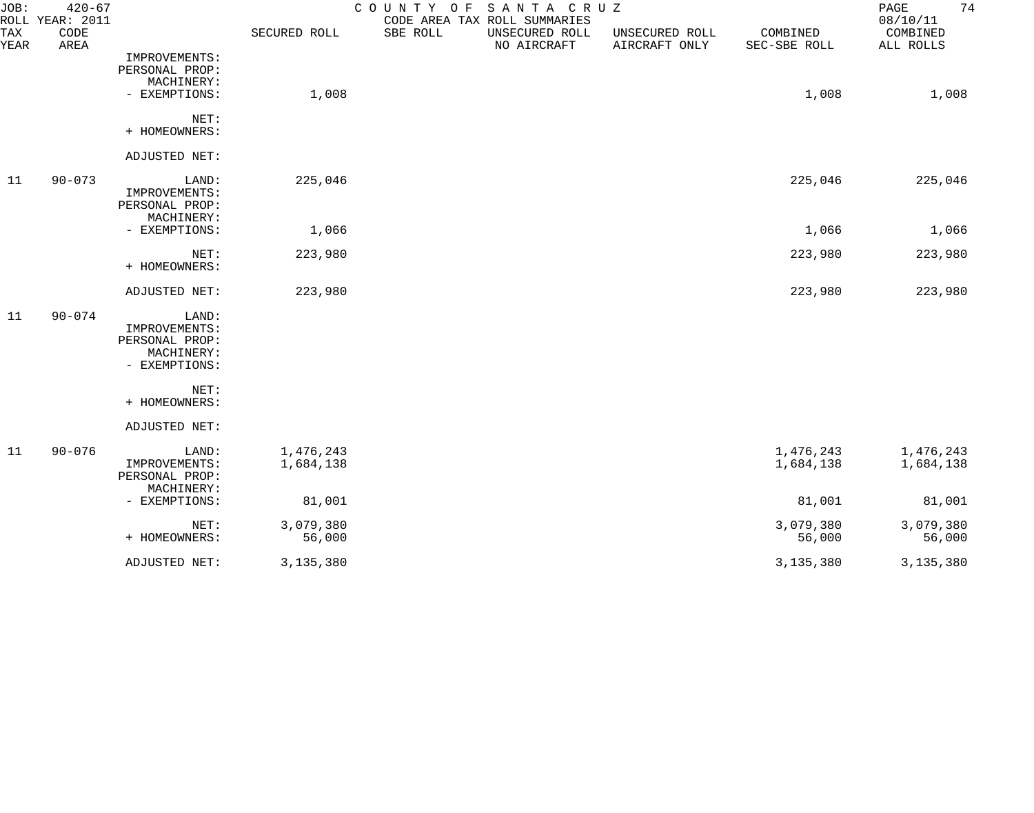JOB: 420-67 COUNTY OF SANTA CRUZ
ROLL YEAR: 2011 CODE AREA TAX ROLL SUMMARIES 08/10/11

| TAX YEAR | CODE AREA | | SECURED ROLL | SBE ROLL | UNSECURED ROLL NO AIRCRAFT | UNSECURED ROLL AIRCRAFT ONLY | COMBINED SEC-SBE ROLL | COMBINED ALL ROLLS |
|---|---|---|---|---|---|---|---|---|
| | | IMPROVEMENTS: | | | | | | |
| | | PERSONAL PROP: | | | | | | |
| | | MACHINERY: | | | | | | |
| | | - EXEMPTIONS: | 1,008 | | | | 1,008 | 1,008 |
| | | NET: | | | | | | |
| | | + HOMEOWNERS: | | | | | | |
| | | ADJUSTED NET: | | | | | | |
| 11 | 90-073 | LAND: | 225,046 | | | | 225,046 | 225,046 |
| | | IMPROVEMENTS: | | | | | | |
| | | PERSONAL PROP: | | | | | | |
| | | MACHINERY: | | | | | | |
| | | - EXEMPTIONS: | 1,066 | | | | 1,066 | 1,066 |
| | | NET: | 223,980 | | | | 223,980 | 223,980 |
| | | + HOMEOWNERS: | | | | | | |
| | | ADJUSTED NET: | 223,980 | | | | 223,980 | 223,980 |
| 11 | 90-074 | LAND: | | | | | | |
| | | IMPROVEMENTS: | | | | | | |
| | | PERSONAL PROP: | | | | | | |
| | | MACHINERY: | | | | | | |
| | | - EXEMPTIONS: | | | | | | |
| | | NET: | | | | | | |
| | | + HOMEOWNERS: | | | | | | |
| | | ADJUSTED NET: | | | | | | |
| 11 | 90-076 | LAND: | 1,476,243 | | | | 1,476,243 | 1,476,243 |
| | | IMPROVEMENTS: | 1,684,138 | | | | 1,684,138 | 1,684,138 |
| | | PERSONAL PROP: | | | | | | |
| | | MACHINERY: | | | | | | |
| | | - EXEMPTIONS: | 81,001 | | | | 81,001 | 81,001 |
| | | NET: | 3,079,380 | | | | 3,079,380 | 3,079,380 |
| | | + HOMEOWNERS: | 56,000 | | | | 56,000 | 56,000 |
| | | ADJUSTED NET: | 3,135,380 | | | | 3,135,380 | 3,135,380 |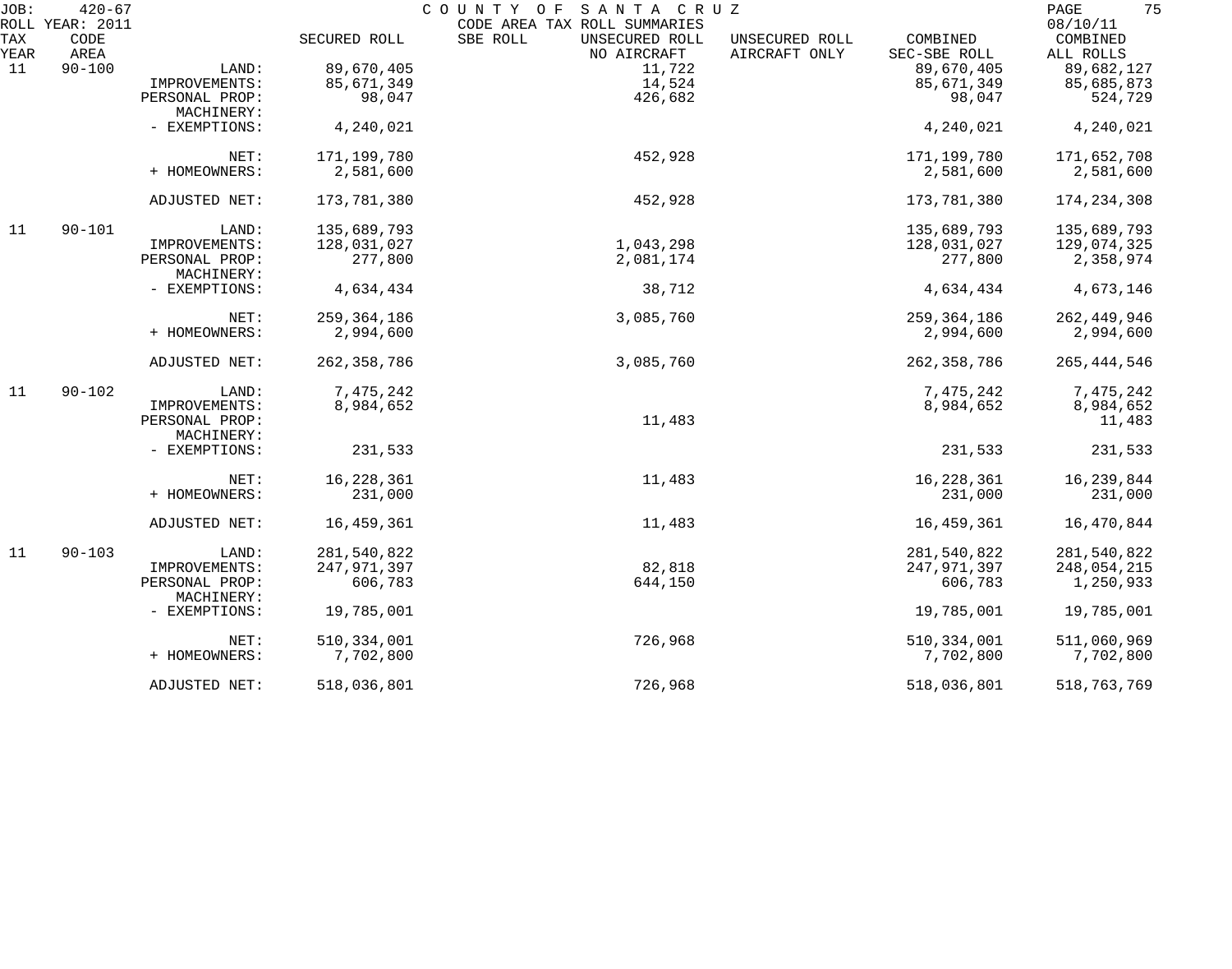JOB: 420-67 COUNTY OF SANTA CRUZ
ROLL YEAR: 2011 CODE AREA TAX ROLL SUMMARIES 08/10/11

| TAX YEAR | CODE AREA | | SECURED ROLL | SBE ROLL | UNSECURED ROLL NO AIRCRAFT | UNSECURED ROLL AIRCRAFT ONLY | COMBINED SEC-SBE ROLL | COMBINED ALL ROLLS |
|---|---|---|---|---|---|---|---|---|
| 11 | 90-100 | LAND: | 89,670,405 | | 11,722 | | 89,670,405 | 89,682,127 |
| | | IMPROVEMENTS: | 85,671,349 | | 14,524 | | 85,671,349 | 85,685,873 |
| | | PERSONAL PROP: | 98,047 | | 426,682 | | 98,047 | 524,729 |
| | | MACHINERY: | | | | | | |
| | | - EXEMPTIONS: | 4,240,021 | | | | 4,240,021 | 4,240,021 |
| | | NET: | 171,199,780 | | 452,928 | | 171,199,780 | 171,652,708 |
| | | + HOMEOWNERS: | 2,581,600 | | | | 2,581,600 | 2,581,600 |
| | | ADJUSTED NET: | 173,781,380 | | 452,928 | | 173,781,380 | 174,234,308 |
| 11 | 90-101 | LAND: | 135,689,793 | | | | 135,689,793 | 135,689,793 |
| | | IMPROVEMENTS: | 128,031,027 | | 1,043,298 | | 128,031,027 | 129,074,325 |
| | | PERSONAL PROP: | 277,800 | | 2,081,174 | | 277,800 | 2,358,974 |
| | | MACHINERY: | | | | | | |
| | | - EXEMPTIONS: | 4,634,434 | | 38,712 | | 4,634,434 | 4,673,146 |
| | | NET: | 259,364,186 | | 3,085,760 | | 259,364,186 | 262,449,946 |
| | | + HOMEOWNERS: | 2,994,600 | | | | 2,994,600 | 2,994,600 |
| | | ADJUSTED NET: | 262,358,786 | | 3,085,760 | | 262,358,786 | 265,444,546 |
| 11 | 90-102 | LAND: | 7,475,242 | | | | 7,475,242 | 7,475,242 |
| | | IMPROVEMENTS: | 8,984,652 | | | | 8,984,652 | 8,984,652 |
| | | PERSONAL PROP: | | | 11,483 | | | 11,483 |
| | | MACHINERY: | | | | | | |
| | | - EXEMPTIONS: | 231,533 | | | | 231,533 | 231,533 |
| | | NET: | 16,228,361 | | 11,483 | | 16,228,361 | 16,239,844 |
| | | + HOMEOWNERS: | 231,000 | | | | 231,000 | 231,000 |
| | | ADJUSTED NET: | 16,459,361 | | 11,483 | | 16,459,361 | 16,470,844 |
| 11 | 90-103 | LAND: | 281,540,822 | | | | 281,540,822 | 281,540,822 |
| | | IMPROVEMENTS: | 247,971,397 | | 82,818 | | 247,971,397 | 248,054,215 |
| | | PERSONAL PROP: | 606,783 | | 644,150 | | 606,783 | 1,250,933 |
| | | MACHINERY: | | | | | | |
| | | - EXEMPTIONS: | 19,785,001 | | | | 19,785,001 | 19,785,001 |
| | | NET: | 510,334,001 | | 726,968 | | 510,334,001 | 511,060,969 |
| | | + HOMEOWNERS: | 7,702,800 | | | | 7,702,800 | 7,702,800 |
| | | ADJUSTED NET: | 518,036,801 | | 726,968 | | 518,036,801 | 518,763,769 |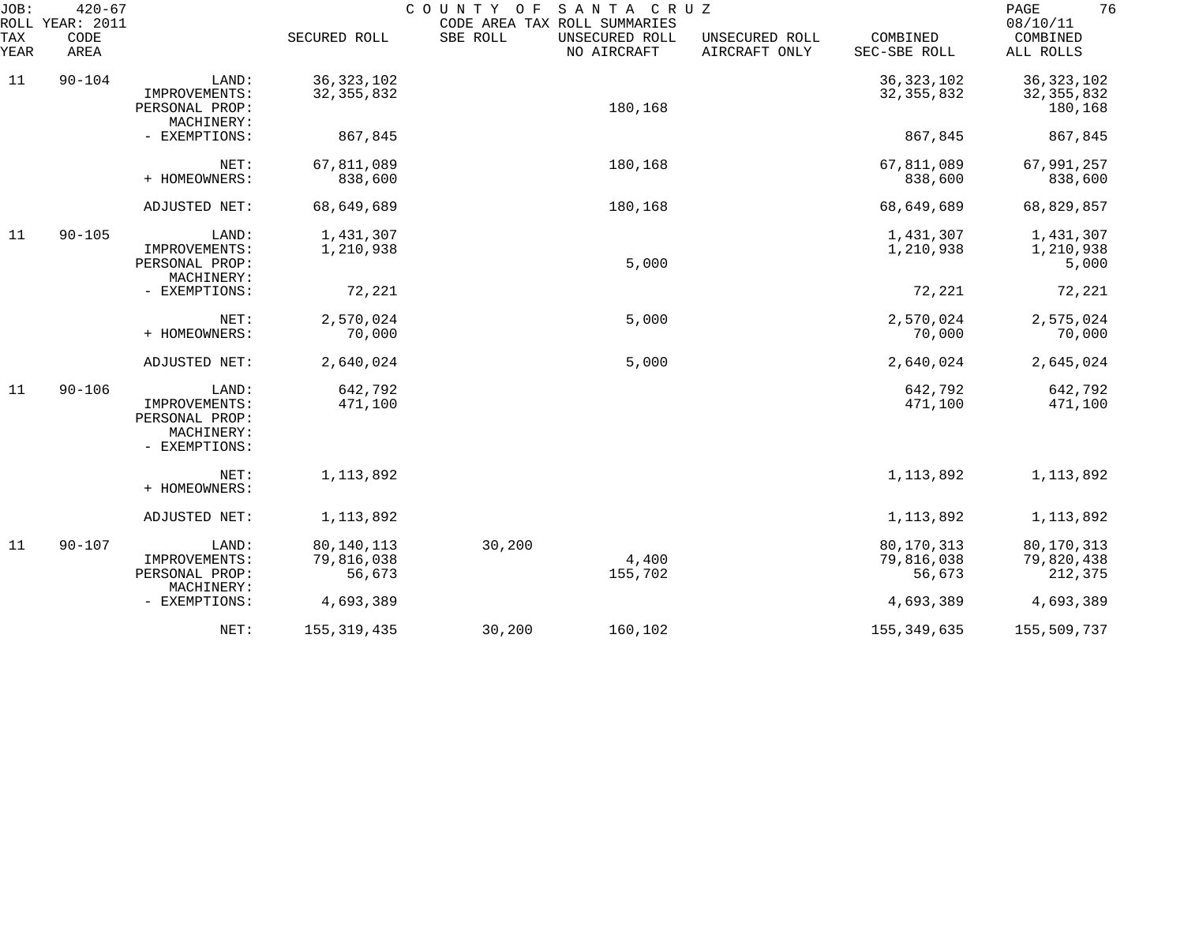JOB: 420-67
ROLL YEAR: 2011

COUNTY OF SANTA CRUZ
CODE AREA TAX ROLL SUMMARIES

08/10/11

| TAX YEAR | CODE AREA | | SECURED ROLL | SBE ROLL | UNSECURED ROLL NO AIRCRAFT | UNSECURED ROLL AIRCRAFT ONLY | COMBINED SEC-SBE ROLL | COMBINED ALL ROLLS |
|---|---|---|---|---|---|---|---|---|
| 11 | 90-104 | LAND: | 36,323,102 | | | | 36,323,102 | 36,323,102 |
| | | IMPROVEMENTS: | 32,355,832 | | | | 32,355,832 | 32,355,832 |
| | | PERSONAL PROP: | | | 180,168 | | | 180,168 |
| | | MACHINERY: | | | | | | |
| | | - EXEMPTIONS: | 867,845 | | | | 867,845 | 867,845 |
| | | NET: | 67,811,089 | | 180,168 | | 67,811,089 | 67,991,257 |
| | | + HOMEOWNERS: | 838,600 | | | | 838,600 | 838,600 |
| | | ADJUSTED NET: | 68,649,689 | | 180,168 | | 68,649,689 | 68,829,857 |
| 11 | 90-105 | LAND: | 1,431,307 | | | | 1,431,307 | 1,431,307 |
| | | IMPROVEMENTS: | 1,210,938 | | | | 1,210,938 | 1,210,938 |
| | | PERSONAL PROP: | | | 5,000 | | | 5,000 |
| | | MACHINERY: | | | | | | |
| | | - EXEMPTIONS: | 72,221 | | | | 72,221 | 72,221 |
| | | NET: | 2,570,024 | | 5,000 | | 2,570,024 | 2,575,024 |
| | | + HOMEOWNERS: | 70,000 | | | | 70,000 | 70,000 |
| | | ADJUSTED NET: | 2,640,024 | | 5,000 | | 2,640,024 | 2,645,024 |
| 11 | 90-106 | LAND: | 642,792 | | | | 642,792 | 642,792 |
| | | IMPROVEMENTS: | 471,100 | | | | 471,100 | 471,100 |
| | | PERSONAL PROP: | | | | | | |
| | | MACHINERY: | | | | | | |
| | | - EXEMPTIONS: | | | | | | |
| | | NET: | 1,113,892 | | | | 1,113,892 | 1,113,892 |
| | | + HOMEOWNERS: | | | | | | |
| | | ADJUSTED NET: | 1,113,892 | | | | 1,113,892 | 1,113,892 |
| 11 | 90-107 | LAND: | 80,140,113 | 30,200 | | | 80,170,313 | 80,170,313 |
| | | IMPROVEMENTS: | 79,816,038 | | 4,400 | | 79,816,038 | 79,820,438 |
| | | PERSONAL PROP: | 56,673 | | 155,702 | | 56,673 | 212,375 |
| | | MACHINERY: | | | | | | |
| | | - EXEMPTIONS: | 4,693,389 | | | | 4,693,389 | 4,693,389 |
| | | NET: | 155,319,435 | 30,200 | 160,102 | | 155,349,635 | 155,509,737 |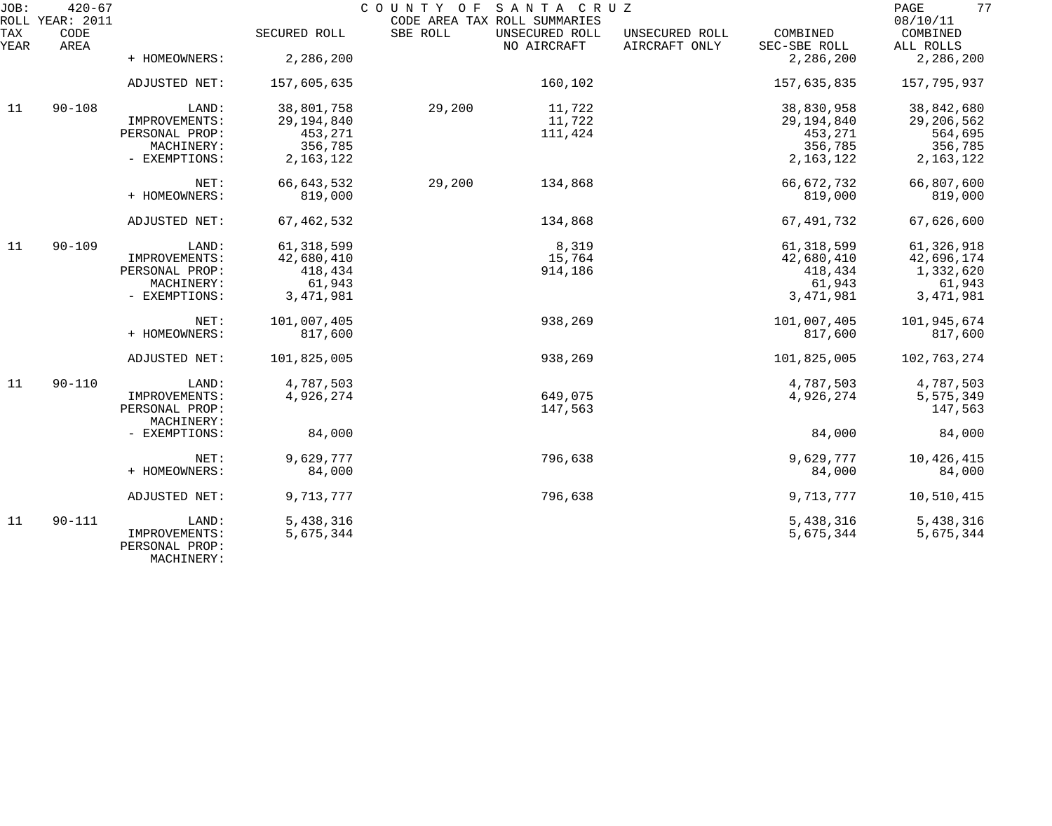COUNTY OF SANTA CRUZ
CODE AREA TAX ROLL SUMMARIES

JOB: 420-67 ROLL YEAR: 2011 — 08/10/11

| TAX YEAR | CODE AREA | | SECURED ROLL | SBE ROLL | UNSECURED ROLL NO AIRCRAFT | UNSECURED ROLL AIRCRAFT ONLY | COMBINED SEC-SBE ROLL | COMBINED ALL ROLLS |
|---|---|---|---|---|---|---|---|---|
| | | + HOMEOWNERS: | 2,286,200 | | | | 2,286,200 | 2,286,200 |
| | | ADJUSTED NET: | 157,605,635 | | 160,102 | | 157,635,835 | 157,795,937 |
| 11 | 90-108 | LAND: | 38,801,758 | 29,200 | 11,722 | | 38,830,958 | 38,842,680 |
| | | IMPROVEMENTS: | 29,194,840 | | 11,722 | | 29,194,840 | 29,206,562 |
| | | PERSONAL PROP: | 453,271 | | 111,424 | | 453,271 | 564,695 |
| | | MACHINERY: | 356,785 | | | | 356,785 | 356,785 |
| | | - EXEMPTIONS: | 2,163,122 | | | | 2,163,122 | 2,163,122 |
| | | NET: | 66,643,532 | 29,200 | 134,868 | | 66,672,732 | 66,807,600 |
| | | + HOMEOWNERS: | 819,000 | | | | 819,000 | 819,000 |
| | | ADJUSTED NET: | 67,462,532 | | 134,868 | | 67,491,732 | 67,626,600 |
| 11 | 90-109 | LAND: | 61,318,599 | | 8,319 | | 61,318,599 | 61,326,918 |
| | | IMPROVEMENTS: | 42,680,410 | | 15,764 | | 42,680,410 | 42,696,174 |
| | | PERSONAL PROP: | 418,434 | | 914,186 | | 418,434 | 1,332,620 |
| | | MACHINERY: | 61,943 | | | | 61,943 | 61,943 |
| | | - EXEMPTIONS: | 3,471,981 | | | | 3,471,981 | 3,471,981 |
| | | NET: | 101,007,405 | | 938,269 | | 101,007,405 | 101,945,674 |
| | | + HOMEOWNERS: | 817,600 | | | | 817,600 | 817,600 |
| | | ADJUSTED NET: | 101,825,005 | | 938,269 | | 101,825,005 | 102,763,274 |
| 11 | 90-110 | LAND: | 4,787,503 | | | | 4,787,503 | 4,787,503 |
| | | IMPROVEMENTS: | 4,926,274 | | 649,075 | | 4,926,274 | 5,575,349 |
| | | PERSONAL PROP: | | | 147,563 | | | 147,563 |
| | | MACHINERY: | | | | | | |
| | | - EXEMPTIONS: | 84,000 | | | | 84,000 | 84,000 |
| | | NET: | 9,629,777 | | 796,638 | | 9,629,777 | 10,426,415 |
| | | + HOMEOWNERS: | 84,000 | | | | 84,000 | 84,000 |
| | | ADJUSTED NET: | 9,713,777 | | 796,638 | | 9,713,777 | 10,510,415 |
| 11 | 90-111 | LAND: | 5,438,316 | | | | 5,438,316 | 5,438,316 |
| | | IMPROVEMENTS: | 5,675,344 | | | | 5,675,344 | 5,675,344 |
| | | PERSONAL PROP: | | | | | | |
| | | MACHINERY: | | | | | | |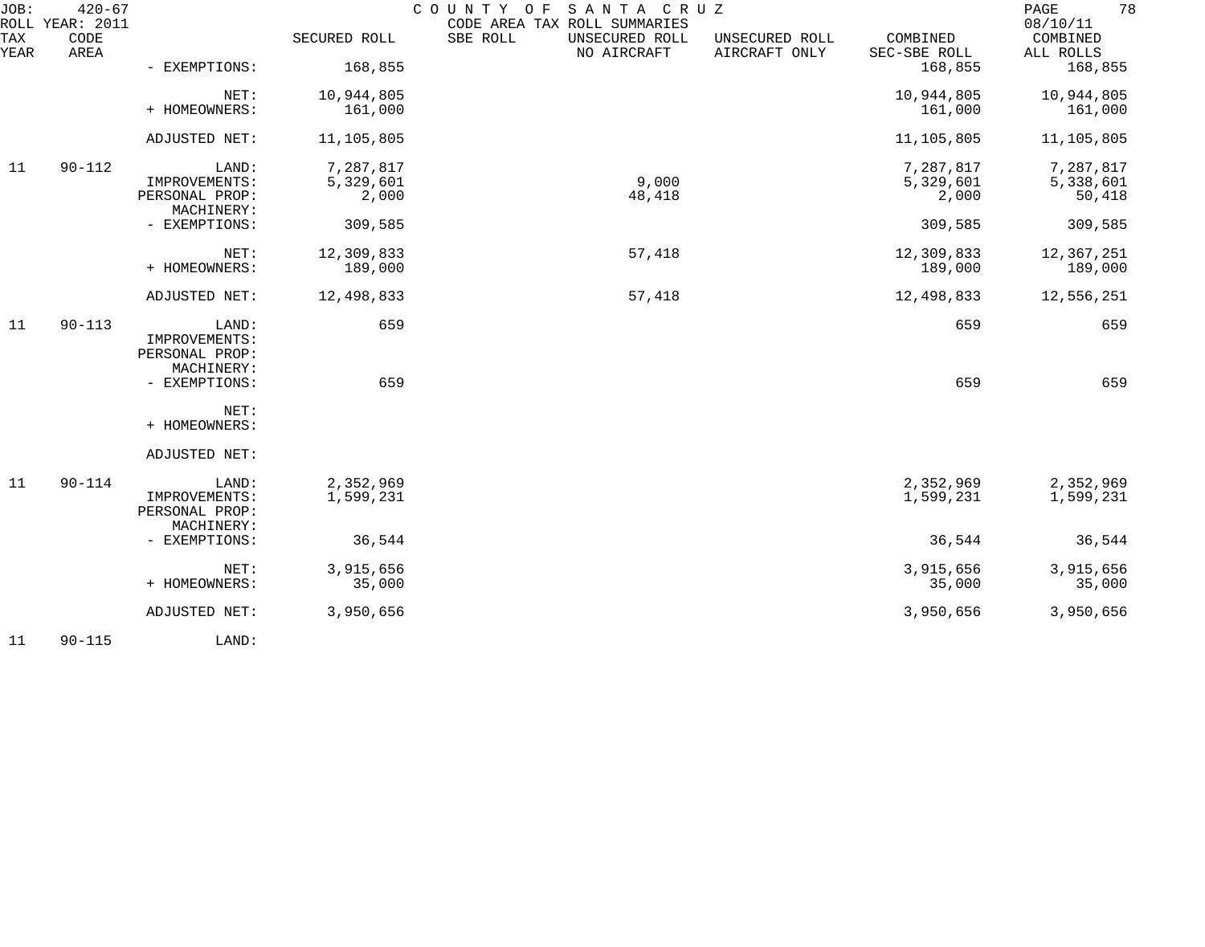JOB: 420-67 COUNTY OF SANTA CRUZ
ROLL YEAR: 2011 CODE AREA TAX ROLL SUMMARIES 08/10/11

| TAX YEAR | CODE AREA | | SECURED ROLL | SBE ROLL | UNSECURED ROLL NO AIRCRAFT | UNSECURED ROLL AIRCRAFT ONLY | COMBINED SEC-SBE ROLL | COMBINED ALL ROLLS |
|---|---|---|---|---|---|---|---|---|
| | | - EXEMPTIONS: | 168,855 | | | | 168,855 | 168,855 |
| | | NET: | 10,944,805 | | | | 10,944,805 | 10,944,805 |
| | | + HOMEOWNERS: | 161,000 | | | | 161,000 | 161,000 |
| | | ADJUSTED NET: | 11,105,805 | | | | 11,105,805 | 11,105,805 |
| 11 | 90-112 | LAND: | 7,287,817 | | | | 7,287,817 | 7,287,817 |
| | | IMPROVEMENTS: | 5,329,601 | | 9,000 | | 5,329,601 | 5,338,601 |
| | | PERSONAL PROP: | 2,000 | | 48,418 | | 2,000 | 50,418 |
| | | MACHINERY: | | | | | | |
| | | - EXEMPTIONS: | 309,585 | | | | 309,585 | 309,585 |
| | | NET: | 12,309,833 | | 57,418 | | 12,309,833 | 12,367,251 |
| | | + HOMEOWNERS: | 189,000 | | | | 189,000 | 189,000 |
| | | ADJUSTED NET: | 12,498,833 | | 57,418 | | 12,498,833 | 12,556,251 |
| 11 | 90-113 | LAND: | 659 | | | | 659 | 659 |
| | | IMPROVEMENTS: | | | | | | |
| | | PERSONAL PROP: | | | | | | |
| | | MACHINERY: | | | | | | |
| | | - EXEMPTIONS: | 659 | | | | 659 | 659 |
| | | NET: | | | | | | |
| | | + HOMEOWNERS: | | | | | | |
| | | ADJUSTED NET: | | | | | | |
| 11 | 90-114 | LAND: | 2,352,969 | | | | 2,352,969 | 2,352,969 |
| | | IMPROVEMENTS: | 1,599,231 | | | | 1,599,231 | 1,599,231 |
| | | PERSONAL PROP: | | | | | | |
| | | MACHINERY: | | | | | | |
| | | - EXEMPTIONS: | 36,544 | | | | 36,544 | 36,544 |
| | | NET: | 3,915,656 | | | | 3,915,656 | 3,915,656 |
| | | + HOMEOWNERS: | 35,000 | | | | 35,000 | 35,000 |
| | | ADJUSTED NET: | 3,950,656 | | | | 3,950,656 | 3,950,656 |
| 11 | 90-115 | LAND: | | | | | | |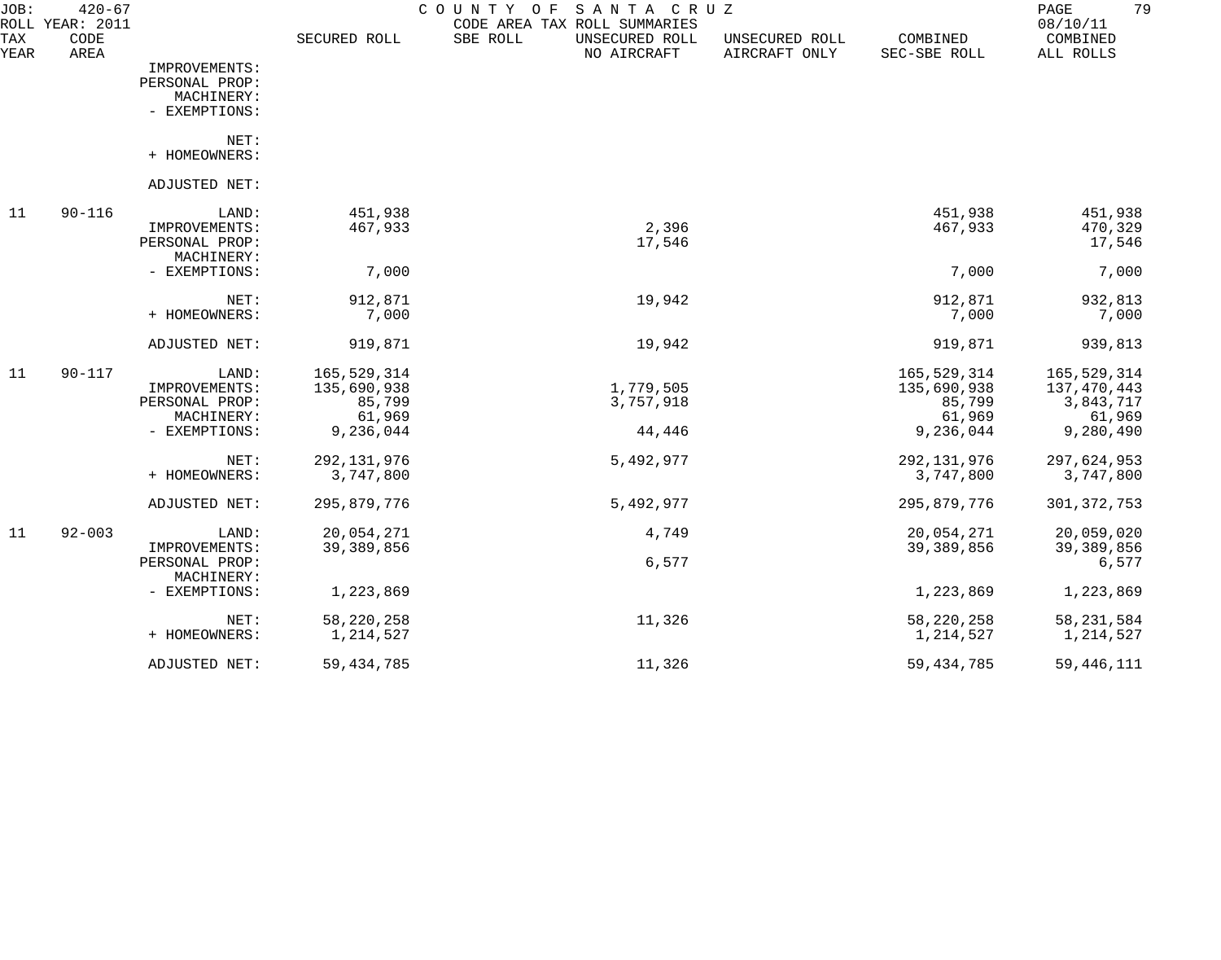JOB: 420-67 COUNTY OF SANTA CRUZ
ROLL YEAR: 2011 CODE AREA TAX ROLL SUMMARIES 08/10/11

| TAX YEAR | CODE AREA | | SECURED ROLL | SBE ROLL | UNSECURED ROLL NO AIRCRAFT | UNSECURED ROLL AIRCRAFT ONLY | COMBINED SEC-SBE ROLL | COMBINED ALL ROLLS |
|---|---|---|---|---|---|---|---|---|
| | | IMPROVEMENTS: | | | | | | |
| | | PERSONAL PROP: | | | | | | |
| | | MACHINERY: | | | | | | |
| | | - EXEMPTIONS: | | | | | | |
| | | NET: | | | | | | |
| | | + HOMEOWNERS: | | | | | | |
| | | ADJUSTED NET: | | | | | | |
| 11 | 90-116 | LAND: | 451,938 | | | | 451,938 | 451,938 |
| | | IMPROVEMENTS: | 467,933 | | 2,396 | | 467,933 | 470,329 |
| | | PERSONAL PROP: | | | 17,546 | | | 17,546 |
| | | MACHINERY: | | | | | | |
| | | - EXEMPTIONS: | 7,000 | | | | 7,000 | 7,000 |
| | | NET: | 912,871 | | 19,942 | | 912,871 | 932,813 |
| | | + HOMEOWNERS: | 7,000 | | | | 7,000 | 7,000 |
| | | ADJUSTED NET: | 919,871 | | 19,942 | | 919,871 | 939,813 |
| 11 | 90-117 | LAND: | 165,529,314 | | | | 165,529,314 | 165,529,314 |
| | | IMPROVEMENTS: | 135,690,938 | | 1,779,505 | | 135,690,938 | 137,470,443 |
| | | PERSONAL PROP: | 85,799 | | 3,757,918 | | 85,799 | 3,843,717 |
| | | MACHINERY: | 61,969 | | | | 61,969 | 61,969 |
| | | - EXEMPTIONS: | 9,236,044 | | 44,446 | | 9,236,044 | 9,280,490 |
| | | NET: | 292,131,976 | | 5,492,977 | | 292,131,976 | 297,624,953 |
| | | + HOMEOWNERS: | 3,747,800 | | | | 3,747,800 | 3,747,800 |
| | | ADJUSTED NET: | 295,879,776 | | 5,492,977 | | 295,879,776 | 301,372,753 |
| 11 | 92-003 | LAND: | 20,054,271 | | 4,749 | | 20,054,271 | 20,059,020 |
| | | IMPROVEMENTS: | 39,389,856 | | | | 39,389,856 | 39,389,856 |
| | | PERSONAL PROP: | | | 6,577 | | | 6,577 |
| | | MACHINERY: | | | | | | |
| | | - EXEMPTIONS: | 1,223,869 | | | | 1,223,869 | 1,223,869 |
| | | NET: | 58,220,258 | | 11,326 | | 58,220,258 | 58,231,584 |
| | | + HOMEOWNERS: | 1,214,527 | | | | 1,214,527 | 1,214,527 |
| | | ADJUSTED NET: | 59,434,785 | | 11,326 | | 59,434,785 | 59,446,111 |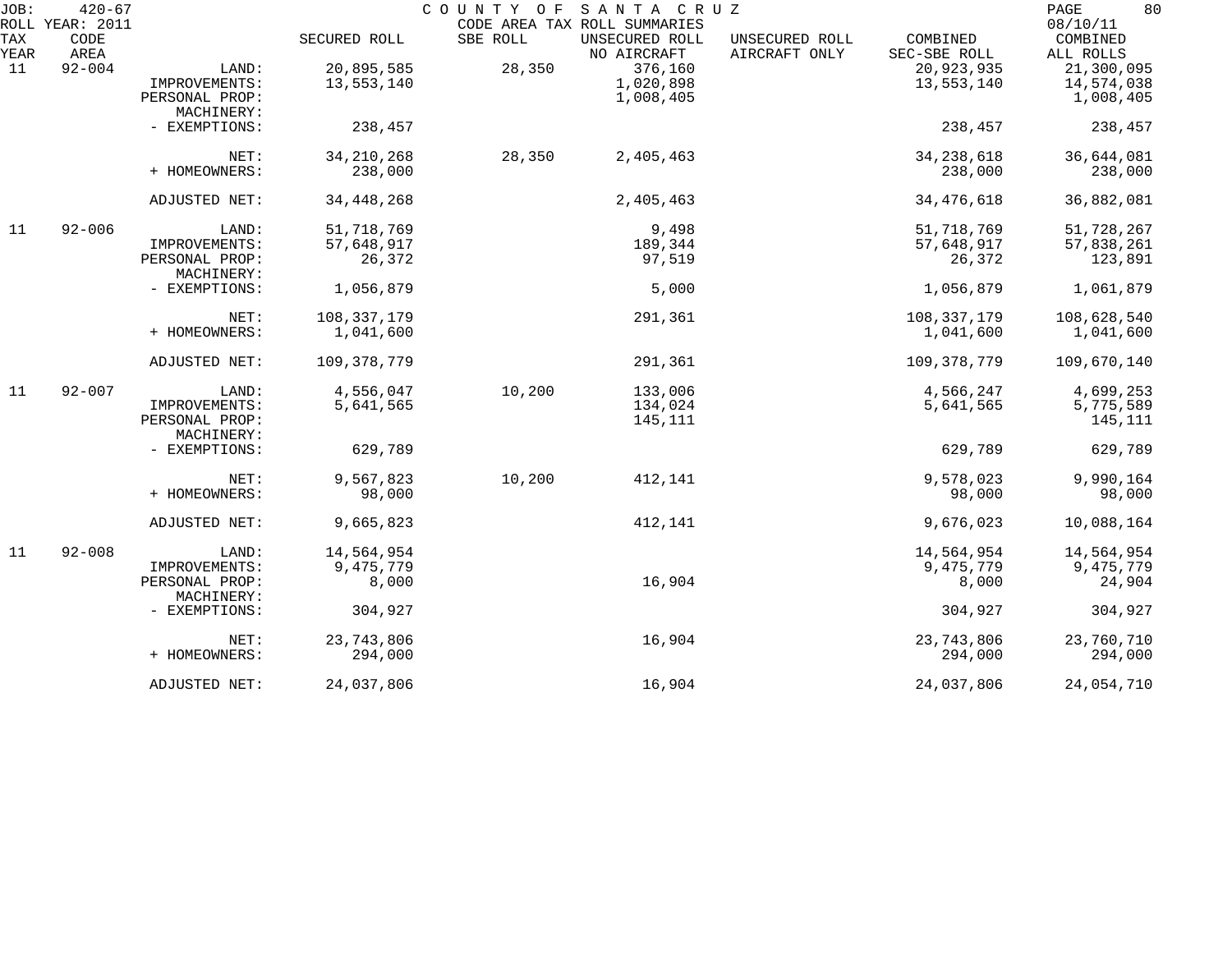JOB: 420-67 COUNTY OF SANTA CRUZ
ROLL YEAR: 2011 CODE AREA TAX ROLL SUMMARIES 08/10/11

| TAX YEAR | CODE AREA | | SECURED ROLL | SBE ROLL | UNSECURED ROLL NO AIRCRAFT | UNSECURED ROLL AIRCRAFT ONLY | COMBINED SEC-SBE ROLL | COMBINED ALL ROLLS |
|---|---|---|---|---|---|---|---|---|
| 11 | 92-004 | LAND: | 20,895,585 | 28,350 | 376,160 | | 20,923,935 | 21,300,095 |
| | | IMPROVEMENTS: | 13,553,140 | | 1,020,898 | | 13,553,140 | 14,574,038 |
| | | PERSONAL PROP: | | | 1,008,405 | | | 1,008,405 |
| | | MACHINERY: | | | | | | |
| | | - EXEMPTIONS: | 238,457 | | | | 238,457 | 238,457 |
| | | NET: | 34,210,268 | 28,350 | 2,405,463 | | 34,238,618 | 36,644,081 |
| | | + HOMEOWNERS: | 238,000 | | | | 238,000 | 238,000 |
| | | ADJUSTED NET: | 34,448,268 | | 2,405,463 | | 34,476,618 | 36,882,081 |
| 11 | 92-006 | LAND: | 51,718,769 | | 9,498 | | 51,718,769 | 51,728,267 |
| | | IMPROVEMENTS: | 57,648,917 | | 189,344 | | 57,648,917 | 57,838,261 |
| | | PERSONAL PROP: | 26,372 | | 97,519 | | 26,372 | 123,891 |
| | | MACHINERY: | | | | | | |
| | | - EXEMPTIONS: | 1,056,879 | | 5,000 | | 1,056,879 | 1,061,879 |
| | | NET: | 108,337,179 | | 291,361 | | 108,337,179 | 108,628,540 |
| | | + HOMEOWNERS: | 1,041,600 | | | | 1,041,600 | 1,041,600 |
| | | ADJUSTED NET: | 109,378,779 | | 291,361 | | 109,378,779 | 109,670,140 |
| 11 | 92-007 | LAND: | 4,556,047 | 10,200 | 133,006 | | 4,566,247 | 4,699,253 |
| | | IMPROVEMENTS: | 5,641,565 | | 134,024 | | 5,641,565 | 5,775,589 |
| | | PERSONAL PROP: | | | 145,111 | | | 145,111 |
| | | MACHINERY: | | | | | | |
| | | - EXEMPTIONS: | 629,789 | | | | 629,789 | 629,789 |
| | | NET: | 9,567,823 | 10,200 | 412,141 | | 9,578,023 | 9,990,164 |
| | | + HOMEOWNERS: | 98,000 | | | | 98,000 | 98,000 |
| | | ADJUSTED NET: | 9,665,823 | | 412,141 | | 9,676,023 | 10,088,164 |
| 11 | 92-008 | LAND: | 14,564,954 | | | | 14,564,954 | 14,564,954 |
| | | IMPROVEMENTS: | 9,475,779 | | | | 9,475,779 | 9,475,779 |
| | | PERSONAL PROP: | 8,000 | | 16,904 | | 8,000 | 24,904 |
| | | MACHINERY: | | | | | | |
| | | - EXEMPTIONS: | 304,927 | | | | 304,927 | 304,927 |
| | | NET: | 23,743,806 | | 16,904 | | 23,743,806 | 23,760,710 |
| | | + HOMEOWNERS: | 294,000 | | | | 294,000 | 294,000 |
| | | ADJUSTED NET: | 24,037,806 | | 16,904 | | 24,037,806 | 24,054,710 |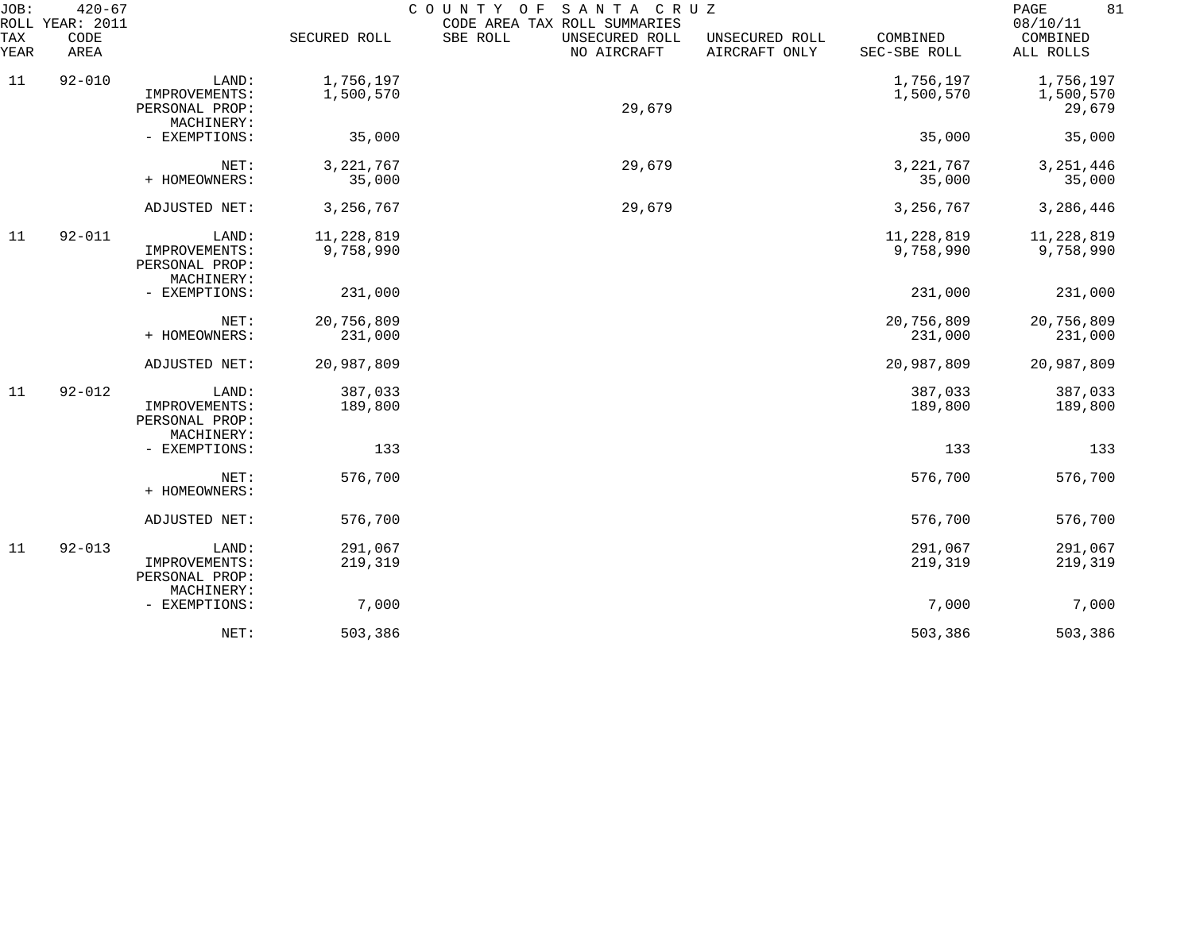JOB: 420-67 COUNTY OF SANTA CRUZ
ROLL YEAR: 2011 CODE AREA TAX ROLL SUMMARIES 08/10/11

| TAX YEAR | CODE AREA | | SECURED ROLL | SBE ROLL | UNSECURED ROLL NO AIRCRAFT | UNSECURED ROLL AIRCRAFT ONLY | COMBINED SEC-SBE ROLL | COMBINED ALL ROLLS |
|---|---|---|---|---|---|---|---|---|
| 11 | 92-010 | LAND: | 1,756,197 | | | | 1,756,197 | 1,756,197 |
| | | IMPROVEMENTS: | 1,500,570 | | | | 1,500,570 | 1,500,570 |
| | | PERSONAL PROP: | | | 29,679 | | | 29,679 |
| | | MACHINERY: | | | | | | |
| | | - EXEMPTIONS: | 35,000 | | | | 35,000 | 35,000 |
| | | NET: | 3,221,767 | | 29,679 | | 3,221,767 | 3,251,446 |
| | | + HOMEOWNERS: | 35,000 | | | | 35,000 | 35,000 |
| | | ADJUSTED NET: | 3,256,767 | | 29,679 | | 3,256,767 | 3,286,446 |
| 11 | 92-011 | LAND: | 11,228,819 | | | | 11,228,819 | 11,228,819 |
| | | IMPROVEMENTS: | 9,758,990 | | | | 9,758,990 | 9,758,990 |
| | | PERSONAL PROP: | | | | | | |
| | | MACHINERY: | | | | | | |
| | | - EXEMPTIONS: | 231,000 | | | | 231,000 | 231,000 |
| | | NET: | 20,756,809 | | | | 20,756,809 | 20,756,809 |
| | | + HOMEOWNERS: | 231,000 | | | | 231,000 | 231,000 |
| | | ADJUSTED NET: | 20,987,809 | | | | 20,987,809 | 20,987,809 |
| 11 | 92-012 | LAND: | 387,033 | | | | 387,033 | 387,033 |
| | | IMPROVEMENTS: | 189,800 | | | | 189,800 | 189,800 |
| | | PERSONAL PROP: | | | | | | |
| | | MACHINERY: | | | | | | |
| | | - EXEMPTIONS: | 133 | | | | 133 | 133 |
| | | NET: | 576,700 | | | | 576,700 | 576,700 |
| | | + HOMEOWNERS: | | | | | | |
| | | ADJUSTED NET: | 576,700 | | | | 576,700 | 576,700 |
| 11 | 92-013 | LAND: | 291,067 | | | | 291,067 | 291,067 |
| | | IMPROVEMENTS: | 219,319 | | | | 219,319 | 219,319 |
| | | PERSONAL PROP: | | | | | | |
| | | MACHINERY: | | | | | | |
| | | - EXEMPTIONS: | 7,000 | | | | 7,000 | 7,000 |
| | | NET: | 503,386 | | | | 503,386 | 503,386 |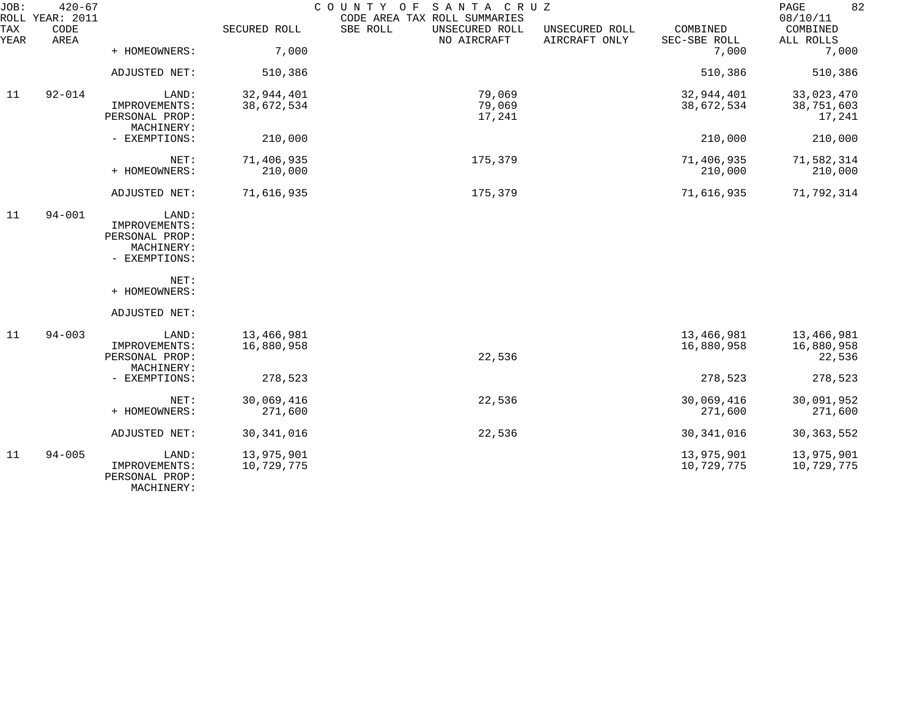JOB: 420-67 COUNTY OF SANTA CRUZ
ROLL YEAR: 2011 CODE AREA TAX ROLL SUMMARIES 08/10/11

| TAX YEAR | CODE AREA | | SECURED ROLL | SBE ROLL | UNSECURED ROLL NO AIRCRAFT | UNSECURED ROLL AIRCRAFT ONLY | COMBINED SEC-SBE ROLL | COMBINED ALL ROLLS |
|---|---|---|---|---|---|---|---|---|
| | | + HOMEOWNERS: | 7,000 | | | | 7,000 | 7,000 |
| | | ADJUSTED NET: | 510,386 | | | | 510,386 | 510,386 |
| 11 | 92-014 | LAND: | 32,944,401 | | 79,069 | | 32,944,401 | 33,023,470 |
| | | IMPROVEMENTS: | 38,672,534 | | 79,069 | | 38,672,534 | 38,751,603 |
| | | PERSONAL PROP: | | | 17,241 | | | 17,241 |
| | | MACHINERY: | | | | | | |
| | | - EXEMPTIONS: | 210,000 | | | | 210,000 | 210,000 |
| | | NET: | 71,406,935 | | 175,379 | | 71,406,935 | 71,582,314 |
| | | + HOMEOWNERS: | 210,000 | | | | 210,000 | 210,000 |
| | | ADJUSTED NET: | 71,616,935 | | 175,379 | | 71,616,935 | 71,792,314 |
| 11 | 94-001 | LAND: | | | | | | |
| | | IMPROVEMENTS: | | | | | | |
| | | PERSONAL PROP: | | | | | | |
| | | MACHINERY: | | | | | | |
| | | - EXEMPTIONS: | | | | | | |
| | | NET: | | | | | | |
| | | + HOMEOWNERS: | | | | | | |
| | | ADJUSTED NET: | | | | | | |
| 11 | 94-003 | LAND: | 13,466,981 | | | | 13,466,981 | 13,466,981 |
| | | IMPROVEMENTS: | 16,880,958 | | | | 16,880,958 | 16,880,958 |
| | | PERSONAL PROP: | | | 22,536 | | | 22,536 |
| | | MACHINERY: | | | | | | |
| | | - EXEMPTIONS: | 278,523 | | | | 278,523 | 278,523 |
| | | NET: | 30,069,416 | | 22,536 | | 30,069,416 | 30,091,952 |
| | | + HOMEOWNERS: | 271,600 | | | | 271,600 | 271,600 |
| | | ADJUSTED NET: | 30,341,016 | | 22,536 | | 30,341,016 | 30,363,552 |
| 11 | 94-005 | LAND: | 13,975,901 | | | | 13,975,901 | 13,975,901 |
| | | IMPROVEMENTS: | 10,729,775 | | | | 10,729,775 | 10,729,775 |
| | | PERSONAL PROP: | | | | | | |
| | | MACHINERY: | | | | | | |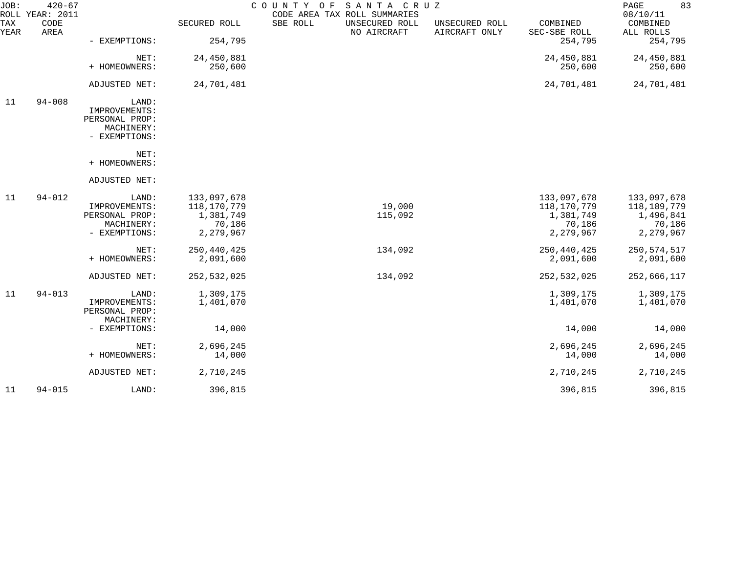JOB: 420-67 COUNTY OF SANTA CRUZ
ROLL YEAR: 2011 CODE AREA TAX ROLL SUMMARIES 08/10/11

| TAX YEAR | CODE AREA | | SECURED ROLL | SBE ROLL | UNSECURED ROLL NO AIRCRAFT | UNSECURED ROLL AIRCRAFT ONLY | COMBINED SEC-SBE ROLL | COMBINED ALL ROLLS |
|---|---|---|---|---|---|---|---|---|
| | | - EXEMPTIONS: | 254,795 | | | | 254,795 | 254,795 |
| | | NET: | 24,450,881 | | | | 24,450,881 | 24,450,881 |
| | | + HOMEOWNERS: | 250,600 | | | | 250,600 | 250,600 |
| | | ADJUSTED NET: | 24,701,481 | | | | 24,701,481 | 24,701,481 |
| 11 | 94-008 | LAND: | | | | | | |
| | | IMPROVEMENTS: | | | | | | |
| | | PERSONAL PROP: | | | | | | |
| | | MACHINERY: | | | | | | |
| | | - EXEMPTIONS: | | | | | | |
| | | NET: | | | | | | |
| | | + HOMEOWNERS: | | | | | | |
| | | ADJUSTED NET: | | | | | | |
| 11 | 94-012 | LAND: | 133,097,678 | | | | 133,097,678 | 133,097,678 |
| | | IMPROVEMENTS: | 118,170,779 | | 19,000 | | 118,170,779 | 118,189,779 |
| | | PERSONAL PROP: | 1,381,749 | | 115,092 | | 1,381,749 | 1,496,841 |
| | | MACHINERY: | 70,186 | | | | 70,186 | 70,186 |
| | | - EXEMPTIONS: | 2,279,967 | | | | 2,279,967 | 2,279,967 |
| | | NET: | 250,440,425 | | 134,092 | | 250,440,425 | 250,574,517 |
| | | + HOMEOWNERS: | 2,091,600 | | | | 2,091,600 | 2,091,600 |
| | | ADJUSTED NET: | 252,532,025 | | 134,092 | | 252,532,025 | 252,666,117 |
| 11 | 94-013 | LAND: | 1,309,175 | | | | 1,309,175 | 1,309,175 |
| | | IMPROVEMENTS: | 1,401,070 | | | | 1,401,070 | 1,401,070 |
| | | PERSONAL PROP: | | | | | | |
| | | MACHINERY: | | | | | | |
| | | - EXEMPTIONS: | 14,000 | | | | 14,000 | 14,000 |
| | | NET: | 2,696,245 | | | | 2,696,245 | 2,696,245 |
| | | + HOMEOWNERS: | 14,000 | | | | 14,000 | 14,000 |
| | | ADJUSTED NET: | 2,710,245 | | | | 2,710,245 | 2,710,245 |
| 11 | 94-015 | LAND: | 396,815 | | | | 396,815 | 396,815 |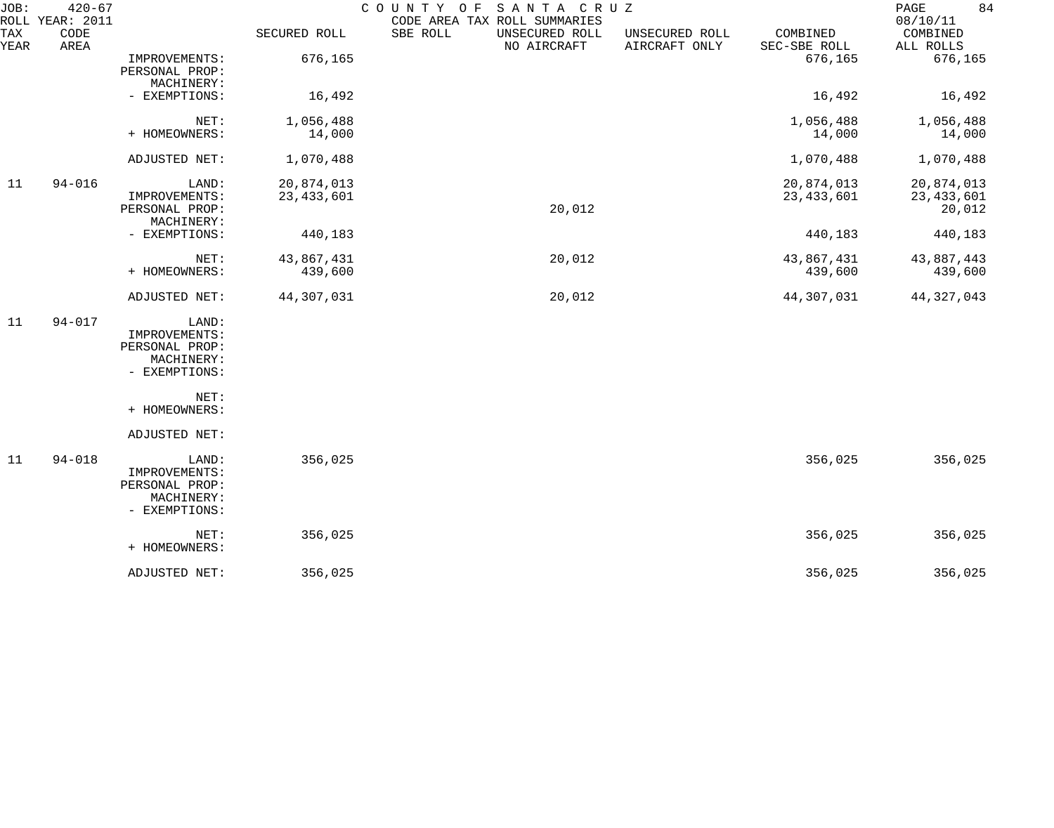JOB: 420-67 COUNTY OF SANTA CRUZ
ROLL YEAR: 2011 CODE AREA TAX ROLL SUMMARIES 08/10/11

| TAX YEAR | CODE AREA | | SECURED ROLL | SBE ROLL | UNSECURED ROLL NO AIRCRAFT | UNSECURED ROLL AIRCRAFT ONLY | COMBINED SEC-SBE ROLL | COMBINED ALL ROLLS |
|---|---|---|---|---|---|---|---|---|
| | | IMPROVEMENTS: | 676,165 | | | | 676,165 | 676,165 |
| | | PERSONAL PROP: | | | | | | |
| | | MACHINERY: | | | | | | |
| | | - EXEMPTIONS: | 16,492 | | | | 16,492 | 16,492 |
| | | NET: | 1,056,488 | | | | 1,056,488 | 1,056,488 |
| | | + HOMEOWNERS: | 14,000 | | | | 14,000 | 14,000 |
| | | ADJUSTED NET: | 1,070,488 | | | | 1,070,488 | 1,070,488 |
| 11 | 94-016 | LAND: | 20,874,013 | | | | 20,874,013 | 20,874,013 |
| | | IMPROVEMENTS: | 23,433,601 | | | | 23,433,601 | 23,433,601 |
| | | PERSONAL PROP: | | | 20,012 | | | 20,012 |
| | | MACHINERY: | | | | | | |
| | | - EXEMPTIONS: | 440,183 | | | | 440,183 | 440,183 |
| | | NET: | 43,867,431 | | 20,012 | | 43,867,431 | 43,887,443 |
| | | + HOMEOWNERS: | 439,600 | | | | 439,600 | 439,600 |
| | | ADJUSTED NET: | 44,307,031 | | 20,012 | | 44,307,031 | 44,327,043 |
| 11 | 94-017 | LAND: | | | | | | |
| | | IMPROVEMENTS: | | | | | | |
| | | PERSONAL PROP: | | | | | | |
| | | MACHINERY: | | | | | | |
| | | - EXEMPTIONS: | | | | | | |
| | | NET: | | | | | | |
| | | + HOMEOWNERS: | | | | | | |
| | | ADJUSTED NET: | | | | | | |
| 11 | 94-018 | LAND: | 356,025 | | | | 356,025 | 356,025 |
| | | IMPROVEMENTS: | | | | | | |
| | | PERSONAL PROP: | | | | | | |
| | | MACHINERY: | | | | | | |
| | | - EXEMPTIONS: | | | | | | |
| | | NET: | 356,025 | | | | 356,025 | 356,025 |
| | | + HOMEOWNERS: | | | | | | |
| | | ADJUSTED NET: | 356,025 | | | | 356,025 | 356,025 |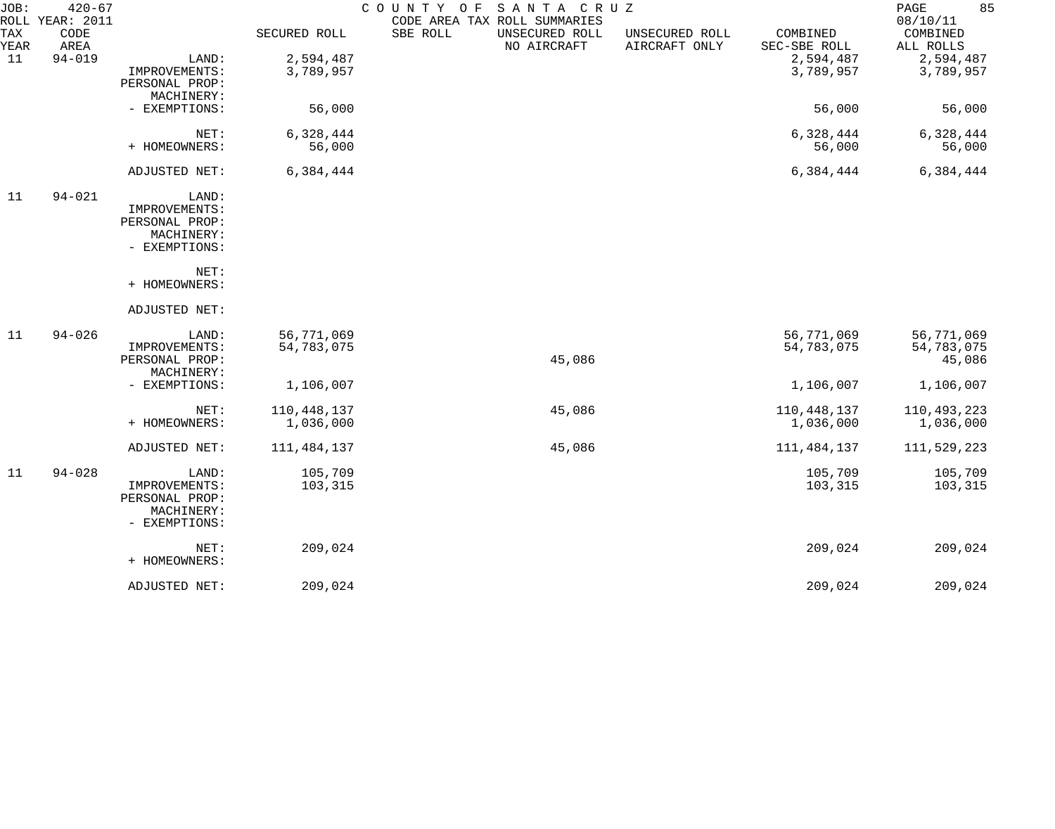JOB: 420-67 COUNTY OF SANTA CRUZ 08/10/11

ROLL YEAR: 2011 CODE AREA TAX ROLL SUMMARIES

| TAX YEAR | CODE AREA | | SECURED ROLL | SBE ROLL | UNSECURED ROLL NO AIRCRAFT | UNSECURED ROLL AIRCRAFT ONLY | COMBINED SEC-SBE ROLL | COMBINED ALL ROLLS |
|---|---|---|---|---|---|---|---|---|
| 11 | 94-019 | LAND: | 2,594,487 | | | | 2,594,487 | 2,594,487 |
| | | IMPROVEMENTS: | 3,789,957 | | | | 3,789,957 | 3,789,957 |
| | | PERSONAL PROP: | | | | | | |
| | | MACHINERY: | | | | | | |
| | | - EXEMPTIONS: | 56,000 | | | | 56,000 | 56,000 |
| | | NET: | 6,328,444 | | | | 6,328,444 | 6,328,444 |
| | | + HOMEOWNERS: | 56,000 | | | | 56,000 | 56,000 |
| | | ADJUSTED NET: | 6,384,444 | | | | 6,384,444 | 6,384,444 |
| 11 | 94-021 | LAND: | | | | | | |
| | | IMPROVEMENTS: | | | | | | |
| | | PERSONAL PROP: | | | | | | |
| | | MACHINERY: | | | | | | |
| | | - EXEMPTIONS: | | | | | | |
| | | NET: | | | | | | |
| | | + HOMEOWNERS: | | | | | | |
| | | ADJUSTED NET: | | | | | | |
| 11 | 94-026 | LAND: | 56,771,069 | | | | 56,771,069 | 56,771,069 |
| | | IMPROVEMENTS: | 54,783,075 | | | | 54,783,075 | 54,783,075 |
| | | PERSONAL PROP: | | | 45,086 | | | 45,086 |
| | | MACHINERY: | | | | | | |
| | | - EXEMPTIONS: | 1,106,007 | | | | 1,106,007 | 1,106,007 |
| | | NET: | 110,448,137 | | 45,086 | | 110,448,137 | 110,493,223 |
| | | + HOMEOWNERS: | 1,036,000 | | | | 1,036,000 | 1,036,000 |
| | | ADJUSTED NET: | 111,484,137 | | 45,086 | | 111,484,137 | 111,529,223 |
| 11 | 94-028 | LAND: | 105,709 | | | | 105,709 | 105,709 |
| | | IMPROVEMENTS: | 103,315 | | | | 103,315 | 103,315 |
| | | PERSONAL PROP: | | | | | | |
| | | MACHINERY: | | | | | | |
| | | - EXEMPTIONS: | | | | | | |
| | | NET: | 209,024 | | | | 209,024 | 209,024 |
| | | + HOMEOWNERS: | | | | | | |
| | | ADJUSTED NET: | 209,024 | | | | 209,024 | 209,024 |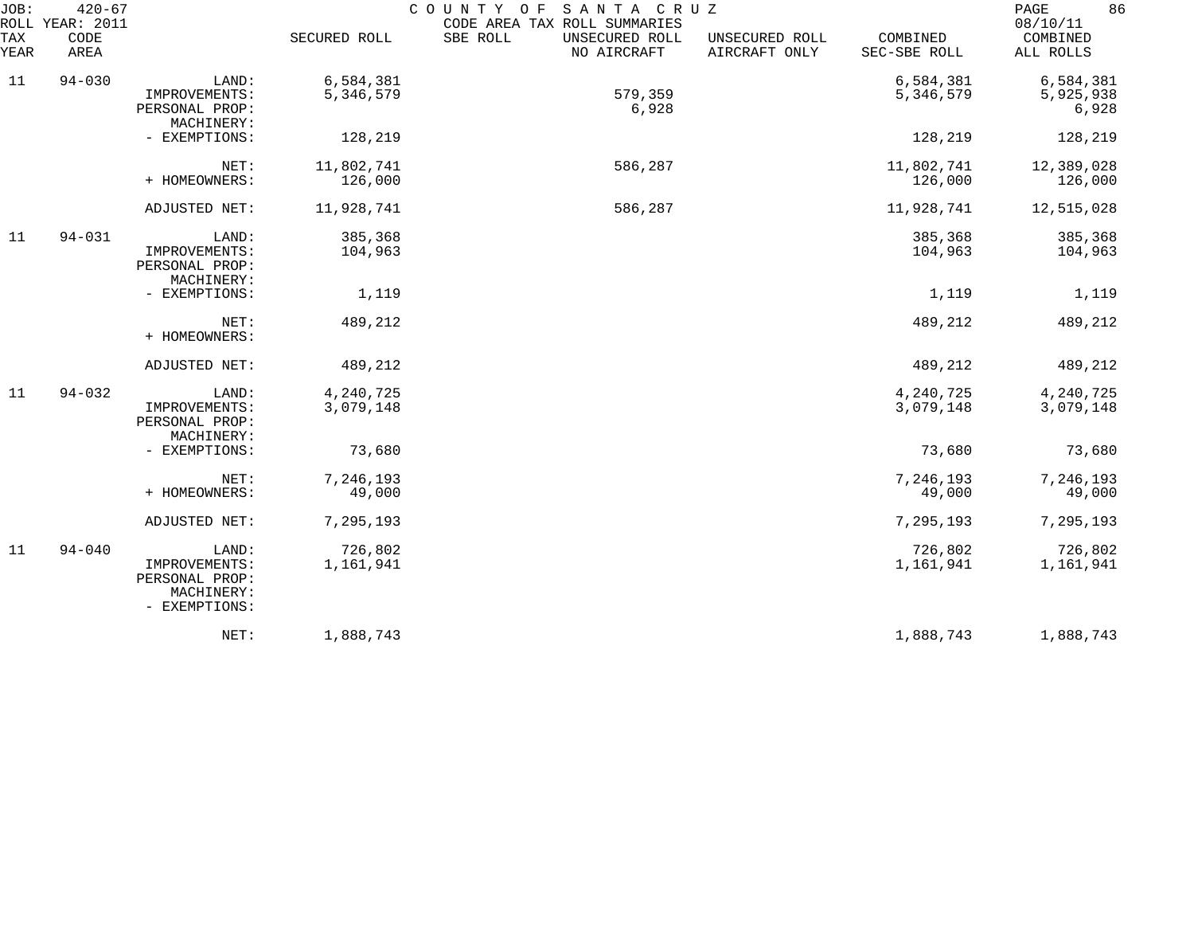JOB: 420-67 COUNTY OF SANTA CRUZ
ROLL YEAR: 2011 CODE AREA TAX ROLL SUMMARIES 08/10/11

| TAX YEAR | CODE AREA | | SECURED ROLL | SBE ROLL | UNSECURED ROLL NO AIRCRAFT | UNSECURED ROLL AIRCRAFT ONLY | COMBINED SEC-SBE ROLL | COMBINED ALL ROLLS |
|---|---|---|---|---|---|---|---|---|
| 11 | 94-030 | LAND: | 6,584,381 | | | | 6,584,381 | 6,584,381 |
| | | IMPROVEMENTS: | 5,346,579 | | 579,359 | | 5,346,579 | 5,925,938 |
| | | PERSONAL PROP: | | | 6,928 | | | 6,928 |
| | | MACHINERY: | | | | | | |
| | | - EXEMPTIONS: | 128,219 | | | | 128,219 | 128,219 |
| | | NET: | 11,802,741 | | 586,287 | | 11,802,741 | 12,389,028 |
| | | + HOMEOWNERS: | 126,000 | | | | 126,000 | 126,000 |
| | | ADJUSTED NET: | 11,928,741 | | 586,287 | | 11,928,741 | 12,515,028 |
| 11 | 94-031 | LAND: | 385,368 | | | | 385,368 | 385,368 |
| | | IMPROVEMENTS: | 104,963 | | | | 104,963 | 104,963 |
| | | PERSONAL PROP: | | | | | | |
| | | MACHINERY: | | | | | | |
| | | - EXEMPTIONS: | 1,119 | | | | 1,119 | 1,119 |
| | | NET: | 489,212 | | | | 489,212 | 489,212 |
| | | + HOMEOWNERS: | | | | | | |
| | | ADJUSTED NET: | 489,212 | | | | 489,212 | 489,212 |
| 11 | 94-032 | LAND: | 4,240,725 | | | | 4,240,725 | 4,240,725 |
| | | IMPROVEMENTS: | 3,079,148 | | | | 3,079,148 | 3,079,148 |
| | | PERSONAL PROP: | | | | | | |
| | | MACHINERY: | | | | | | |
| | | - EXEMPTIONS: | 73,680 | | | | 73,680 | 73,680 |
| | | NET: | 7,246,193 | | | | 7,246,193 | 7,246,193 |
| | | + HOMEOWNERS: | 49,000 | | | | 49,000 | 49,000 |
| | | ADJUSTED NET: | 7,295,193 | | | | 7,295,193 | 7,295,193 |
| 11 | 94-040 | LAND: | 726,802 | | | | 726,802 | 726,802 |
| | | IMPROVEMENTS: | 1,161,941 | | | | 1,161,941 | 1,161,941 |
| | | PERSONAL PROP: | | | | | | |
| | | MACHINERY: | | | | | | |
| | | - EXEMPTIONS: | | | | | | |
| | | NET: | 1,888,743 | | | | 1,888,743 | 1,888,743 |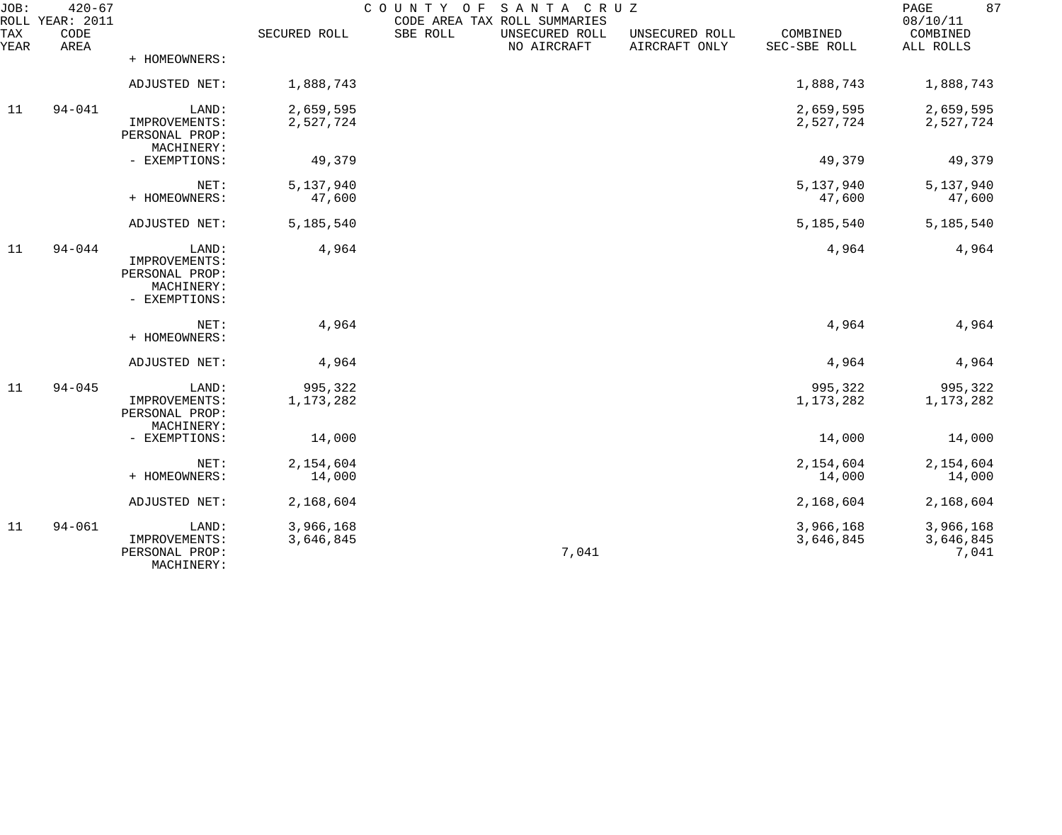JOB: 420-67 COUNTY OF SANTA CRUZ
ROLL YEAR: 2011 CODE AREA TAX ROLL SUMMARIES 08/10/11

| TAX YEAR | CODE AREA | | SECURED ROLL | SBE ROLL | UNSECURED ROLL NO AIRCRAFT | UNSECURED ROLL AIRCRAFT ONLY | COMBINED SEC-SBE ROLL | COMBINED ALL ROLLS |
|---|---|---|---|---|---|---|---|---|
| | | + HOMEOWNERS: | | | | | | |
| | | ADJUSTED NET: | 1,888,743 | | | | 1,888,743 | 1,888,743 |
| 11 | 94-041 | LAND: | 2,659,595 | | | | 2,659,595 | 2,659,595 |
| | | IMPROVEMENTS: | 2,527,724 | | | | 2,527,724 | 2,527,724 |
| | | PERSONAL PROP: | | | | | | |
| | | MACHINERY: | | | | | | |
| | | - EXEMPTIONS: | 49,379 | | | | 49,379 | 49,379 |
| | | NET: | 5,137,940 | | | | 5,137,940 | 5,137,940 |
| | | + HOMEOWNERS: | 47,600 | | | | 47,600 | 47,600 |
| | | ADJUSTED NET: | 5,185,540 | | | | 5,185,540 | 5,185,540 |
| 11 | 94-044 | LAND: | 4,964 | | | | 4,964 | 4,964 |
| | | IMPROVEMENTS: | | | | | | |
| | | PERSONAL PROP: | | | | | | |
| | | MACHINERY: | | | | | | |
| | | - EXEMPTIONS: | | | | | | |
| | | NET: | 4,964 | | | | 4,964 | 4,964 |
| | | + HOMEOWNERS: | | | | | | |
| | | ADJUSTED NET: | 4,964 | | | | 4,964 | 4,964 |
| 11 | 94-045 | LAND: | 995,322 | | | | 995,322 | 995,322 |
| | | IMPROVEMENTS: | 1,173,282 | | | | 1,173,282 | 1,173,282 |
| | | PERSONAL PROP: | | | | | | |
| | | MACHINERY: | | | | | | |
| | | - EXEMPTIONS: | 14,000 | | | | 14,000 | 14,000 |
| | | NET: | 2,154,604 | | | | 2,154,604 | 2,154,604 |
| | | + HOMEOWNERS: | 14,000 | | | | 14,000 | 14,000 |
| | | ADJUSTED NET: | 2,168,604 | | | | 2,168,604 | 2,168,604 |
| 11 | 94-061 | LAND: | 3,966,168 | | | | 3,966,168 | 3,966,168 |
| | | IMPROVEMENTS: | 3,646,845 | | | | 3,646,845 | 3,646,845 |
| | | PERSONAL PROP: | | | 7,041 | | | 7,041 |
| | | MACHINERY: | | | | | | |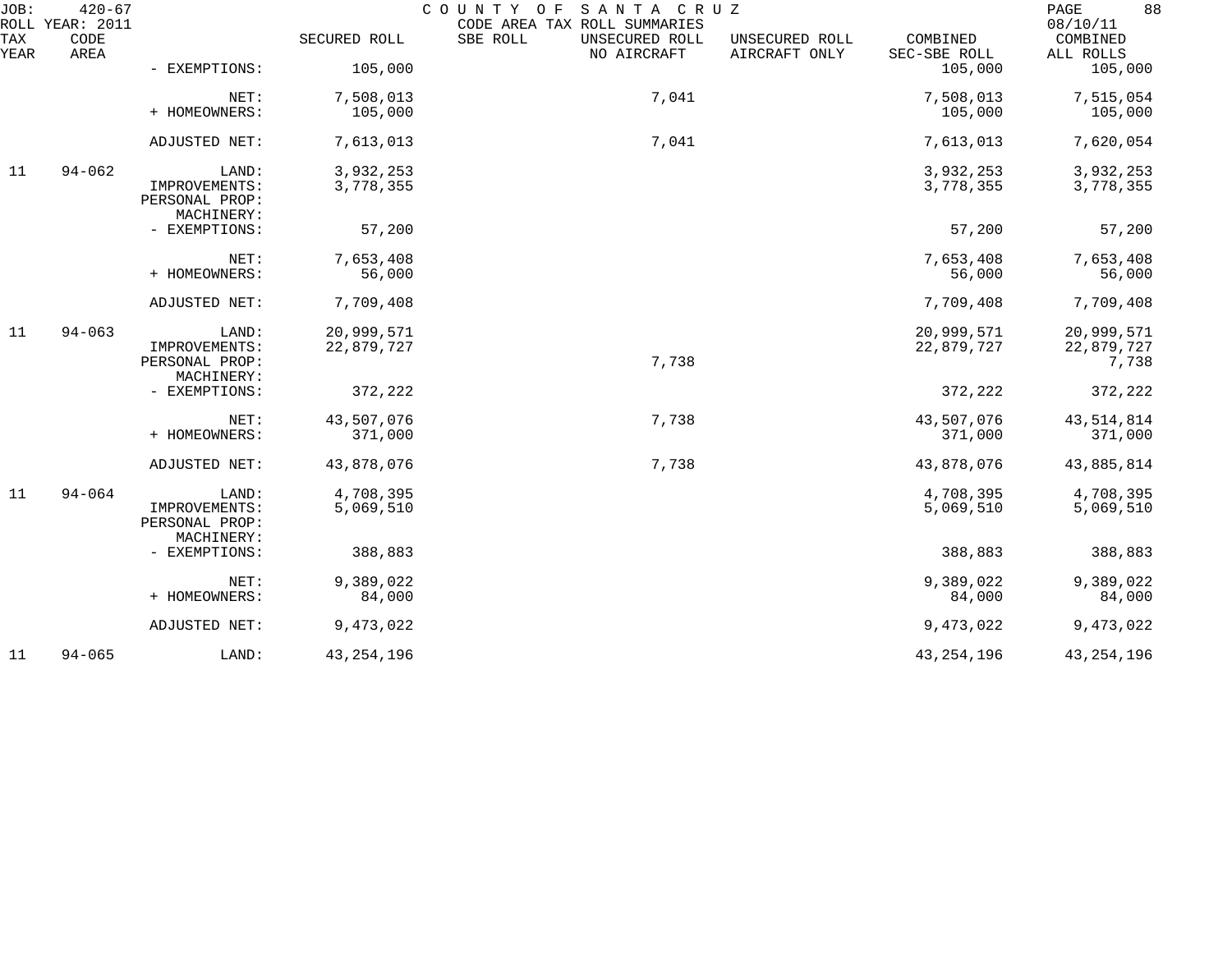JOB: 420-67 COUNTY OF SANTA CRUZ
ROLL YEAR: 2011 CODE AREA TAX ROLL SUMMARIES 08/10/11

| TAX YEAR | CODE AREA | | SECURED ROLL | SBE ROLL | UNSECURED ROLL NO AIRCRAFT | UNSECURED ROLL AIRCRAFT ONLY | COMBINED SEC-SBE ROLL | COMBINED ALL ROLLS |
|---|---|---|---|---|---|---|---|---|
| | | - EXEMPTIONS: | 105,000 | | | | 105,000 | 105,000 |
| | | NET: | 7,508,013 | | 7,041 | | 7,508,013 | 7,515,054 |
| | | + HOMEOWNERS: | 105,000 | | | | 105,000 | 105,000 |
| | | ADJUSTED NET: | 7,613,013 | | 7,041 | | 7,613,013 | 7,620,054 |
| 11 | 94-062 | LAND: | 3,932,253 | | | | 3,932,253 | 3,932,253 |
| | | IMPROVEMENTS: | 3,778,355 | | | | 3,778,355 | 3,778,355 |
| | | PERSONAL PROP: | | | | | | |
| | | MACHINERY: | | | | | | |
| | | - EXEMPTIONS: | 57,200 | | | | 57,200 | 57,200 |
| | | NET: | 7,653,408 | | | | 7,653,408 | 7,653,408 |
| | | + HOMEOWNERS: | 56,000 | | | | 56,000 | 56,000 |
| | | ADJUSTED NET: | 7,709,408 | | | | 7,709,408 | 7,709,408 |
| 11 | 94-063 | LAND: | 20,999,571 | | | | 20,999,571 | 20,999,571 |
| | | IMPROVEMENTS: | 22,879,727 | | | | 22,879,727 | 22,879,727 |
| | | PERSONAL PROP: | | | 7,738 | | | 7,738 |
| | | MACHINERY: | | | | | | |
| | | - EXEMPTIONS: | 372,222 | | | | 372,222 | 372,222 |
| | | NET: | 43,507,076 | | 7,738 | | 43,507,076 | 43,514,814 |
| | | + HOMEOWNERS: | 371,000 | | | | 371,000 | 371,000 |
| | | ADJUSTED NET: | 43,878,076 | | 7,738 | | 43,878,076 | 43,885,814 |
| 11 | 94-064 | LAND: | 4,708,395 | | | | 4,708,395 | 4,708,395 |
| | | IMPROVEMENTS: | 5,069,510 | | | | 5,069,510 | 5,069,510 |
| | | PERSONAL PROP: | | | | | | |
| | | MACHINERY: | | | | | | |
| | | - EXEMPTIONS: | 388,883 | | | | 388,883 | 388,883 |
| | | NET: | 9,389,022 | | | | 9,389,022 | 9,389,022 |
| | | + HOMEOWNERS: | 84,000 | | | | 84,000 | 84,000 |
| | | ADJUSTED NET: | 9,473,022 | | | | 9,473,022 | 9,473,022 |
| 11 | 94-065 | LAND: | 43,254,196 | | | | 43,254,196 | 43,254,196 |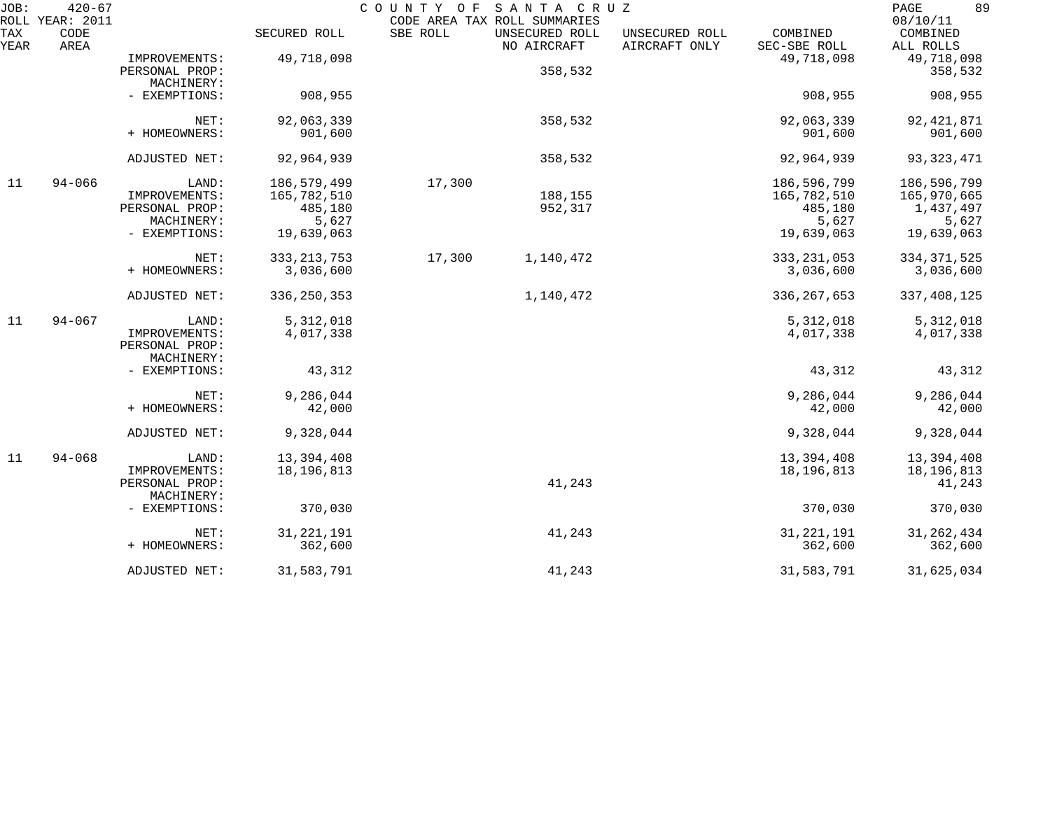JOB: 420-67 COUNTY OF SANTA CRUZ
ROLL YEAR: 2011 CODE AREA TAX ROLL SUMMARIES 08/10/11

| TAX YEAR | CODE AREA | | SECURED ROLL | SBE ROLL | UNSECURED ROLL NO AIRCRAFT | UNSECURED ROLL AIRCRAFT ONLY | COMBINED SEC-SBE ROLL | COMBINED ALL ROLLS |
|---|---|---|---|---|---|---|---|---|
| | | IMPROVEMENTS: | 49,718,098 | | | | 49,718,098 | 49,718,098 |
| | | PERSONAL PROP: | | | 358,532 | | | 358,532 |
| | | MACHINERY: | | | | | | |
| | | - EXEMPTIONS: | 908,955 | | | | 908,955 | 908,955 |
| | | NET: | 92,063,339 | | 358,532 | | 92,063,339 | 92,421,871 |
| | | + HOMEOWNERS: | 901,600 | | | | 901,600 | 901,600 |
| | | ADJUSTED NET: | 92,964,939 | | 358,532 | | 92,964,939 | 93,323,471 |
| 11 | 94-066 | LAND: | 186,579,499 | 17,300 | | | 186,596,799 | 186,596,799 |
| | | IMPROVEMENTS: | 165,782,510 | | 188,155 | | 165,782,510 | 165,970,665 |
| | | PERSONAL PROP: | 485,180 | | 952,317 | | 485,180 | 1,437,497 |
| | | MACHINERY: | 5,627 | | | | 5,627 | 5,627 |
| | | - EXEMPTIONS: | 19,639,063 | | | | 19,639,063 | 19,639,063 |
| | | NET: | 333,213,753 | 17,300 | 1,140,472 | | 333,231,053 | 334,371,525 |
| | | + HOMEOWNERS: | 3,036,600 | | | | 3,036,600 | 3,036,600 |
| | | ADJUSTED NET: | 336,250,353 | | 1,140,472 | | 336,267,653 | 337,408,125 |
| 11 | 94-067 | LAND: | 5,312,018 | | | | 5,312,018 | 5,312,018 |
| | | IMPROVEMENTS: | 4,017,338 | | | | 4,017,338 | 4,017,338 |
| | | PERSONAL PROP: | | | | | | |
| | | MACHINERY: | | | | | | |
| | | - EXEMPTIONS: | 43,312 | | | | 43,312 | 43,312 |
| | | NET: | 9,286,044 | | | | 9,286,044 | 9,286,044 |
| | | + HOMEOWNERS: | 42,000 | | | | 42,000 | 42,000 |
| | | ADJUSTED NET: | 9,328,044 | | | | 9,328,044 | 9,328,044 |
| 11 | 94-068 | LAND: | 13,394,408 | | | | 13,394,408 | 13,394,408 |
| | | IMPROVEMENTS: | 18,196,813 | | | | 18,196,813 | 18,196,813 |
| | | PERSONAL PROP: | | | 41,243 | | | 41,243 |
| | | MACHINERY: | | | | | | |
| | | - EXEMPTIONS: | 370,030 | | | | 370,030 | 370,030 |
| | | NET: | 31,221,191 | | 41,243 | | 31,221,191 | 31,262,434 |
| | | + HOMEOWNERS: | 362,600 | | | | 362,600 | 362,600 |
| | | ADJUSTED NET: | 31,583,791 | | 41,243 | | 31,583,791 | 31,625,034 |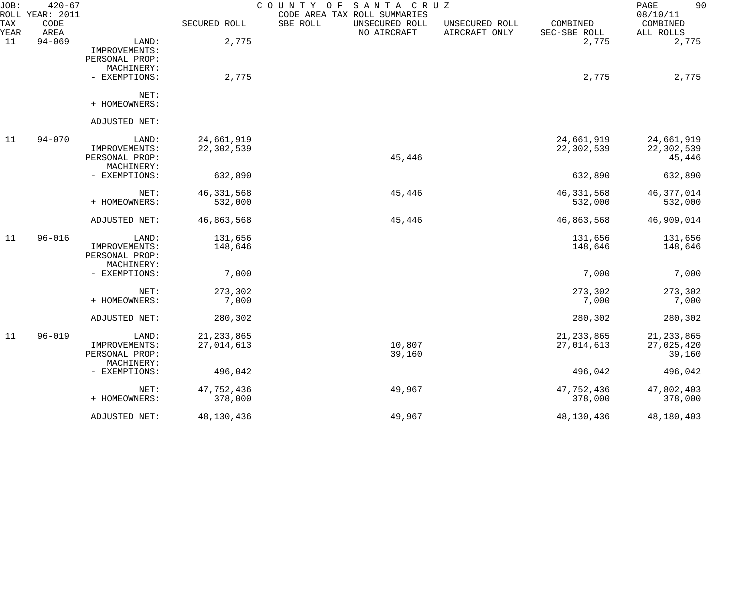JOB: 420-67 COUNTY OF SANTA CRUZ

ROLL YEAR: 2011 CODE AREA TAX ROLL SUMMARIES 08/10/11

| TAX YEAR | CODE AREA | | SECURED ROLL | SBE ROLL | UNSECURED ROLL NO AIRCRAFT | UNSECURED ROLL AIRCRAFT ONLY | COMBINED SEC-SBE ROLL | COMBINED ALL ROLLS |
|---|---|---|---|---|---|---|---|---|
| 11 | 94-069 | LAND: | 2,775 | | | | 2,775 | 2,775 |
| | | IMPROVEMENTS: | | | | | | |
| | | PERSONAL PROP: | | | | | | |
| | | MACHINERY: | | | | | | |
| | | - EXEMPTIONS: | 2,775 | | | | 2,775 | 2,775 |
| | | NET: | | | | | | |
| | | + HOMEOWNERS: | | | | | | |
| | | ADJUSTED NET: | | | | | | |
| 11 | 94-070 | LAND: | 24,661,919 | | | | 24,661,919 | 24,661,919 |
| | | IMPROVEMENTS: | 22,302,539 | | | | 22,302,539 | 22,302,539 |
| | | PERSONAL PROP: | | | 45,446 | | | 45,446 |
| | | MACHINERY: | | | | | | |
| | | - EXEMPTIONS: | 632,890 | | | | 632,890 | 632,890 |
| | | NET: | 46,331,568 | | 45,446 | | 46,331,568 | 46,377,014 |
| | | + HOMEOWNERS: | 532,000 | | | | 532,000 | 532,000 |
| | | ADJUSTED NET: | 46,863,568 | | 45,446 | | 46,863,568 | 46,909,014 |
| 11 | 96-016 | LAND: | 131,656 | | | | 131,656 | 131,656 |
| | | IMPROVEMENTS: | 148,646 | | | | 148,646 | 148,646 |
| | | PERSONAL PROP: | | | | | | |
| | | MACHINERY: | | | | | | |
| | | - EXEMPTIONS: | 7,000 | | | | 7,000 | 7,000 |
| | | NET: | 273,302 | | | | 273,302 | 273,302 |
| | | + HOMEOWNERS: | 7,000 | | | | 7,000 | 7,000 |
| | | ADJUSTED NET: | 280,302 | | | | 280,302 | 280,302 |
| 11 | 96-019 | LAND: | 21,233,865 | | | | 21,233,865 | 21,233,865 |
| | | IMPROVEMENTS: | 27,014,613 | | 10,807 | | 27,014,613 | 27,025,420 |
| | | PERSONAL PROP: | | | 39,160 | | | 39,160 |
| | | MACHINERY: | | | | | | |
| | | - EXEMPTIONS: | 496,042 | | | | 496,042 | 496,042 |
| | | NET: | 47,752,436 | | 49,967 | | 47,752,436 | 47,802,403 |
| | | + HOMEOWNERS: | 378,000 | | | | 378,000 | 378,000 |
| | | ADJUSTED NET: | 48,130,436 | | 49,967 | | 48,130,436 | 48,180,403 |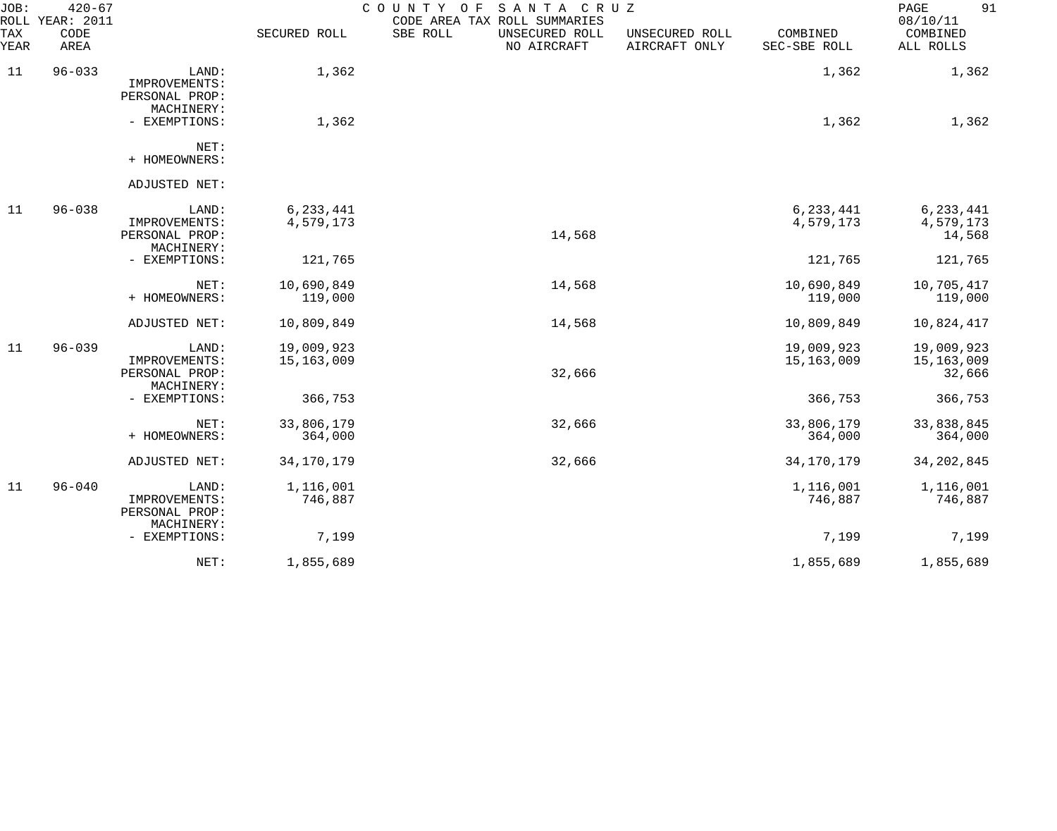JOB: 420-67 COUNTY OF SANTA CRUZ
ROLL YEAR: 2011 CODE AREA TAX ROLL SUMMARIES 08/10/11

| TAX YEAR | CODE AREA | | SECURED ROLL | SBE ROLL | UNSECURED ROLL NO AIRCRAFT | UNSECURED ROLL AIRCRAFT ONLY | COMBINED SEC-SBE ROLL | COMBINED ALL ROLLS |
|---|---|---|---|---|---|---|---|---|
| 11 | 96-033 | LAND: | 1,362 | | | | 1,362 | 1,362 |
| | | IMPROVEMENTS: | | | | | | |
| | | PERSONAL PROP: | | | | | | |
| | | MACHINERY: | | | | | | |
| | | - EXEMPTIONS: | 1,362 | | | | 1,362 | 1,362 |
| | | NET: | | | | | | |
| | | + HOMEOWNERS: | | | | | | |
| | | ADJUSTED NET: | | | | | | |
| 11 | 96-038 | LAND: | 6,233,441 | | | | 6,233,441 | 6,233,441 |
| | | IMPROVEMENTS: | 4,579,173 | | | | 4,579,173 | 4,579,173 |
| | | PERSONAL PROP: | | | 14,568 | | | 14,568 |
| | | MACHINERY: | | | | | | |
| | | - EXEMPTIONS: | 121,765 | | | | 121,765 | 121,765 |
| | | NET: | 10,690,849 | | 14,568 | | 10,690,849 | 10,705,417 |
| | | + HOMEOWNERS: | 119,000 | | | | 119,000 | 119,000 |
| | | ADJUSTED NET: | 10,809,849 | | 14,568 | | 10,809,849 | 10,824,417 |
| 11 | 96-039 | LAND: | 19,009,923 | | | | 19,009,923 | 19,009,923 |
| | | IMPROVEMENTS: | 15,163,009 | | | | 15,163,009 | 15,163,009 |
| | | PERSONAL PROP: | | | 32,666 | | | 32,666 |
| | | MACHINERY: | | | | | | |
| | | - EXEMPTIONS: | 366,753 | | | | 366,753 | 366,753 |
| | | NET: | 33,806,179 | | 32,666 | | 33,806,179 | 33,838,845 |
| | | + HOMEOWNERS: | 364,000 | | | | 364,000 | 364,000 |
| | | ADJUSTED NET: | 34,170,179 | | 32,666 | | 34,170,179 | 34,202,845 |
| 11 | 96-040 | LAND: | 1,116,001 | | | | 1,116,001 | 1,116,001 |
| | | IMPROVEMENTS: | 746,887 | | | | 746,887 | 746,887 |
| | | PERSONAL PROP: | | | | | | |
| | | MACHINERY: | | | | | | |
| | | - EXEMPTIONS: | 7,199 | | | | 7,199 | 7,199 |
| | | NET: | 1,855,689 | | | | 1,855,689 | 1,855,689 |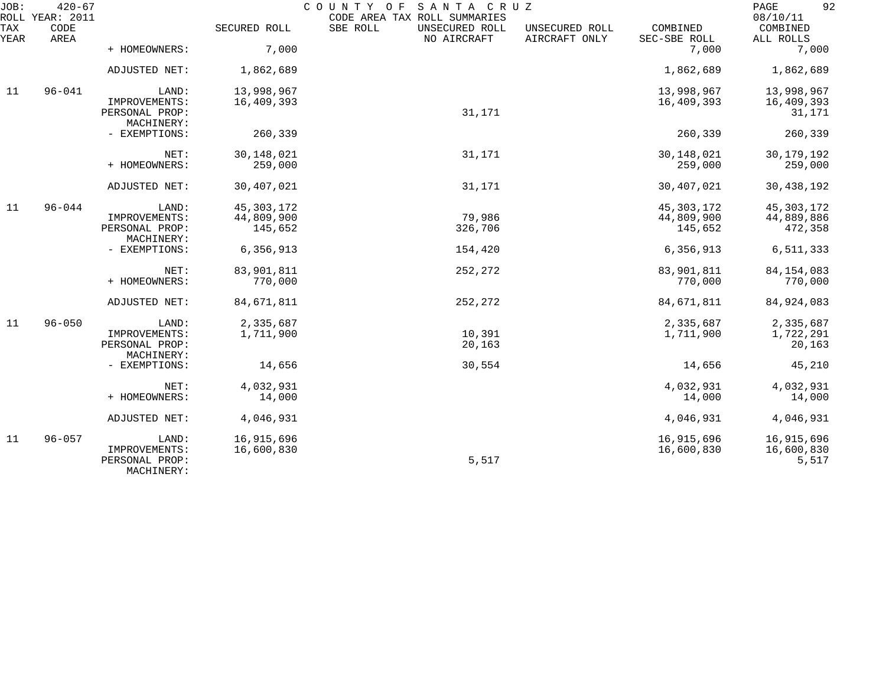JOB: 420-67 COUNTY OF SANTA CRUZ PAGE 92
ROLL YEAR: 2011 CODE AREA TAX ROLL SUMMARIES 08/10/11

| TAX YEAR | CODE AREA | | SECURED ROLL | SBE ROLL | UNSECURED ROLL NO AIRCRAFT | UNSECURED ROLL AIRCRAFT ONLY | COMBINED SEC-SBE ROLL | COMBINED ALL ROLLS |
|---|---|---|---|---|---|---|---|---|
| | | + HOMEOWNERS: | 7,000 | | | | 7,000 | 7,000 |
| | | ADJUSTED NET: | 1,862,689 | | | | 1,862,689 | 1,862,689 |
| 11 | 96-041 | LAND: | 13,998,967 | | | | 13,998,967 | 13,998,967 |
| | | IMPROVEMENTS: | 16,409,393 | | | | 16,409,393 | 16,409,393 |
| | | PERSONAL PROP: | | | 31,171 | | | 31,171 |
| | | MACHINERY: | | | | | | |
| | | - EXEMPTIONS: | 260,339 | | | | 260,339 | 260,339 |
| | | NET: | 30,148,021 | | 31,171 | | 30,148,021 | 30,179,192 |
| | | + HOMEOWNERS: | 259,000 | | | | 259,000 | 259,000 |
| | | ADJUSTED NET: | 30,407,021 | | 31,171 | | 30,407,021 | 30,438,192 |
| 11 | 96-044 | LAND: | 45,303,172 | | | | 45,303,172 | 45,303,172 |
| | | IMPROVEMENTS: | 44,809,900 | | 79,986 | | 44,809,900 | 44,889,886 |
| | | PERSONAL PROP: | 145,652 | | 326,706 | | 145,652 | 472,358 |
| | | MACHINERY: | | | | | | |
| | | - EXEMPTIONS: | 6,356,913 | | 154,420 | | 6,356,913 | 6,511,333 |
| | | NET: | 83,901,811 | | 252,272 | | 83,901,811 | 84,154,083 |
| | | + HOMEOWNERS: | 770,000 | | | | 770,000 | 770,000 |
| | | ADJUSTED NET: | 84,671,811 | | 252,272 | | 84,671,811 | 84,924,083 |
| 11 | 96-050 | LAND: | 2,335,687 | | | | 2,335,687 | 2,335,687 |
| | | IMPROVEMENTS: | 1,711,900 | | 10,391 | | 1,711,900 | 1,722,291 |
| | | PERSONAL PROP: | | | 20,163 | | | 20,163 |
| | | MACHINERY: | | | | | | |
| | | - EXEMPTIONS: | 14,656 | | 30,554 | | 14,656 | 45,210 |
| | | NET: | 4,032,931 | | | | 4,032,931 | 4,032,931 |
| | | + HOMEOWNERS: | 14,000 | | | | 14,000 | 14,000 |
| | | ADJUSTED NET: | 4,046,931 | | | | 4,046,931 | 4,046,931 |
| 11 | 96-057 | LAND: | 16,915,696 | | | | 16,915,696 | 16,915,696 |
| | | IMPROVEMENTS: | 16,600,830 | | | | 16,600,830 | 16,600,830 |
| | | PERSONAL PROP: | | | 5,517 | | | 5,517 |
| | | MACHINERY: | | | | | | |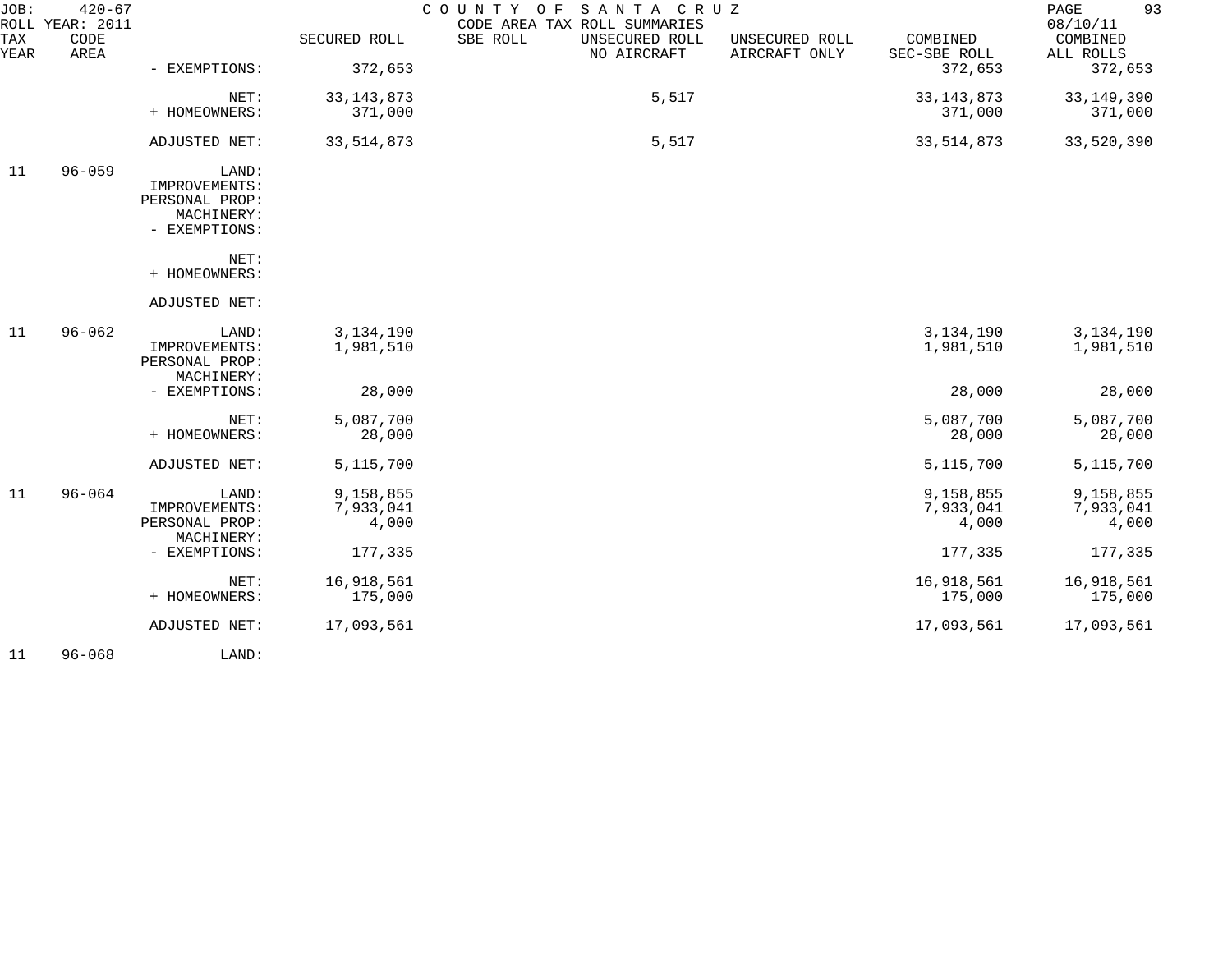JOB: 420-67 COUNTY OF SANTA CRUZ
ROLL YEAR: 2011 CODE AREA TAX ROLL SUMMARIES 08/10/11

| TAX YEAR | CODE AREA | | SECURED ROLL | SBE ROLL | UNSECURED ROLL NO AIRCRAFT | UNSECURED ROLL AIRCRAFT ONLY | COMBINED SEC-SBE ROLL | COMBINED ALL ROLLS |
|---|---|---|---|---|---|---|---|---|
| | | - EXEMPTIONS: | 372,653 | | | | 372,653 | 372,653 |
| | | NET: | 33,143,873 | | 5,517 | | 33,143,873 | 33,149,390 |
| | | + HOMEOWNERS: | 371,000 | | | | 371,000 | 371,000 |
| | | ADJUSTED NET: | 33,514,873 | | 5,517 | | 33,514,873 | 33,520,390 |
| 11 | 96-059 | LAND: | | | | | | |
| | | IMPROVEMENTS: | | | | | | |
| | | PERSONAL PROP: | | | | | | |
| | | MACHINERY: | | | | | | |
| | | - EXEMPTIONS: | | | | | | |
| | | NET: | | | | | | |
| | | + HOMEOWNERS: | | | | | | |
| | | ADJUSTED NET: | | | | | | |
| 11 | 96-062 | LAND: | 3,134,190 | | | | 3,134,190 | 3,134,190 |
| | | IMPROVEMENTS: | 1,981,510 | | | | 1,981,510 | 1,981,510 |
| | | PERSONAL PROP: | | | | | | |
| | | MACHINERY: | | | | | | |
| | | - EXEMPTIONS: | 28,000 | | | | 28,000 | 28,000 |
| | | NET: | 5,087,700 | | | | 5,087,700 | 5,087,700 |
| | | + HOMEOWNERS: | 28,000 | | | | 28,000 | 28,000 |
| | | ADJUSTED NET: | 5,115,700 | | | | 5,115,700 | 5,115,700 |
| 11 | 96-064 | LAND: | 9,158,855 | | | | 9,158,855 | 9,158,855 |
| | | IMPROVEMENTS: | 7,933,041 | | | | 7,933,041 | 7,933,041 |
| | | PERSONAL PROP: | 4,000 | | | | 4,000 | 4,000 |
| | | MACHINERY: | | | | | | |
| | | - EXEMPTIONS: | 177,335 | | | | 177,335 | 177,335 |
| | | NET: | 16,918,561 | | | | 16,918,561 | 16,918,561 |
| | | + HOMEOWNERS: | 175,000 | | | | 175,000 | 175,000 |
| | | ADJUSTED NET: | 17,093,561 | | | | 17,093,561 | 17,093,561 |
| 11 | 96-068 | LAND: | | | | | | |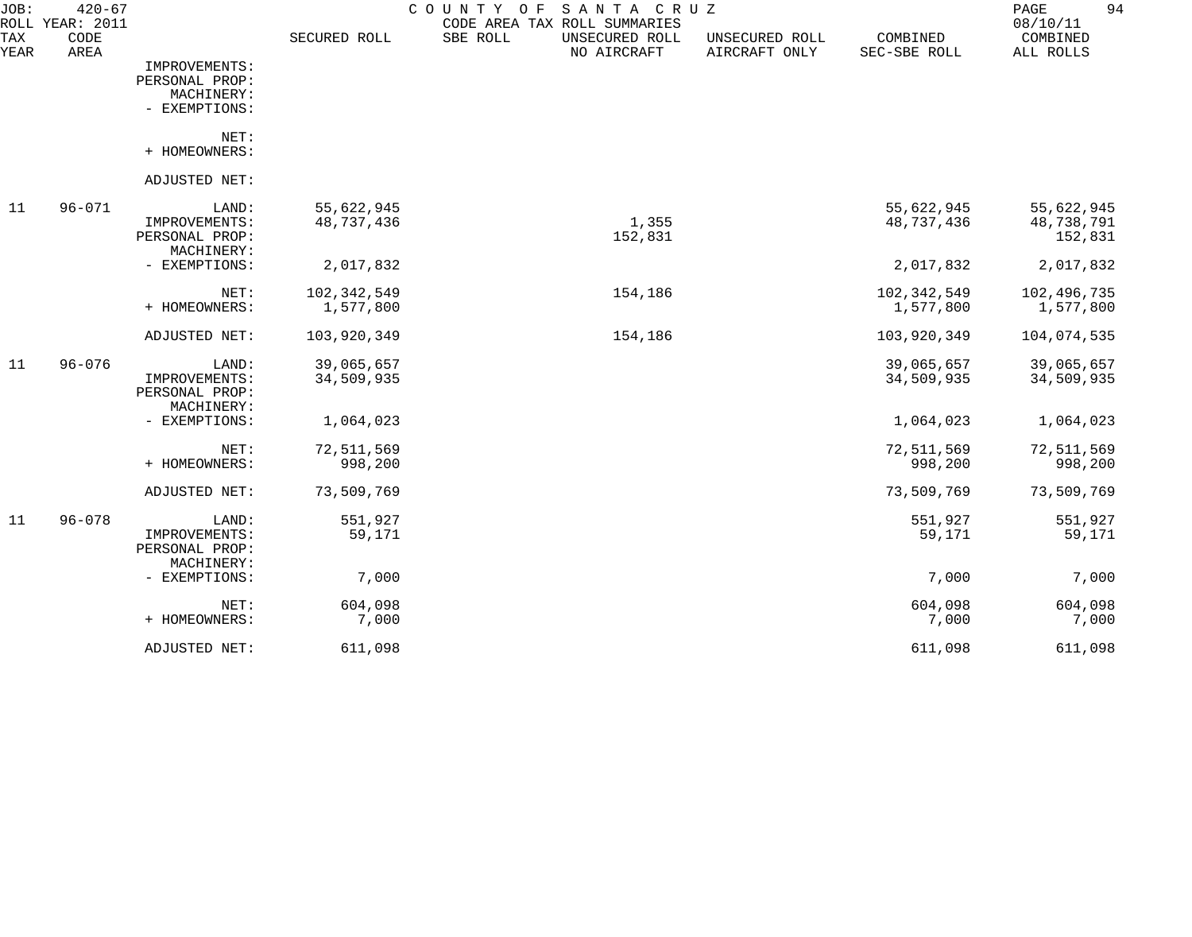JOB: 420-67 COUNTY OF SANTA CRUZ
ROLL YEAR: 2011 CODE AREA TAX ROLL SUMMARIES 08/10/11

| TAX YEAR | CODE AREA | | SECURED ROLL | SBE ROLL | UNSECURED ROLL NO AIRCRAFT | UNSECURED ROLL AIRCRAFT ONLY | COMBINED SEC-SBE ROLL | COMBINED ALL ROLLS |
|---|---|---|---|---|---|---|---|---|
| | | IMPROVEMENTS: | | | | | | |
| | | PERSONAL PROP: | | | | | | |
| | | MACHINERY: | | | | | | |
| | | - EXEMPTIONS: | | | | | | |
| | | NET: | | | | | | |
| | | + HOMEOWNERS: | | | | | | |
| | | ADJUSTED NET: | | | | | | |
| 11 | 96-071 | LAND: | 55,622,945 | | | | 55,622,945 | 55,622,945 |
| | | IMPROVEMENTS: | 48,737,436 | | 1,355 | | 48,737,436 | 48,738,791 |
| | | PERSONAL PROP: | | | 152,831 | | | 152,831 |
| | | MACHINERY: | | | | | | |
| | | - EXEMPTIONS: | 2,017,832 | | | | 2,017,832 | 2,017,832 |
| | | NET: | 102,342,549 | | 154,186 | | 102,342,549 | 102,496,735 |
| | | + HOMEOWNERS: | 1,577,800 | | | | 1,577,800 | 1,577,800 |
| | | ADJUSTED NET: | 103,920,349 | | 154,186 | | 103,920,349 | 104,074,535 |
| 11 | 96-076 | LAND: | 39,065,657 | | | | 39,065,657 | 39,065,657 |
| | | IMPROVEMENTS: | 34,509,935 | | | | 34,509,935 | 34,509,935 |
| | | PERSONAL PROP: | | | | | | |
| | | MACHINERY: | | | | | | |
| | | - EXEMPTIONS: | 1,064,023 | | | | 1,064,023 | 1,064,023 |
| | | NET: | 72,511,569 | | | | 72,511,569 | 72,511,569 |
| | | + HOMEOWNERS: | 998,200 | | | | 998,200 | 998,200 |
| | | ADJUSTED NET: | 73,509,769 | | | | 73,509,769 | 73,509,769 |
| 11 | 96-078 | LAND: | 551,927 | | | | 551,927 | 551,927 |
| | | IMPROVEMENTS: | 59,171 | | | | 59,171 | 59,171 |
| | | PERSONAL PROP: | | | | | | |
| | | MACHINERY: | | | | | | |
| | | - EXEMPTIONS: | 7,000 | | | | 7,000 | 7,000 |
| | | NET: | 604,098 | | | | 604,098 | 604,098 |
| | | + HOMEOWNERS: | 7,000 | | | | 7,000 | 7,000 |
| | | ADJUSTED NET: | 611,098 | | | | 611,098 | 611,098 |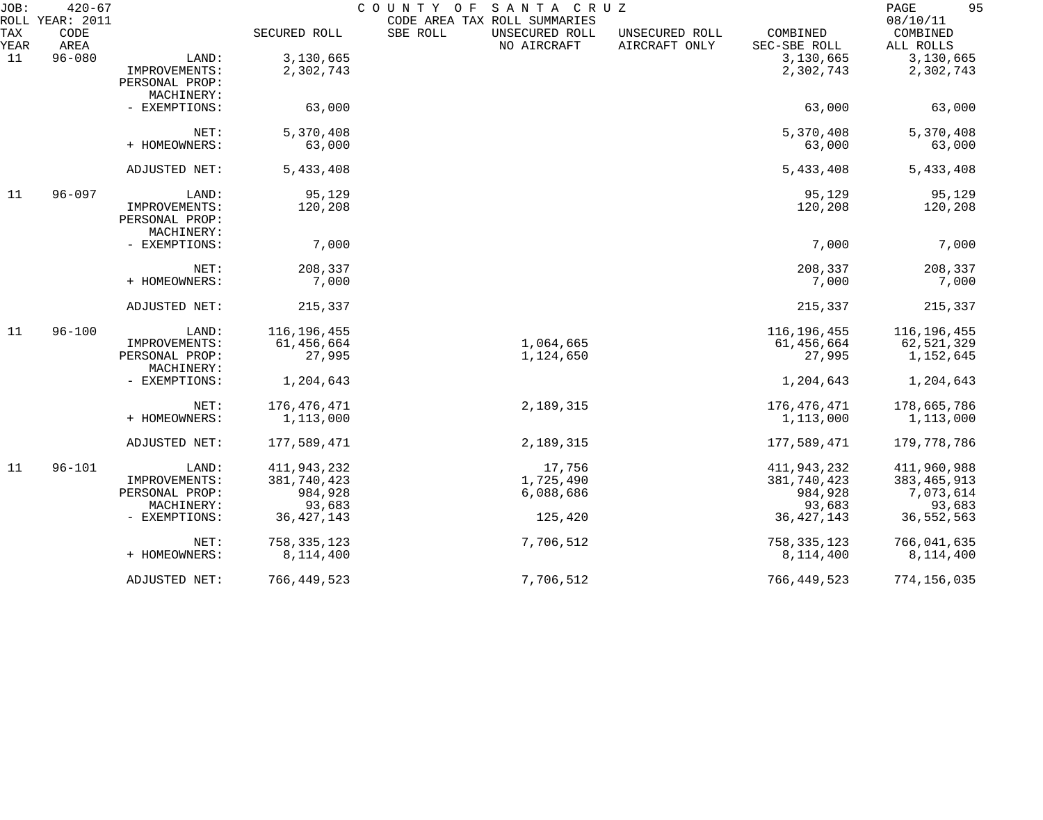JOB: 420-67 COUNTY OF SANTA CRUZ
ROLL YEAR: 2011 CODE AREA TAX ROLL SUMMARIES 08/10/11

| TAX YEAR | CODE AREA | | SECURED ROLL | SBE ROLL | UNSECURED ROLL NO AIRCRAFT | UNSECURED ROLL AIRCRAFT ONLY | COMBINED SEC-SBE ROLL | COMBINED ALL ROLLS |
|---|---|---|---|---|---|---|---|---|
| 11 | 96-080 | LAND: | 3,130,665 | | | | 3,130,665 | 3,130,665 |
| | | IMPROVEMENTS: | 2,302,743 | | | | 2,302,743 | 2,302,743 |
| | | PERSONAL PROP: | | | | | | |
| | | MACHINERY: | | | | | | |
| | | - EXEMPTIONS: | 63,000 | | | | 63,000 | 63,000 |
| | | NET: | 5,370,408 | | | | 5,370,408 | 5,370,408 |
| | | + HOMEOWNERS: | 63,000 | | | | 63,000 | 63,000 |
| | | ADJUSTED NET: | 5,433,408 | | | | 5,433,408 | 5,433,408 |
| 11 | 96-097 | LAND: | 95,129 | | | | 95,129 | 95,129 |
| | | IMPROVEMENTS: | 120,208 | | | | 120,208 | 120,208 |
| | | PERSONAL PROP: | | | | | | |
| | | MACHINERY: | | | | | | |
| | | - EXEMPTIONS: | 7,000 | | | | 7,000 | 7,000 |
| | | NET: | 208,337 | | | | 208,337 | 208,337 |
| | | + HOMEOWNERS: | 7,000 | | | | 7,000 | 7,000 |
| | | ADJUSTED NET: | 215,337 | | | | 215,337 | 215,337 |
| 11 | 96-100 | LAND: | 116,196,455 | | | | 116,196,455 | 116,196,455 |
| | | IMPROVEMENTS: | 61,456,664 | | 1,064,665 | | 61,456,664 | 62,521,329 |
| | | PERSONAL PROP: | 27,995 | | 1,124,650 | | 27,995 | 1,152,645 |
| | | MACHINERY: | | | | | | |
| | | - EXEMPTIONS: | 1,204,643 | | | | 1,204,643 | 1,204,643 |
| | | NET: | 176,476,471 | | 2,189,315 | | 176,476,471 | 178,665,786 |
| | | + HOMEOWNERS: | 1,113,000 | | | | 1,113,000 | 1,113,000 |
| | | ADJUSTED NET: | 177,589,471 | | 2,189,315 | | 177,589,471 | 179,778,786 |
| 11 | 96-101 | LAND: | 411,943,232 | | 17,756 | | 411,943,232 | 411,960,988 |
| | | IMPROVEMENTS: | 381,740,423 | | 1,725,490 | | 381,740,423 | 383,465,913 |
| | | PERSONAL PROP: | 984,928 | | 6,088,686 | | 984,928 | 7,073,614 |
| | | MACHINERY: | 93,683 | | | | 93,683 | 93,683 |
| | | - EXEMPTIONS: | 36,427,143 | | 125,420 | | 36,427,143 | 36,552,563 |
| | | NET: | 758,335,123 | | 7,706,512 | | 758,335,123 | 766,041,635 |
| | | + HOMEOWNERS: | 8,114,400 | | | | 8,114,400 | 8,114,400 |
| | | ADJUSTED NET: | 766,449,523 | | 7,706,512 | | 766,449,523 | 774,156,035 |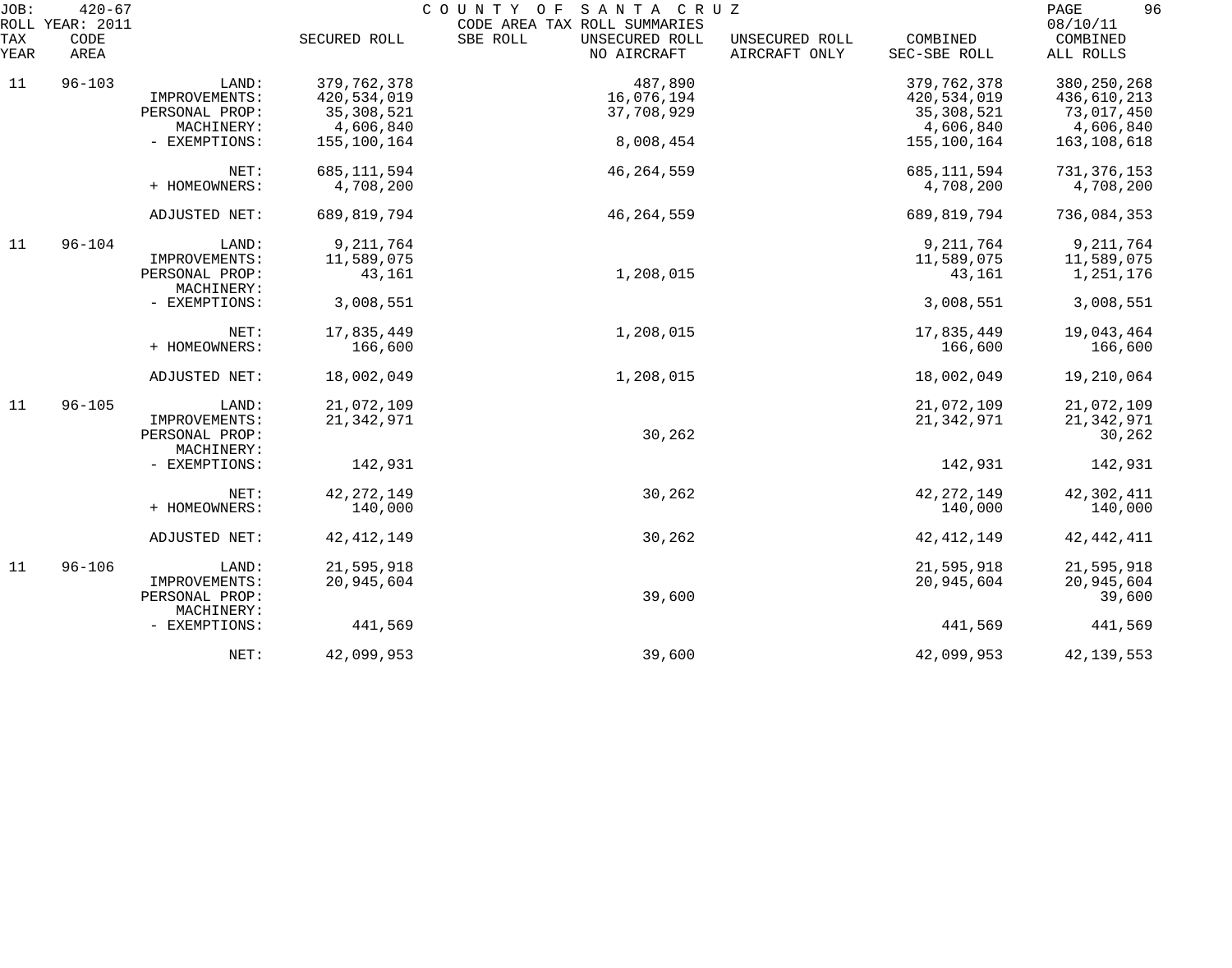JOB: 420-67 COUNTY OF SANTA CRUZ
ROLL YEAR: 2011 CODE AREA TAX ROLL SUMMARIES 08/10/11

| TAX YEAR | CODE AREA | | SECURED ROLL | SBE ROLL | UNSECURED ROLL NO AIRCRAFT | UNSECURED ROLL AIRCRAFT ONLY | COMBINED SEC-SBE ROLL | COMBINED ALL ROLLS |
|---|---|---|---|---|---|---|---|---|
| 11 | 96-103 | LAND: | 379,762,378 | | 487,890 | | 379,762,378 | 380,250,268 |
| | | IMPROVEMENTS: | 420,534,019 | | 16,076,194 | | 420,534,019 | 436,610,213 |
| | | PERSONAL PROP: | 35,308,521 | | 37,708,929 | | 35,308,521 | 73,017,450 |
| | | MACHINERY: | 4,606,840 | | | | 4,606,840 | 4,606,840 |
| | | - EXEMPTIONS: | 155,100,164 | | 8,008,454 | | 155,100,164 | 163,108,618 |
| | | NET: | 685,111,594 | | 46,264,559 | | 685,111,594 | 731,376,153 |
| | | + HOMEOWNERS: | 4,708,200 | | | | 4,708,200 | 4,708,200 |
| | | ADJUSTED NET: | 689,819,794 | | 46,264,559 | | 689,819,794 | 736,084,353 |
| 11 | 96-104 | LAND: | 9,211,764 | | | | 9,211,764 | 9,211,764 |
| | | IMPROVEMENTS: | 11,589,075 | | | | 11,589,075 | 11,589,075 |
| | | PERSONAL PROP: | 43,161 | | 1,208,015 | | 43,161 | 1,251,176 |
| | | MACHINERY: | | | | | | |
| | | - EXEMPTIONS: | 3,008,551 | | | | 3,008,551 | 3,008,551 |
| | | NET: | 17,835,449 | | 1,208,015 | | 17,835,449 | 19,043,464 |
| | | + HOMEOWNERS: | 166,600 | | | | 166,600 | 166,600 |
| | | ADJUSTED NET: | 18,002,049 | | 1,208,015 | | 18,002,049 | 19,210,064 |
| 11 | 96-105 | LAND: | 21,072,109 | | | | 21,072,109 | 21,072,109 |
| | | IMPROVEMENTS: | 21,342,971 | | | | 21,342,971 | 21,342,971 |
| | | PERSONAL PROP: | | | 30,262 | | | 30,262 |
| | | MACHINERY: | | | | | | |
| | | - EXEMPTIONS: | 142,931 | | | | 142,931 | 142,931 |
| | | NET: | 42,272,149 | | 30,262 | | 42,272,149 | 42,302,411 |
| | | + HOMEOWNERS: | 140,000 | | | | 140,000 | 140,000 |
| | | ADJUSTED NET: | 42,412,149 | | 30,262 | | 42,412,149 | 42,442,411 |
| 11 | 96-106 | LAND: | 21,595,918 | | | | 21,595,918 | 21,595,918 |
| | | IMPROVEMENTS: | 20,945,604 | | | | 20,945,604 | 20,945,604 |
| | | PERSONAL PROP: | | | 39,600 | | | 39,600 |
| | | MACHINERY: | | | | | | |
| | | - EXEMPTIONS: | 441,569 | | | | 441,569 | 441,569 |
| | | NET: | 42,099,953 | | 39,600 | | 42,099,953 | 42,139,553 |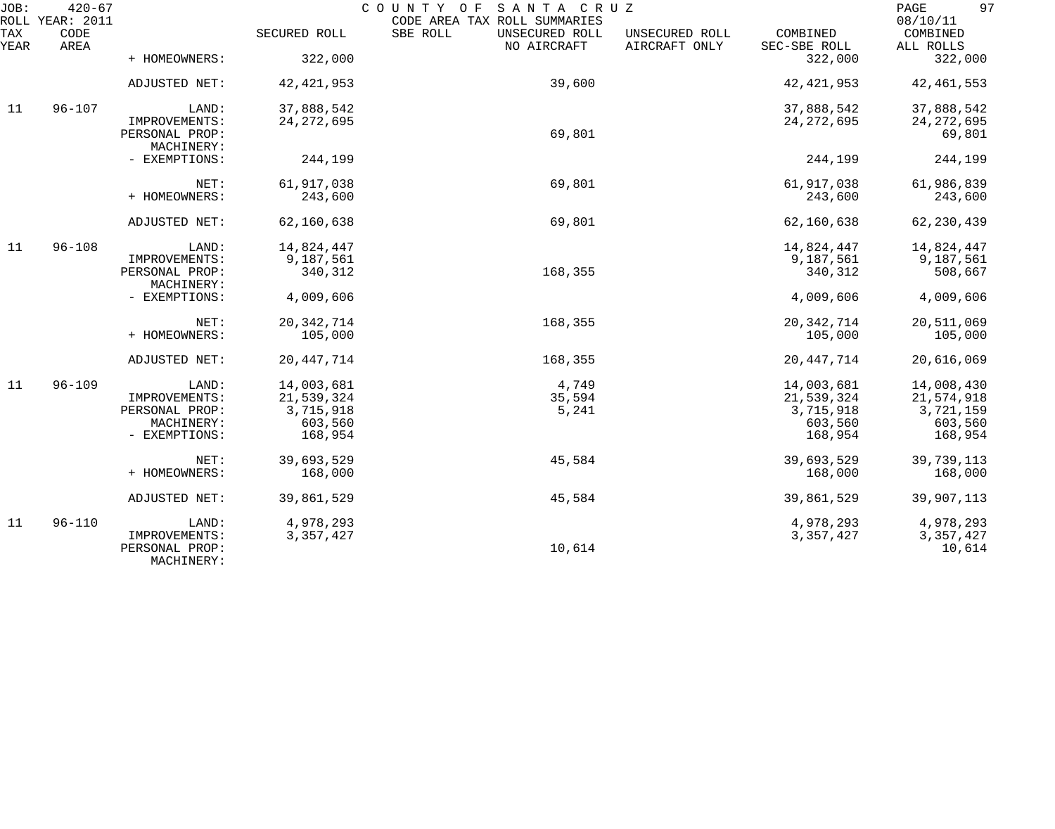JOB: 420-67 COUNTY OF SANTA CRUZ PAGE 97
ROLL YEAR: 2011 CODE AREA TAX ROLL SUMMARIES 08/10/11

| TAX YEAR | CODE AREA | | SECURED ROLL | SBE ROLL | UNSECURED ROLL NO AIRCRAFT | UNSECURED ROLL AIRCRAFT ONLY | COMBINED SEC-SBE ROLL | COMBINED ALL ROLLS |
|---|---|---|---|---|---|---|---|---|
| | | + HOMEOWNERS: | 322,000 | | | | 322,000 | 322,000 |
| | | ADJUSTED NET: | 42,421,953 | | 39,600 | | 42,421,953 | 42,461,553 |
| 11 | 96-107 | LAND: | 37,888,542 | | | | 37,888,542 | 37,888,542 |
| | | IMPROVEMENTS: | 24,272,695 | | | | 24,272,695 | 24,272,695 |
| | | PERSONAL PROP: | | | 69,801 | | | 69,801 |
| | | MACHINERY: | | | | | | |
| | | - EXEMPTIONS: | 244,199 | | | | 244,199 | 244,199 |
| | | NET: | 61,917,038 | | 69,801 | | 61,917,038 | 61,986,839 |
| | | + HOMEOWNERS: | 243,600 | | | | 243,600 | 243,600 |
| | | ADJUSTED NET: | 62,160,638 | | 69,801 | | 62,160,638 | 62,230,439 |
| 11 | 96-108 | LAND: | 14,824,447 | | | | 14,824,447 | 14,824,447 |
| | | IMPROVEMENTS: | 9,187,561 | | | | 9,187,561 | 9,187,561 |
| | | PERSONAL PROP: | 340,312 | | 168,355 | | 340,312 | 508,667 |
| | | MACHINERY: | | | | | | |
| | | - EXEMPTIONS: | 4,009,606 | | | | 4,009,606 | 4,009,606 |
| | | NET: | 20,342,714 | | 168,355 | | 20,342,714 | 20,511,069 |
| | | + HOMEOWNERS: | 105,000 | | | | 105,000 | 105,000 |
| | | ADJUSTED NET: | 20,447,714 | | 168,355 | | 20,447,714 | 20,616,069 |
| 11 | 96-109 | LAND: | 14,003,681 | | 4,749 | | 14,003,681 | 14,008,430 |
| | | IMPROVEMENTS: | 21,539,324 | | 35,594 | | 21,539,324 | 21,574,918 |
| | | PERSONAL PROP: | 3,715,918 | | 5,241 | | 3,715,918 | 3,721,159 |
| | | MACHINERY: | 603,560 | | | | 603,560 | 603,560 |
| | | - EXEMPTIONS: | 168,954 | | | | 168,954 | 168,954 |
| | | NET: | 39,693,529 | | 45,584 | | 39,693,529 | 39,739,113 |
| | | + HOMEOWNERS: | 168,000 | | | | 168,000 | 168,000 |
| | | ADJUSTED NET: | 39,861,529 | | 45,584 | | 39,861,529 | 39,907,113 |
| 11 | 96-110 | LAND: | 4,978,293 | | | | 4,978,293 | 4,978,293 |
| | | IMPROVEMENTS: | 3,357,427 | | | | 3,357,427 | 3,357,427 |
| | | PERSONAL PROP: | | | 10,614 | | | 10,614 |
| | | MACHINERY: | | | | | | |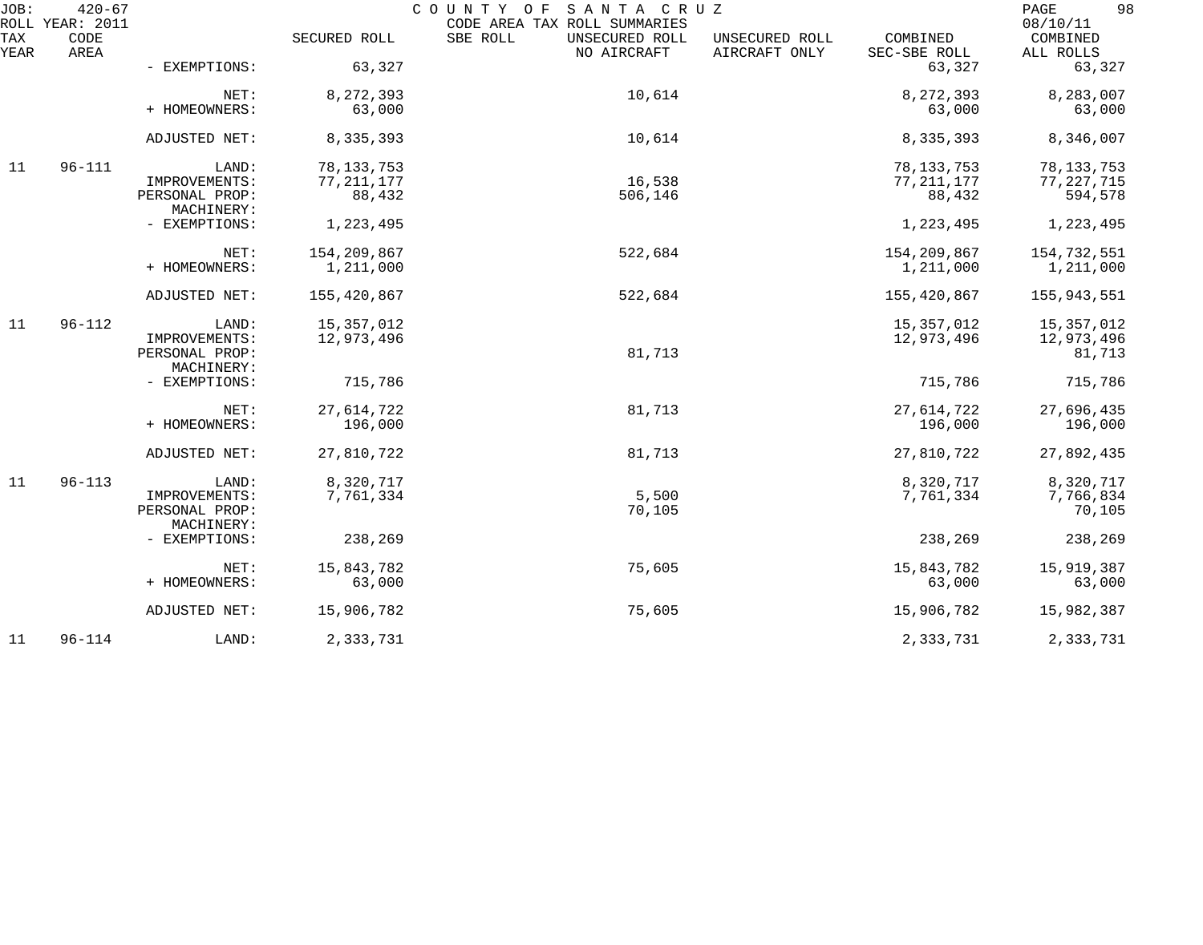| TAX YEAR | CODE AREA | | SECURED ROLL | SBE ROLL | UNSECURED ROLL NO AIRCRAFT | UNSECURED ROLL AIRCRAFT ONLY | COMBINED SEC-SBE ROLL | COMBINED ALL ROLLS |
|---|---|---|---|---|---|---|---|---|
| | | - EXEMPTIONS: | 63,327 | | | | 63,327 | 63,327 |
| | | NET: | 8,272,393 | | 10,614 | | 8,272,393 | 8,283,007 |
| | | + HOMEOWNERS: | 63,000 | | | | 63,000 | 63,000 |
| | | ADJUSTED NET: | 8,335,393 | | 10,614 | | 8,335,393 | 8,346,007 |
| 11 | 96-111 | LAND: | 78,133,753 | | | | 78,133,753 | 78,133,753 |
| | | IMPROVEMENTS: | 77,211,177 | | 16,538 | | 77,211,177 | 77,227,715 |
| | | PERSONAL PROP: | 88,432 | | 506,146 | | 88,432 | 594,578 |
| | | MACHINERY: | | | | | | |
| | | - EXEMPTIONS: | 1,223,495 | | | | 1,223,495 | 1,223,495 |
| | | NET: | 154,209,867 | | 522,684 | | 154,209,867 | 154,732,551 |
| | | + HOMEOWNERS: | 1,211,000 | | | | 1,211,000 | 1,211,000 |
| | | ADJUSTED NET: | 155,420,867 | | 522,684 | | 155,420,867 | 155,943,551 |
| 11 | 96-112 | LAND: | 15,357,012 | | | | 15,357,012 | 15,357,012 |
| | | IMPROVEMENTS: | 12,973,496 | | | | 12,973,496 | 12,973,496 |
| | | PERSONAL PROP: | | | 81,713 | | | 81,713 |
| | | MACHINERY: | | | | | | |
| | | - EXEMPTIONS: | 715,786 | | | | 715,786 | 715,786 |
| | | NET: | 27,614,722 | | 81,713 | | 27,614,722 | 27,696,435 |
| | | + HOMEOWNERS: | 196,000 | | | | 196,000 | 196,000 |
| | | ADJUSTED NET: | 27,810,722 | | 81,713 | | 27,810,722 | 27,892,435 |
| 11 | 96-113 | LAND: | 8,320,717 | | | | 8,320,717 | 8,320,717 |
| | | IMPROVEMENTS: | 7,761,334 | | 5,500 | | 7,761,334 | 7,766,834 |
| | | PERSONAL PROP: | | | 70,105 | | | 70,105 |
| | | MACHINERY: | | | | | | |
| | | - EXEMPTIONS: | 238,269 | | | | 238,269 | 238,269 |
| | | NET: | 15,843,782 | | 75,605 | | 15,843,782 | 15,919,387 |
| | | + HOMEOWNERS: | 63,000 | | | | 63,000 | 63,000 |
| | | ADJUSTED NET: | 15,906,782 | | 75,605 | | 15,906,782 | 15,982,387 |
| 11 | 96-114 | LAND: | 2,333,731 | | | | 2,333,731 | 2,333,731 |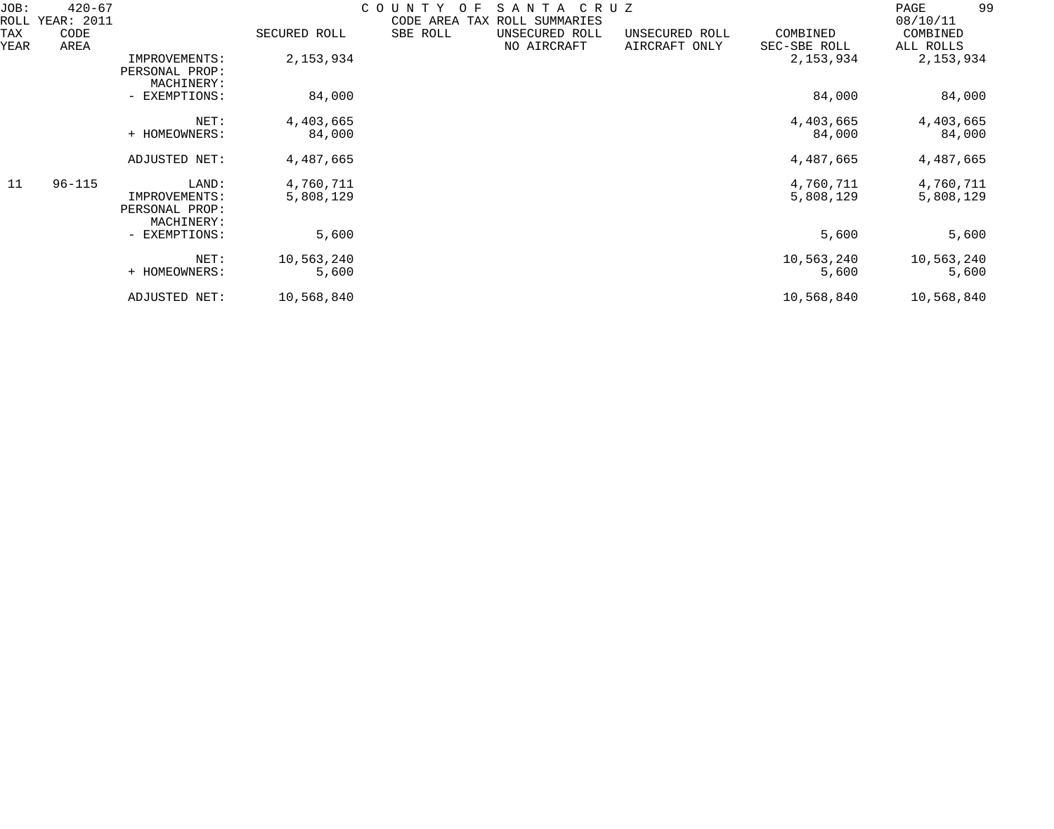JOB: 420-67 COUNTY OF SANTA CRUZ
ROLL YEAR: 2011 CODE AREA TAX ROLL SUMMARIES 08/10/11

| TAX YEAR | CODE AREA | | SECURED ROLL | SBE ROLL | UNSECURED ROLL NO AIRCRAFT | UNSECURED ROLL AIRCRAFT ONLY | COMBINED SEC-SBE ROLL | COMBINED ALL ROLLS |
|---|---|---|---|---|---|---|---|---|
| | | IMPROVEMENTS: | 2,153,934 | | | | 2,153,934 | 2,153,934 |
| | | PERSONAL PROP: | | | | | | |
| | | MACHINERY: | | | | | | |
| | | - EXEMPTIONS: | 84,000 | | | | 84,000 | 84,000 |
| | | NET: | 4,403,665 | | | | 4,403,665 | 4,403,665 |
| | | + HOMEOWNERS: | 84,000 | | | | 84,000 | 84,000 |
| | | ADJUSTED NET: | 4,487,665 | | | | 4,487,665 | 4,487,665 |
| 11 | 96-115 | LAND: | 4,760,711 | | | | 4,760,711 | 4,760,711 |
| | | IMPROVEMENTS: | 5,808,129 | | | | 5,808,129 | 5,808,129 |
| | | PERSONAL PROP: | | | | | | |
| | | MACHINERY: | | | | | | |
| | | - EXEMPTIONS: | 5,600 | | | | 5,600 | 5,600 |
| | | NET: | 10,563,240 | | | | 10,563,240 | 10,563,240 |
| | | + HOMEOWNERS: | 5,600 | | | | 5,600 | 5,600 |
| | | ADJUSTED NET: | 10,568,840 | | | | 10,568,840 | 10,568,840 |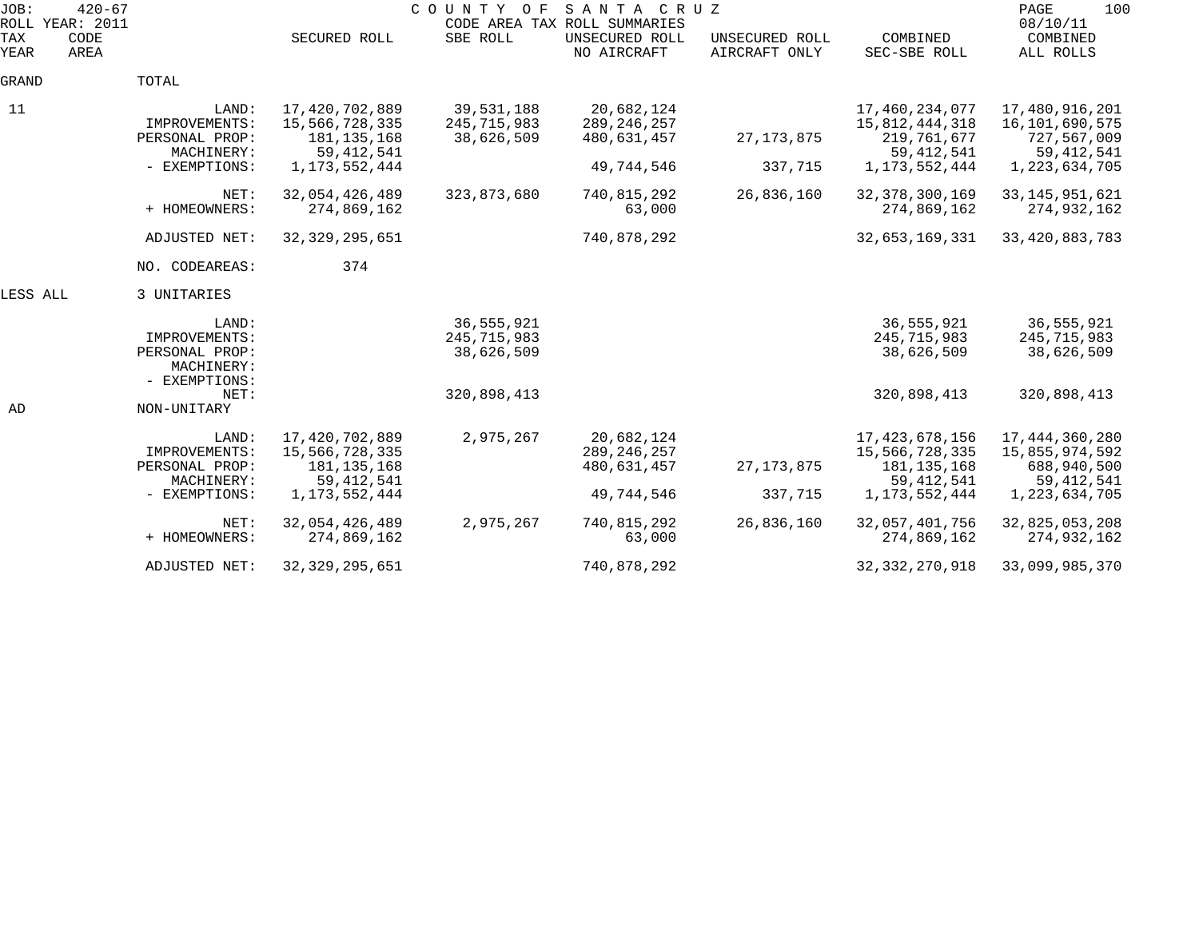JOB: 420-67 COUNTY OF SANTA CRUZ
ROLL YEAR: 2011 CODE AREA TAX ROLL SUMMARIES 08/10/11

| TAX YEAR | CODE AREA | | SECURED ROLL | SBE ROLL | UNSECURED ROLL NO AIRCRAFT | UNSECURED ROLL AIRCRAFT ONLY | COMBINED SEC-SBE ROLL | COMBINED ALL ROLLS |
|---|---|---|---|---|---|---|---|---|
| GRAND | TOTAL | | | | | | | |
| 11 | | LAND: | 17,420,702,889 | 39,531,188 | 20,682,124 | | 17,460,234,077 | 17,480,916,201 |
| | | IMPROVEMENTS: | 15,566,728,335 | 245,715,983 | 289,246,257 | | 15,812,444,318 | 16,101,690,575 |
| | | PERSONAL PROP: | 181,135,168 | 38,626,509 | 480,631,457 | 27,173,875 | 219,761,677 | 727,567,009 |
| | | MACHINERY: | 59,412,541 | | | | 59,412,541 | 59,412,541 |
| | | - EXEMPTIONS: | 1,173,552,444 | | 49,744,546 | 337,715 | 1,173,552,444 | 1,223,634,705 |
| | | NET: | 32,054,426,489 | 323,873,680 | 740,815,292 | 26,836,160 | 32,378,300,169 | 33,145,951,621 |
| | | + HOMEOWNERS: | 274,869,162 | | 63,000 | | 274,869,162 | 274,932,162 |
| | | ADJUSTED NET: | 32,329,295,651 | | 740,878,292 | | 32,653,169,331 | 33,420,883,783 |
| | | NO. CODEAREAS: | 374 | | | | | |
| LESS ALL | 3 UNITARIES | | | | | | | |
| | | LAND: | | 36,555,921 | | | 36,555,921 | 36,555,921 |
| | | IMPROVEMENTS: | | 245,715,983 | | | 245,715,983 | 245,715,983 |
| | | PERSONAL PROP: | | 38,626,509 | | | 38,626,509 | 38,626,509 |
| | | MACHINERY: | | | | | | |
| | | - EXEMPTIONS: | | | | | | |
| | | NET: | | 320,898,413 | | | 320,898,413 | 320,898,413 |
| AD | NON-UNITARY | | | | | | | |
| | | LAND: | 17,420,702,889 | 2,975,267 | 20,682,124 | | 17,423,678,156 | 17,444,360,280 |
| | | IMPROVEMENTS: | 15,566,728,335 | | 289,246,257 | | 15,566,728,335 | 15,855,974,592 |
| | | PERSONAL PROP: | 181,135,168 | | 480,631,457 | 27,173,875 | 181,135,168 | 688,940,500 |
| | | MACHINERY: | 59,412,541 | | | | 59,412,541 | 59,412,541 |
| | | - EXEMPTIONS: | 1,173,552,444 | | 49,744,546 | 337,715 | 1,173,552,444 | 1,223,634,705 |
| | | NET: | 32,054,426,489 | 2,975,267 | 740,815,292 | 26,836,160 | 32,057,401,756 | 32,825,053,208 |
| | | + HOMEOWNERS: | 274,869,162 | | 63,000 | | 274,869,162 | 274,932,162 |
| | | ADJUSTED NET: | 32,329,295,651 | | 740,878,292 | | 32,332,270,918 | 33,099,985,370 |